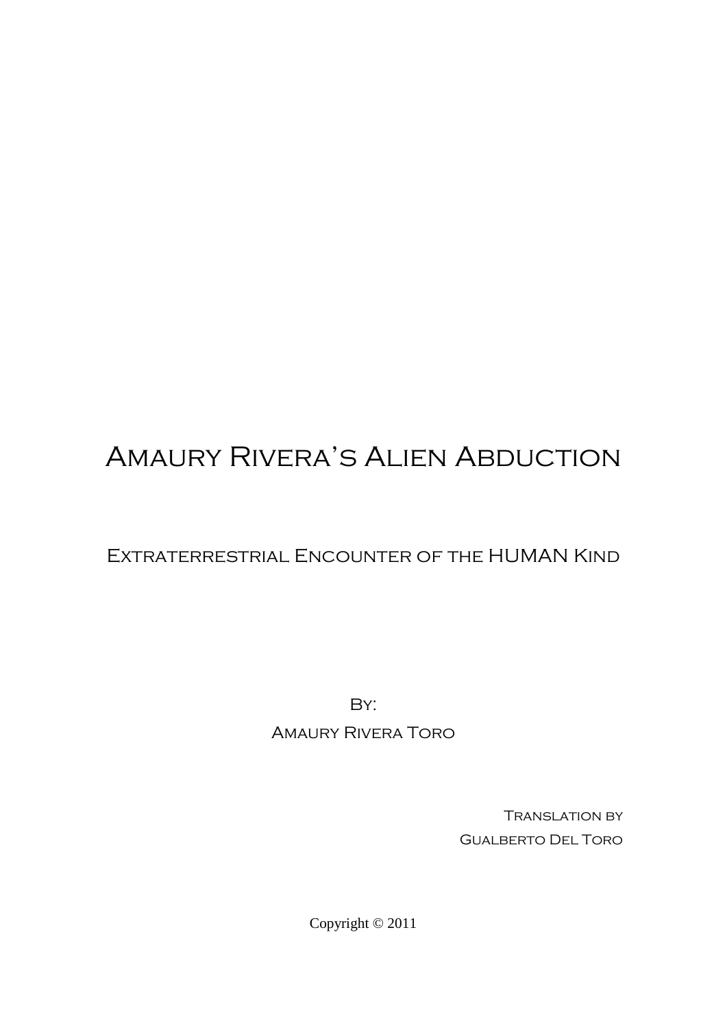# Amaury Rivera's Alien Abduction

## Extraterrestrial Encounter of the HUMAN Kind

By:

Amaury Rivera Toro

Translation by

Gualberto Del Toro

Copyright © 2011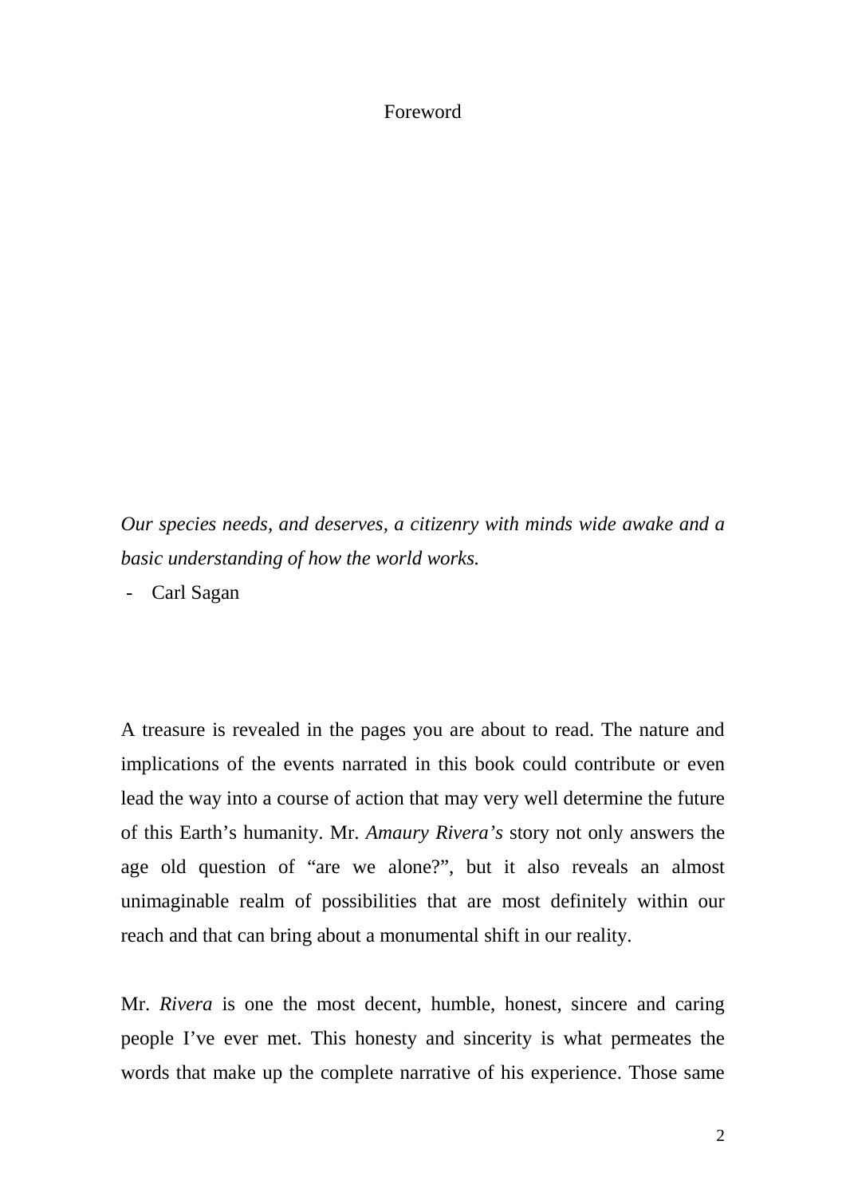# Foreword

*Our species needs, and deserves, a citizenry with minds wide awake and a basic understanding of how the world works.*

- Carl Sagan

A treasure is revealed in the pages you are about to read. The nature and implications of the events narrated in this book could contribute or even lead the way into a course of action that may very well determine the future of this Earth's humanity. Mr. *Amaury Rivera's* story not only answers the age old question of "are we alone?", but it also reveals an almost unimaginable realm of possibilities that are most definitely within our reach and that can bring about a monumental shift in our reality.

Mr. *Rivera* is one the most decent, humble, honest, sincere and caring people I've ever met. This honesty and sincerity is what permeates the words that make up the complete narrative of his experience. Those same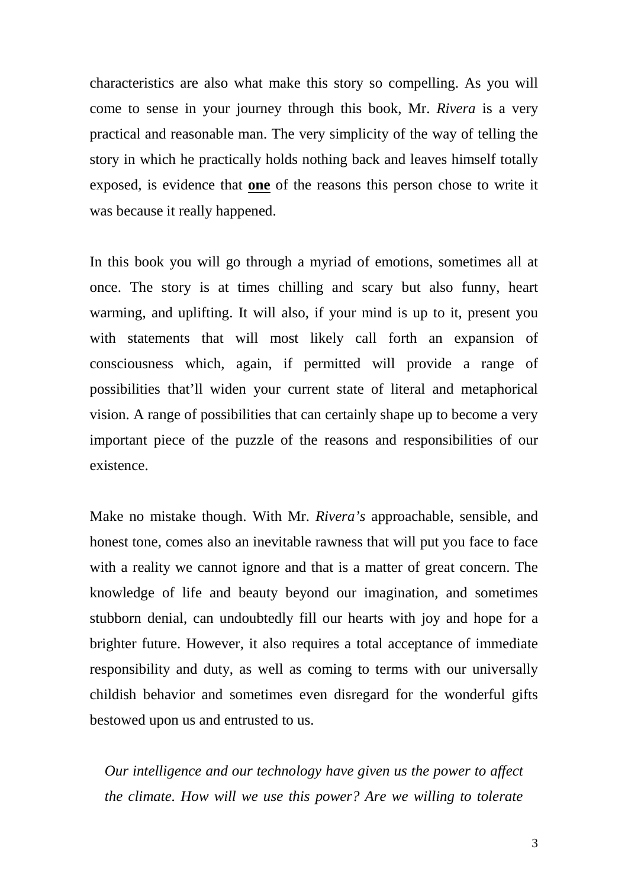characteristics are also what make this story so compelling. As you will come to sense in your journey through this book, Mr. *Rivera* is a very practical and reasonable man. The very simplicity of the way of telling the story in which he practically holds nothing back and leaves himself totally exposed, is evidence that **<u>one</u>** of the reasons this person chose to write it was because it really happened.

In this book you will go through a myriad of emotions, sometimes all at once. The story is at times chilling and scary but also funny, heart warming, and uplifting. It will also, if your mind is up to it, present you with statements that will most likely call forth an expansion of consciousness which, again, if permitted will provide a range of possibilities that'll widen your current state of literal and metaphorical vision. A range of possibilities that can certainly shape up to become a very important piece of the puzzle of the reasons and responsibilities of our existence.

Make no mistake though. With Mr. *Rivera's* approachable, sensible, and honest tone, comes also an inevitable rawness that will put you face to face with a reality we cannot ignore and that is a matter of great concern. The knowledge of life and beauty beyond our imagination, and sometimes stubborn denial, can undoubtedly fill our hearts with joy and hope for a brighter future. However, it also requires a total acceptance of immediate responsibility and duty, as well as coming to terms with our universally childish behavior and sometimes even disregard for the wonderful gifts bestowed upon us and entrusted to us.

> *Our intelligence and our technology have given us the power to affect the climate. How will we use this power? Are we willing to tolerate*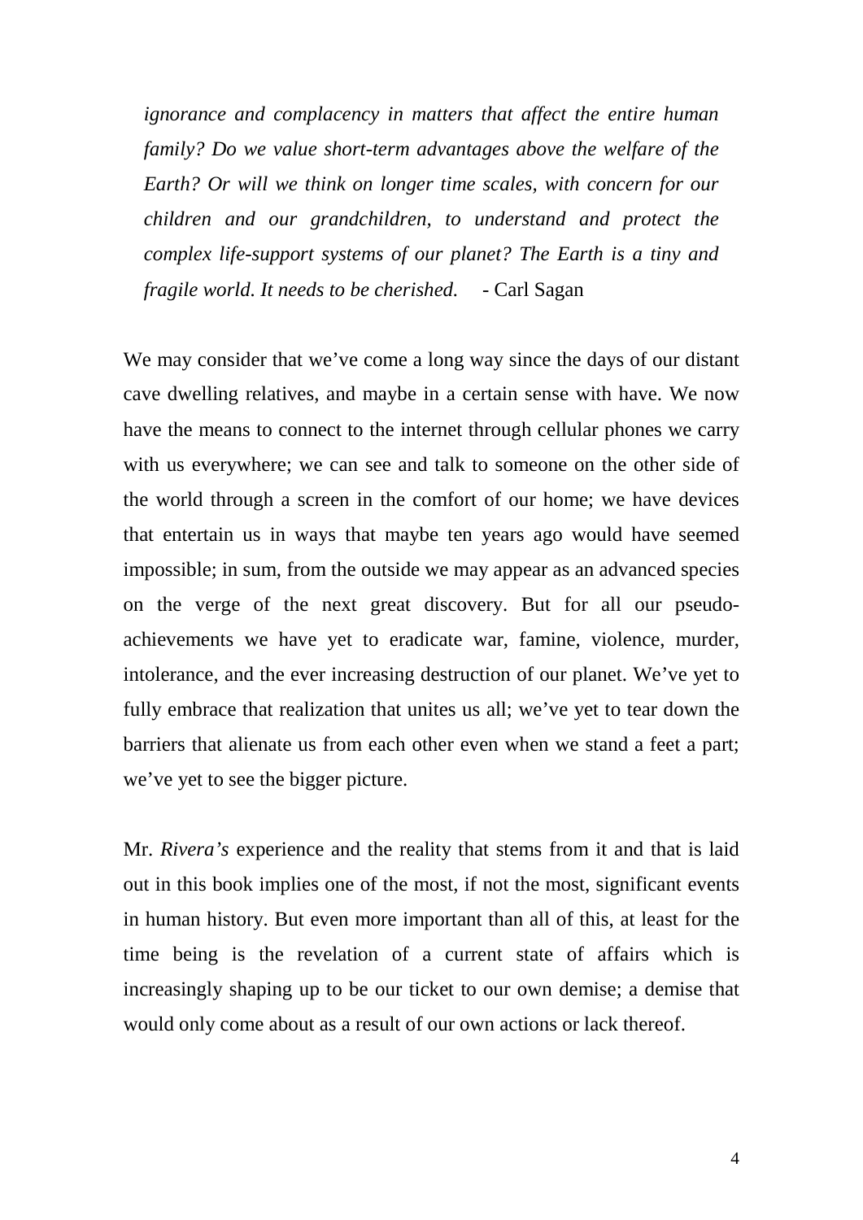*ignorance and complacency in matters that affect the entire human family? Do we value short-term advantages above the welfare of the Earth? Or will we think on longer time scales, with concern for our children and our grandchildren, to understand and protect the complex life-support systems of our planet? The Earth is a tiny and fragile world. It needs to be cherished.* - Carl Sagan

We may consider that we've come a long way since the days of our distant cave dwelling relatives, and maybe in a certain sense with have. We now have the means to connect to the internet through cellular phones we carry with us everywhere; we can see and talk to someone on the other side of the world through a screen in the comfort of our home; we have devices that entertain us in ways that maybe ten years ago would have seemed impossible; in sum, from the outside we may appear as an advanced species on the verge of the next great discovery. But for all our pseudo-achievements we have yet to eradicate war, famine, violence, murder, intolerance, and the ever increasing destruction of our planet. We've yet to fully embrace that realization that unites us all; we've yet to tear down the barriers that alienate us from each other even when we stand a feet a part; we've yet to see the bigger picture.

Mr. *Rivera's* experience and the reality that stems from it and that is laid out in this book implies one of the most, if not the most, significant events in human history. But even more important than all of this, at least for the time being is the revelation of a current state of affairs which is increasingly shaping up to be our ticket to our own demise; a demise that would only come about as a result of our own actions or lack thereof.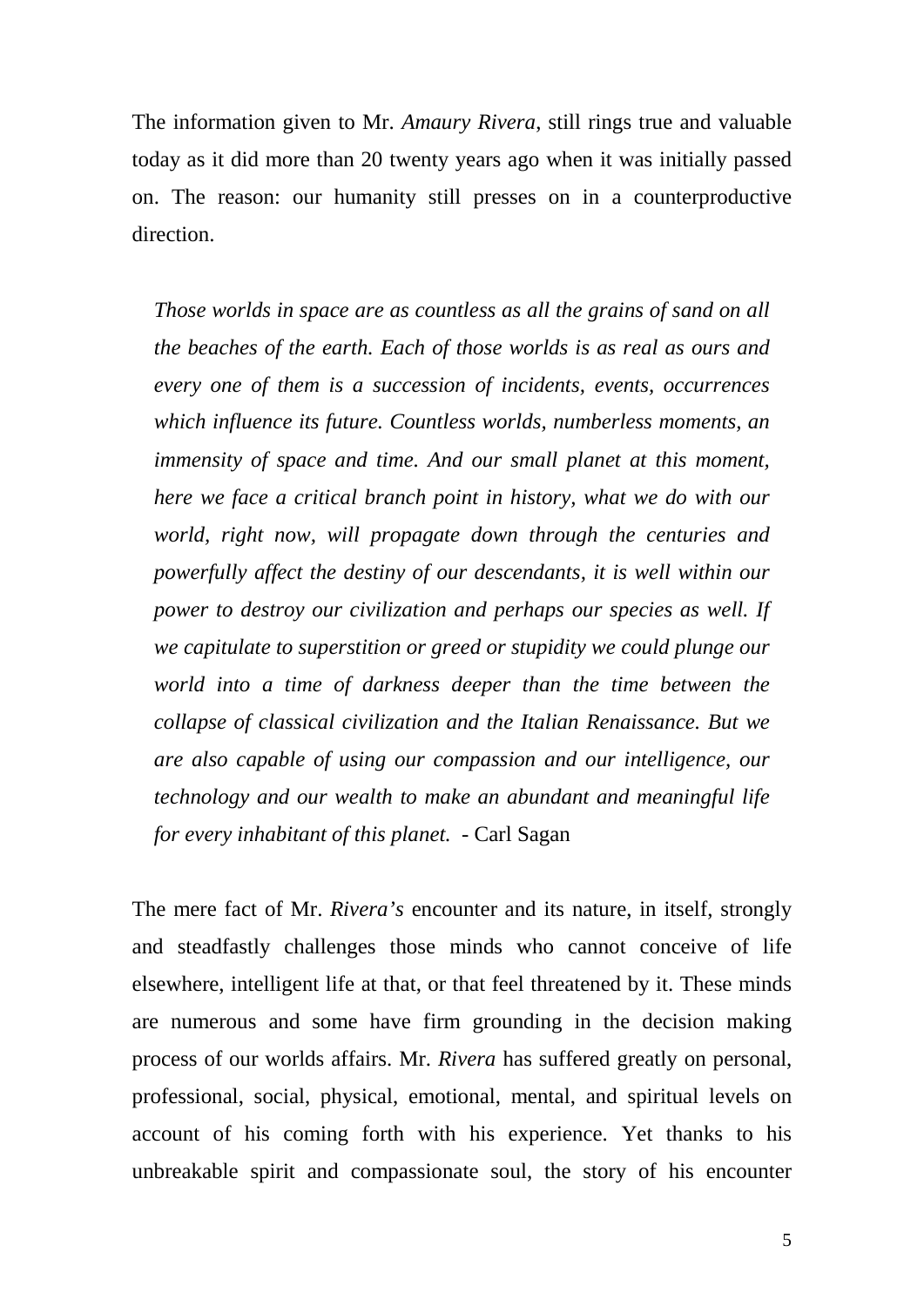The information given to Mr. *Amaury Rivera*, still rings true and valuable today as it did more than 20 twenty years ago when it was initially passed on. The reason: our humanity still presses on in a counterproductive direction.

> *Those worlds in space are as countless as all the grains of sand on all the beaches of the earth. Each of those worlds is as real as ours and every one of them is a succession of incidents, events, occurrences which influence its future. Countless worlds, numberless moments, an immensity of space and time. And our small planet at this moment, here we face a critical branch point in history, what we do with our world, right now, will propagate down through the centuries and powerfully affect the destiny of our descendants, it is well within our power to destroy our civilization and perhaps our species as well. If we capitulate to superstition or greed or stupidity we could plunge our world into a time of darkness deeper than the time between the collapse of classical civilization and the Italian Renaissance. But we are also capable of using our compassion and our intelligence, our technology and our wealth to make an abundant and meaningful life for every inhabitant of this planet.* - Carl Sagan

The mere fact of Mr. *Rivera's* encounter and its nature, in itself, strongly and steadfastly challenges those minds who cannot conceive of life elsewhere, intelligent life at that, or that feel threatened by it. These minds are numerous and some have firm grounding in the decision making process of our worlds affairs. Mr. *Rivera* has suffered greatly on personal, professional, social, physical, emotional, mental, and spiritual levels on account of his coming forth with his experience. Yet thanks to his unbreakable spirit and compassionate soul, the story of his encounter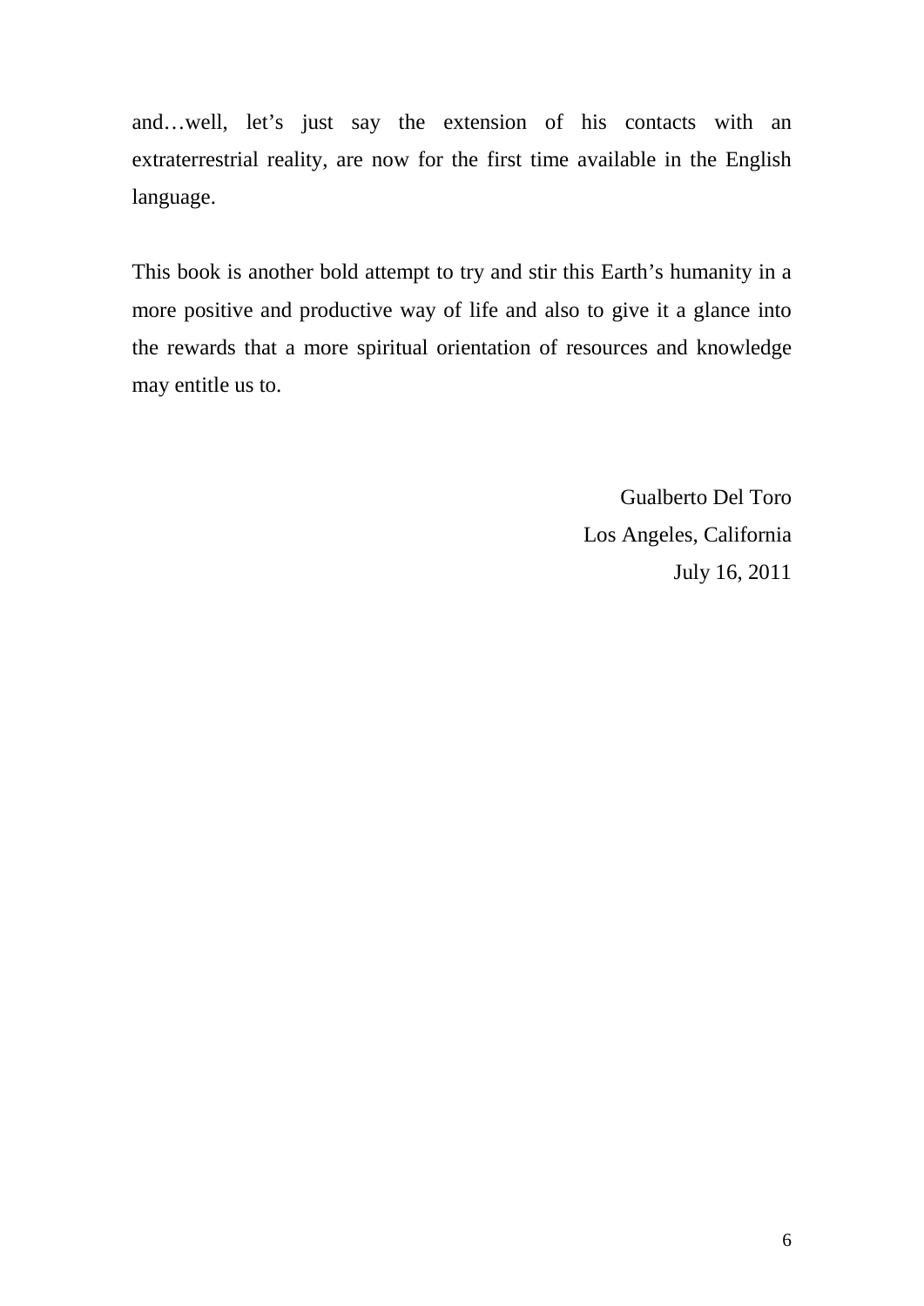and…well, let's just say the extension of his contacts with an extraterrestrial reality, are now for the first time available in the English language.

This book is another bold attempt to try and stir this Earth's humanity in a more positive and productive way of life and also to give it a glance into the rewards that a more spiritual orientation of resources and knowledge may entitle us to.

Gualberto Del Toro
Los Angeles, California
July 16, 2011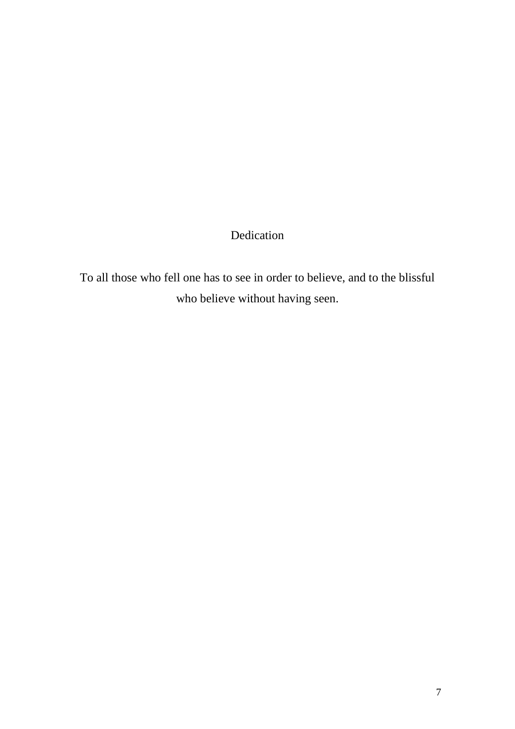# Dedication

To all those who fell one has to see in order to believe, and to the blissful who believe without having seen.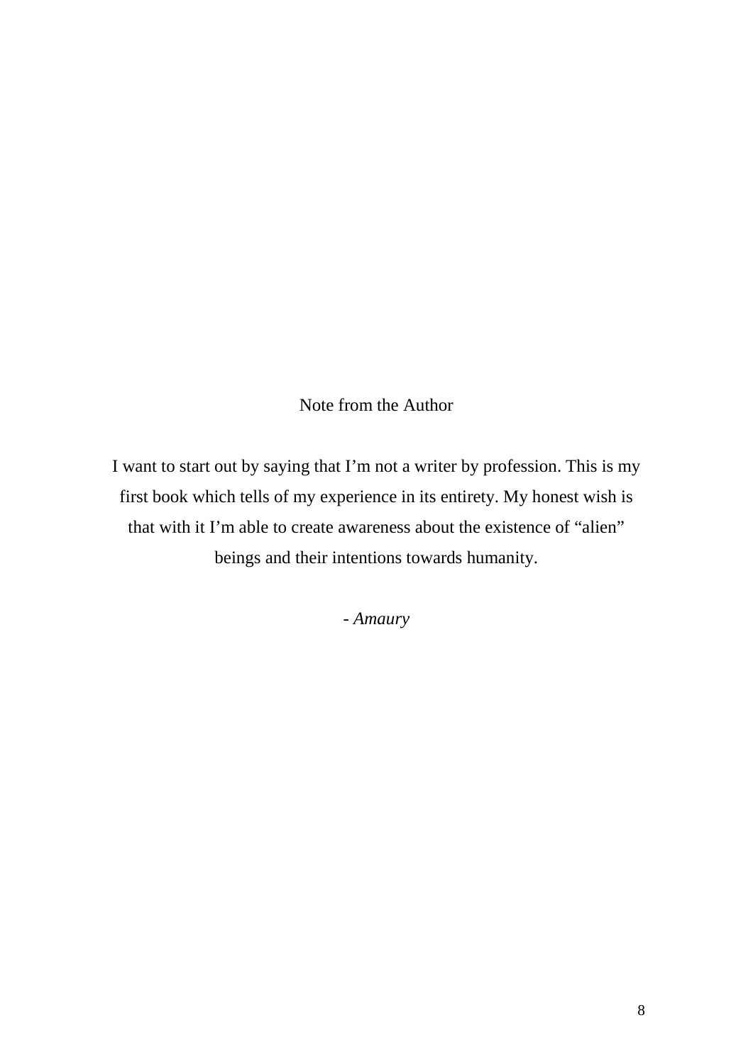## Note from the Author

I want to start out by saying that I'm not a writer by profession. This is my first book which tells of my experience in its entirety. My honest wish is that with it I'm able to create awareness about the existence of "alien" beings and their intentions towards humanity.

- *Amaury*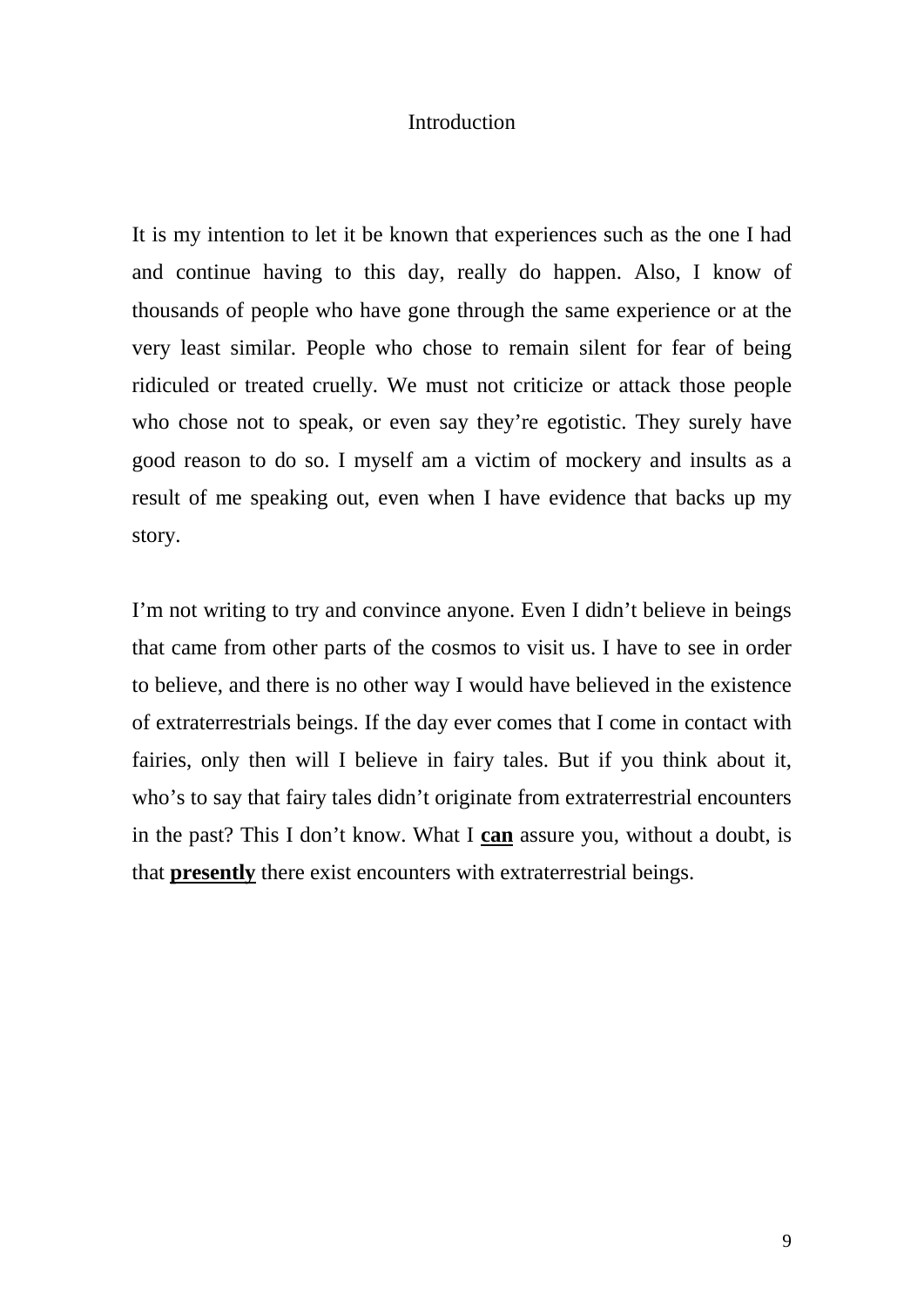# Introduction

It is my intention to let it be known that experiences such as the one I had and continue having to this day, really do happen. Also, I know of thousands of people who have gone through the same experience or at the very least similar. People who chose to remain silent for fear of being ridiculed or treated cruelly. We must not criticize or attack those people who chose not to speak, or even say they're egotistic. They surely have good reason to do so. I myself am a victim of mockery and insults as a result of me speaking out, even when I have evidence that backs up my story.

I'm not writing to try and convince anyone. Even I didn't believe in beings that came from other parts of the cosmos to visit us. I have to see in order to believe, and there is no other way I would have believed in the existence of extraterrestrials beings. If the day ever comes that I come in contact with fairies, only then will I believe in fairy tales. But if you think about it, who's to say that fairy tales didn't originate from extraterrestrial encounters in the past? This I don't know. What I <u>**can**</u> assure you, without a doubt, is that <u>**presently**</u> there exist encounters with extraterrestrial beings.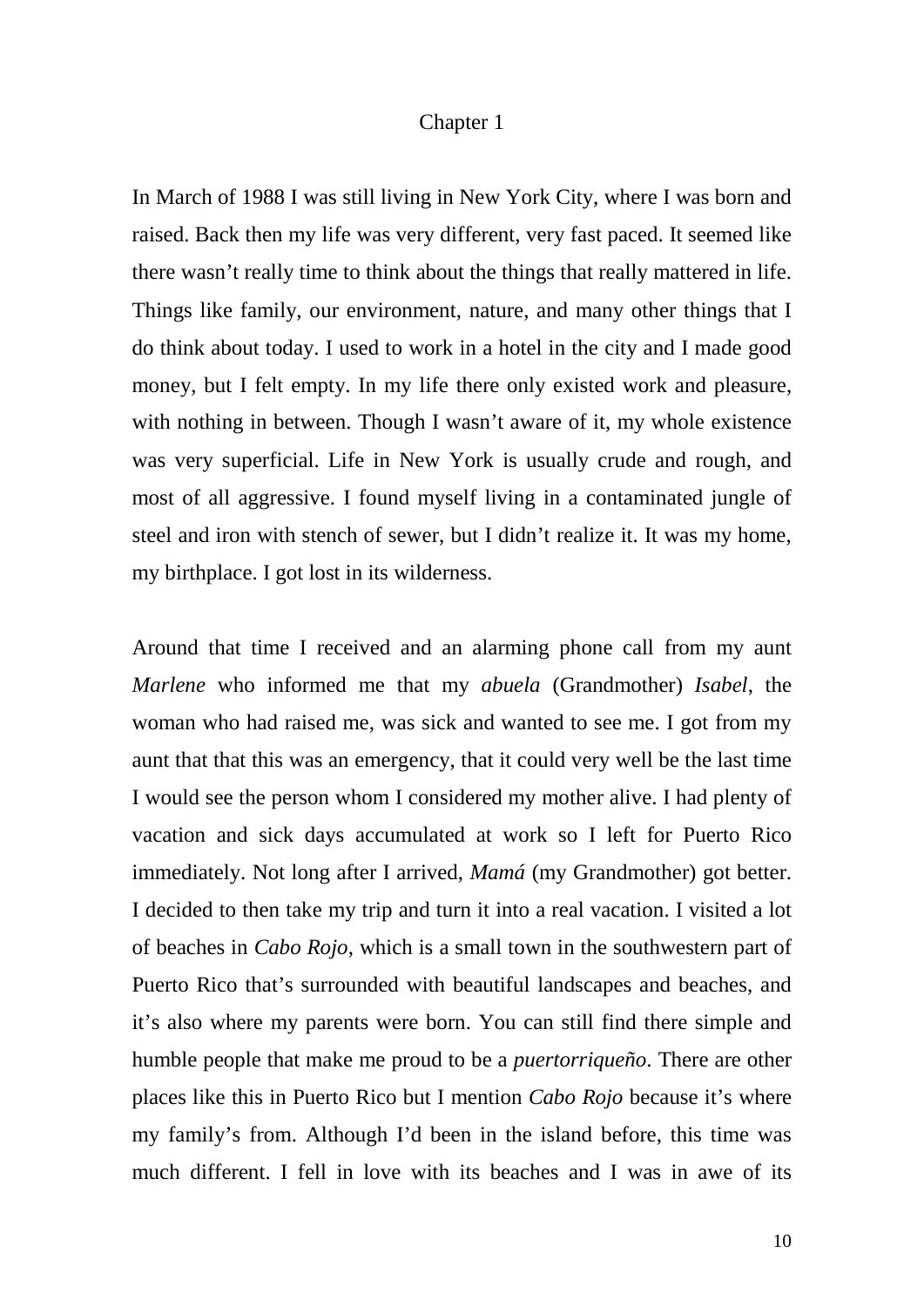# Chapter 1

In March of 1988 I was still living in New York City, where I was born and raised. Back then my life was very different, very fast paced. It seemed like there wasn't really time to think about the things that really mattered in life. Things like family, our environment, nature, and many other things that I do think about today. I used to work in a hotel in the city and I made good money, but I felt empty. In my life there only existed work and pleasure, with nothing in between. Though I wasn't aware of it, my whole existence was very superficial. Life in New York is usually crude and rough, and most of all aggressive. I found myself living in a contaminated jungle of steel and iron with stench of sewer, but I didn't realize it. It was my home, my birthplace. I got lost in its wilderness.

Around that time I received and an alarming phone call from my aunt *Marlene* who informed me that my *abuela* (Grandmother) *Isabel*, the woman who had raised me, was sick and wanted to see me. I got from my aunt that that this was an emergency, that it could very well be the last time I would see the person whom I considered my mother alive. I had plenty of vacation and sick days accumulated at work so I left for Puerto Rico immediately. Not long after I arrived, *Mamá* (my Grandmother) got better. I decided to then take my trip and turn it into a real vacation. I visited a lot of beaches in *Cabo Rojo*, which is a small town in the southwestern part of Puerto Rico that's surrounded with beautiful landscapes and beaches, and it's also where my parents were born. You can still find there simple and humble people that make me proud to be a *puertorriqueño*. There are other places like this in Puerto Rico but I mention *Cabo Rojo* because it's where my family's from. Although I'd been in the island before, this time was much different. I fell in love with its beaches and I was in awe of its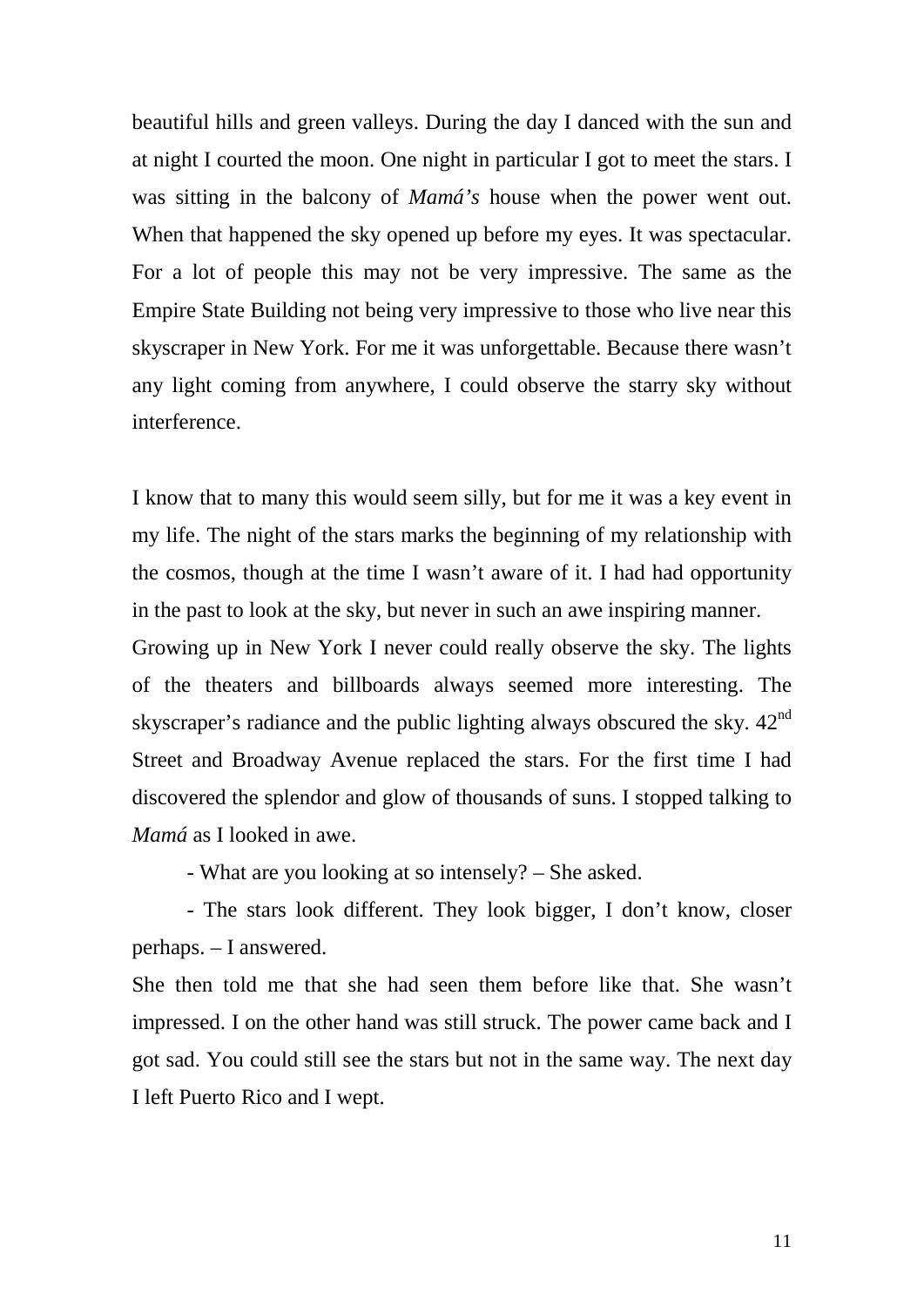beautiful hills and green valleys. During the day I danced with the sun and at night I courted the moon. One night in particular I got to meet the stars. I was sitting in the balcony of *Mamá's* house when the power went out. When that happened the sky opened up before my eyes. It was spectacular. For a lot of people this may not be very impressive. The same as the Empire State Building not being very impressive to those who live near this skyscraper in New York. For me it was unforgettable. Because there wasn't any light coming from anywhere, I could observe the starry sky without interference.

I know that to many this would seem silly, but for me it was a key event in my life. The night of the stars marks the beginning of my relationship with the cosmos, though at the time I wasn't aware of it. I had had opportunity in the past to look at the sky, but never in such an awe inspiring manner.
Growing up in New York I never could really observe the sky. The lights of the theaters and billboards always seemed more interesting. The skyscraper's radiance and the public lighting always obscured the sky. 42nd Street and Broadway Avenue replaced the stars. For the first time I had discovered the splendor and glow of thousands of suns. I stopped talking to *Mamá* as I looked in awe.

- What are you looking at so intensely? – She asked.

- The stars look different. They look bigger, I don't know, closer perhaps. – I answered.

She then told me that she had seen them before like that. She wasn't impressed. I on the other hand was still struck. The power came back and I got sad. You could still see the stars but not in the same way. The next day I left Puerto Rico and I wept.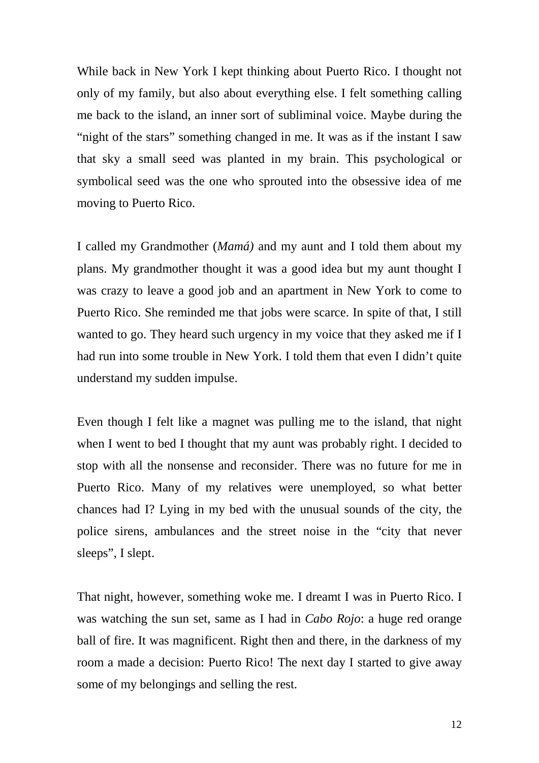While back in New York I kept thinking about Puerto Rico. I thought not only of my family, but also about everything else. I felt something calling me back to the island, an inner sort of subliminal voice. Maybe during the "night of the stars" something changed in me. It was as if the instant I saw that sky a small seed was planted in my brain. This psychological or symbolical seed was the one who sprouted into the obsessive idea of me moving to Puerto Rico.

I called my Grandmother (*Mamá)* and my aunt and I told them about my plans. My grandmother thought it was a good idea but my aunt thought I was crazy to leave a good job and an apartment in New York to come to Puerto Rico. She reminded me that jobs were scarce. In spite of that, I still wanted to go. They heard such urgency in my voice that they asked me if I had run into some trouble in New York. I told them that even I didn't quite understand my sudden impulse.

Even though I felt like a magnet was pulling me to the island, that night when I went to bed I thought that my aunt was probably right. I decided to stop with all the nonsense and reconsider. There was no future for me in Puerto Rico. Many of my relatives were unemployed, so what better chances had I? Lying in my bed with the unusual sounds of the city, the police sirens, ambulances and the street noise in the "city that never sleeps", I slept.

That night, however, something woke me. I dreamt I was in Puerto Rico. I was watching the sun set, same as I had in *Cabo Rojo*: a huge red orange ball of fire. It was magnificent. Right then and there, in the darkness of my room a made a decision: Puerto Rico! The next day I started to give away some of my belongings and selling the rest.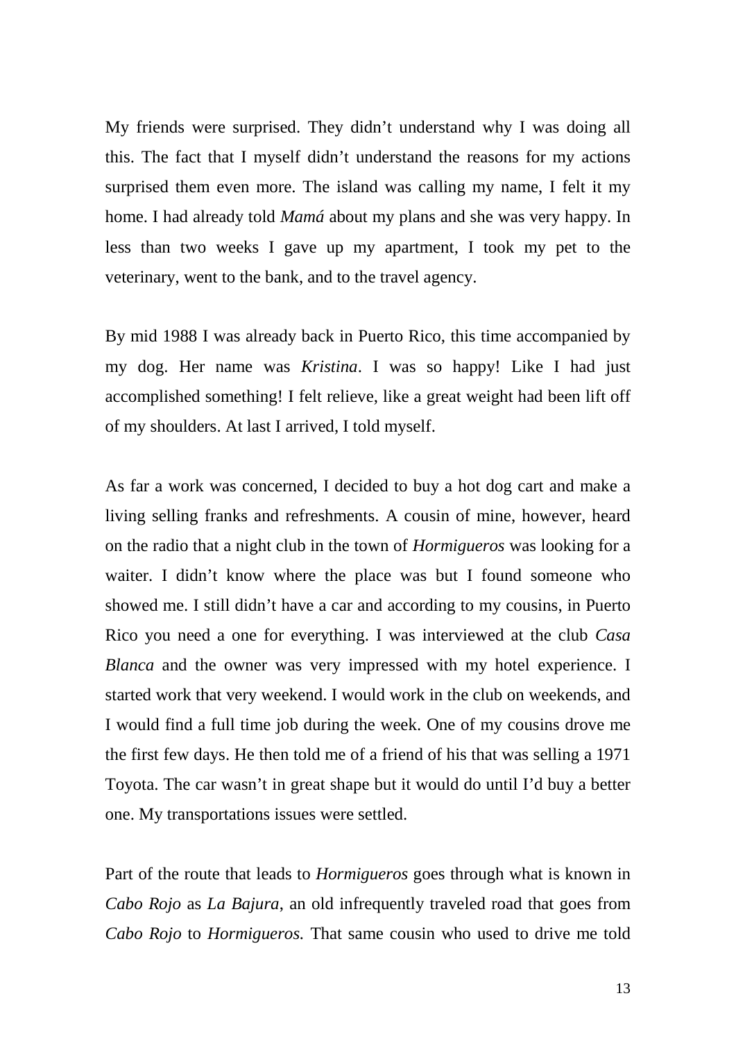My friends were surprised. They didn't understand why I was doing all this. The fact that I myself didn't understand the reasons for my actions surprised them even more. The island was calling my name, I felt it my home. I had already told *Mamá* about my plans and she was very happy. In less than two weeks I gave up my apartment, I took my pet to the veterinary, went to the bank, and to the travel agency.

By mid 1988 I was already back in Puerto Rico, this time accompanied by my dog. Her name was *Kristina*. I was so happy! Like I had just accomplished something! I felt relieve, like a great weight had been lift off of my shoulders. At last I arrived, I told myself.

As far a work was concerned, I decided to buy a hot dog cart and make a living selling franks and refreshments. A cousin of mine, however, heard on the radio that a night club in the town of *Hormigueros* was looking for a waiter. I didn't know where the place was but I found someone who showed me. I still didn't have a car and according to my cousins, in Puerto Rico you need a one for everything. I was interviewed at the club *Casa Blanca* and the owner was very impressed with my hotel experience. I started work that very weekend. I would work in the club on weekends, and I would find a full time job during the week. One of my cousins drove me the first few days. He then told me of a friend of his that was selling a 1971 Toyota. The car wasn't in great shape but it would do until I'd buy a better one. My transportations issues were settled.

Part of the route that leads to *Hormigueros* goes through what is known in *Cabo Rojo* as *La Bajura*, an old infrequently traveled road that goes from *Cabo Rojo* to *Hormigueros.* That same cousin who used to drive me told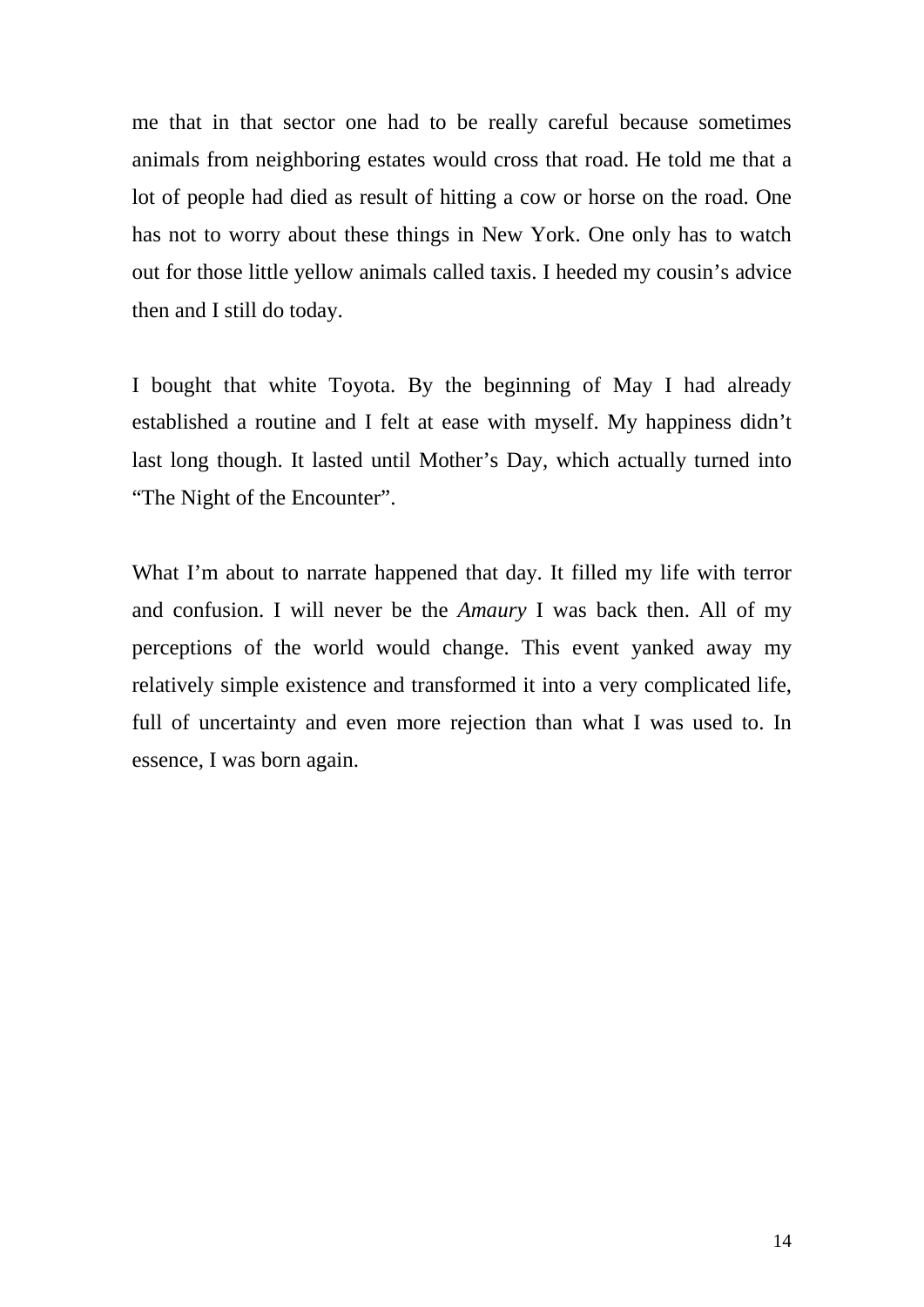me that in that sector one had to be really careful because sometimes animals from neighboring estates would cross that road. He told me that a lot of people had died as result of hitting a cow or horse on the road. One has not to worry about these things in New York. One only has to watch out for those little yellow animals called taxis. I heeded my cousin's advice then and I still do today.

I bought that white Toyota. By the beginning of May I had already established a routine and I felt at ease with myself. My happiness didn't last long though. It lasted until Mother's Day, which actually turned into "The Night of the Encounter".

What I'm about to narrate happened that day. It filled my life with terror and confusion. I will never be the *Amaury* I was back then. All of my perceptions of the world would change. This event yanked away my relatively simple existence and transformed it into a very complicated life, full of uncertainty and even more rejection than what I was used to. In essence, I was born again.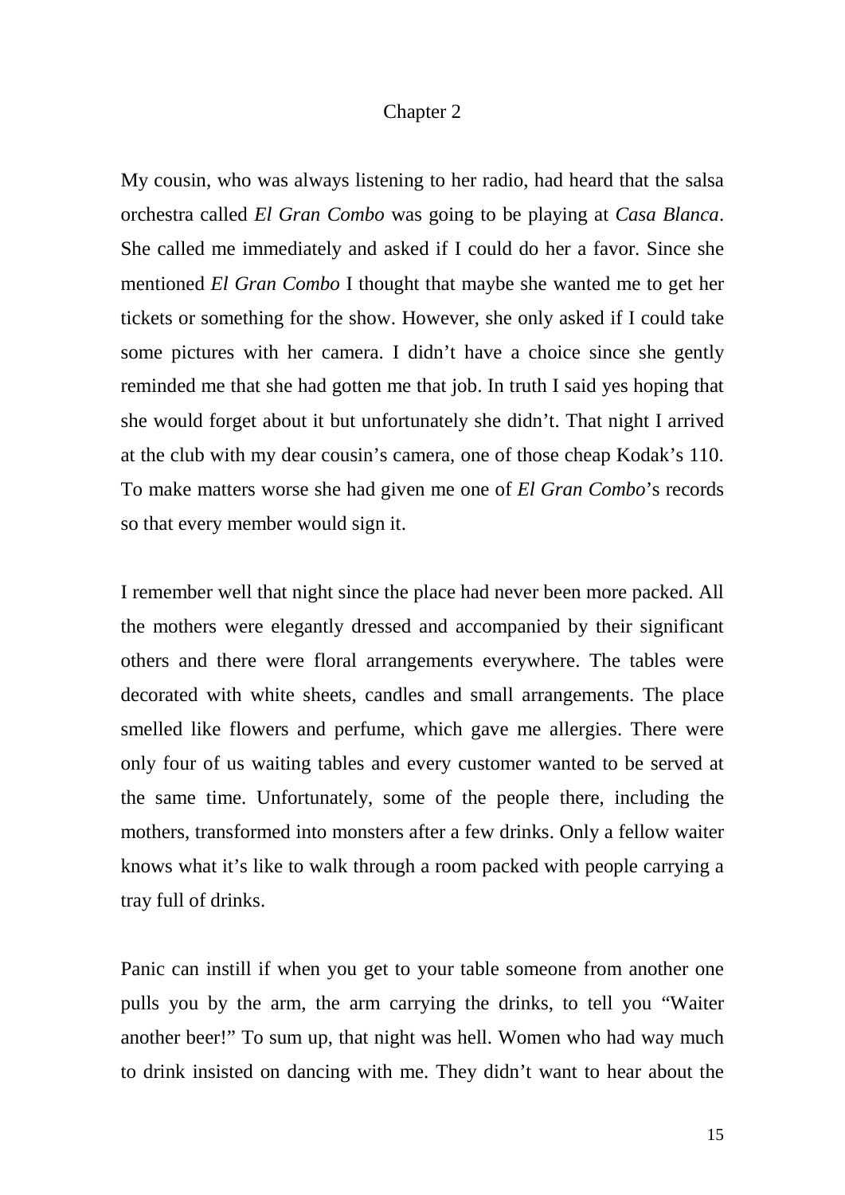# Chapter 2

My cousin, who was always listening to her radio, had heard that the salsa orchestra called *El Gran Combo* was going to be playing at *Casa Blanca*. She called me immediately and asked if I could do her a favor. Since she mentioned *El Gran Combo* I thought that maybe she wanted me to get her tickets or something for the show. However, she only asked if I could take some pictures with her camera. I didn't have a choice since she gently reminded me that she had gotten me that job. In truth I said yes hoping that she would forget about it but unfortunately she didn't. That night I arrived at the club with my dear cousin's camera, one of those cheap Kodak's 110. To make matters worse she had given me one of *El Gran Combo*'s records so that every member would sign it.

I remember well that night since the place had never been more packed. All the mothers were elegantly dressed and accompanied by their significant others and there were floral arrangements everywhere. The tables were decorated with white sheets, candles and small arrangements. The place smelled like flowers and perfume, which gave me allergies. There were only four of us waiting tables and every customer wanted to be served at the same time. Unfortunately, some of the people there, including the mothers, transformed into monsters after a few drinks. Only a fellow waiter knows what it's like to walk through a room packed with people carrying a tray full of drinks.

Panic can instill if when you get to your table someone from another one pulls you by the arm, the arm carrying the drinks, to tell you "Waiter another beer!" To sum up, that night was hell. Women who had way much to drink insisted on dancing with me. They didn't want to hear about the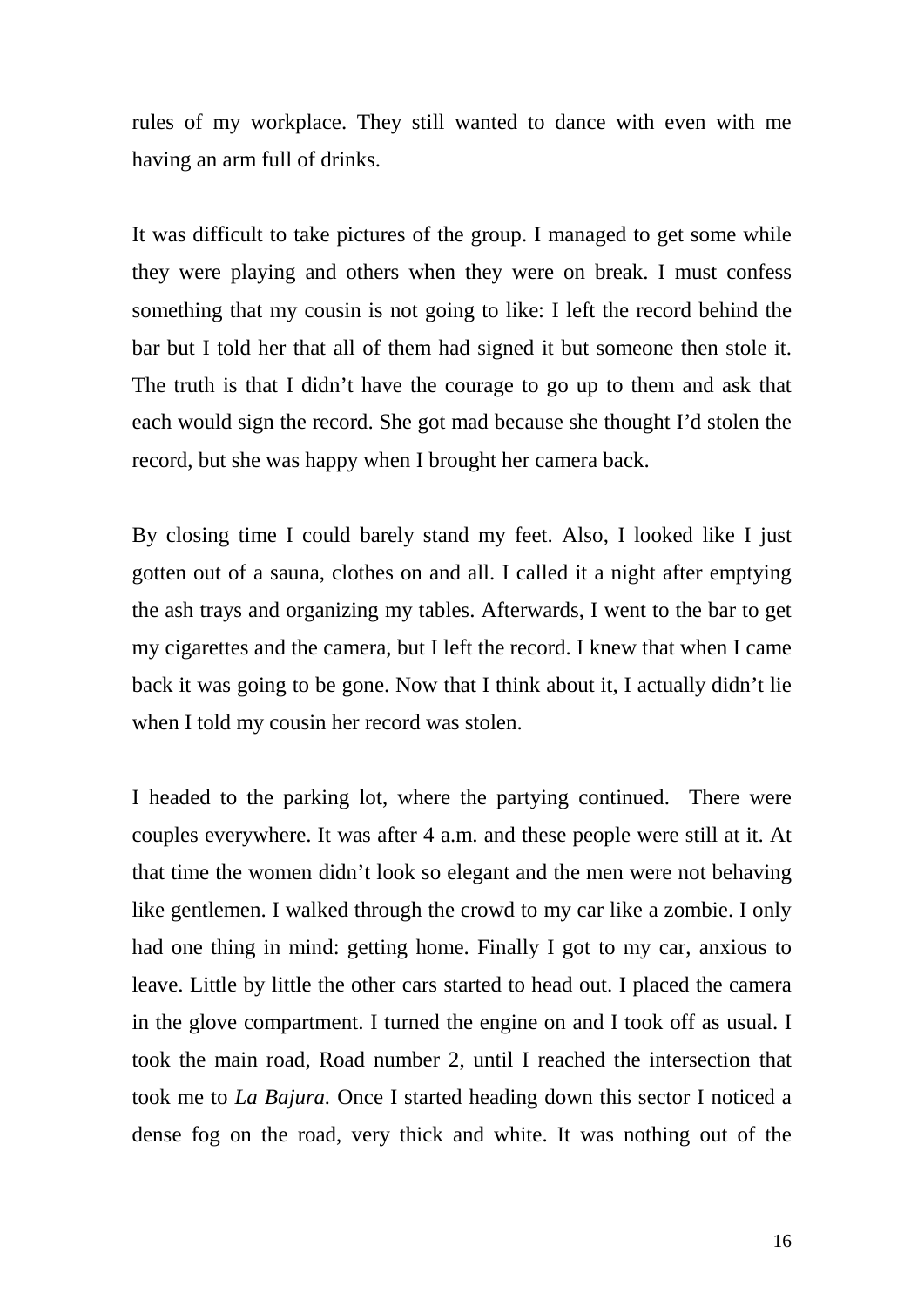rules of my workplace. They still wanted to dance with even with me having an arm full of drinks.

It was difficult to take pictures of the group. I managed to get some while they were playing and others when they were on break. I must confess something that my cousin is not going to like: I left the record behind the bar but I told her that all of them had signed it but someone then stole it. The truth is that I didn't have the courage to go up to them and ask that each would sign the record. She got mad because she thought I'd stolen the record, but she was happy when I brought her camera back.

By closing time I could barely stand my feet. Also, I looked like I just gotten out of a sauna, clothes on and all. I called it a night after emptying the ash trays and organizing my tables. Afterwards, I went to the bar to get my cigarettes and the camera, but I left the record. I knew that when I came back it was going to be gone. Now that I think about it, I actually didn't lie when I told my cousin her record was stolen.

I headed to the parking lot, where the partying continued. There were couples everywhere. It was after 4 a.m. and these people were still at it. At that time the women didn't look so elegant and the men were not behaving like gentlemen. I walked through the crowd to my car like a zombie. I only had one thing in mind: getting home. Finally I got to my car, anxious to leave. Little by little the other cars started to head out. I placed the camera in the glove compartment. I turned the engine on and I took off as usual. I took the main road, Road number 2, until I reached the intersection that took me to *La Bajura*. Once I started heading down this sector I noticed a dense fog on the road, very thick and white. It was nothing out of the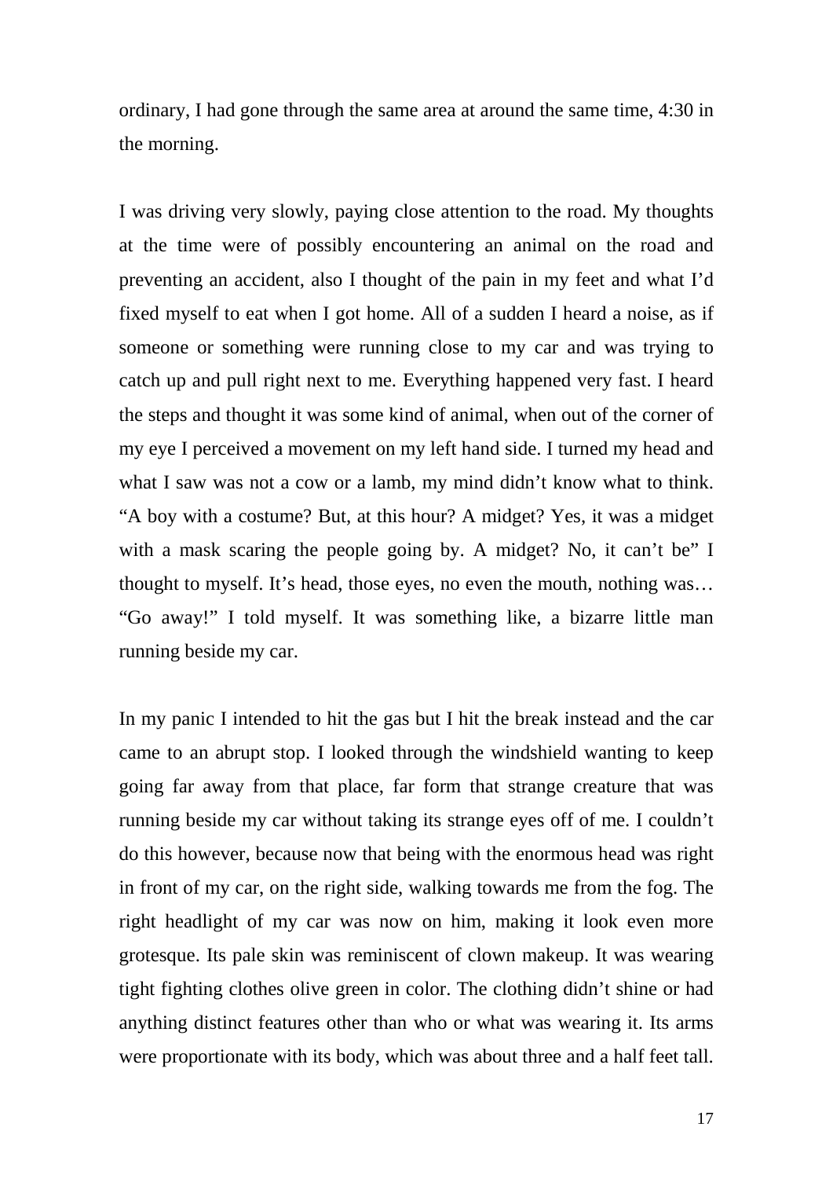ordinary, I had gone through the same area at around the same time, 4:30 in the morning.

I was driving very slowly, paying close attention to the road. My thoughts at the time were of possibly encountering an animal on the road and preventing an accident, also I thought of the pain in my feet and what I'd fixed myself to eat when I got home. All of a sudden I heard a noise, as if someone or something were running close to my car and was trying to catch up and pull right next to me. Everything happened very fast. I heard the steps and thought it was some kind of animal, when out of the corner of my eye I perceived a movement on my left hand side. I turned my head and what I saw was not a cow or a lamb, my mind didn't know what to think. "A boy with a costume? But, at this hour? A midget? Yes, it was a midget with a mask scaring the people going by. A midget? No, it can't be" I thought to myself. It's head, those eyes, no even the mouth, nothing was… "Go away!" I told myself. It was something like, a bizarre little man running beside my car.

In my panic I intended to hit the gas but I hit the break instead and the car came to an abrupt stop. I looked through the windshield wanting to keep going far away from that place, far form that strange creature that was running beside my car without taking its strange eyes off of me. I couldn't do this however, because now that being with the enormous head was right in front of my car, on the right side, walking towards me from the fog. The right headlight of my car was now on him, making it look even more grotesque. Its pale skin was reminiscent of clown makeup. It was wearing tight fighting clothes olive green in color. The clothing didn't shine or had anything distinct features other than who or what was wearing it. Its arms were proportionate with its body, which was about three and a half feet tall.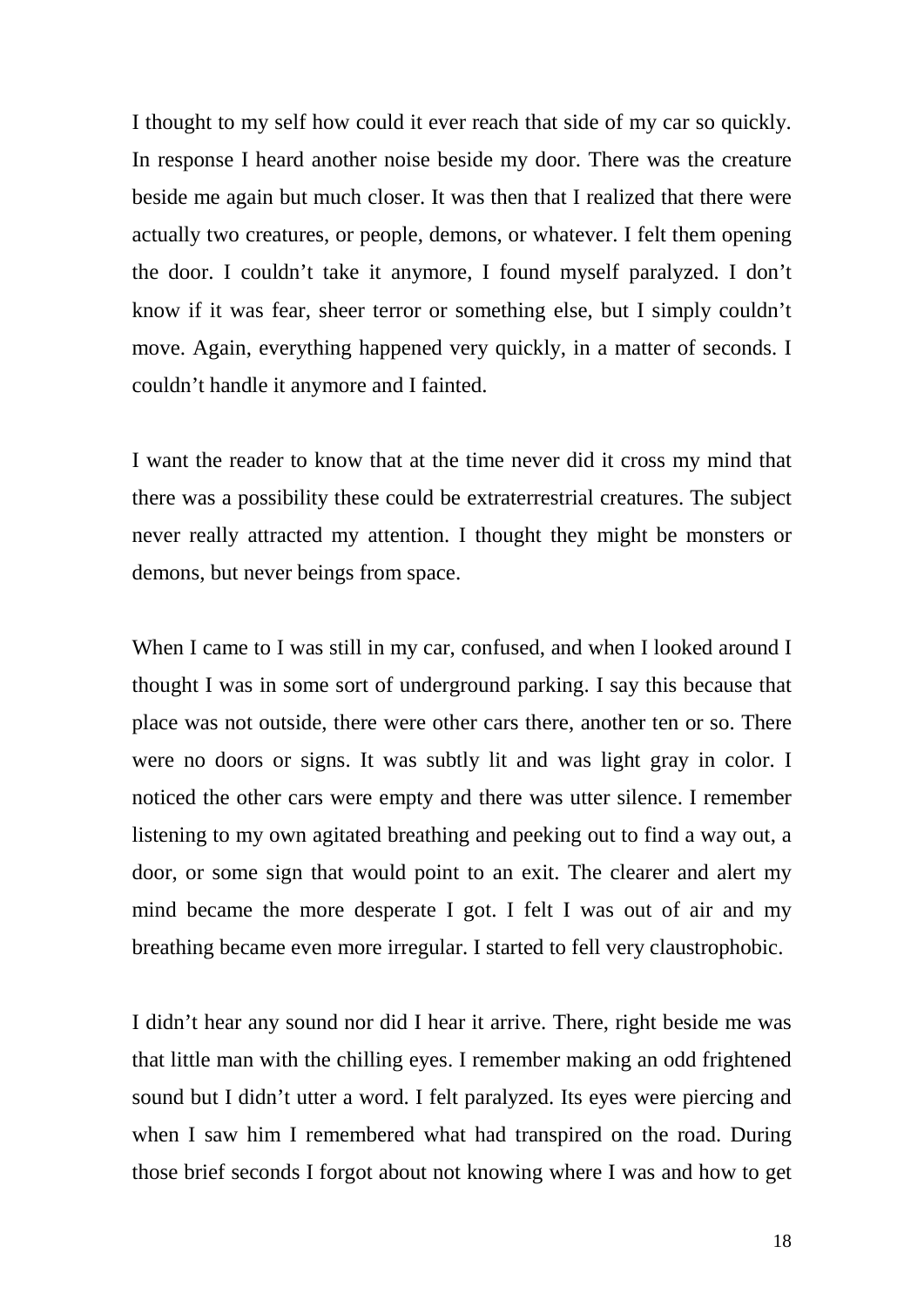I thought to my self how could it ever reach that side of my car so quickly. In response I heard another noise beside my door. There was the creature beside me again but much closer. It was then that I realized that there were actually two creatures, or people, demons, or whatever. I felt them opening the door. I couldn't take it anymore, I found myself paralyzed. I don't know if it was fear, sheer terror or something else, but I simply couldn't move. Again, everything happened very quickly, in a matter of seconds. I couldn't handle it anymore and I fainted.

I want the reader to know that at the time never did it cross my mind that there was a possibility these could be extraterrestrial creatures. The subject never really attracted my attention. I thought they might be monsters or demons, but never beings from space.

When I came to I was still in my car, confused, and when I looked around I thought I was in some sort of underground parking. I say this because that place was not outside, there were other cars there, another ten or so. There were no doors or signs. It was subtly lit and was light gray in color. I noticed the other cars were empty and there was utter silence. I remember listening to my own agitated breathing and peeking out to find a way out, a door, or some sign that would point to an exit. The clearer and alert my mind became the more desperate I got. I felt I was out of air and my breathing became even more irregular. I started to fell very claustrophobic.

I didn't hear any sound nor did I hear it arrive. There, right beside me was that little man with the chilling eyes. I remember making an odd frightened sound but I didn't utter a word. I felt paralyzed. Its eyes were piercing and when I saw him I remembered what had transpired on the road. During those brief seconds I forgot about not knowing where I was and how to get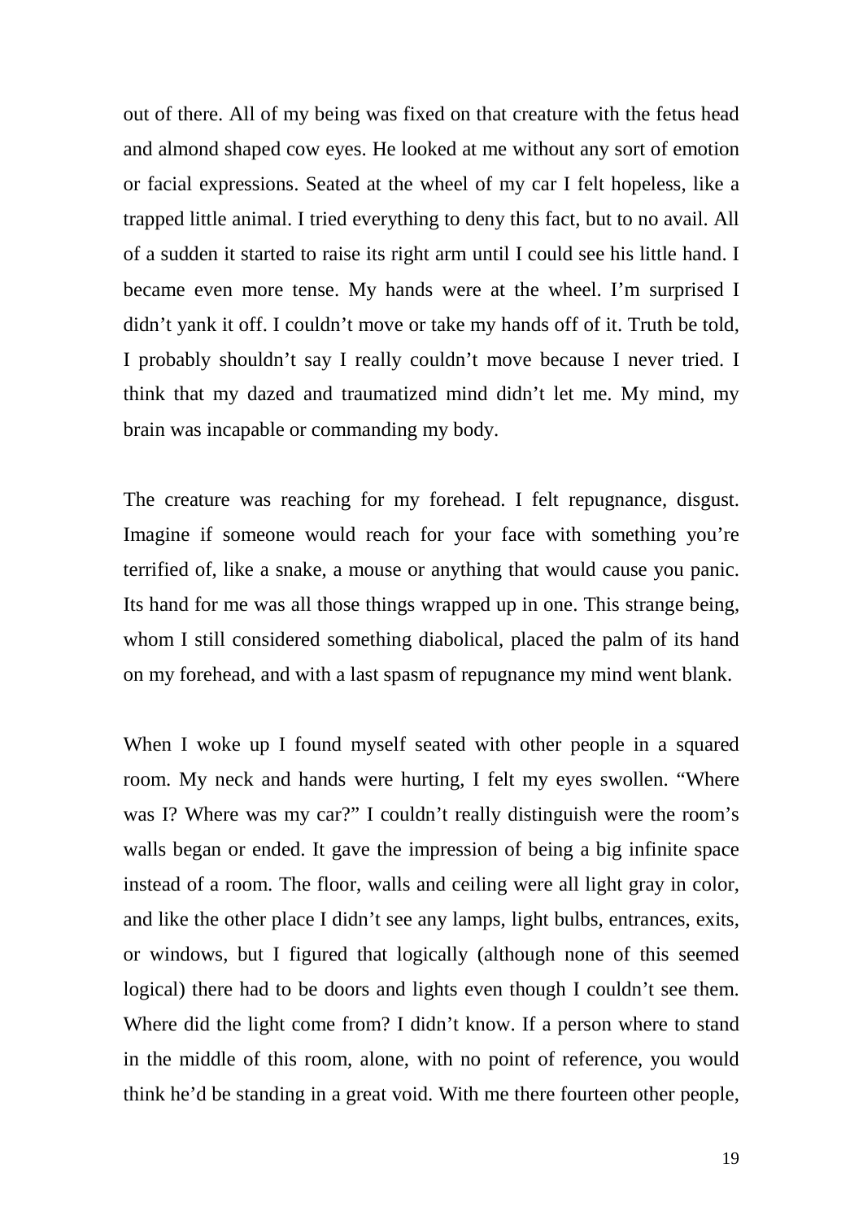out of there. All of my being was fixed on that creature with the fetus head and almond shaped cow eyes. He looked at me without any sort of emotion or facial expressions. Seated at the wheel of my car I felt hopeless, like a trapped little animal. I tried everything to deny this fact, but to no avail. All of a sudden it started to raise its right arm until I could see his little hand. I became even more tense. My hands were at the wheel. I'm surprised I didn't yank it off. I couldn't move or take my hands off of it. Truth be told, I probably shouldn't say I really couldn't move because I never tried. I think that my dazed and traumatized mind didn't let me. My mind, my brain was incapable or commanding my body.

The creature was reaching for my forehead. I felt repugnance, disgust. Imagine if someone would reach for your face with something you're terrified of, like a snake, a mouse or anything that would cause you panic. Its hand for me was all those things wrapped up in one. This strange being, whom I still considered something diabolical, placed the palm of its hand on my forehead, and with a last spasm of repugnance my mind went blank.

When I woke up I found myself seated with other people in a squared room. My neck and hands were hurting, I felt my eyes swollen. "Where was I? Where was my car?" I couldn't really distinguish were the room's walls began or ended. It gave the impression of being a big infinite space instead of a room. The floor, walls and ceiling were all light gray in color, and like the other place I didn't see any lamps, light bulbs, entrances, exits, or windows, but I figured that logically (although none of this seemed logical) there had to be doors and lights even though I couldn't see them. Where did the light come from? I didn't know. If a person where to stand in the middle of this room, alone, with no point of reference, you would think he'd be standing in a great void. With me there fourteen other people,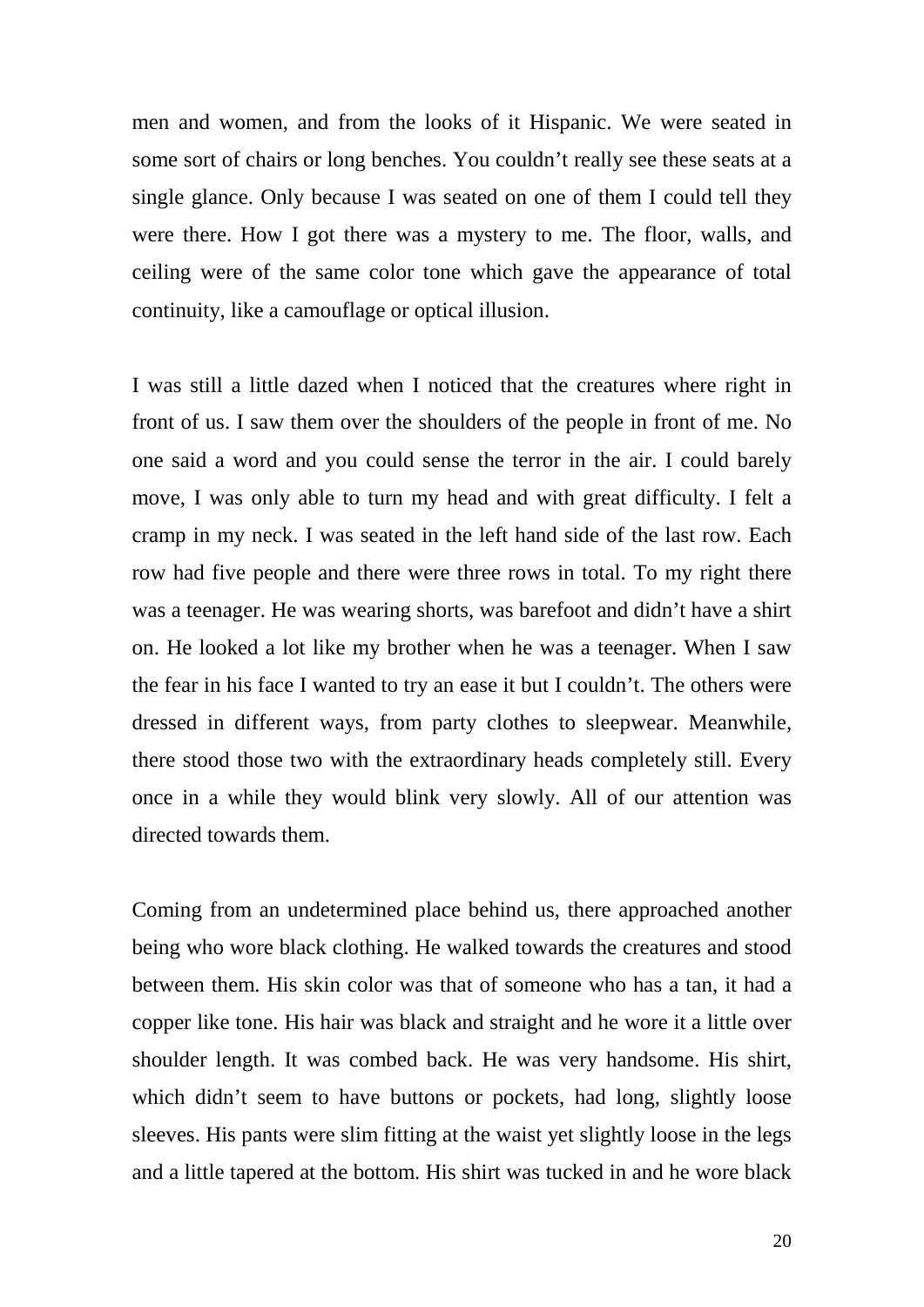men and women, and from the looks of it Hispanic. We were seated in some sort of chairs or long benches. You couldn't really see these seats at a single glance. Only because I was seated on one of them I could tell they were there. How I got there was a mystery to me. The floor, walls, and ceiling were of the same color tone which gave the appearance of total continuity, like a camouflage or optical illusion.

I was still a little dazed when I noticed that the creatures where right in front of us. I saw them over the shoulders of the people in front of me. No one said a word and you could sense the terror in the air. I could barely move, I was only able to turn my head and with great difficulty. I felt a cramp in my neck. I was seated in the left hand side of the last row. Each row had five people and there were three rows in total. To my right there was a teenager. He was wearing shorts, was barefoot and didn't have a shirt on. He looked a lot like my brother when he was a teenager. When I saw the fear in his face I wanted to try an ease it but I couldn't. The others were dressed in different ways, from party clothes to sleepwear. Meanwhile, there stood those two with the extraordinary heads completely still. Every once in a while they would blink very slowly. All of our attention was directed towards them.

Coming from an undetermined place behind us, there approached another being who wore black clothing. He walked towards the creatures and stood between them. His skin color was that of someone who has a tan, it had a copper like tone. His hair was black and straight and he wore it a little over shoulder length. It was combed back. He was very handsome. His shirt, which didn't seem to have buttons or pockets, had long, slightly loose sleeves. His pants were slim fitting at the waist yet slightly loose in the legs and a little tapered at the bottom. His shirt was tucked in and he wore black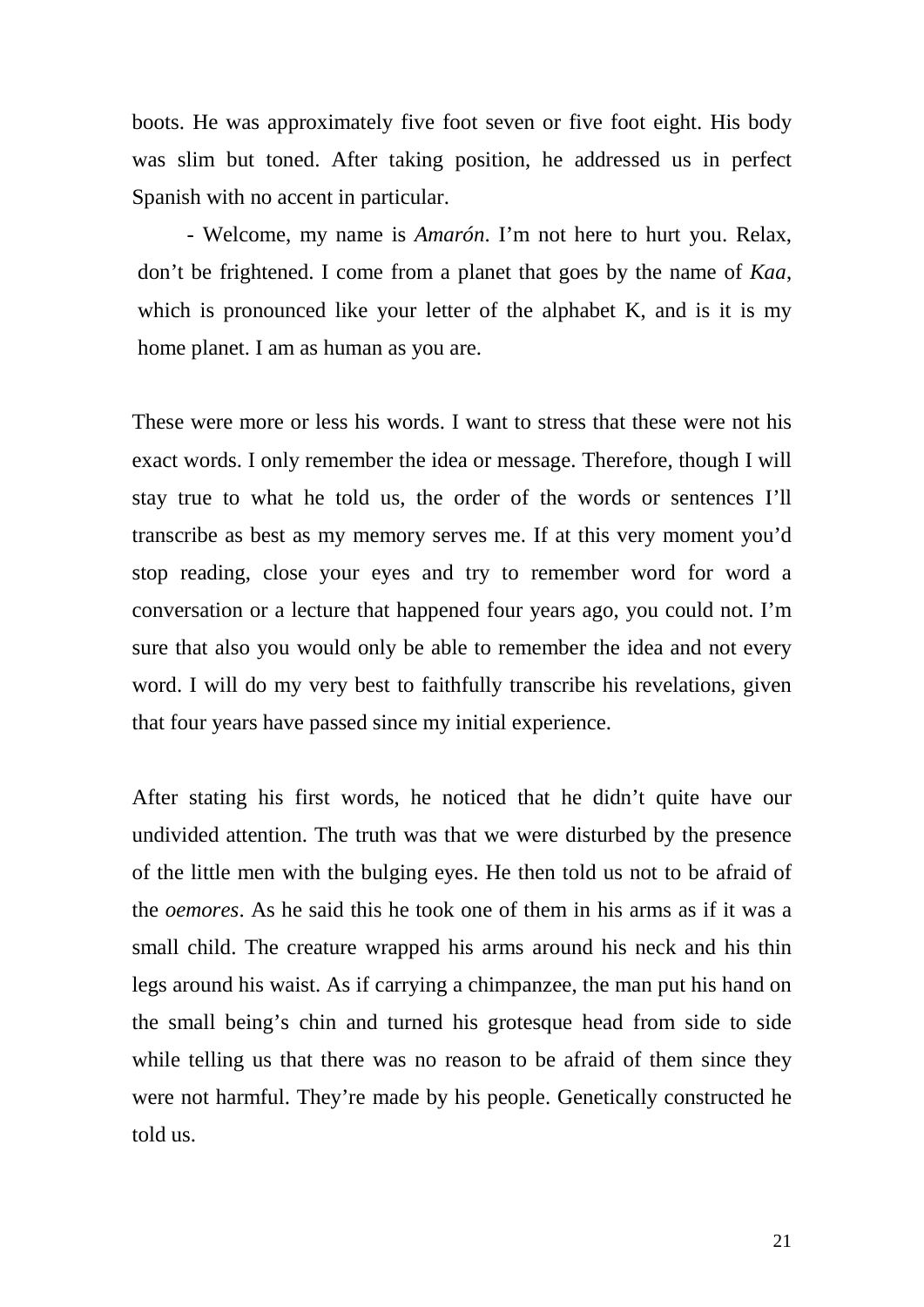boots. He was approximately five foot seven or five foot eight. His body was slim but toned. After taking position, he addressed us in perfect Spanish with no accent in particular.

- Welcome, my name is *Amarón*. I'm not here to hurt you. Relax, don't be frightened. I come from a planet that goes by the name of *Kaa*, which is pronounced like your letter of the alphabet K, and is it is my home planet. I am as human as you are.

These were more or less his words. I want to stress that these were not his exact words. I only remember the idea or message. Therefore, though I will stay true to what he told us, the order of the words or sentences I'll transcribe as best as my memory serves me. If at this very moment you'd stop reading, close your eyes and try to remember word for word a conversation or a lecture that happened four years ago, you could not. I'm sure that also you would only be able to remember the idea and not every word. I will do my very best to faithfully transcribe his revelations, given that four years have passed since my initial experience.

After stating his first words, he noticed that he didn't quite have our undivided attention. The truth was that we were disturbed by the presence of the little men with the bulging eyes. He then told us not to be afraid of the *oemores*. As he said this he took one of them in his arms as if it was a small child. The creature wrapped his arms around his neck and his thin legs around his waist. As if carrying a chimpanzee, the man put his hand on the small being's chin and turned his grotesque head from side to side while telling us that there was no reason to be afraid of them since they were not harmful. They're made by his people. Genetically constructed he told us.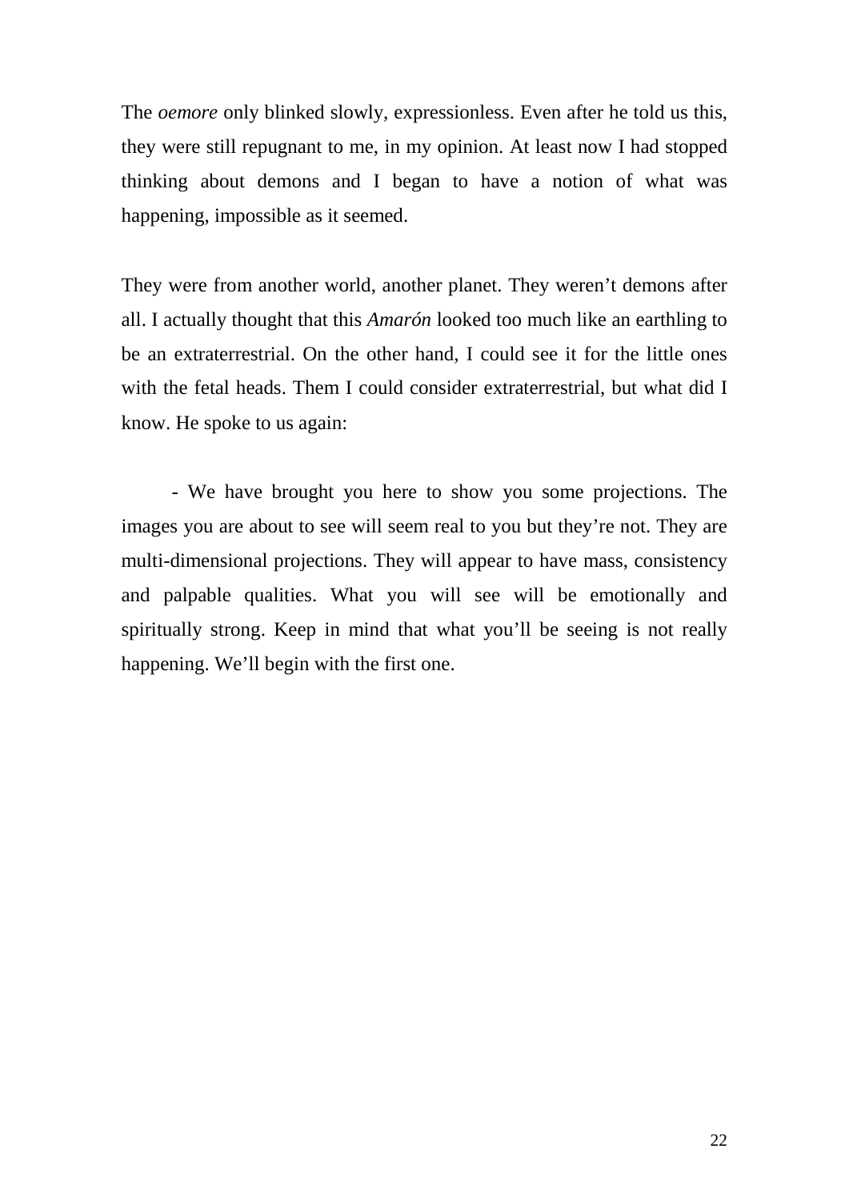The *oemore* only blinked slowly, expressionless. Even after he told us this, they were still repugnant to me, in my opinion. At least now I had stopped thinking about demons and I began to have a notion of what was happening, impossible as it seemed.

They were from another world, another planet. They weren't demons after all. I actually thought that this *Amarón* looked too much like an earthling to be an extraterrestrial. On the other hand, I could see it for the little ones with the fetal heads. Them I could consider extraterrestrial, but what did I know. He spoke to us again:

- We have brought you here to show you some projections. The images you are about to see will seem real to you but they're not. They are multi-dimensional projections. They will appear to have mass, consistency and palpable qualities. What you will see will be emotionally and spiritually strong. Keep in mind that what you'll be seeing is not really happening. We'll begin with the first one.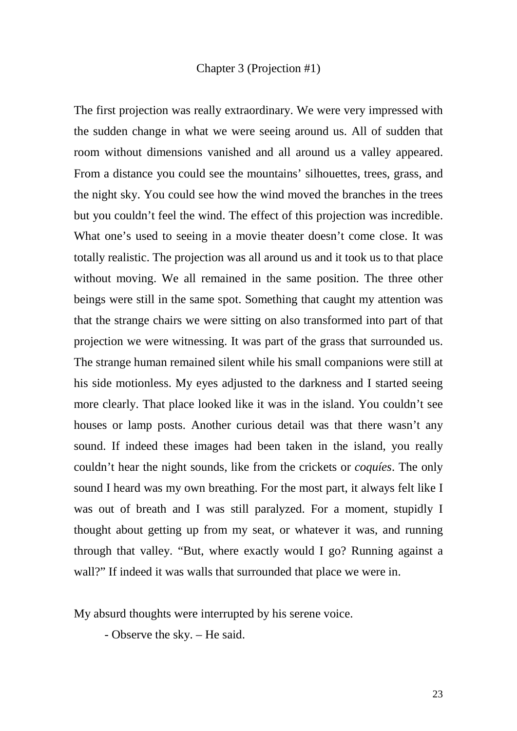## Chapter 3 (Projection #1)

The first projection was really extraordinary. We were very impressed with the sudden change in what we were seeing around us. All of sudden that room without dimensions vanished and all around us a valley appeared. From a distance you could see the mountains' silhouettes, trees, grass, and the night sky. You could see how the wind moved the branches in the trees but you couldn't feel the wind. The effect of this projection was incredible. What one's used to seeing in a movie theater doesn't come close. It was totally realistic. The projection was all around us and it took us to that place without moving. We all remained in the same position. The three other beings were still in the same spot. Something that caught my attention was that the strange chairs we were sitting on also transformed into part of that projection we were witnessing. It was part of the grass that surrounded us. The strange human remained silent while his small companions were still at his side motionless. My eyes adjusted to the darkness and I started seeing more clearly. That place looked like it was in the island. You couldn't see houses or lamp posts. Another curious detail was that there wasn't any sound. If indeed these images had been taken in the island, you really couldn't hear the night sounds, like from the crickets or *coquíes*. The only sound I heard was my own breathing. For the most part, it always felt like I was out of breath and I was still paralyzed. For a moment, stupidly I thought about getting up from my seat, or whatever it was, and running through that valley. "But, where exactly would I go? Running against a wall?" If indeed it was walls that surrounded that place we were in.

My absurd thoughts were interrupted by his serene voice.

- Observe the sky. – He said.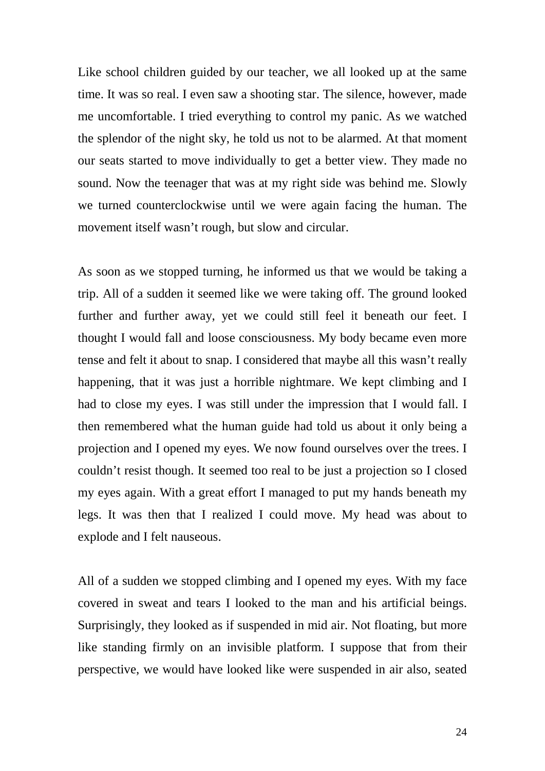Like school children guided by our teacher, we all looked up at the same time. It was so real. I even saw a shooting star. The silence, however, made me uncomfortable. I tried everything to control my panic. As we watched the splendor of the night sky, he told us not to be alarmed. At that moment our seats started to move individually to get a better view. They made no sound. Now the teenager that was at my right side was behind me. Slowly we turned counterclockwise until we were again facing the human. The movement itself wasn't rough, but slow and circular.

As soon as we stopped turning, he informed us that we would be taking a trip. All of a sudden it seemed like we were taking off. The ground looked further and further away, yet we could still feel it beneath our feet. I thought I would fall and loose consciousness. My body became even more tense and felt it about to snap. I considered that maybe all this wasn't really happening, that it was just a horrible nightmare. We kept climbing and I had to close my eyes. I was still under the impression that I would fall. I then remembered what the human guide had told us about it only being a projection and I opened my eyes. We now found ourselves over the trees. I couldn't resist though. It seemed too real to be just a projection so I closed my eyes again. With a great effort I managed to put my hands beneath my legs. It was then that I realized I could move. My head was about to explode and I felt nauseous.

All of a sudden we stopped climbing and I opened my eyes. With my face covered in sweat and tears I looked to the man and his artificial beings. Surprisingly, they looked as if suspended in mid air. Not floating, but more like standing firmly on an invisible platform. I suppose that from their perspective, we would have looked like were suspended in air also, seated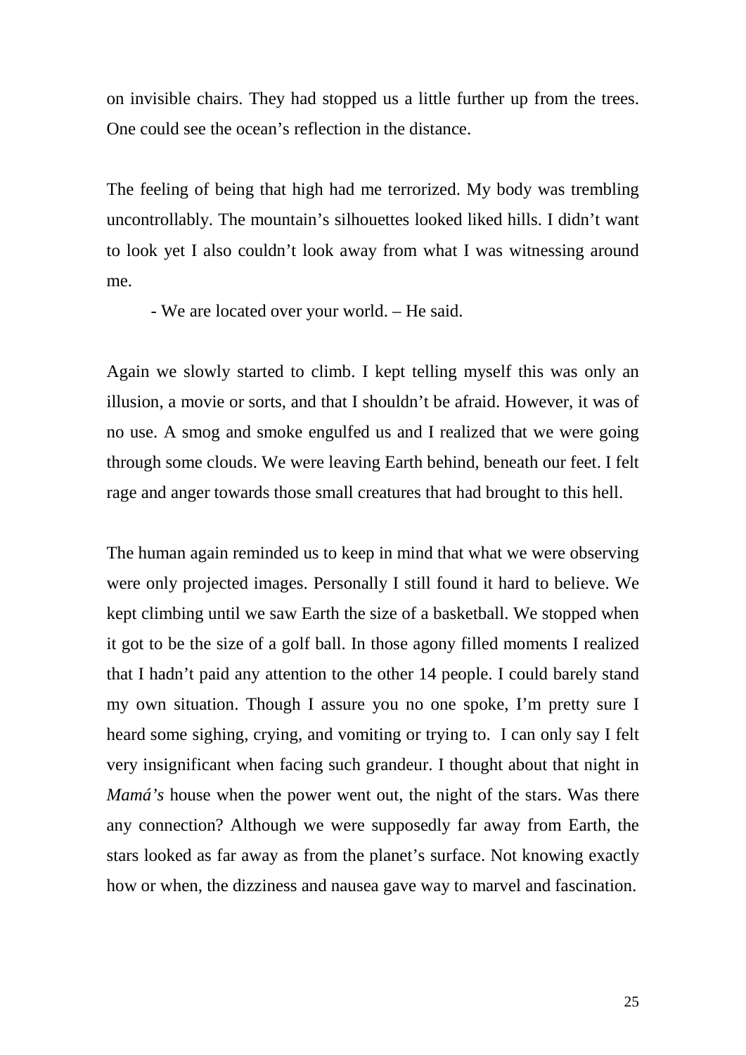on invisible chairs. They had stopped us a little further up from the trees. One could see the ocean's reflection in the distance.

The feeling of being that high had me terrorized. My body was trembling uncontrollably. The mountain's silhouettes looked liked hills. I didn't want to look yet I also couldn't look away from what I was witnessing around me.

- We are located over your world. – He said.

Again we slowly started to climb. I kept telling myself this was only an illusion, a movie or sorts, and that I shouldn't be afraid. However, it was of no use. A smog and smoke engulfed us and I realized that we were going through some clouds. We were leaving Earth behind, beneath our feet. I felt rage and anger towards those small creatures that had brought to this hell.

The human again reminded us to keep in mind that what we were observing were only projected images. Personally I still found it hard to believe. We kept climbing until we saw Earth the size of a basketball. We stopped when it got to be the size of a golf ball. In those agony filled moments I realized that I hadn't paid any attention to the other 14 people. I could barely stand my own situation. Though I assure you no one spoke, I'm pretty sure I heard some sighing, crying, and vomiting or trying to. I can only say I felt very insignificant when facing such grandeur. I thought about that night in *Mamá's* house when the power went out, the night of the stars. Was there any connection? Although we were supposedly far away from Earth, the stars looked as far away as from the planet's surface. Not knowing exactly how or when, the dizziness and nausea gave way to marvel and fascination.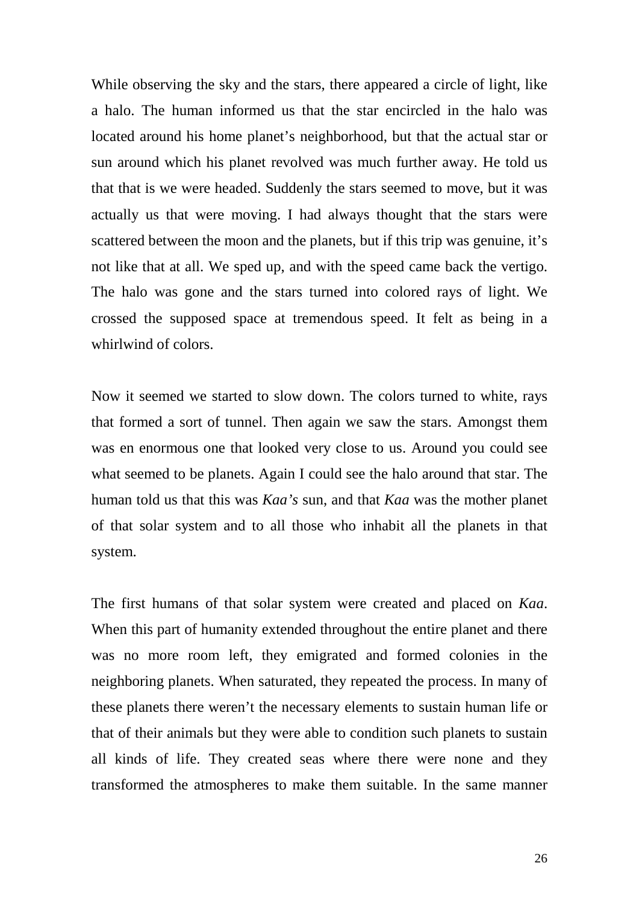While observing the sky and the stars, there appeared a circle of light, like a halo. The human informed us that the star encircled in the halo was located around his home planet's neighborhood, but that the actual star or sun around which his planet revolved was much further away. He told us that that is we were headed. Suddenly the stars seemed to move, but it was actually us that were moving. I had always thought that the stars were scattered between the moon and the planets, but if this trip was genuine, it's not like that at all. We sped up, and with the speed came back the vertigo. The halo was gone and the stars turned into colored rays of light. We crossed the supposed space at tremendous speed. It felt as being in a whirlwind of colors.

Now it seemed we started to slow down. The colors turned to white, rays that formed a sort of tunnel. Then again we saw the stars. Amongst them was en enormous one that looked very close to us. Around you could see what seemed to be planets. Again I could see the halo around that star. The human told us that this was *Kaa's* sun, and that *Kaa* was the mother planet of that solar system and to all those who inhabit all the planets in that system.

The first humans of that solar system were created and placed on *Kaa*. When this part of humanity extended throughout the entire planet and there was no more room left, they emigrated and formed colonies in the neighboring planets. When saturated, they repeated the process. In many of these planets there weren't the necessary elements to sustain human life or that of their animals but they were able to condition such planets to sustain all kinds of life. They created seas where there were none and they transformed the atmospheres to make them suitable. In the same manner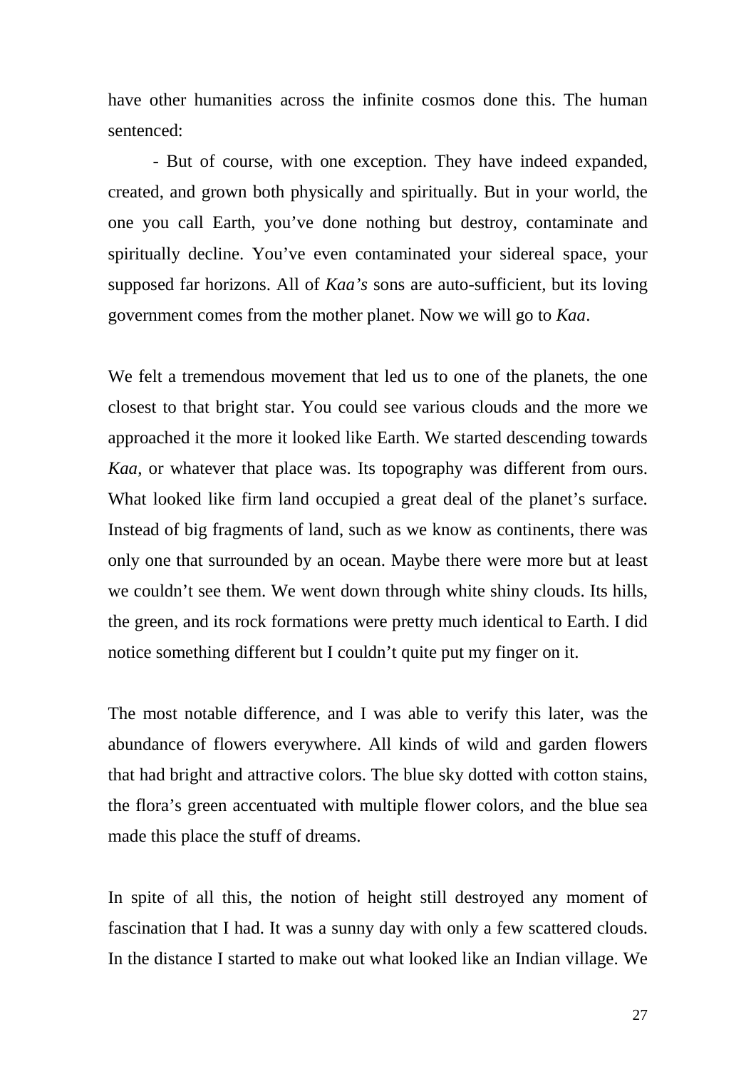have other humanities across the infinite cosmos done this. The human sentenced:

- But of course, with one exception. They have indeed expanded, created, and grown both physically and spiritually. But in your world, the one you call Earth, you've done nothing but destroy, contaminate and spiritually decline. You've even contaminated your sidereal space, your supposed far horizons. All of *Kaa's* sons are auto-sufficient, but its loving government comes from the mother planet. Now we will go to *Kaa*.

We felt a tremendous movement that led us to one of the planets, the one closest to that bright star. You could see various clouds and the more we approached it the more it looked like Earth. We started descending towards *Kaa*, or whatever that place was. Its topography was different from ours. What looked like firm land occupied a great deal of the planet's surface. Instead of big fragments of land, such as we know as continents, there was only one that surrounded by an ocean. Maybe there were more but at least we couldn't see them. We went down through white shiny clouds. Its hills, the green, and its rock formations were pretty much identical to Earth. I did notice something different but I couldn't quite put my finger on it.

The most notable difference, and I was able to verify this later, was the abundance of flowers everywhere. All kinds of wild and garden flowers that had bright and attractive colors. The blue sky dotted with cotton stains, the flora's green accentuated with multiple flower colors, and the blue sea made this place the stuff of dreams.

In spite of all this, the notion of height still destroyed any moment of fascination that I had. It was a sunny day with only a few scattered clouds. In the distance I started to make out what looked like an Indian village. We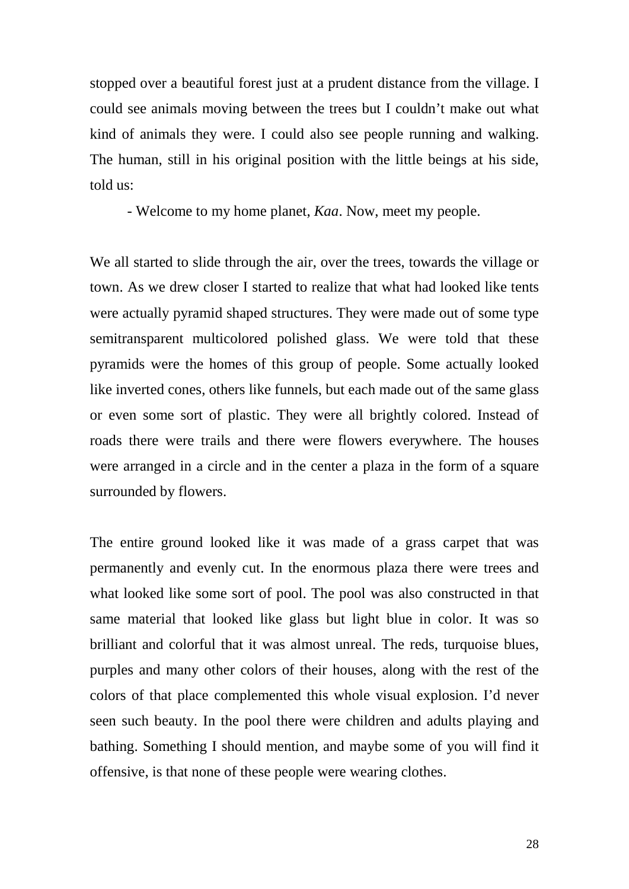stopped over a beautiful forest just at a prudent distance from the village. I could see animals moving between the trees but I couldn't make out what kind of animals they were. I could also see people running and walking. The human, still in his original position with the little beings at his side, told us:

- Welcome to my home planet, *Kaa*. Now, meet my people.

We all started to slide through the air, over the trees, towards the village or town. As we drew closer I started to realize that what had looked like tents were actually pyramid shaped structures. They were made out of some type semitransparent multicolored polished glass. We were told that these pyramids were the homes of this group of people. Some actually looked like inverted cones, others like funnels, but each made out of the same glass or even some sort of plastic. They were all brightly colored. Instead of roads there were trails and there were flowers everywhere. The houses were arranged in a circle and in the center a plaza in the form of a square surrounded by flowers.

The entire ground looked like it was made of a grass carpet that was permanently and evenly cut. In the enormous plaza there were trees and what looked like some sort of pool. The pool was also constructed in that same material that looked like glass but light blue in color. It was so brilliant and colorful that it was almost unreal. The reds, turquoise blues, purples and many other colors of their houses, along with the rest of the colors of that place complemented this whole visual explosion. I'd never seen such beauty. In the pool there were children and adults playing and bathing. Something I should mention, and maybe some of you will find it offensive, is that none of these people were wearing clothes.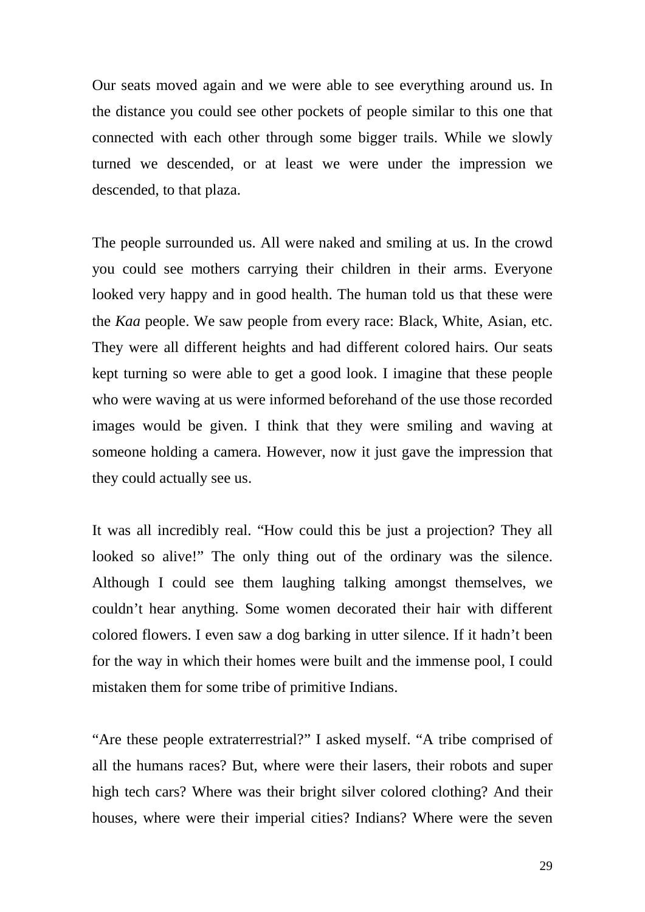Our seats moved again and we were able to see everything around us. In the distance you could see other pockets of people similar to this one that connected with each other through some bigger trails. While we slowly turned we descended, or at least we were under the impression we descended, to that plaza.

The people surrounded us. All were naked and smiling at us. In the crowd you could see mothers carrying their children in their arms. Everyone looked very happy and in good health. The human told us that these were the *Kaa* people. We saw people from every race: Black, White, Asian, etc. They were all different heights and had different colored hairs. Our seats kept turning so were able to get a good look. I imagine that these people who were waving at us were informed beforehand of the use those recorded images would be given. I think that they were smiling and waving at someone holding a camera. However, now it just gave the impression that they could actually see us.

It was all incredibly real. "How could this be just a projection? They all looked so alive!" The only thing out of the ordinary was the silence. Although I could see them laughing talking amongst themselves, we couldn't hear anything. Some women decorated their hair with different colored flowers. I even saw a dog barking in utter silence. If it hadn't been for the way in which their homes were built and the immense pool, I could mistaken them for some tribe of primitive Indians.

"Are these people extraterrestrial?" I asked myself. "A tribe comprised of all the humans races? But, where were their lasers, their robots and super high tech cars? Where was their bright silver colored clothing? And their houses, where were their imperial cities? Indians? Where were the seven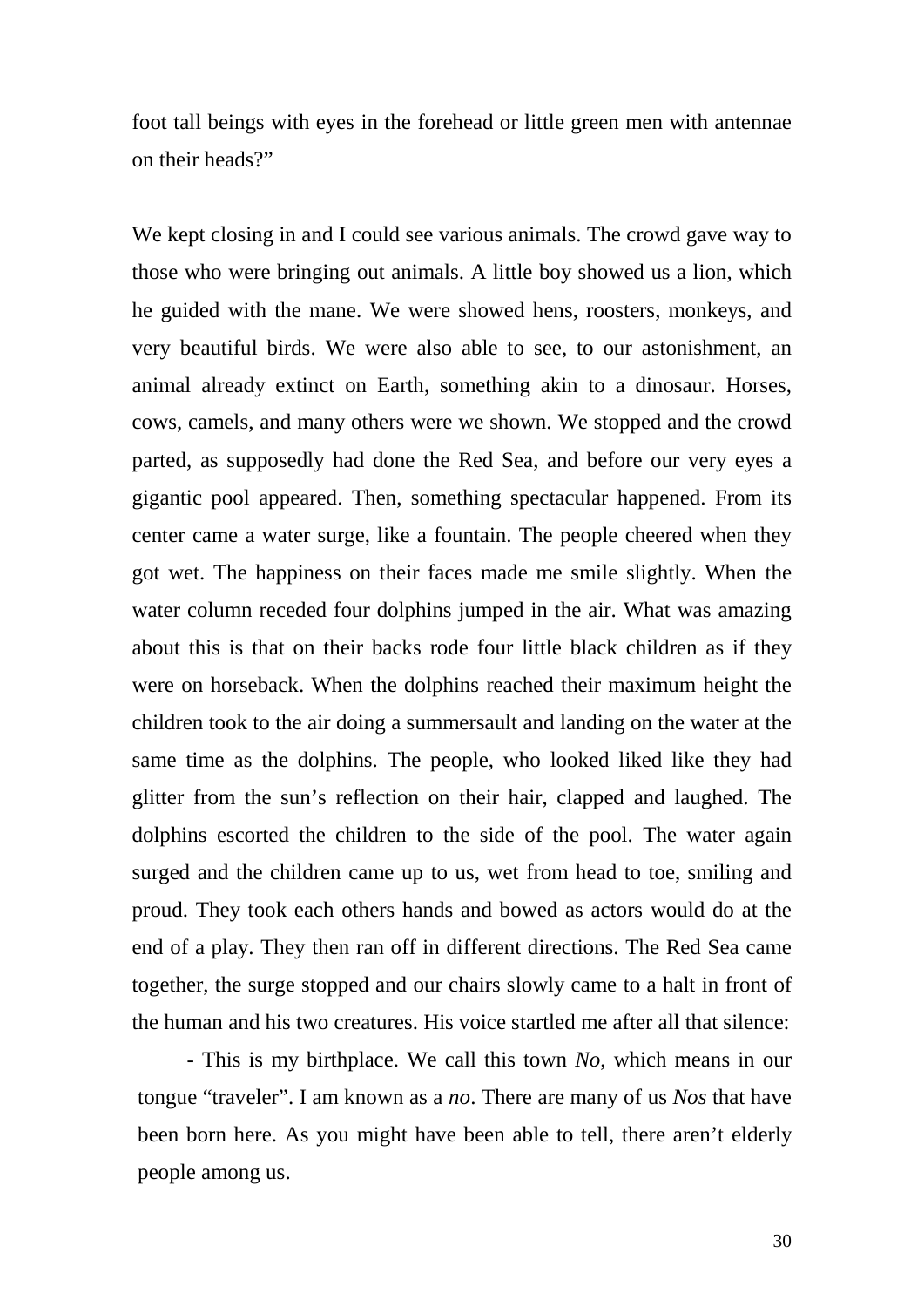foot tall beings with eyes in the forehead or little green men with antennae on their heads?"

We kept closing in and I could see various animals. The crowd gave way to those who were bringing out animals. A little boy showed us a lion, which he guided with the mane. We were showed hens, roosters, monkeys, and very beautiful birds. We were also able to see, to our astonishment, an animal already extinct on Earth, something akin to a dinosaur. Horses, cows, camels, and many others were we shown. We stopped and the crowd parted, as supposedly had done the Red Sea, and before our very eyes a gigantic pool appeared. Then, something spectacular happened. From its center came a water surge, like a fountain. The people cheered when they got wet. The happiness on their faces made me smile slightly. When the water column receded four dolphins jumped in the air. What was amazing about this is that on their backs rode four little black children as if they were on horseback. When the dolphins reached their maximum height the children took to the air doing a summersault and landing on the water at the same time as the dolphins. The people, who looked liked like they had glitter from the sun's reflection on their hair, clapped and laughed. The dolphins escorted the children to the side of the pool. The water again surged and the children came up to us, wet from head to toe, smiling and proud. They took each others hands and bowed as actors would do at the end of a play. They then ran off in different directions. The Red Sea came together, the surge stopped and our chairs slowly came to a halt in front of the human and his two creatures. His voice startled me after all that silence:

- This is my birthplace. We call this town *No*, which means in our tongue "traveler". I am known as a *no*. There are many of us *Nos* that have been born here. As you might have been able to tell, there aren't elderly people among us.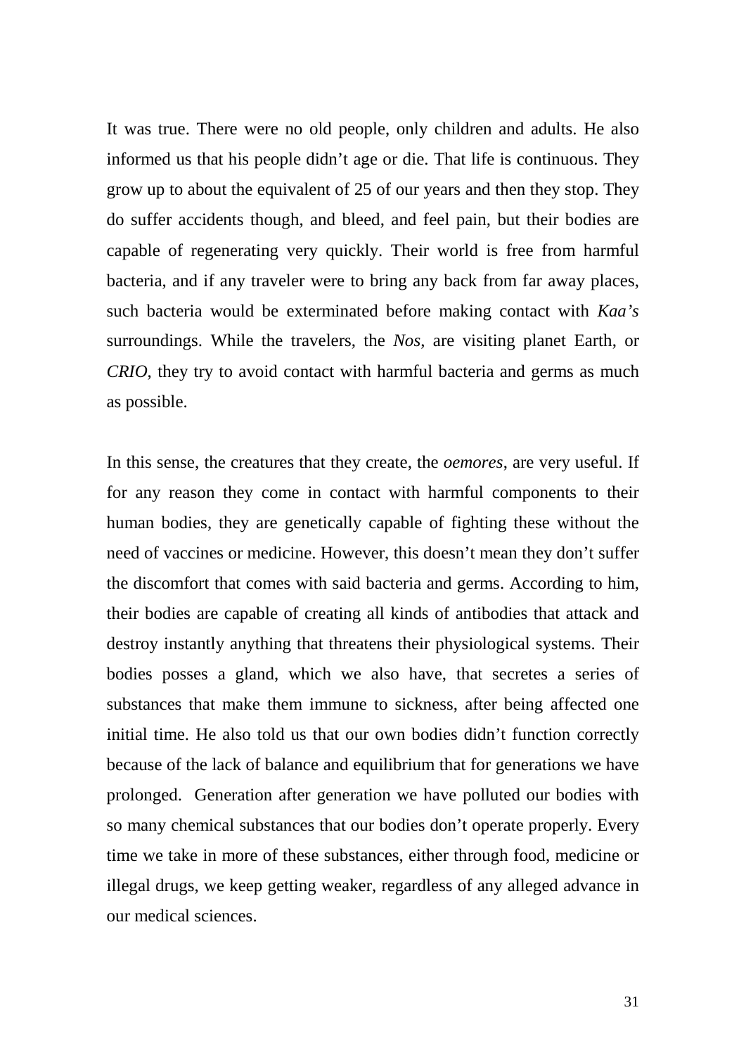It was true. There were no old people, only children and adults. He also informed us that his people didn't age or die. That life is continuous. They grow up to about the equivalent of 25 of our years and then they stop. They do suffer accidents though, and bleed, and feel pain, but their bodies are capable of regenerating very quickly. Their world is free from harmful bacteria, and if any traveler were to bring any back from far away places, such bacteria would be exterminated before making contact with *Kaa's* surroundings. While the travelers, the *Nos*, are visiting planet Earth, or *CRIO*, they try to avoid contact with harmful bacteria and germs as much as possible.

In this sense, the creatures that they create, the *oemores*, are very useful. If for any reason they come in contact with harmful components to their human bodies, they are genetically capable of fighting these without the need of vaccines or medicine. However, this doesn't mean they don't suffer the discomfort that comes with said bacteria and germs. According to him, their bodies are capable of creating all kinds of antibodies that attack and destroy instantly anything that threatens their physiological systems. Their bodies posses a gland, which we also have, that secretes a series of substances that make them immune to sickness, after being affected one initial time. He also told us that our own bodies didn't function correctly because of the lack of balance and equilibrium that for generations we have prolonged. Generation after generation we have polluted our bodies with so many chemical substances that our bodies don't operate properly. Every time we take in more of these substances, either through food, medicine or illegal drugs, we keep getting weaker, regardless of any alleged advance in our medical sciences.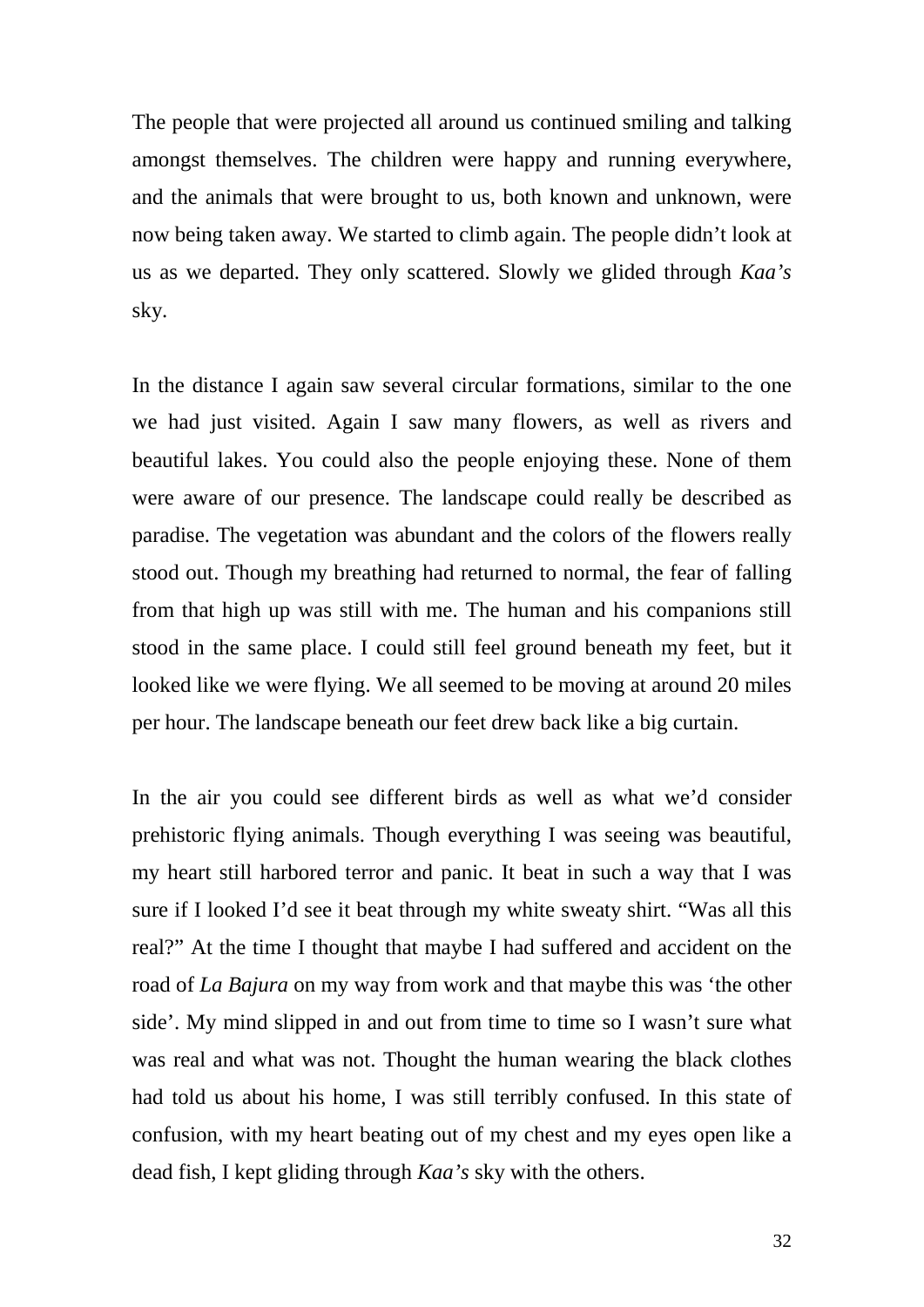The people that were projected all around us continued smiling and talking amongst themselves. The children were happy and running everywhere, and the animals that were brought to us, both known and unknown, were now being taken away. We started to climb again. The people didn't look at us as we departed. They only scattered. Slowly we glided through *Kaa's* sky.

In the distance I again saw several circular formations, similar to the one we had just visited. Again I saw many flowers, as well as rivers and beautiful lakes. You could also the people enjoying these. None of them were aware of our presence. The landscape could really be described as paradise. The vegetation was abundant and the colors of the flowers really stood out. Though my breathing had returned to normal, the fear of falling from that high up was still with me. The human and his companions still stood in the same place. I could still feel ground beneath my feet, but it looked like we were flying. We all seemed to be moving at around 20 miles per hour. The landscape beneath our feet drew back like a big curtain.

In the air you could see different birds as well as what we'd consider prehistoric flying animals. Though everything I was seeing was beautiful, my heart still harbored terror and panic. It beat in such a way that I was sure if I looked I'd see it beat through my white sweaty shirt. "Was all this real?" At the time I thought that maybe I had suffered and accident on the road of *La Bajura* on my way from work and that maybe this was 'the other side'. My mind slipped in and out from time to time so I wasn't sure what was real and what was not. Thought the human wearing the black clothes had told us about his home, I was still terribly confused. In this state of confusion, with my heart beating out of my chest and my eyes open like a dead fish, I kept gliding through *Kaa's* sky with the others.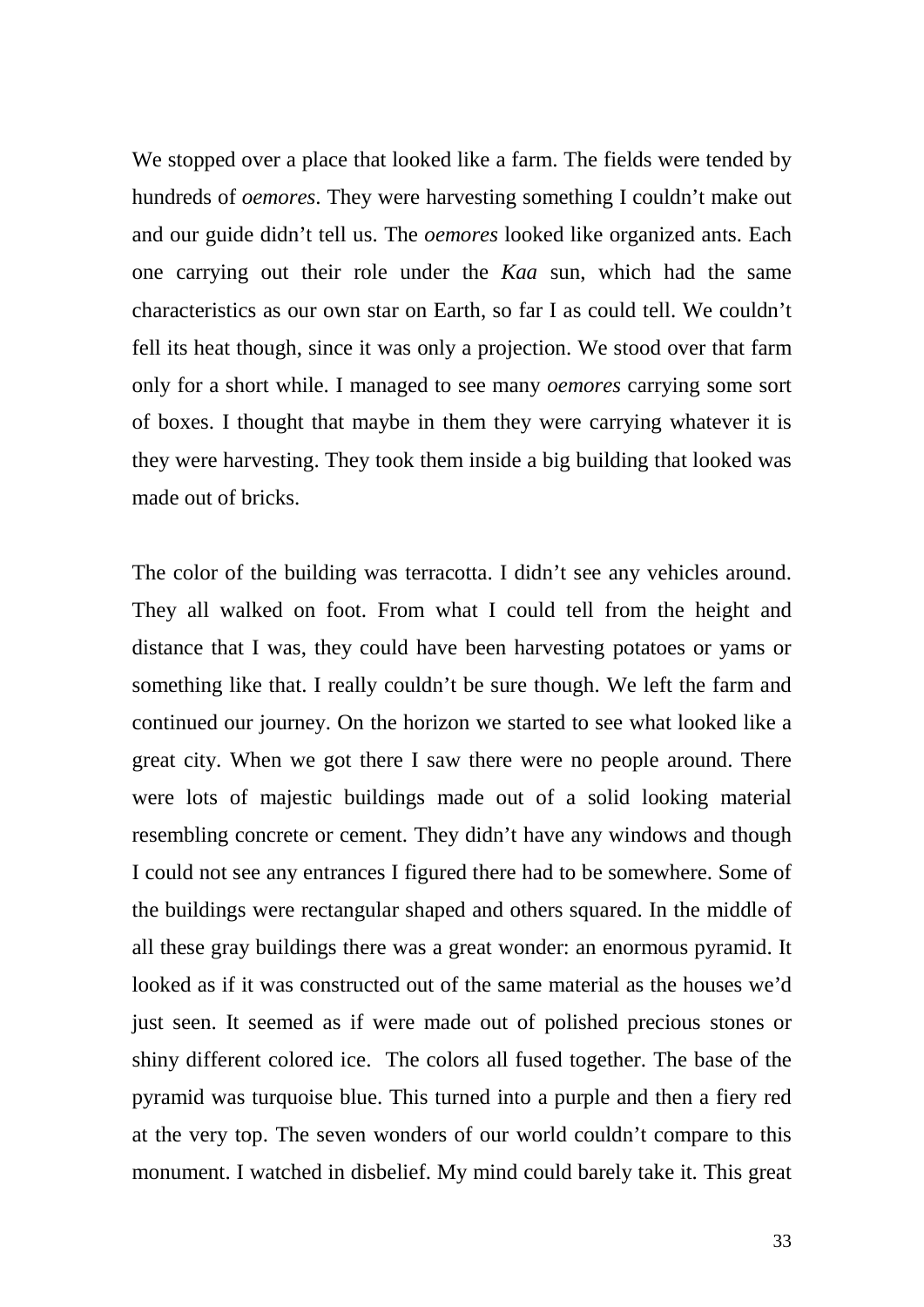We stopped over a place that looked like a farm. The fields were tended by hundreds of *oemores*. They were harvesting something I couldn't make out and our guide didn't tell us. The *oemores* looked like organized ants. Each one carrying out their role under the *Kaa* sun, which had the same characteristics as our own star on Earth, so far I as could tell. We couldn't fell its heat though, since it was only a projection. We stood over that farm only for a short while. I managed to see many *oemores* carrying some sort of boxes. I thought that maybe in them they were carrying whatever it is they were harvesting. They took them inside a big building that looked was made out of bricks.

The color of the building was terracotta. I didn't see any vehicles around. They all walked on foot. From what I could tell from the height and distance that I was, they could have been harvesting potatoes or yams or something like that. I really couldn't be sure though. We left the farm and continued our journey. On the horizon we started to see what looked like a great city. When we got there I saw there were no people around. There were lots of majestic buildings made out of a solid looking material resembling concrete or cement. They didn't have any windows and though I could not see any entrances I figured there had to be somewhere. Some of the buildings were rectangular shaped and others squared. In the middle of all these gray buildings there was a great wonder: an enormous pyramid. It looked as if it was constructed out of the same material as the houses we'd just seen. It seemed as if were made out of polished precious stones or shiny different colored ice. The colors all fused together. The base of the pyramid was turquoise blue. This turned into a purple and then a fiery red at the very top. The seven wonders of our world couldn't compare to this monument. I watched in disbelief. My mind could barely take it. This great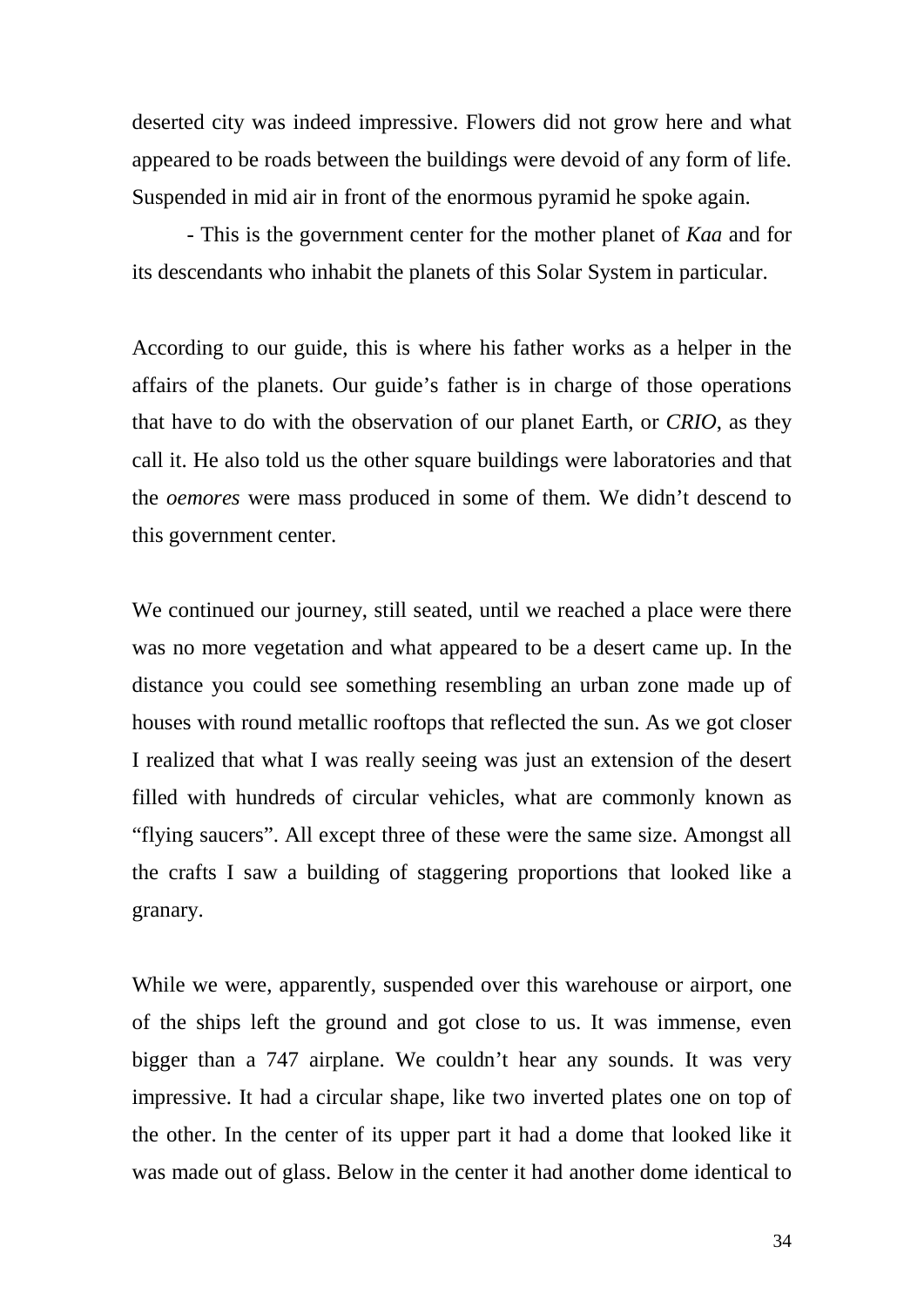deserted city was indeed impressive. Flowers did not grow here and what appeared to be roads between the buildings were devoid of any form of life. Suspended in mid air in front of the enormous pyramid he spoke again.

- This is the government center for the mother planet of *Kaa* and for its descendants who inhabit the planets of this Solar System in particular.

According to our guide, this is where his father works as a helper in the affairs of the planets. Our guide's father is in charge of those operations that have to do with the observation of our planet Earth, or *CRIO*, as they call it. He also told us the other square buildings were laboratories and that the *oemores* were mass produced in some of them. We didn't descend to this government center.

We continued our journey, still seated, until we reached a place were there was no more vegetation and what appeared to be a desert came up. In the distance you could see something resembling an urban zone made up of houses with round metallic rooftops that reflected the sun. As we got closer I realized that what I was really seeing was just an extension of the desert filled with hundreds of circular vehicles, what are commonly known as "flying saucers". All except three of these were the same size. Amongst all the crafts I saw a building of staggering proportions that looked like a granary.

While we were, apparently, suspended over this warehouse or airport, one of the ships left the ground and got close to us. It was immense, even bigger than a 747 airplane. We couldn't hear any sounds. It was very impressive. It had a circular shape, like two inverted plates one on top of the other. In the center of its upper part it had a dome that looked like it was made out of glass. Below in the center it had another dome identical to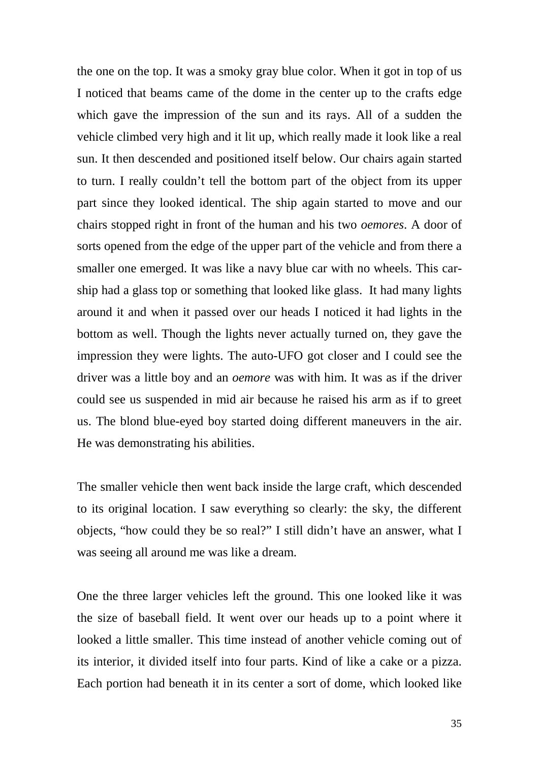the one on the top. It was a smoky gray blue color. When it got in top of us I noticed that beams came of the dome in the center up to the crafts edge which gave the impression of the sun and its rays. All of a sudden the vehicle climbed very high and it lit up, which really made it look like a real sun. It then descended and positioned itself below. Our chairs again started to turn. I really couldn't tell the bottom part of the object from its upper part since they looked identical. The ship again started to move and our chairs stopped right in front of the human and his two *oemores*. A door of sorts opened from the edge of the upper part of the vehicle and from there a smaller one emerged. It was like a navy blue car with no wheels. This car-ship had a glass top or something that looked like glass. It had many lights around it and when it passed over our heads I noticed it had lights in the bottom as well. Though the lights never actually turned on, they gave the impression they were lights. The auto-UFO got closer and I could see the driver was a little boy and an *oemore* was with him. It was as if the driver could see us suspended in mid air because he raised his arm as if to greet us. The blond blue-eyed boy started doing different maneuvers in the air. He was demonstrating his abilities.

The smaller vehicle then went back inside the large craft, which descended to its original location. I saw everything so clearly: the sky, the different objects, "how could they be so real?" I still didn't have an answer, what I was seeing all around me was like a dream.

One the three larger vehicles left the ground. This one looked like it was the size of baseball field. It went over our heads up to a point where it looked a little smaller. This time instead of another vehicle coming out of its interior, it divided itself into four parts. Kind of like a cake or a pizza. Each portion had beneath it in its center a sort of dome, which looked like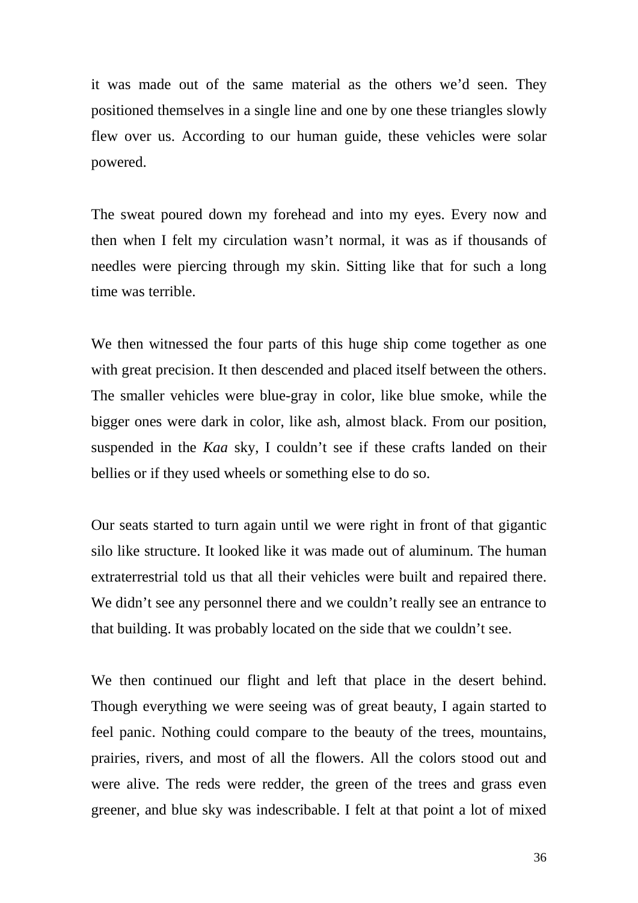it was made out of the same material as the others we'd seen. They positioned themselves in a single line and one by one these triangles slowly flew over us. According to our human guide, these vehicles were solar powered.

The sweat poured down my forehead and into my eyes. Every now and then when I felt my circulation wasn't normal, it was as if thousands of needles were piercing through my skin. Sitting like that for such a long time was terrible.

We then witnessed the four parts of this huge ship come together as one with great precision. It then descended and placed itself between the others. The smaller vehicles were blue-gray in color, like blue smoke, while the bigger ones were dark in color, like ash, almost black. From our position, suspended in the *Kaa* sky, I couldn't see if these crafts landed on their bellies or if they used wheels or something else to do so.

Our seats started to turn again until we were right in front of that gigantic silo like structure. It looked like it was made out of aluminum. The human extraterrestrial told us that all their vehicles were built and repaired there. We didn't see any personnel there and we couldn't really see an entrance to that building. It was probably located on the side that we couldn't see.

We then continued our flight and left that place in the desert behind. Though everything we were seeing was of great beauty, I again started to feel panic. Nothing could compare to the beauty of the trees, mountains, prairies, rivers, and most of all the flowers. All the colors stood out and were alive. The reds were redder, the green of the trees and grass even greener, and blue sky was indescribable. I felt at that point a lot of mixed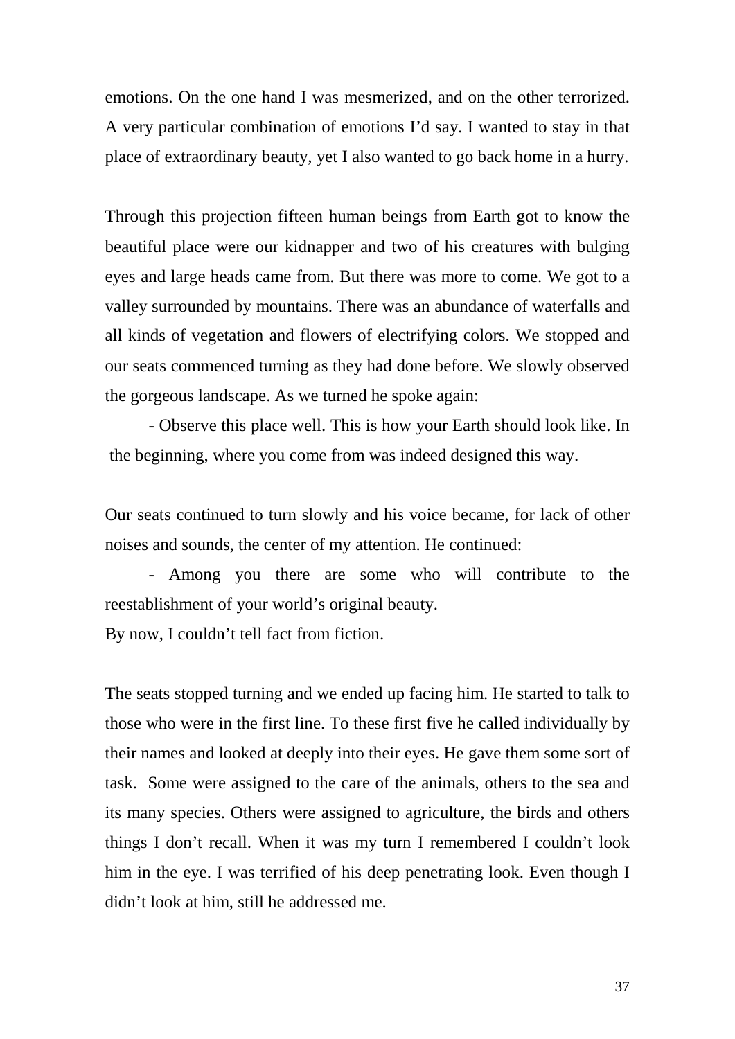emotions. On the one hand I was mesmerized, and on the other terrorized. A very particular combination of emotions I'd say. I wanted to stay in that place of extraordinary beauty, yet I also wanted to go back home in a hurry.

Through this projection fifteen human beings from Earth got to know the beautiful place were our kidnapper and two of his creatures with bulging eyes and large heads came from. But there was more to come. We got to a valley surrounded by mountains. There was an abundance of waterfalls and all kinds of vegetation and flowers of electrifying colors. We stopped and our seats commenced turning as they had done before. We slowly observed the gorgeous landscape. As we turned he spoke again:

- Observe this place well. This is how your Earth should look like. In the beginning, where you come from was indeed designed this way.

Our seats continued to turn slowly and his voice became, for lack of other noises and sounds, the center of my attention. He continued:

- Among you there are some who will contribute to the reestablishment of your world's original beauty.

By now, I couldn't tell fact from fiction.

The seats stopped turning and we ended up facing him. He started to talk to those who were in the first line. To these first five he called individually by their names and looked at deeply into their eyes. He gave them some sort of task. Some were assigned to the care of the animals, others to the sea and its many species. Others were assigned to agriculture, the birds and others things I don't recall. When it was my turn I remembered I couldn't look him in the eye. I was terrified of his deep penetrating look. Even though I didn't look at him, still he addressed me.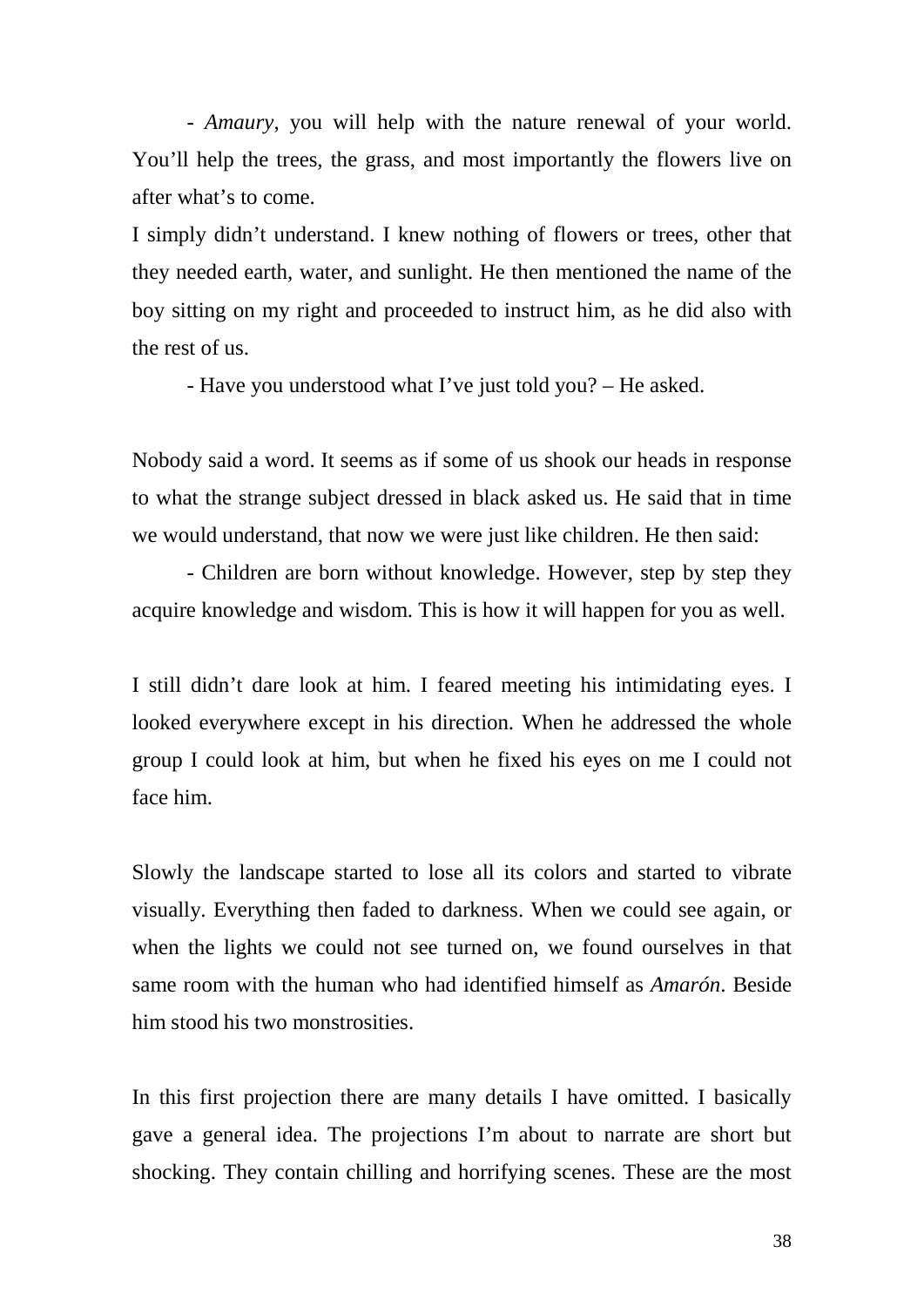- *Amaury*, you will help with the nature renewal of your world. You'll help the trees, the grass, and most importantly the flowers live on after what's to come.

I simply didn't understand. I knew nothing of flowers or trees, other that they needed earth, water, and sunlight. He then mentioned the name of the boy sitting on my right and proceeded to instruct him, as he did also with the rest of us.

- Have you understood what I've just told you? – He asked.

Nobody said a word. It seems as if some of us shook our heads in response to what the strange subject dressed in black asked us. He said that in time we would understand, that now we were just like children. He then said:

- Children are born without knowledge. However, step by step they acquire knowledge and wisdom. This is how it will happen for you as well.

I still didn't dare look at him. I feared meeting his intimidating eyes. I looked everywhere except in his direction. When he addressed the whole group I could look at him, but when he fixed his eyes on me I could not face him.

Slowly the landscape started to lose all its colors and started to vibrate visually. Everything then faded to darkness. When we could see again, or when the lights we could not see turned on, we found ourselves in that same room with the human who had identified himself as *Amarón*. Beside him stood his two monstrosities.

In this first projection there are many details I have omitted. I basically gave a general idea. The projections I'm about to narrate are short but shocking. They contain chilling and horrifying scenes. These are the most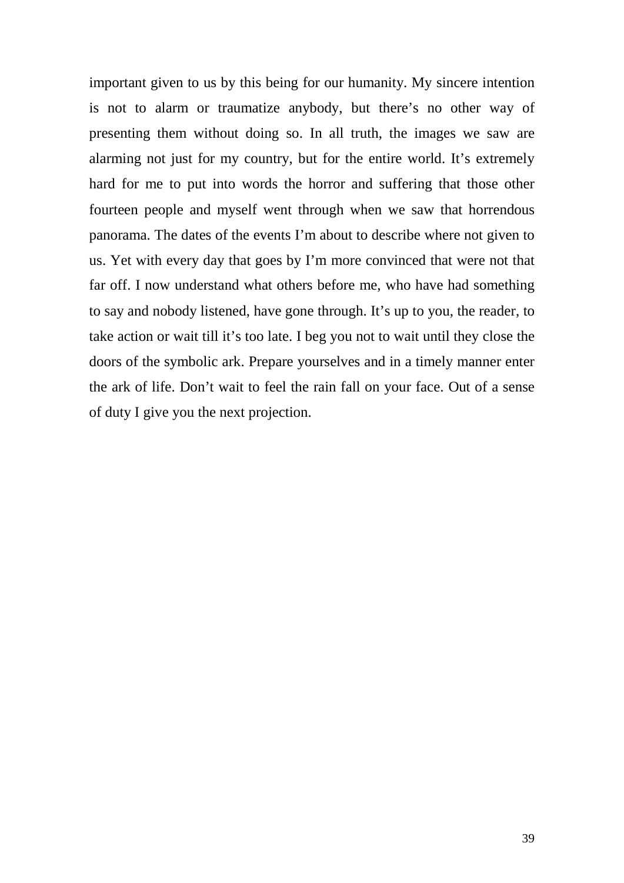important given to us by this being for our humanity. My sincere intention is not to alarm or traumatize anybody, but there's no other way of presenting them without doing so. In all truth, the images we saw are alarming not just for my country, but for the entire world. It's extremely hard for me to put into words the horror and suffering that those other fourteen people and myself went through when we saw that horrendous panorama. The dates of the events I'm about to describe where not given to us. Yet with every day that goes by I'm more convinced that were not that far off. I now understand what others before me, who have had something to say and nobody listened, have gone through. It's up to you, the reader, to take action or wait till it's too late. I beg you not to wait until they close the doors of the symbolic ark. Prepare yourselves and in a timely manner enter the ark of life. Don't wait to feel the rain fall on your face. Out of a sense of duty I give you the next projection.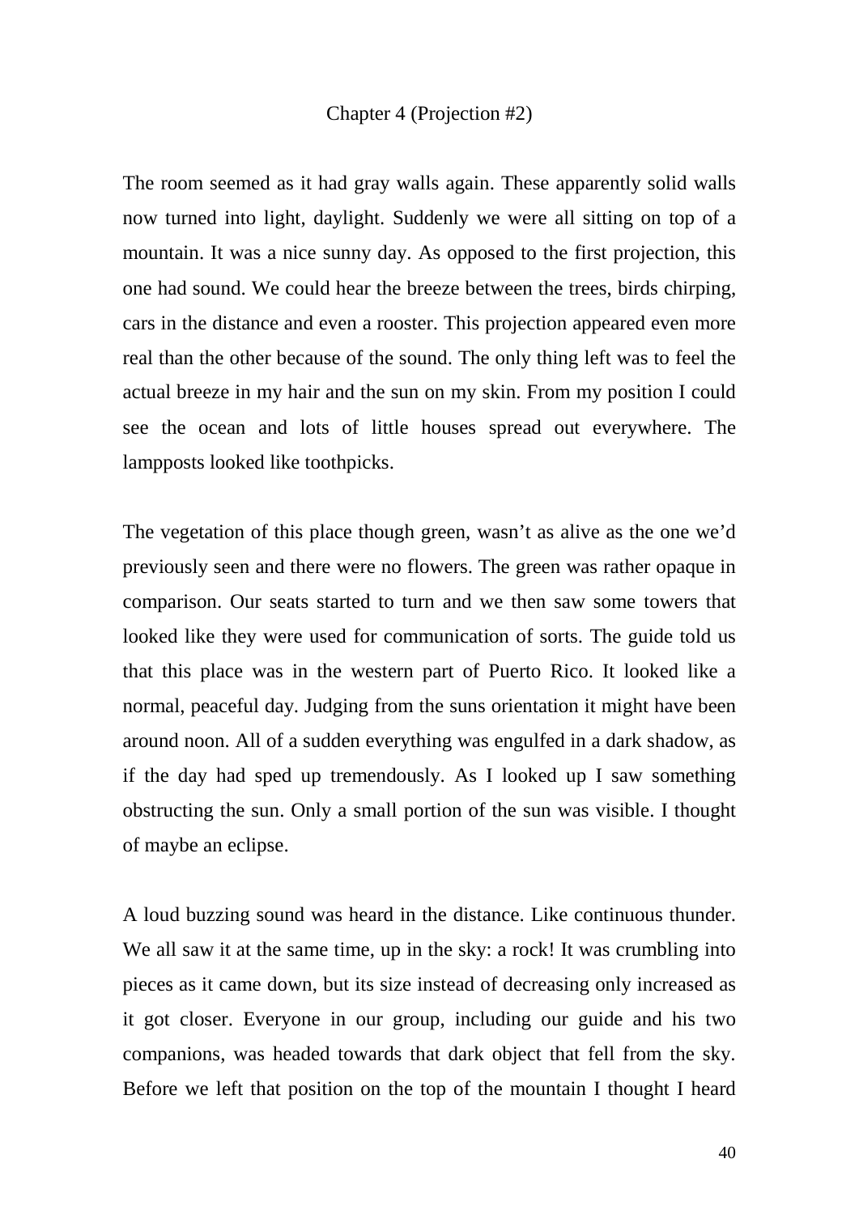## Chapter 4 (Projection #2)

The room seemed as it had gray walls again. These apparently solid walls now turned into light, daylight. Suddenly we were all sitting on top of a mountain. It was a nice sunny day. As opposed to the first projection, this one had sound. We could hear the breeze between the trees, birds chirping, cars in the distance and even a rooster. This projection appeared even more real than the other because of the sound. The only thing left was to feel the actual breeze in my hair and the sun on my skin. From my position I could see the ocean and lots of little houses spread out everywhere. The lampposts looked like toothpicks.

The vegetation of this place though green, wasn't as alive as the one we'd previously seen and there were no flowers. The green was rather opaque in comparison. Our seats started to turn and we then saw some towers that looked like they were used for communication of sorts. The guide told us that this place was in the western part of Puerto Rico. It looked like a normal, peaceful day. Judging from the suns orientation it might have been around noon. All of a sudden everything was engulfed in a dark shadow, as if the day had sped up tremendously. As I looked up I saw something obstructing the sun. Only a small portion of the sun was visible. I thought of maybe an eclipse.

A loud buzzing sound was heard in the distance. Like continuous thunder. We all saw it at the same time, up in the sky: a rock! It was crumbling into pieces as it came down, but its size instead of decreasing only increased as it got closer. Everyone in our group, including our guide and his two companions, was headed towards that dark object that fell from the sky. Before we left that position on the top of the mountain I thought I heard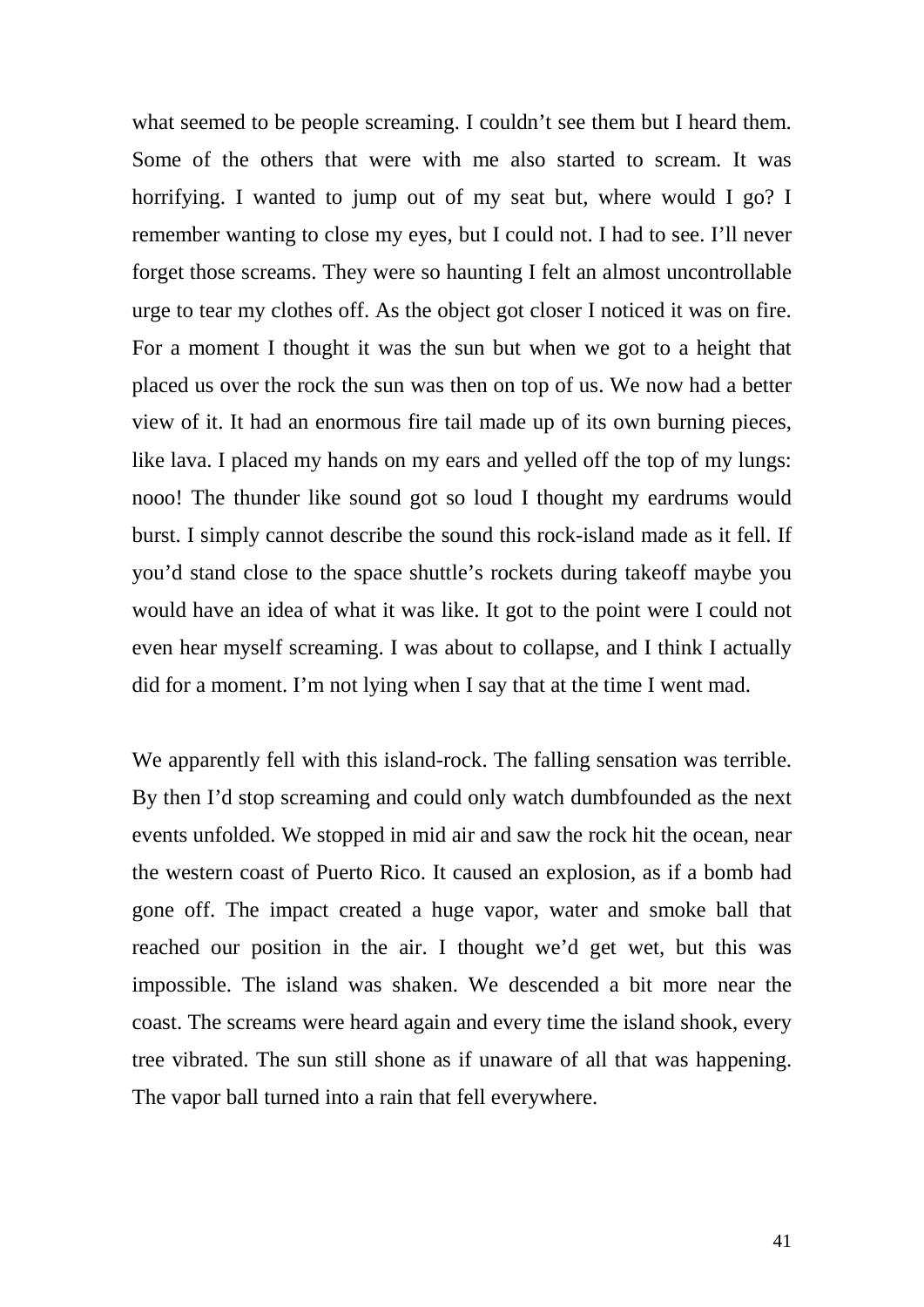what seemed to be people screaming. I couldn’t see them but I heard them. Some of the others that were with me also started to scream. It was horrifying. I wanted to jump out of my seat but, where would I go? I remember wanting to close my eyes, but I could not. I had to see. I’ll never forget those screams. They were so haunting I felt an almost uncontrollable urge to tear my clothes off. As the object got closer I noticed it was on fire. For a moment I thought it was the sun but when we got to a height that placed us over the rock the sun was then on top of us. We now had a better view of it. It had an enormous fire tail made up of its own burning pieces, like lava. I placed my hands on my ears and yelled off the top of my lungs: nooo! The thunder like sound got so loud I thought my eardrums would burst. I simply cannot describe the sound this rock-island made as it fell. If you’d stand close to the space shuttle’s rockets during takeoff maybe you would have an idea of what it was like. It got to the point were I could not even hear myself screaming. I was about to collapse, and I think I actually did for a moment. I’m not lying when I say that at the time I went mad.

We apparently fell with this island-rock. The falling sensation was terrible. By then I’d stop screaming and could only watch dumbfounded as the next events unfolded. We stopped in mid air and saw the rock hit the ocean, near the western coast of Puerto Rico. It caused an explosion, as if a bomb had gone off. The impact created a huge vapor, water and smoke ball that reached our position in the air. I thought we’d get wet, but this was impossible. The island was shaken. We descended a bit more near the coast. The screams were heard again and every time the island shook, every tree vibrated. The sun still shone as if unaware of all that was happening. The vapor ball turned into a rain that fell everywhere.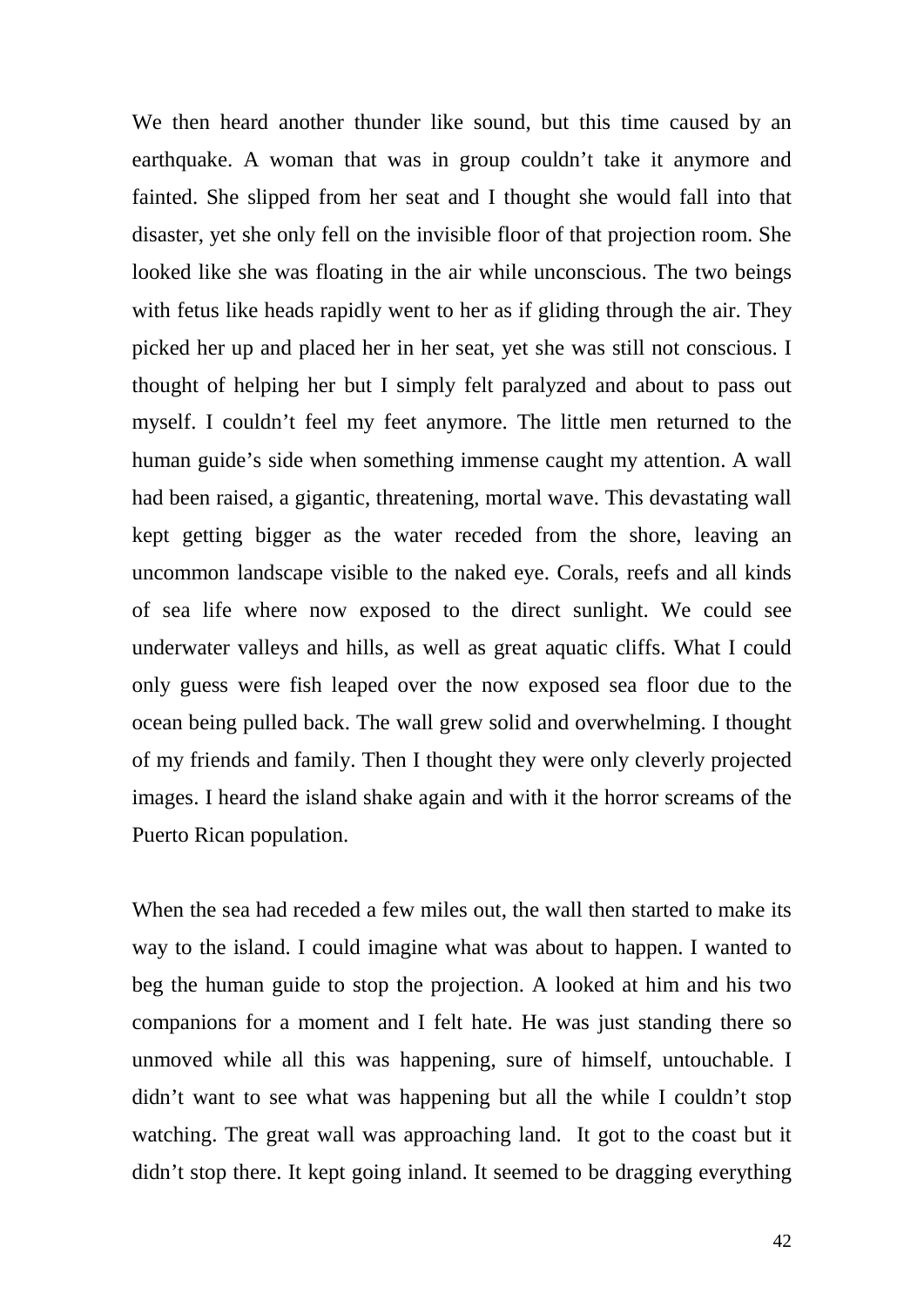We then heard another thunder like sound, but this time caused by an earthquake. A woman that was in group couldn't take it anymore and fainted. She slipped from her seat and I thought she would fall into that disaster, yet she only fell on the invisible floor of that projection room. She looked like she was floating in the air while unconscious. The two beings with fetus like heads rapidly went to her as if gliding through the air. They picked her up and placed her in her seat, yet she was still not conscious. I thought of helping her but I simply felt paralyzed and about to pass out myself. I couldn't feel my feet anymore. The little men returned to the human guide's side when something immense caught my attention. A wall had been raised, a gigantic, threatening, mortal wave. This devastating wall kept getting bigger as the water receded from the shore, leaving an uncommon landscape visible to the naked eye. Corals, reefs and all kinds of sea life where now exposed to the direct sunlight. We could see underwater valleys and hills, as well as great aquatic cliffs. What I could only guess were fish leaped over the now exposed sea floor due to the ocean being pulled back. The wall grew solid and overwhelming. I thought of my friends and family. Then I thought they were only cleverly projected images. I heard the island shake again and with it the horror screams of the Puerto Rican population.

When the sea had receded a few miles out, the wall then started to make its way to the island. I could imagine what was about to happen. I wanted to beg the human guide to stop the projection. A looked at him and his two companions for a moment and I felt hate. He was just standing there so unmoved while all this was happening, sure of himself, untouchable. I didn't want to see what was happening but all the while I couldn't stop watching. The great wall was approaching land.  It got to the coast but it didn't stop there. It kept going inland. It seemed to be dragging everything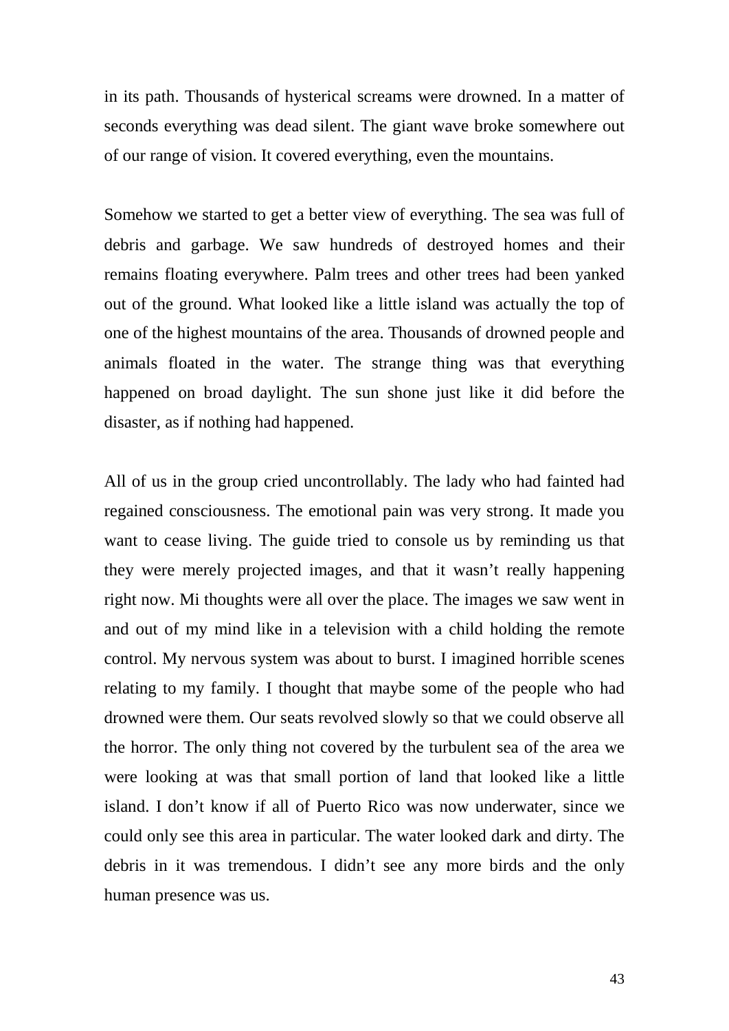in its path. Thousands of hysterical screams were drowned. In a matter of seconds everything was dead silent. The giant wave broke somewhere out of our range of vision. It covered everything, even the mountains.

Somehow we started to get a better view of everything. The sea was full of debris and garbage. We saw hundreds of destroyed homes and their remains floating everywhere. Palm trees and other trees had been yanked out of the ground. What looked like a little island was actually the top of one of the highest mountains of the area. Thousands of drowned people and animals floated in the water. The strange thing was that everything happened on broad daylight. The sun shone just like it did before the disaster, as if nothing had happened.

All of us in the group cried uncontrollably. The lady who had fainted had regained consciousness. The emotional pain was very strong. It made you want to cease living. The guide tried to console us by reminding us that they were merely projected images, and that it wasn't really happening right now. Mi thoughts were all over the place. The images we saw went in and out of my mind like in a television with a child holding the remote control. My nervous system was about to burst. I imagined horrible scenes relating to my family. I thought that maybe some of the people who had drowned were them. Our seats revolved slowly so that we could observe all the horror. The only thing not covered by the turbulent sea of the area we were looking at was that small portion of land that looked like a little island. I don't know if all of Puerto Rico was now underwater, since we could only see this area in particular. The water looked dark and dirty. The debris in it was tremendous. I didn't see any more birds and the only human presence was us.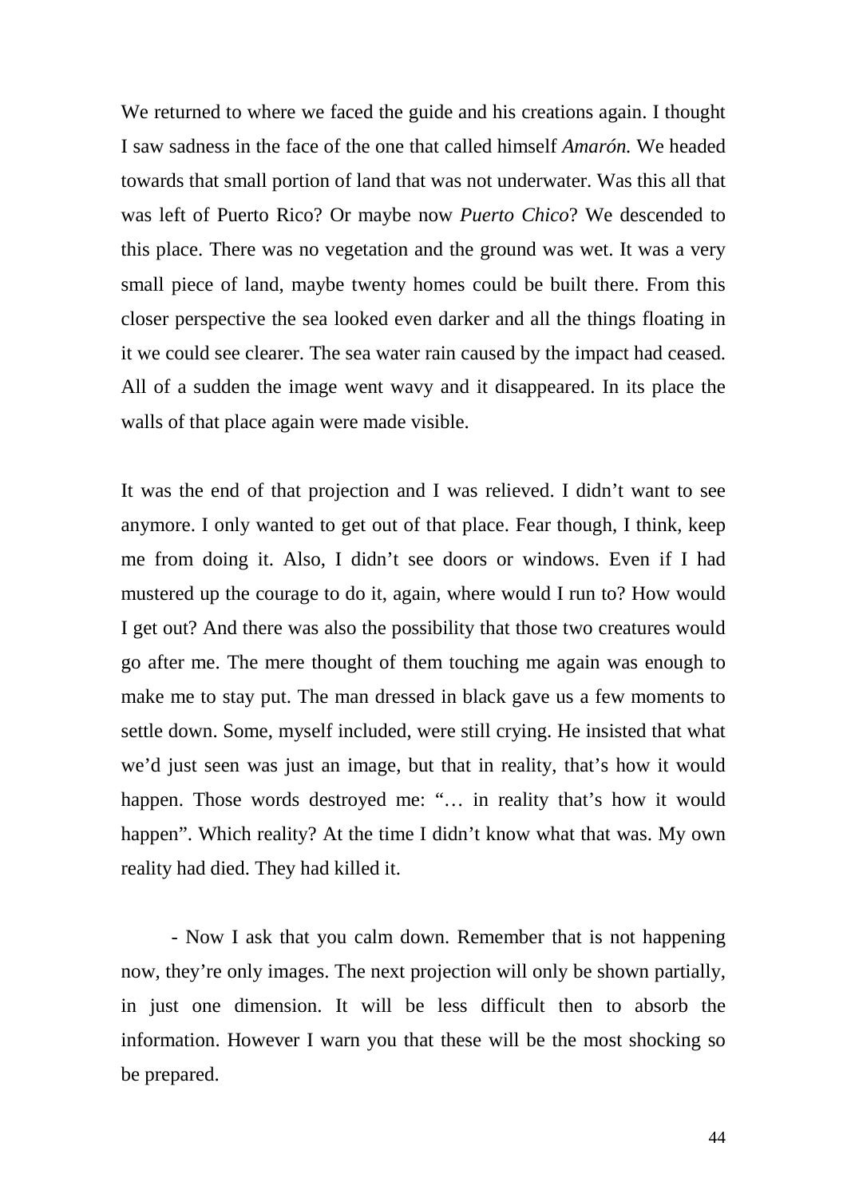We returned to where we faced the guide and his creations again. I thought I saw sadness in the face of the one that called himself *Amarón.* We headed towards that small portion of land that was not underwater. Was this all that was left of Puerto Rico? Or maybe now *Puerto Chico*? We descended to this place. There was no vegetation and the ground was wet. It was a very small piece of land, maybe twenty homes could be built there. From this closer perspective the sea looked even darker and all the things floating in it we could see clearer. The sea water rain caused by the impact had ceased. All of a sudden the image went wavy and it disappeared. In its place the walls of that place again were made visible.

It was the end of that projection and I was relieved. I didn't want to see anymore. I only wanted to get out of that place. Fear though, I think, keep me from doing it. Also, I didn't see doors or windows. Even if I had mustered up the courage to do it, again, where would I run to? How would I get out? And there was also the possibility that those two creatures would go after me. The mere thought of them touching me again was enough to make me to stay put. The man dressed in black gave us a few moments to settle down. Some, myself included, were still crying. He insisted that what we'd just seen was just an image, but that in reality, that's how it would happen. Those words destroyed me: "… in reality that's how it would happen". Which reality? At the time I didn't know what that was. My own reality had died. They had killed it.

- Now I ask that you calm down. Remember that is not happening now, they're only images. The next projection will only be shown partially, in just one dimension. It will be less difficult then to absorb the information. However I warn you that these will be the most shocking so be prepared.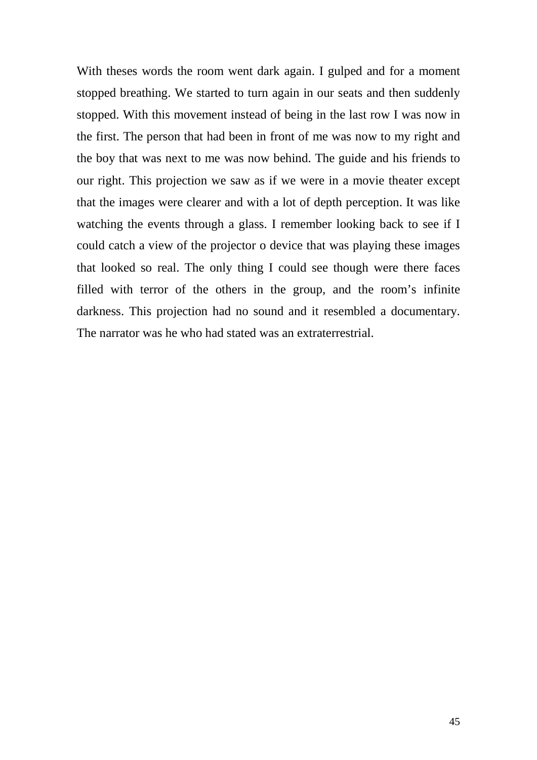With theses words the room went dark again. I gulped and for a moment stopped breathing. We started to turn again in our seats and then suddenly stopped. With this movement instead of being in the last row I was now in the first. The person that had been in front of me was now to my right and the boy that was next to me was now behind. The guide and his friends to our right. This projection we saw as if we were in a movie theater except that the images were clearer and with a lot of depth perception. It was like watching the events through a glass. I remember looking back to see if I could catch a view of the projector o device that was playing these images that looked so real. The only thing I could see though were there faces filled with terror of the others in the group, and the room's infinite darkness. This projection had no sound and it resembled a documentary. The narrator was he who had stated was an extraterrestrial.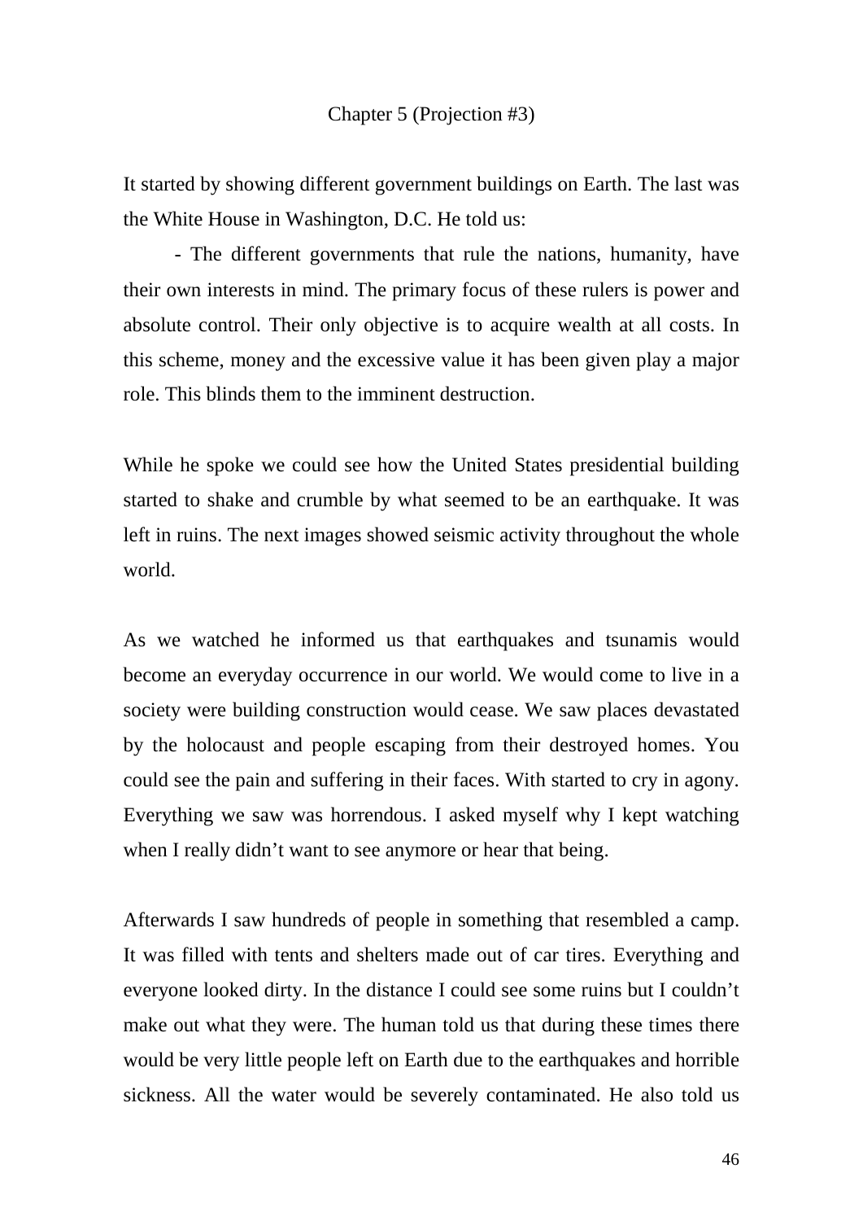## Chapter 5 (Projection #3)

It started by showing different government buildings on Earth. The last was the White House in Washington, D.C. He told us:

- The different governments that rule the nations, humanity, have their own interests in mind. The primary focus of these rulers is power and absolute control. Their only objective is to acquire wealth at all costs. In this scheme, money and the excessive value it has been given play a major role. This blinds them to the imminent destruction.

While he spoke we could see how the United States presidential building started to shake and crumble by what seemed to be an earthquake. It was left in ruins. The next images showed seismic activity throughout the whole world.

As we watched he informed us that earthquakes and tsunamis would become an everyday occurrence in our world. We would come to live in a society were building construction would cease. We saw places devastated by the holocaust and people escaping from their destroyed homes. You could see the pain and suffering in their faces. With started to cry in agony. Everything we saw was horrendous. I asked myself why I kept watching when I really didn't want to see anymore or hear that being.

Afterwards I saw hundreds of people in something that resembled a camp. It was filled with tents and shelters made out of car tires. Everything and everyone looked dirty. In the distance I could see some ruins but I couldn't make out what they were. The human told us that during these times there would be very little people left on Earth due to the earthquakes and horrible sickness. All the water would be severely contaminated. He also told us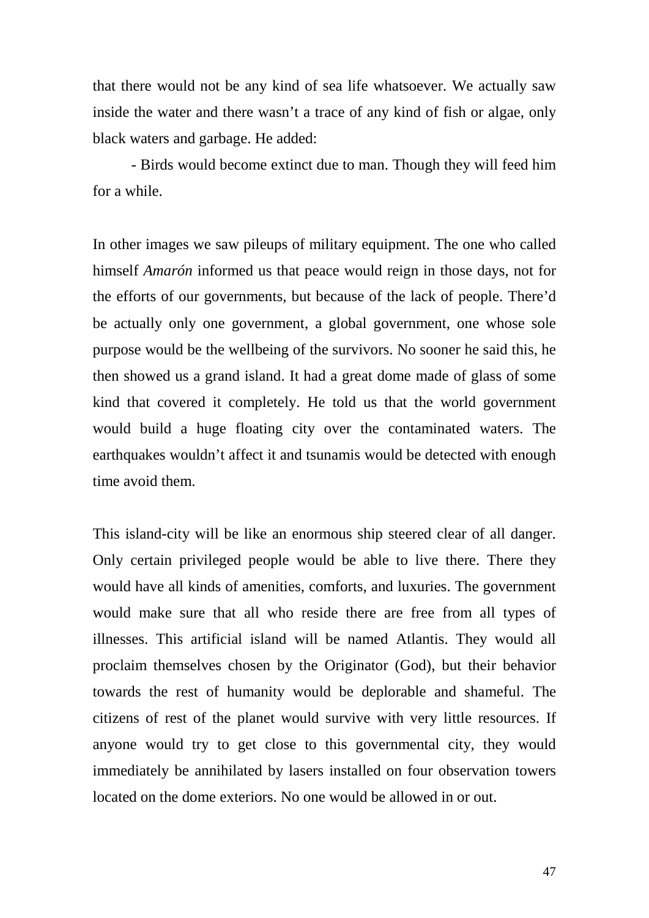that there would not be any kind of sea life whatsoever. We actually saw inside the water and there wasn't a trace of any kind of fish or algae, only black waters and garbage. He added:

- Birds would become extinct due to man. Though they will feed him for a while.

In other images we saw pileups of military equipment. The one who called himself *Amarón* informed us that peace would reign in those days, not for the efforts of our governments, but because of the lack of people. There'd be actually only one government, a global government, one whose sole purpose would be the wellbeing of the survivors. No sooner he said this, he then showed us a grand island. It had a great dome made of glass of some kind that covered it completely. He told us that the world government would build a huge floating city over the contaminated waters. The earthquakes wouldn't affect it and tsunamis would be detected with enough time avoid them.

This island-city will be like an enormous ship steered clear of all danger. Only certain privileged people would be able to live there. There they would have all kinds of amenities, comforts, and luxuries. The government would make sure that all who reside there are free from all types of illnesses. This artificial island will be named Atlantis. They would all proclaim themselves chosen by the Originator (God), but their behavior towards the rest of humanity would be deplorable and shameful. The citizens of rest of the planet would survive with very little resources. If anyone would try to get close to this governmental city, they would immediately be annihilated by lasers installed on four observation towers located on the dome exteriors. No one would be allowed in or out.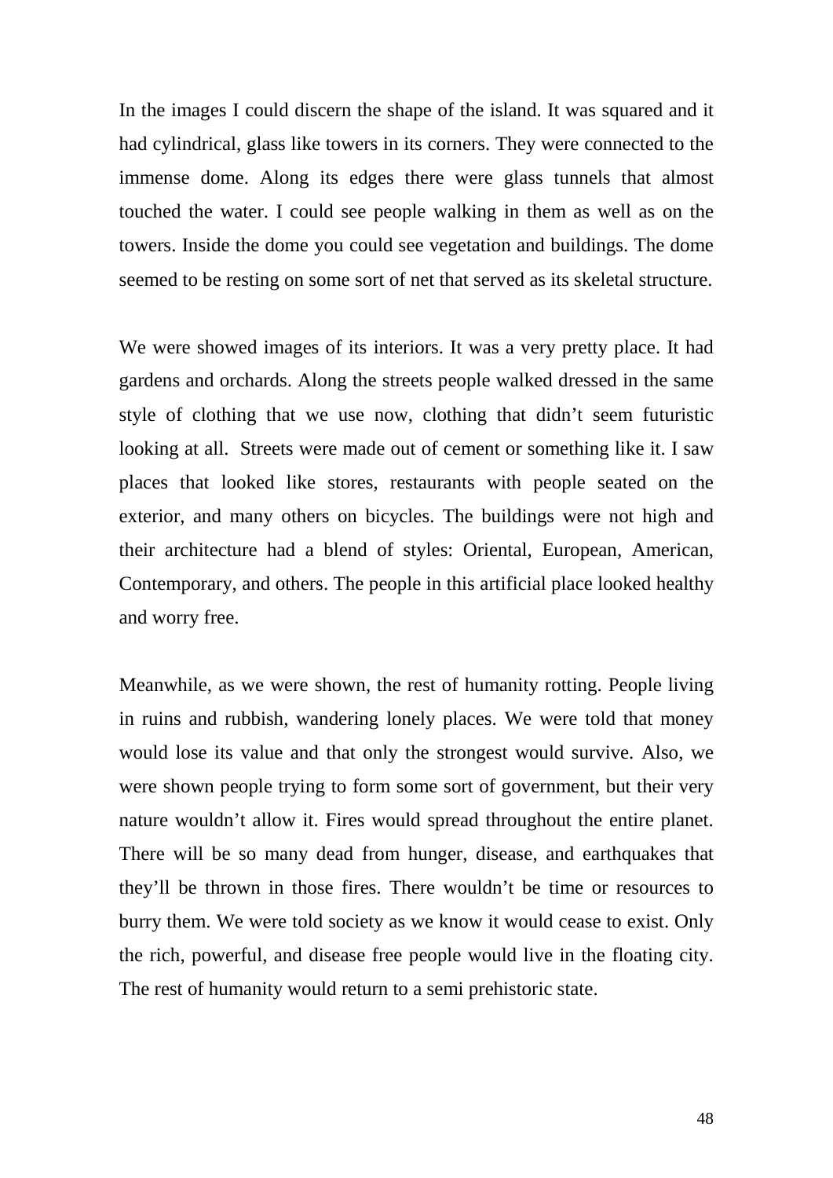In the images I could discern the shape of the island. It was squared and it had cylindrical, glass like towers in its corners. They were connected to the immense dome. Along its edges there were glass tunnels that almost touched the water. I could see people walking in them as well as on the towers. Inside the dome you could see vegetation and buildings. The dome seemed to be resting on some sort of net that served as its skeletal structure.

We were showed images of its interiors. It was a very pretty place. It had gardens and orchards. Along the streets people walked dressed in the same style of clothing that we use now, clothing that didn't seem futuristic looking at all. Streets were made out of cement or something like it. I saw places that looked like stores, restaurants with people seated on the exterior, and many others on bicycles. The buildings were not high and their architecture had a blend of styles: Oriental, European, American, Contemporary, and others. The people in this artificial place looked healthy and worry free.

Meanwhile, as we were shown, the rest of humanity rotting. People living in ruins and rubbish, wandering lonely places. We were told that money would lose its value and that only the strongest would survive. Also, we were shown people trying to form some sort of government, but their very nature wouldn't allow it. Fires would spread throughout the entire planet. There will be so many dead from hunger, disease, and earthquakes that they'll be thrown in those fires. There wouldn't be time or resources to burry them. We were told society as we know it would cease to exist. Only the rich, powerful, and disease free people would live in the floating city. The rest of humanity would return to a semi prehistoric state.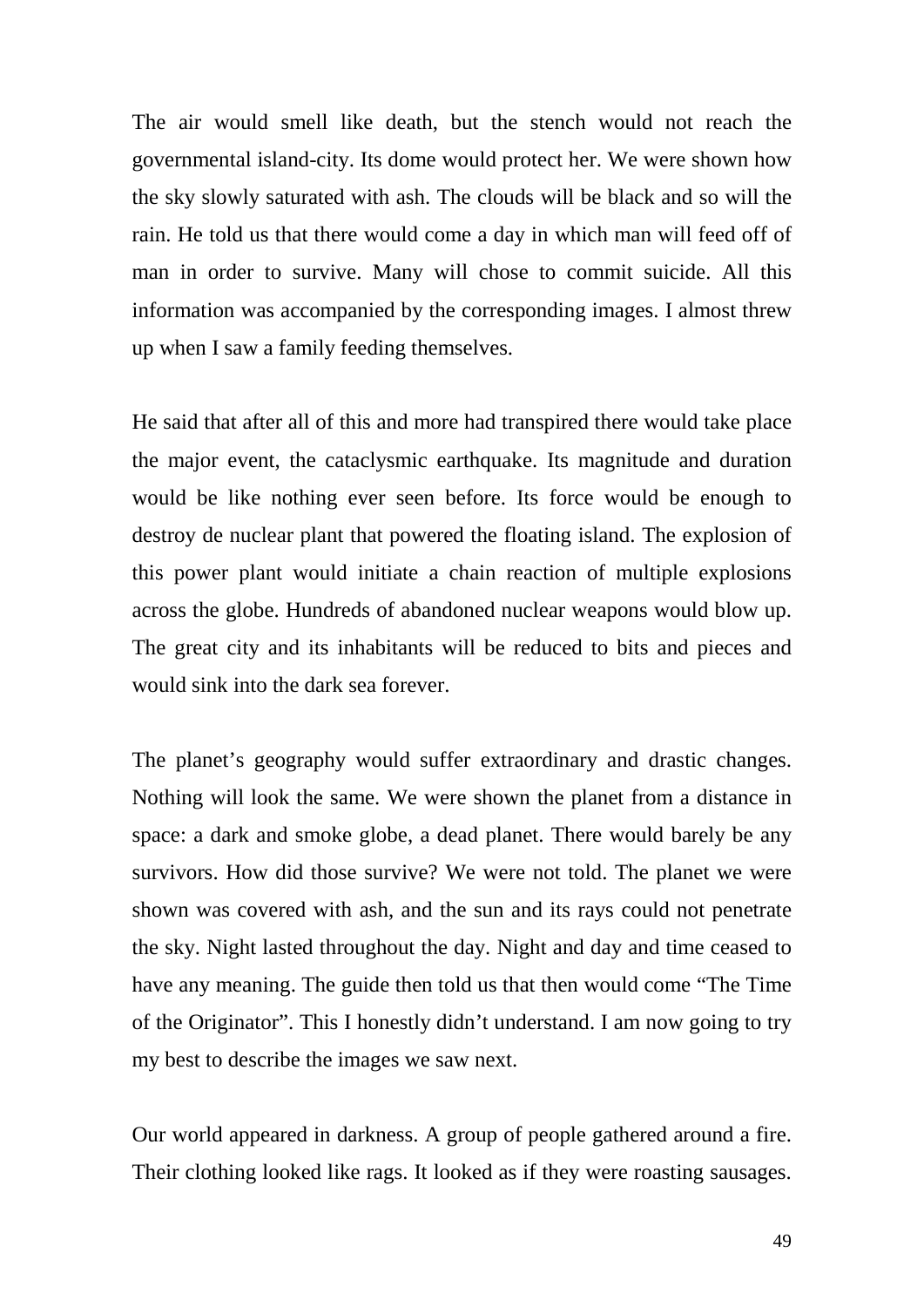The air would smell like death, but the stench would not reach the governmental island-city. Its dome would protect her. We were shown how the sky slowly saturated with ash. The clouds will be black and so will the rain. He told us that there would come a day in which man will feed off of man in order to survive. Many will chose to commit suicide. All this information was accompanied by the corresponding images. I almost threw up when I saw a family feeding themselves.

He said that after all of this and more had transpired there would take place the major event, the cataclysmic earthquake. Its magnitude and duration would be like nothing ever seen before. Its force would be enough to destroy de nuclear plant that powered the floating island. The explosion of this power plant would initiate a chain reaction of multiple explosions across the globe. Hundreds of abandoned nuclear weapons would blow up. The great city and its inhabitants will be reduced to bits and pieces and would sink into the dark sea forever.

The planet's geography would suffer extraordinary and drastic changes. Nothing will look the same. We were shown the planet from a distance in space: a dark and smoke globe, a dead planet. There would barely be any survivors. How did those survive? We were not told. The planet we were shown was covered with ash, and the sun and its rays could not penetrate the sky. Night lasted throughout the day. Night and day and time ceased to have any meaning. The guide then told us that then would come "The Time of the Originator". This I honestly didn't understand. I am now going to try my best to describe the images we saw next.

Our world appeared in darkness. A group of people gathered around a fire. Their clothing looked like rags. It looked as if they were roasting sausages.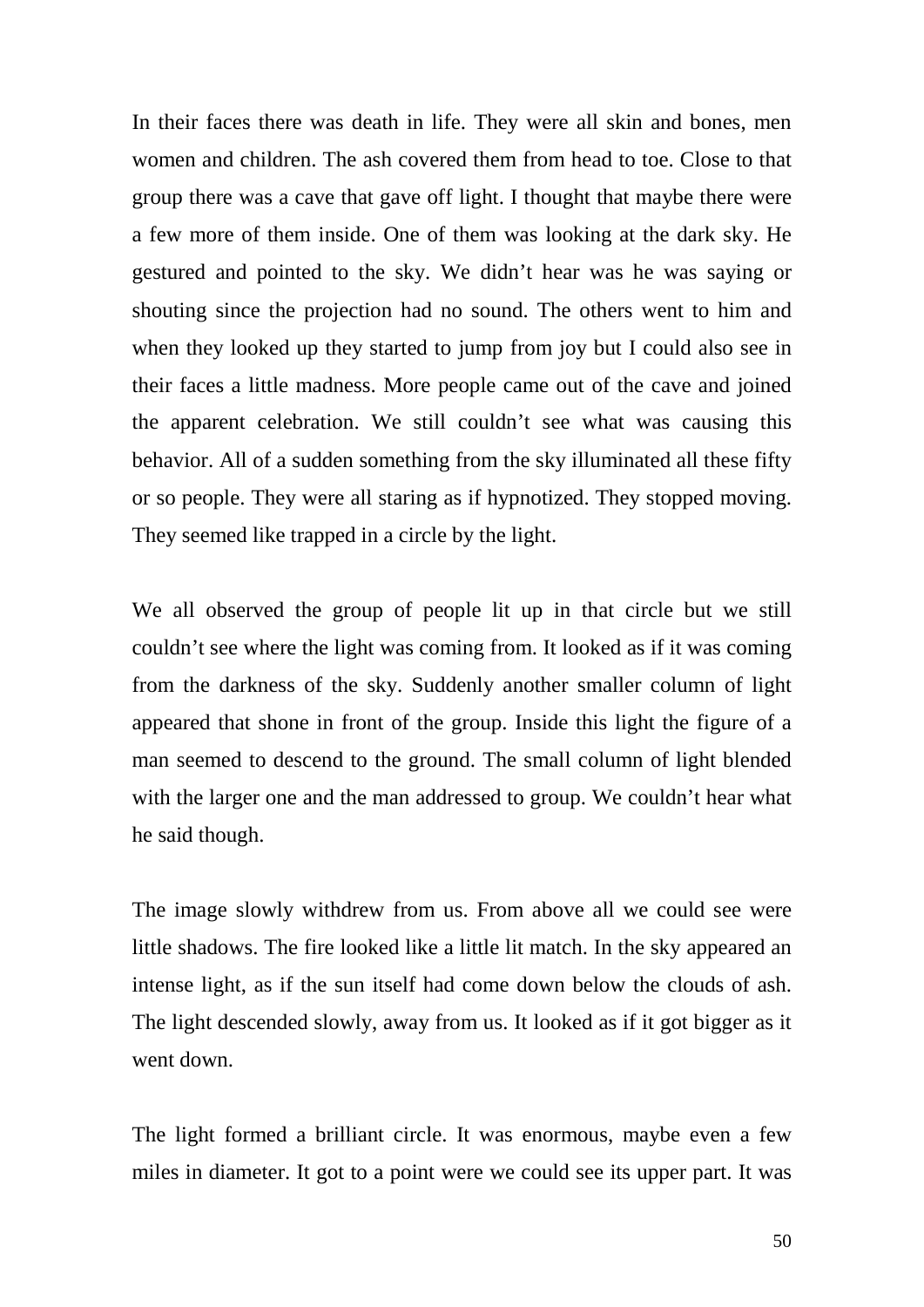In their faces there was death in life. They were all skin and bones, men women and children. The ash covered them from head to toe. Close to that group there was a cave that gave off light. I thought that maybe there were a few more of them inside. One of them was looking at the dark sky. He gestured and pointed to the sky. We didn't hear was he was saying or shouting since the projection had no sound. The others went to him and when they looked up they started to jump from joy but I could also see in their faces a little madness. More people came out of the cave and joined the apparent celebration. We still couldn't see what was causing this behavior. All of a sudden something from the sky illuminated all these fifty or so people. They were all staring as if hypnotized. They stopped moving. They seemed like trapped in a circle by the light.

We all observed the group of people lit up in that circle but we still couldn't see where the light was coming from. It looked as if it was coming from the darkness of the sky. Suddenly another smaller column of light appeared that shone in front of the group. Inside this light the figure of a man seemed to descend to the ground. The small column of light blended with the larger one and the man addressed to group. We couldn't hear what he said though.

The image slowly withdrew from us. From above all we could see were little shadows. The fire looked like a little lit match. In the sky appeared an intense light, as if the sun itself had come down below the clouds of ash. The light descended slowly, away from us. It looked as if it got bigger as it went down.

The light formed a brilliant circle. It was enormous, maybe even a few miles in diameter. It got to a point were we could see its upper part. It was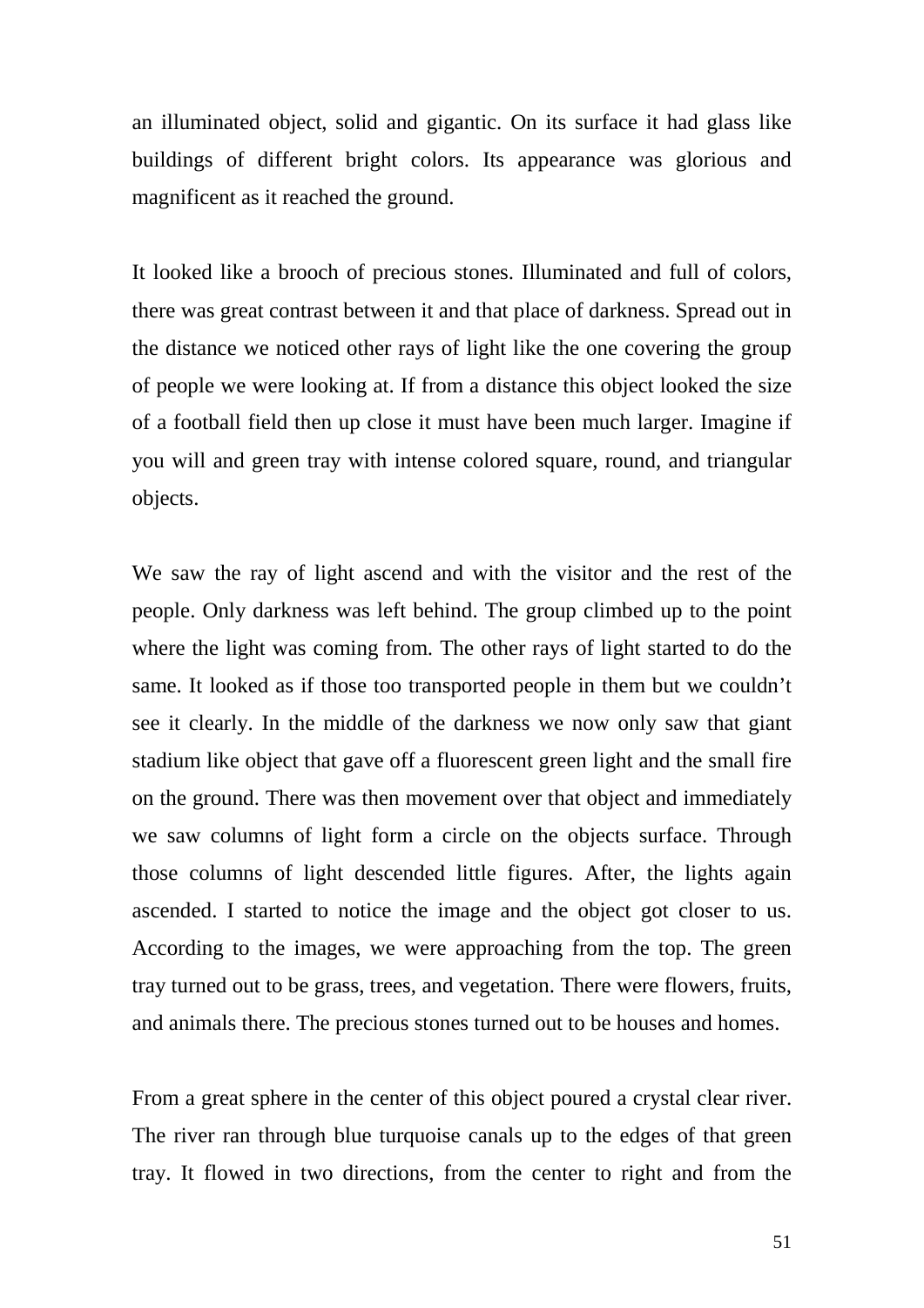an illuminated object, solid and gigantic. On its surface it had glass like buildings of different bright colors. Its appearance was glorious and magnificent as it reached the ground.

It looked like a brooch of precious stones. Illuminated and full of colors, there was great contrast between it and that place of darkness. Spread out in the distance we noticed other rays of light like the one covering the group of people we were looking at. If from a distance this object looked the size of a football field then up close it must have been much larger. Imagine if you will and green tray with intense colored square, round, and triangular objects.

We saw the ray of light ascend and with the visitor and the rest of the people. Only darkness was left behind. The group climbed up to the point where the light was coming from. The other rays of light started to do the same. It looked as if those too transported people in them but we couldn't see it clearly. In the middle of the darkness we now only saw that giant stadium like object that gave off a fluorescent green light and the small fire on the ground. There was then movement over that object and immediately we saw columns of light form a circle on the objects surface. Through those columns of light descended little figures. After, the lights again ascended. I started to notice the image and the object got closer to us. According to the images, we were approaching from the top. The green tray turned out to be grass, trees, and vegetation. There were flowers, fruits, and animals there. The precious stones turned out to be houses and homes.

From a great sphere in the center of this object poured a crystal clear river. The river ran through blue turquoise canals up to the edges of that green tray. It flowed in two directions, from the center to right and from the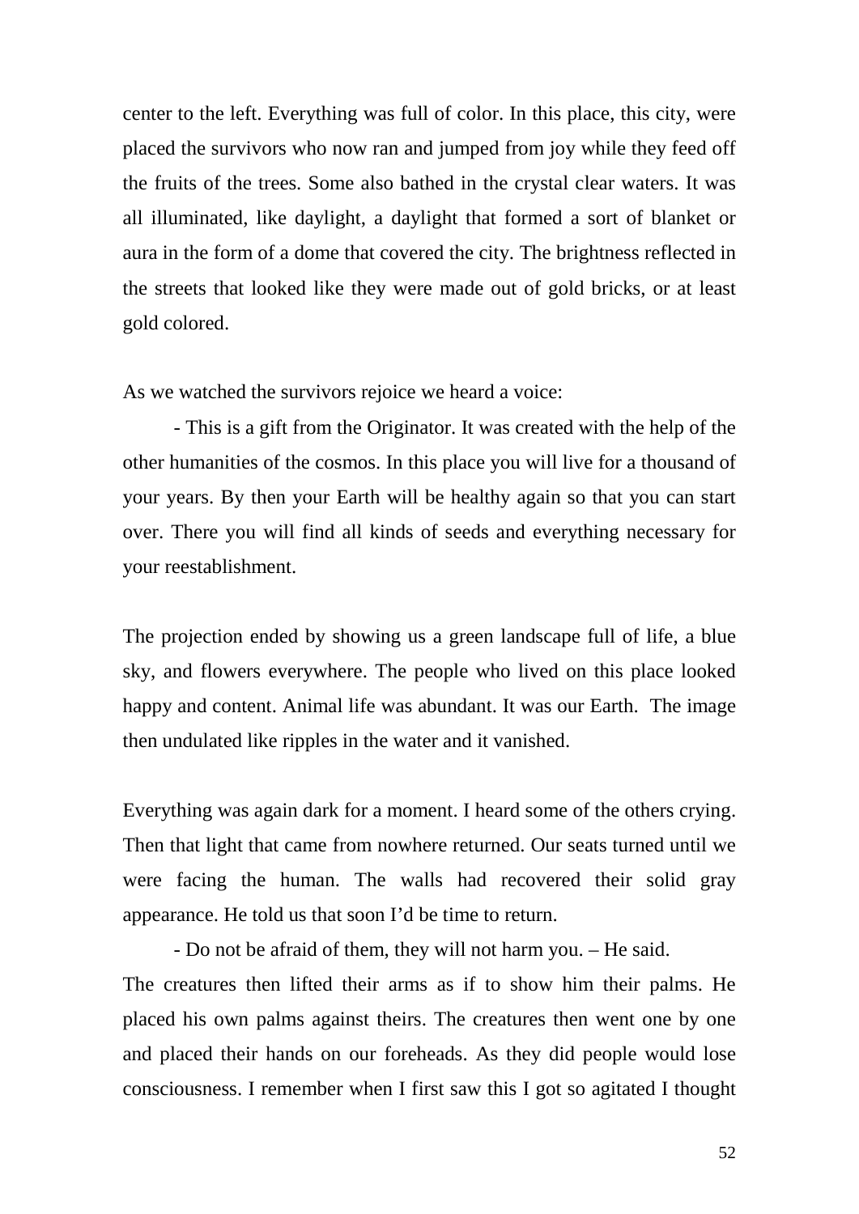center to the left. Everything was full of color. In this place, this city, were placed the survivors who now ran and jumped from joy while they feed off the fruits of the trees. Some also bathed in the crystal clear waters. It was all illuminated, like daylight, a daylight that formed a sort of blanket or aura in the form of a dome that covered the city. The brightness reflected in the streets that looked like they were made out of gold bricks, or at least gold colored.

As we watched the survivors rejoice we heard a voice:

- This is a gift from the Originator. It was created with the help of the other humanities of the cosmos. In this place you will live for a thousand of your years. By then your Earth will be healthy again so that you can start over. There you will find all kinds of seeds and everything necessary for your reestablishment.

The projection ended by showing us a green landscape full of life, a blue sky, and flowers everywhere. The people who lived on this place looked happy and content. Animal life was abundant. It was our Earth.  The image then undulated like ripples in the water and it vanished.

Everything was again dark for a moment. I heard some of the others crying. Then that light that came from nowhere returned. Our seats turned until we were facing the human. The walls had recovered their solid gray appearance. He told us that soon I'd be time to return.

- Do not be afraid of them, they will not harm you. – He said.

The creatures then lifted their arms as if to show him their palms. He placed his own palms against theirs. The creatures then went one by one and placed their hands on our foreheads. As they did people would lose consciousness. I remember when I first saw this I got so agitated I thought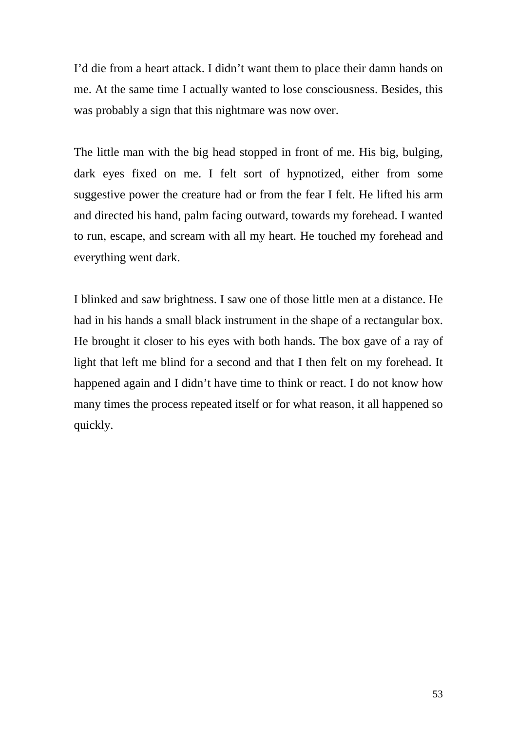I'd die from a heart attack. I didn't want them to place their damn hands on me. At the same time I actually wanted to lose consciousness. Besides, this was probably a sign that this nightmare was now over.

The little man with the big head stopped in front of me. His big, bulging, dark eyes fixed on me. I felt sort of hypnotized, either from some suggestive power the creature had or from the fear I felt. He lifted his arm and directed his hand, palm facing outward, towards my forehead. I wanted to run, escape, and scream with all my heart. He touched my forehead and everything went dark.

I blinked and saw brightness. I saw one of those little men at a distance. He had in his hands a small black instrument in the shape of a rectangular box. He brought it closer to his eyes with both hands. The box gave of a ray of light that left me blind for a second and that I then felt on my forehead. It happened again and I didn't have time to think or react. I do not know how many times the process repeated itself or for what reason, it all happened so quickly.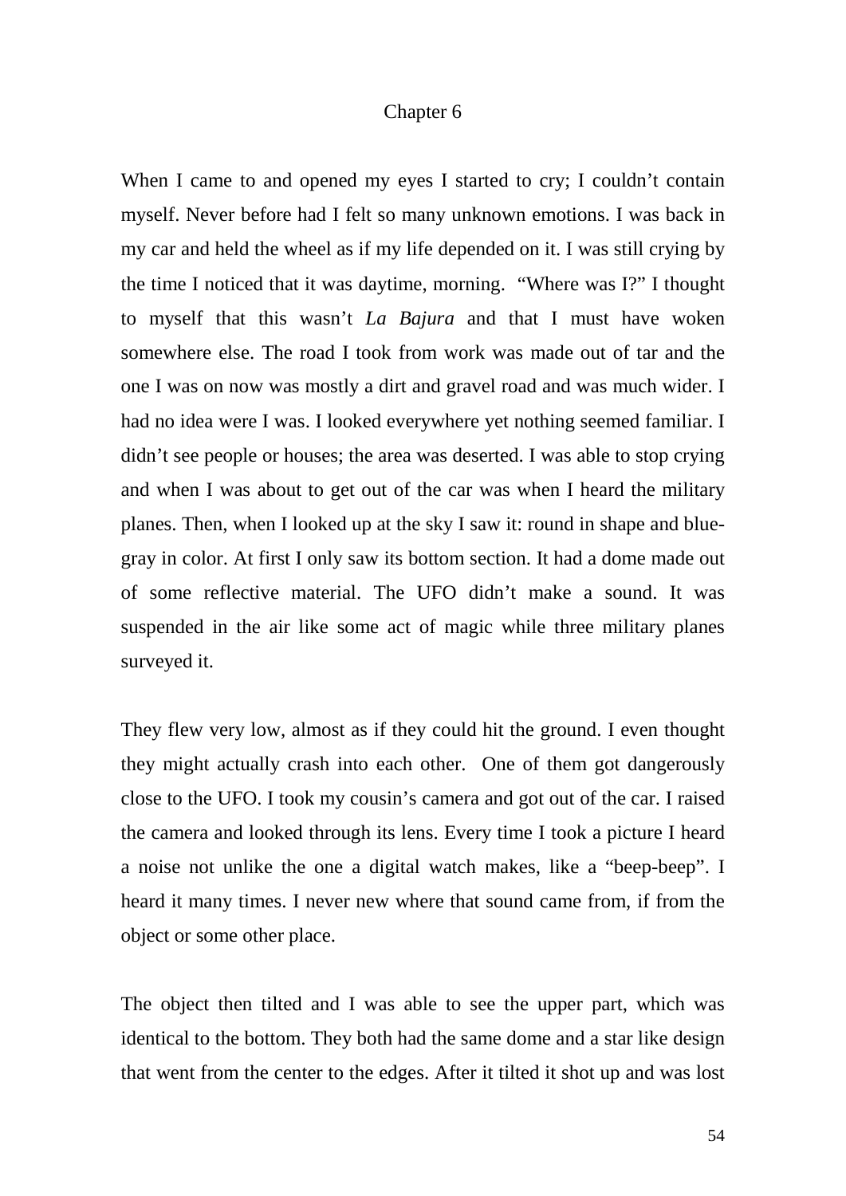# Chapter 6

When I came to and opened my eyes I started to cry; I couldn't contain myself. Never before had I felt so many unknown emotions. I was back in my car and held the wheel as if my life depended on it. I was still crying by the time I noticed that it was daytime, morning. "Where was I?" I thought to myself that this wasn't *La Bajura* and that I must have woken somewhere else. The road I took from work was made out of tar and the one I was on now was mostly a dirt and gravel road and was much wider. I had no idea were I was. I looked everywhere yet nothing seemed familiar. I didn't see people or houses; the area was deserted. I was able to stop crying and when I was about to get out of the car was when I heard the military planes. Then, when I looked up at the sky I saw it: round in shape and blue-gray in color. At first I only saw its bottom section. It had a dome made out of some reflective material. The UFO didn't make a sound. It was suspended in the air like some act of magic while three military planes surveyed it.

They flew very low, almost as if they could hit the ground. I even thought they might actually crash into each other. One of them got dangerously close to the UFO. I took my cousin's camera and got out of the car. I raised the camera and looked through its lens. Every time I took a picture I heard a noise not unlike the one a digital watch makes, like a "beep-beep". I heard it many times. I never new where that sound came from, if from the object or some other place.

The object then tilted and I was able to see the upper part, which was identical to the bottom. They both had the same dome and a star like design that went from the center to the edges. After it tilted it shot up and was lost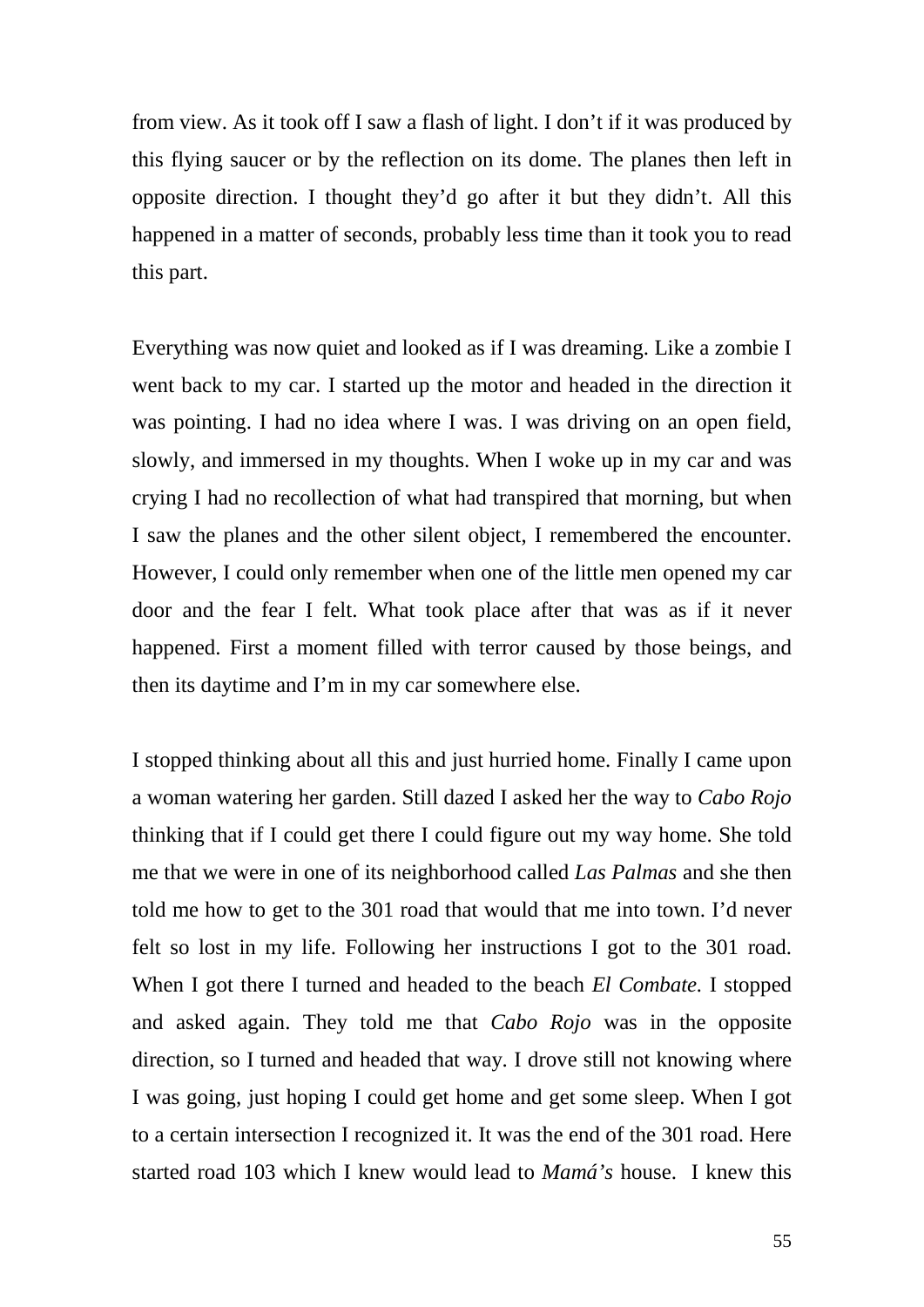from view. As it took off I saw a flash of light. I don't if it was produced by this flying saucer or by the reflection on its dome. The planes then left in opposite direction. I thought they'd go after it but they didn't. All this happened in a matter of seconds, probably less time than it took you to read this part.

Everything was now quiet and looked as if I was dreaming. Like a zombie I went back to my car. I started up the motor and headed in the direction it was pointing. I had no idea where I was. I was driving on an open field, slowly, and immersed in my thoughts. When I woke up in my car and was crying I had no recollection of what had transpired that morning, but when I saw the planes and the other silent object, I remembered the encounter. However, I could only remember when one of the little men opened my car door and the fear I felt. What took place after that was as if it never happened. First a moment filled with terror caused by those beings, and then its daytime and I'm in my car somewhere else.

I stopped thinking about all this and just hurried home. Finally I came upon a woman watering her garden. Still dazed I asked her the way to *Cabo Rojo* thinking that if I could get there I could figure out my way home. She told me that we were in one of its neighborhood called *Las Palmas* and she then told me how to get to the 301 road that would that me into town. I'd never felt so lost in my life. Following her instructions I got to the 301 road. When I got there I turned and headed to the beach *El Combate*. I stopped and asked again. They told me that *Cabo Rojo* was in the opposite direction, so I turned and headed that way. I drove still not knowing where I was going, just hoping I could get home and get some sleep. When I got to a certain intersection I recognized it. It was the end of the 301 road. Here started road 103 which I knew would lead to *Mamá's* house. I knew this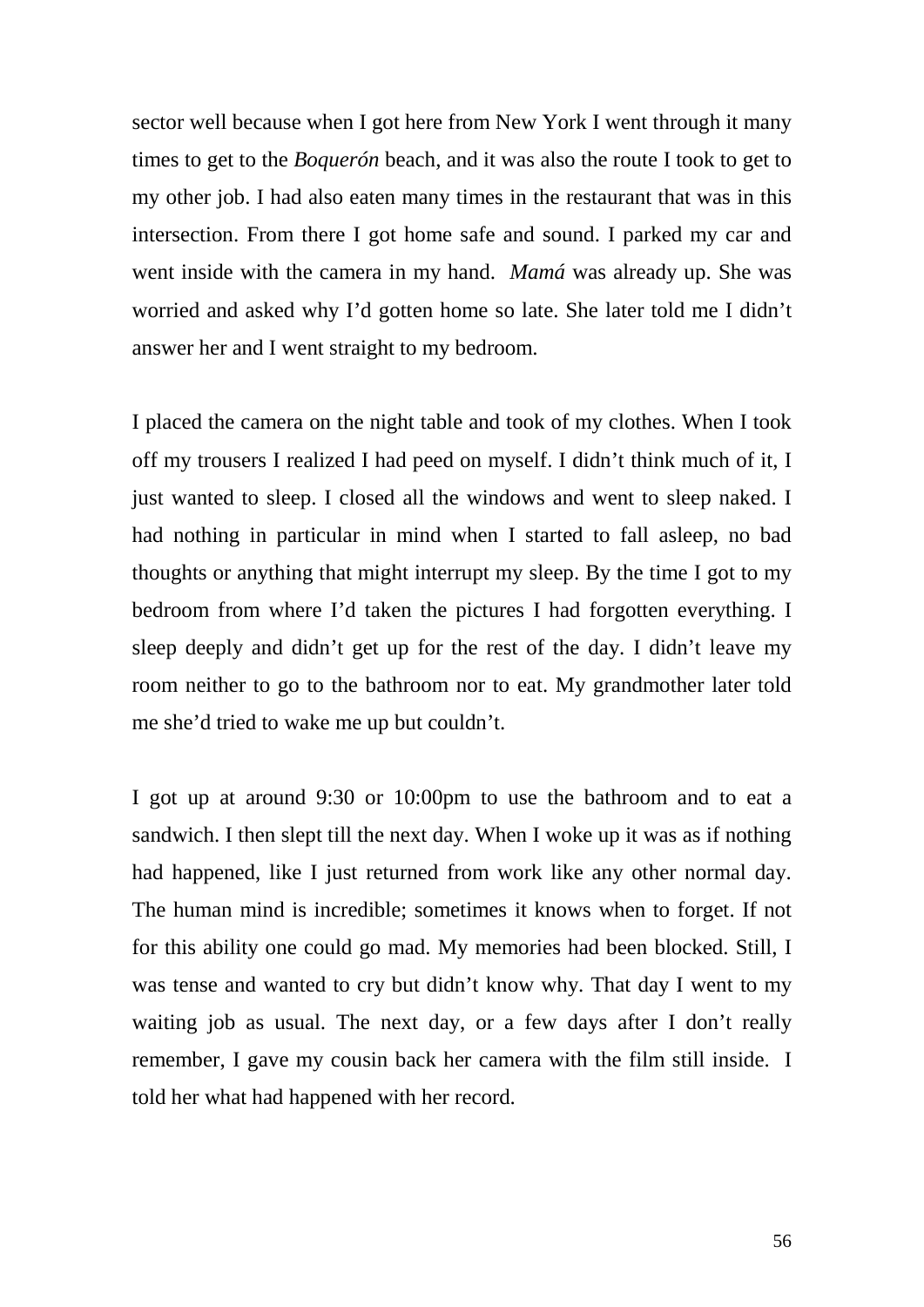sector well because when I got here from New York I went through it many times to get to the *Boquerón* beach, and it was also the route I took to get to my other job. I had also eaten many times in the restaurant that was in this intersection. From there I got home safe and sound. I parked my car and went inside with the camera in my hand. *Mamá* was already up. She was worried and asked why I'd gotten home so late. She later told me I didn't answer her and I went straight to my bedroom.

I placed the camera on the night table and took of my clothes. When I took off my trousers I realized I had peed on myself. I didn't think much of it, I just wanted to sleep. I closed all the windows and went to sleep naked. I had nothing in particular in mind when I started to fall asleep, no bad thoughts or anything that might interrupt my sleep. By the time I got to my bedroom from where I'd taken the pictures I had forgotten everything. I sleep deeply and didn't get up for the rest of the day. I didn't leave my room neither to go to the bathroom nor to eat. My grandmother later told me she'd tried to wake me up but couldn't.

I got up at around 9:30 or 10:00pm to use the bathroom and to eat a sandwich. I then slept till the next day. When I woke up it was as if nothing had happened, like I just returned from work like any other normal day. The human mind is incredible; sometimes it knows when to forget. If not for this ability one could go mad. My memories had been blocked. Still, I was tense and wanted to cry but didn't know why. That day I went to my waiting job as usual. The next day, or a few days after I don't really remember, I gave my cousin back her camera with the film still inside. I told her what had happened with her record.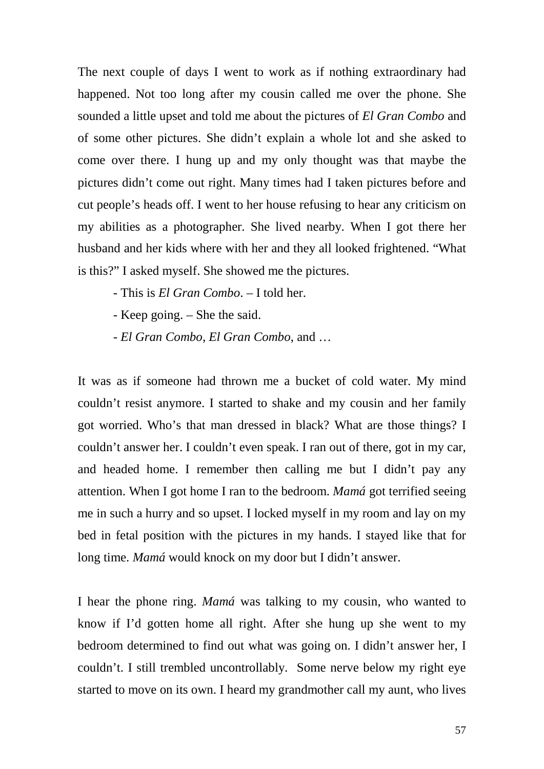The next couple of days I went to work as if nothing extraordinary had happened. Not too long after my cousin called me over the phone. She sounded a little upset and told me about the pictures of *El Gran Combo* and of some other pictures. She didn't explain a whole lot and she asked to come over there. I hung up and my only thought was that maybe the pictures didn't come out right. Many times had I taken pictures before and cut people's heads off. I went to her house refusing to hear any criticism on my abilities as a photographer. She lived nearby. When I got there her husband and her kids where with her and they all looked frightened. "What is this?" I asked myself. She showed me the pictures.

- This is *El Gran Combo*. – I told her.

- Keep going. – She the said.

- *El Gran Combo*, *El Gran Combo*, and …

It was as if someone had thrown me a bucket of cold water. My mind couldn't resist anymore. I started to shake and my cousin and her family got worried. Who's that man dressed in black? What are those things? I couldn't answer her. I couldn't even speak. I ran out of there, got in my car, and headed home. I remember then calling me but I didn't pay any attention. When I got home I ran to the bedroom. *Mamá* got terrified seeing me in such a hurry and so upset. I locked myself in my room and lay on my bed in fetal position with the pictures in my hands. I stayed like that for long time. *Mamá* would knock on my door but I didn't answer.

I hear the phone ring. *Mamá* was talking to my cousin, who wanted to know if I'd gotten home all right. After she hung up she went to my bedroom determined to find out what was going on. I didn't answer her, I couldn't. I still trembled uncontrollably. Some nerve below my right eye started to move on its own. I heard my grandmother call my aunt, who lives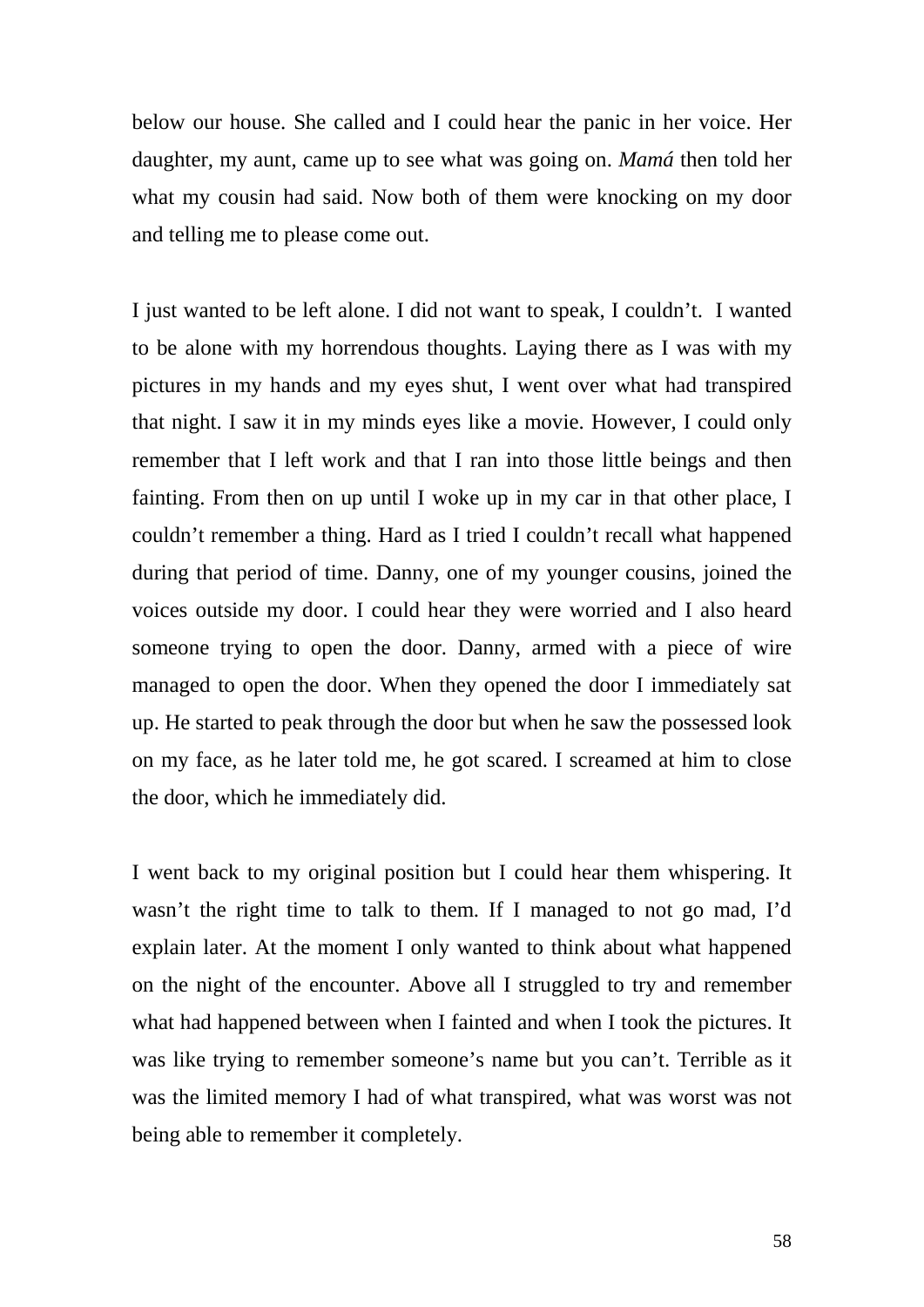below our house. She called and I could hear the panic in her voice. Her daughter, my aunt, came up to see what was going on. *Mamá* then told her what my cousin had said. Now both of them were knocking on my door and telling me to please come out.

I just wanted to be left alone. I did not want to speak, I couldn't.  I wanted to be alone with my horrendous thoughts. Laying there as I was with my pictures in my hands and my eyes shut, I went over what had transpired that night. I saw it in my minds eyes like a movie. However, I could only remember that I left work and that I ran into those little beings and then fainting. From then on up until I woke up in my car in that other place, I couldn't remember a thing. Hard as I tried I couldn't recall what happened during that period of time. Danny, one of my younger cousins, joined the voices outside my door. I could hear they were worried and I also heard someone trying to open the door. Danny, armed with a piece of wire managed to open the door. When they opened the door I immediately sat up. He started to peak through the door but when he saw the possessed look on my face, as he later told me, he got scared. I screamed at him to close the door, which he immediately did.

I went back to my original position but I could hear them whispering. It wasn't the right time to talk to them. If I managed to not go mad, I'd explain later. At the moment I only wanted to think about what happened on the night of the encounter. Above all I struggled to try and remember what had happened between when I fainted and when I took the pictures. It was like trying to remember someone's name but you can't. Terrible as it was the limited memory I had of what transpired, what was worst was not being able to remember it completely.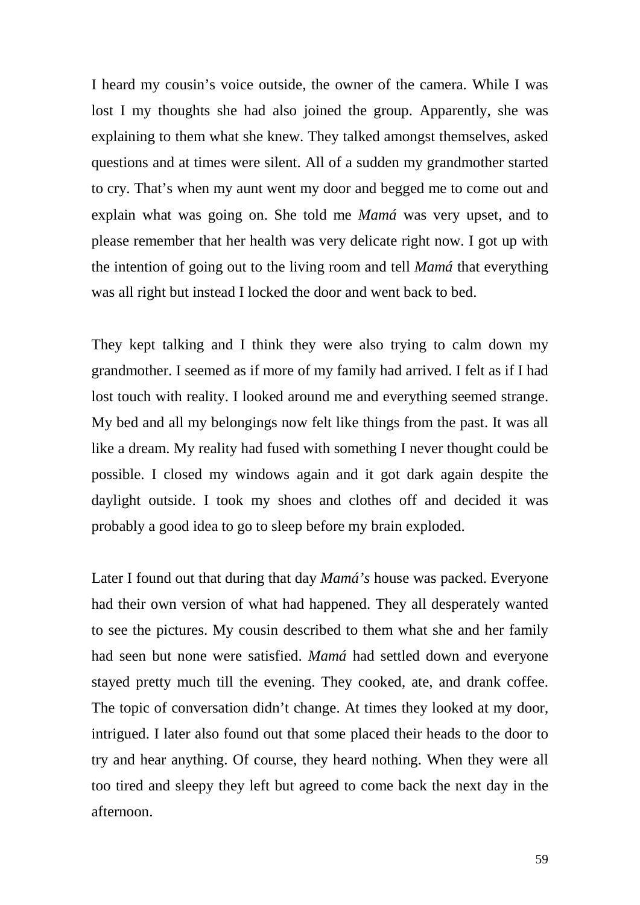I heard my cousin's voice outside, the owner of the camera. While I was lost I my thoughts she had also joined the group. Apparently, she was explaining to them what she knew. They talked amongst themselves, asked questions and at times were silent. All of a sudden my grandmother started to cry. That's when my aunt went my door and begged me to come out and explain what was going on. She told me *Mamá* was very upset, and to please remember that her health was very delicate right now. I got up with the intention of going out to the living room and tell *Mamá* that everything was all right but instead I locked the door and went back to bed.

They kept talking and I think they were also trying to calm down my grandmother. I seemed as if more of my family had arrived. I felt as if I had lost touch with reality. I looked around me and everything seemed strange. My bed and all my belongings now felt like things from the past. It was all like a dream. My reality had fused with something I never thought could be possible. I closed my windows again and it got dark again despite the daylight outside. I took my shoes and clothes off and decided it was probably a good idea to go to sleep before my brain exploded.

Later I found out that during that day *Mamá's* house was packed. Everyone had their own version of what had happened. They all desperately wanted to see the pictures. My cousin described to them what she and her family had seen but none were satisfied. *Mamá* had settled down and everyone stayed pretty much till the evening. They cooked, ate, and drank coffee. The topic of conversation didn't change. At times they looked at my door, intrigued. I later also found out that some placed their heads to the door to try and hear anything. Of course, they heard nothing. When they were all too tired and sleepy they left but agreed to come back the next day in the afternoon.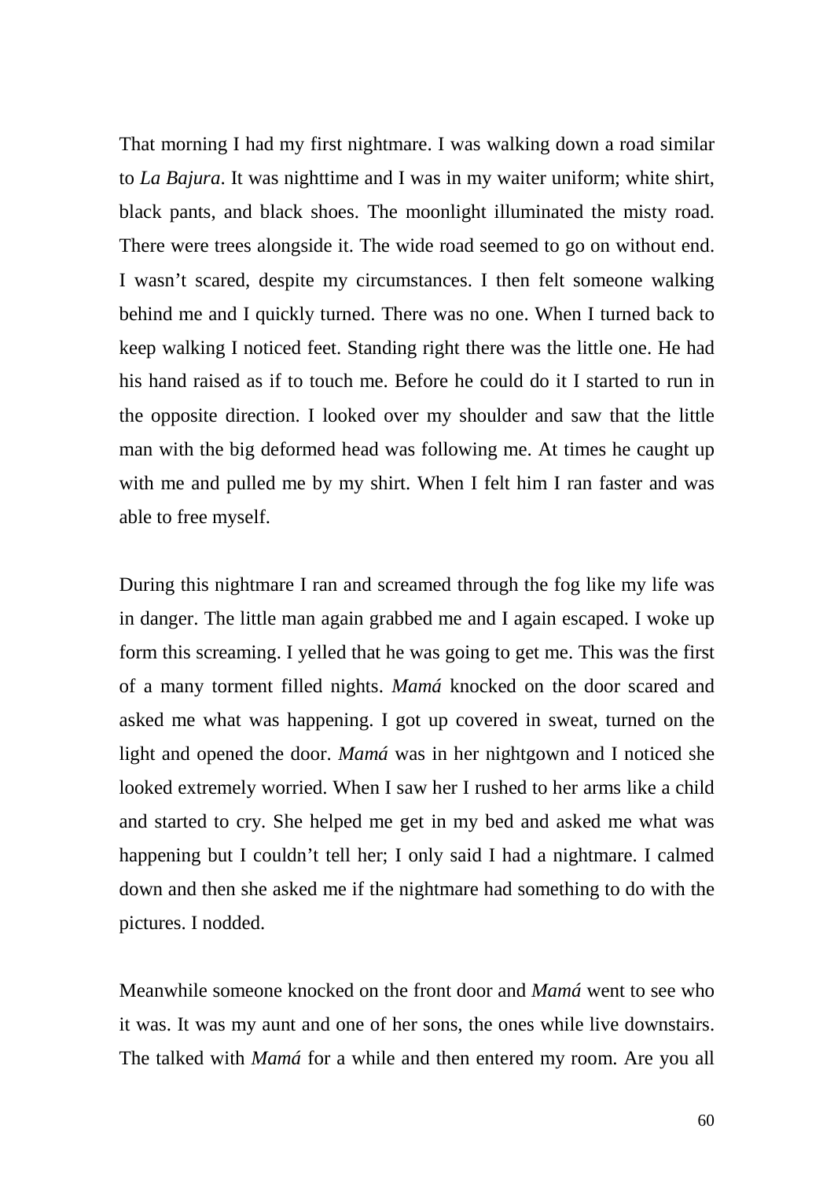That morning I had my first nightmare. I was walking down a road similar to *La Bajura*. It was nighttime and I was in my waiter uniform; white shirt, black pants, and black shoes. The moonlight illuminated the misty road. There were trees alongside it. The wide road seemed to go on without end. I wasn't scared, despite my circumstances. I then felt someone walking behind me and I quickly turned. There was no one. When I turned back to keep walking I noticed feet. Standing right there was the little one. He had his hand raised as if to touch me. Before he could do it I started to run in the opposite direction. I looked over my shoulder and saw that the little man with the big deformed head was following me. At times he caught up with me and pulled me by my shirt. When I felt him I ran faster and was able to free myself.

During this nightmare I ran and screamed through the fog like my life was in danger. The little man again grabbed me and I again escaped. I woke up form this screaming. I yelled that he was going to get me. This was the first of a many torment filled nights. *Mamá* knocked on the door scared and asked me what was happening. I got up covered in sweat, turned on the light and opened the door. *Mamá* was in her nightgown and I noticed she looked extremely worried. When I saw her I rushed to her arms like a child and started to cry. She helped me get in my bed and asked me what was happening but I couldn't tell her; I only said I had a nightmare. I calmed down and then she asked me if the nightmare had something to do with the pictures. I nodded.

Meanwhile someone knocked on the front door and *Mamá* went to see who it was. It was my aunt and one of her sons, the ones while live downstairs. The talked with *Mamá* for a while and then entered my room. Are you all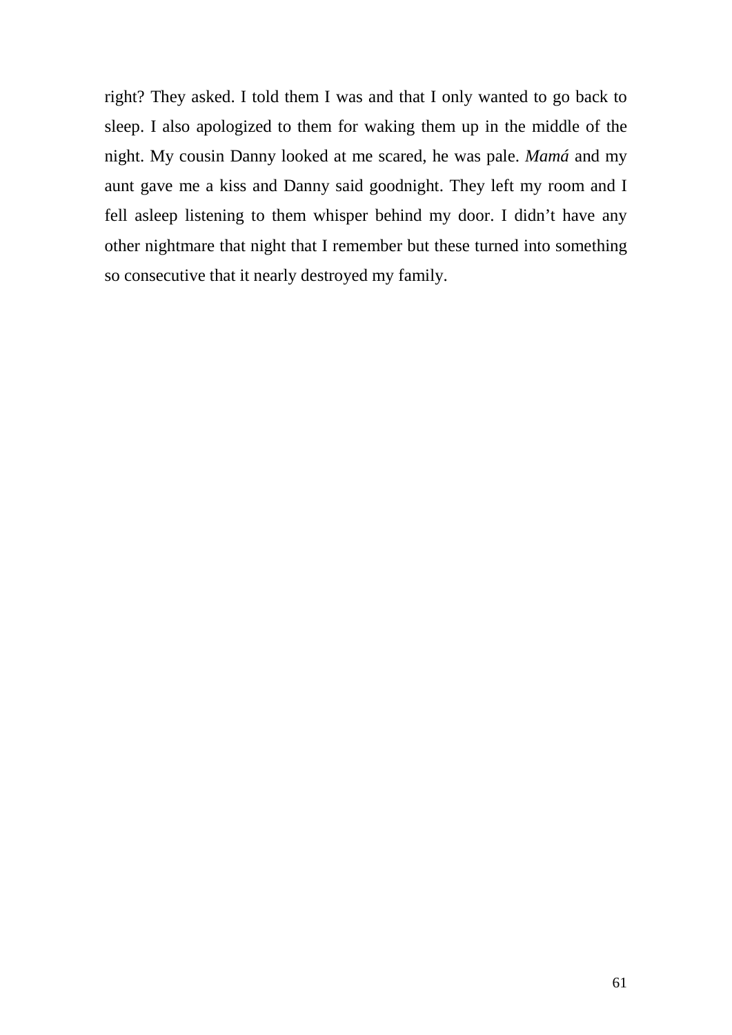right? They asked. I told them I was and that I only wanted to go back to sleep. I also apologized to them for waking them up in the middle of the night. My cousin Danny looked at me scared, he was pale. *Mamá* and my aunt gave me a kiss and Danny said goodnight. They left my room and I fell asleep listening to them whisper behind my door. I didn't have any other nightmare that night that I remember but these turned into something so consecutive that it nearly destroyed my family.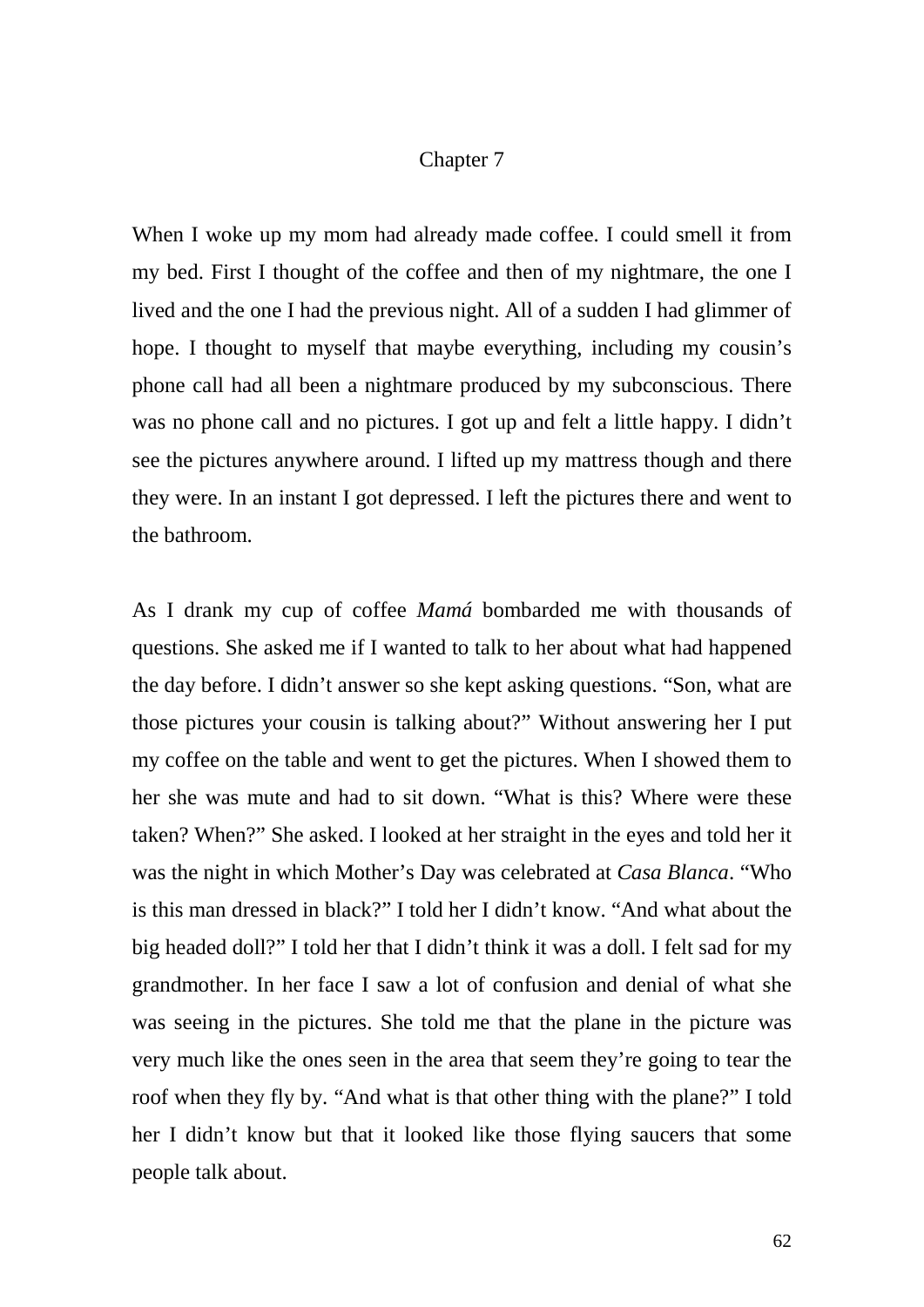# Chapter 7

When I woke up my mom had already made coffee. I could smell it from my bed. First I thought of the coffee and then of my nightmare, the one I lived and the one I had the previous night. All of a sudden I had glimmer of hope. I thought to myself that maybe everything, including my cousin's phone call had all been a nightmare produced by my subconscious. There was no phone call and no pictures. I got up and felt a little happy. I didn't see the pictures anywhere around. I lifted up my mattress though and there they were. In an instant I got depressed. I left the pictures there and went to the bathroom.

As I drank my cup of coffee *Mamá* bombarded me with thousands of questions. She asked me if I wanted to talk to her about what had happened the day before. I didn't answer so she kept asking questions. "Son, what are those pictures your cousin is talking about?" Without answering her I put my coffee on the table and went to get the pictures. When I showed them to her she was mute and had to sit down. "What is this? Where were these taken? When?" She asked. I looked at her straight in the eyes and told her it was the night in which Mother's Day was celebrated at *Casa Blanca*. "Who is this man dressed in black?" I told her I didn't know. "And what about the big headed doll?" I told her that I didn't think it was a doll. I felt sad for my grandmother. In her face I saw a lot of confusion and denial of what she was seeing in the pictures. She told me that the plane in the picture was very much like the ones seen in the area that seem they're going to tear the roof when they fly by. "And what is that other thing with the plane?" I told her I didn't know but that it looked like those flying saucers that some people talk about.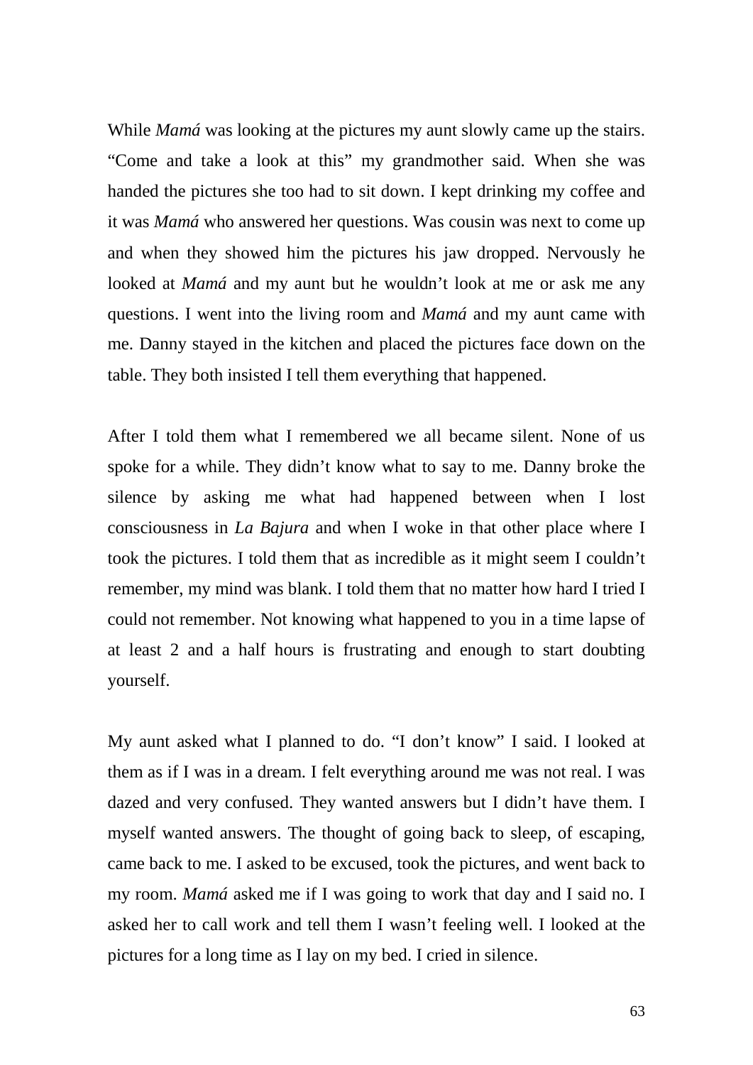While *Mamá* was looking at the pictures my aunt slowly came up the stairs. “Come and take a look at this” my grandmother said. When she was handed the pictures she too had to sit down. I kept drinking my coffee and it was *Mamá* who answered her questions. Was cousin was next to come up and when they showed him the pictures his jaw dropped. Nervously he looked at *Mamá* and my aunt but he wouldn’t look at me or ask me any questions. I went into the living room and *Mamá* and my aunt came with me. Danny stayed in the kitchen and placed the pictures face down on the table. They both insisted I tell them everything that happened.

After I told them what I remembered we all became silent. None of us spoke for a while. They didn’t know what to say to me. Danny broke the silence by asking me what had happened between when I lost consciousness in *La Bajura* and when I woke in that other place where I took the pictures. I told them that as incredible as it might seem I couldn’t remember, my mind was blank. I told them that no matter how hard I tried I could not remember. Not knowing what happened to you in a time lapse of at least 2 and a half hours is frustrating and enough to start doubting yourself.

My aunt asked what I planned to do. “I don’t know” I said. I looked at them as if I was in a dream. I felt everything around me was not real. I was dazed and very confused. They wanted answers but I didn’t have them. I myself wanted answers. The thought of going back to sleep, of escaping, came back to me. I asked to be excused, took the pictures, and went back to my room. *Mamá* asked me if I was going to work that day and I said no. I asked her to call work and tell them I wasn’t feeling well. I looked at the pictures for a long time as I lay on my bed. I cried in silence.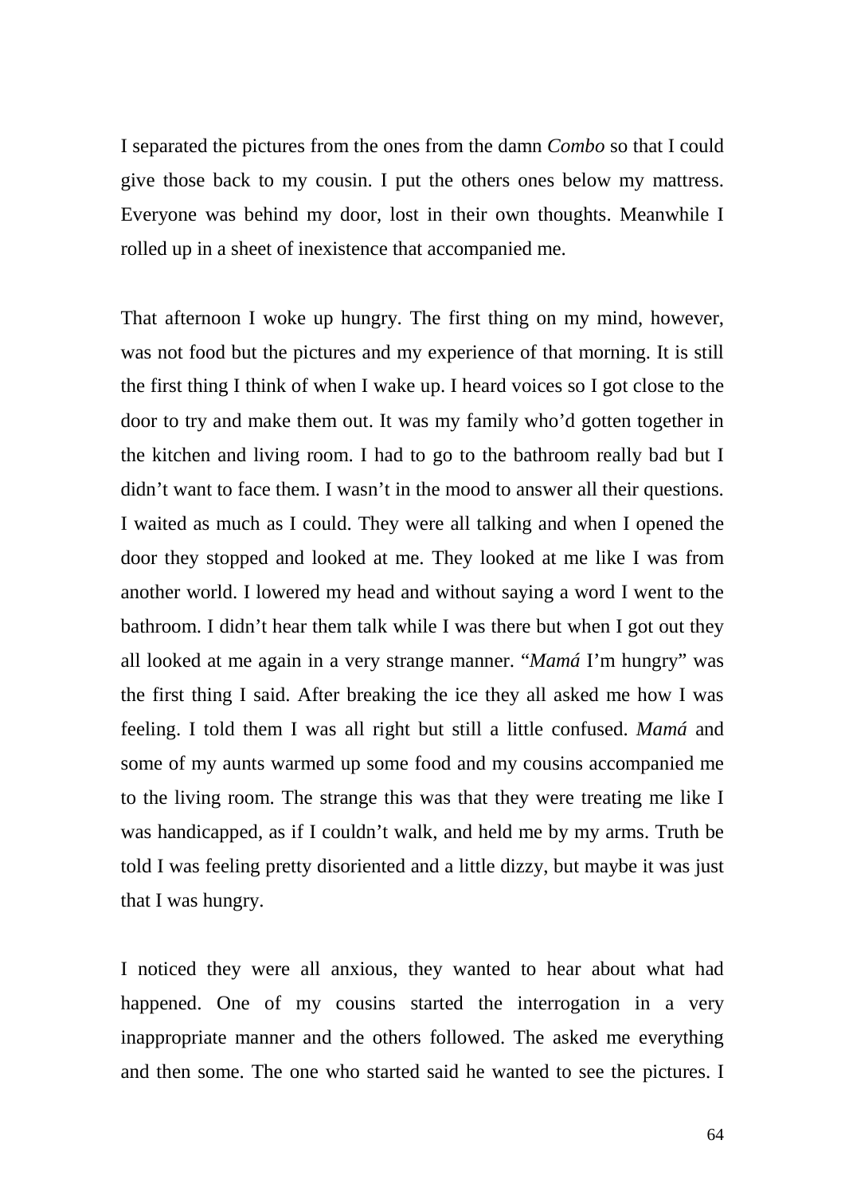I separated the pictures from the ones from the damn *Combo* so that I could give those back to my cousin. I put the others ones below my mattress. Everyone was behind my door, lost in their own thoughts. Meanwhile I rolled up in a sheet of inexistence that accompanied me.

That afternoon I woke up hungry. The first thing on my mind, however, was not food but the pictures and my experience of that morning. It is still the first thing I think of when I wake up. I heard voices so I got close to the door to try and make them out. It was my family who'd gotten together in the kitchen and living room. I had to go to the bathroom really bad but I didn't want to face them. I wasn't in the mood to answer all their questions. I waited as much as I could. They were all talking and when I opened the door they stopped and looked at me. They looked at me like I was from another world. I lowered my head and without saying a word I went to the bathroom. I didn't hear them talk while I was there but when I got out they all looked at me again in a very strange manner. "*Mamá* I'm hungry" was the first thing I said. After breaking the ice they all asked me how I was feeling. I told them I was all right but still a little confused. *Mamá* and some of my aunts warmed up some food and my cousins accompanied me to the living room. The strange this was that they were treating me like I was handicapped, as if I couldn't walk, and held me by my arms. Truth be told I was feeling pretty disoriented and a little dizzy, but maybe it was just that I was hungry.

I noticed they were all anxious, they wanted to hear about what had happened. One of my cousins started the interrogation in a very inappropriate manner and the others followed. The asked me everything and then some. The one who started said he wanted to see the pictures. I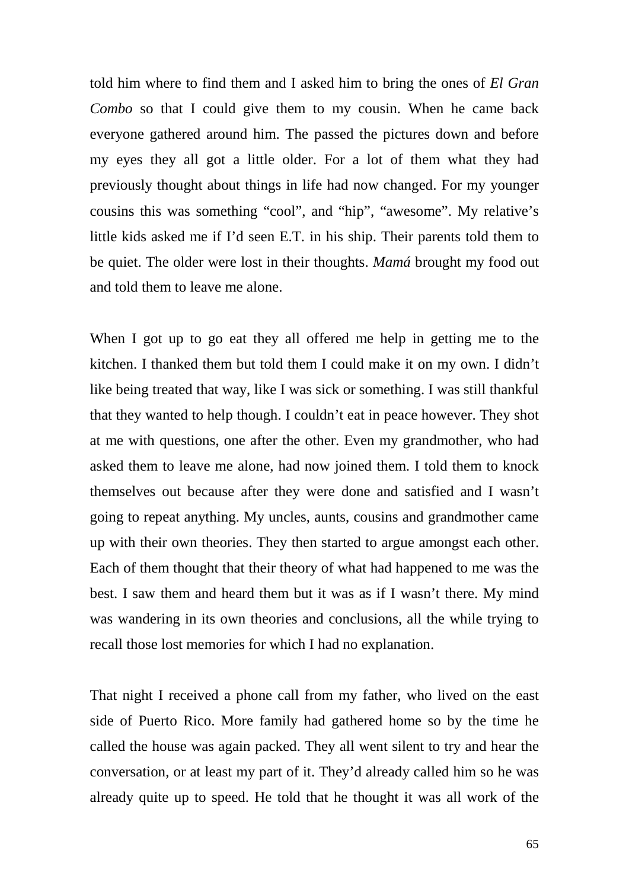told him where to find them and I asked him to bring the ones of *El Gran Combo* so that I could give them to my cousin. When he came back everyone gathered around him. The passed the pictures down and before my eyes they all got a little older. For a lot of them what they had previously thought about things in life had now changed. For my younger cousins this was something “cool”, and “hip”, “awesome”. My relative’s little kids asked me if I’d seen E.T. in his ship. Their parents told them to be quiet. The older were lost in their thoughts. *Mamá* brought my food out and told them to leave me alone.

When I got up to go eat they all offered me help in getting me to the kitchen. I thanked them but told them I could make it on my own. I didn’t like being treated that way, like I was sick or something. I was still thankful that they wanted to help though. I couldn’t eat in peace however. They shot at me with questions, one after the other. Even my grandmother, who had asked them to leave me alone, had now joined them. I told them to knock themselves out because after they were done and satisfied and I wasn’t going to repeat anything. My uncles, aunts, cousins and grandmother came up with their own theories. They then started to argue amongst each other. Each of them thought that their theory of what had happened to me was the best. I saw them and heard them but it was as if I wasn’t there. My mind was wandering in its own theories and conclusions, all the while trying to recall those lost memories for which I had no explanation.

That night I received a phone call from my father, who lived on the east side of Puerto Rico. More family had gathered home so by the time he called the house was again packed. They all went silent to try and hear the conversation, or at least my part of it. They’d already called him so he was already quite up to speed. He told that he thought it was all work of the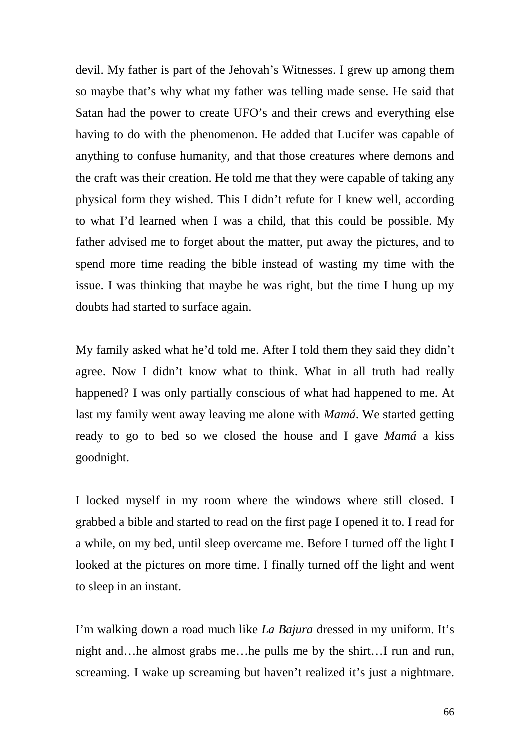devil. My father is part of the Jehovah's Witnesses. I grew up among them so maybe that's why what my father was telling made sense. He said that Satan had the power to create UFO's and their crews and everything else having to do with the phenomenon. He added that Lucifer was capable of anything to confuse humanity, and that those creatures where demons and the craft was their creation. He told me that they were capable of taking any physical form they wished. This I didn't refute for I knew well, according to what I'd learned when I was a child, that this could be possible. My father advised me to forget about the matter, put away the pictures, and to spend more time reading the bible instead of wasting my time with the issue. I was thinking that maybe he was right, but the time I hung up my doubts had started to surface again.

My family asked what he'd told me. After I told them they said they didn't agree. Now I didn't know what to think. What in all truth had really happened? I was only partially conscious of what had happened to me. At last my family went away leaving me alone with *Mamá*. We started getting ready to go to bed so we closed the house and I gave *Mamá* a kiss goodnight.

I locked myself in my room where the windows where still closed. I grabbed a bible and started to read on the first page I opened it to. I read for a while, on my bed, until sleep overcame me. Before I turned off the light I looked at the pictures on more time. I finally turned off the light and went to sleep in an instant.

I'm walking down a road much like *La Bajura* dressed in my uniform. It's night and…he almost grabs me…he pulls me by the shirt…I run and run, screaming. I wake up screaming but haven't realized it's just a nightmare.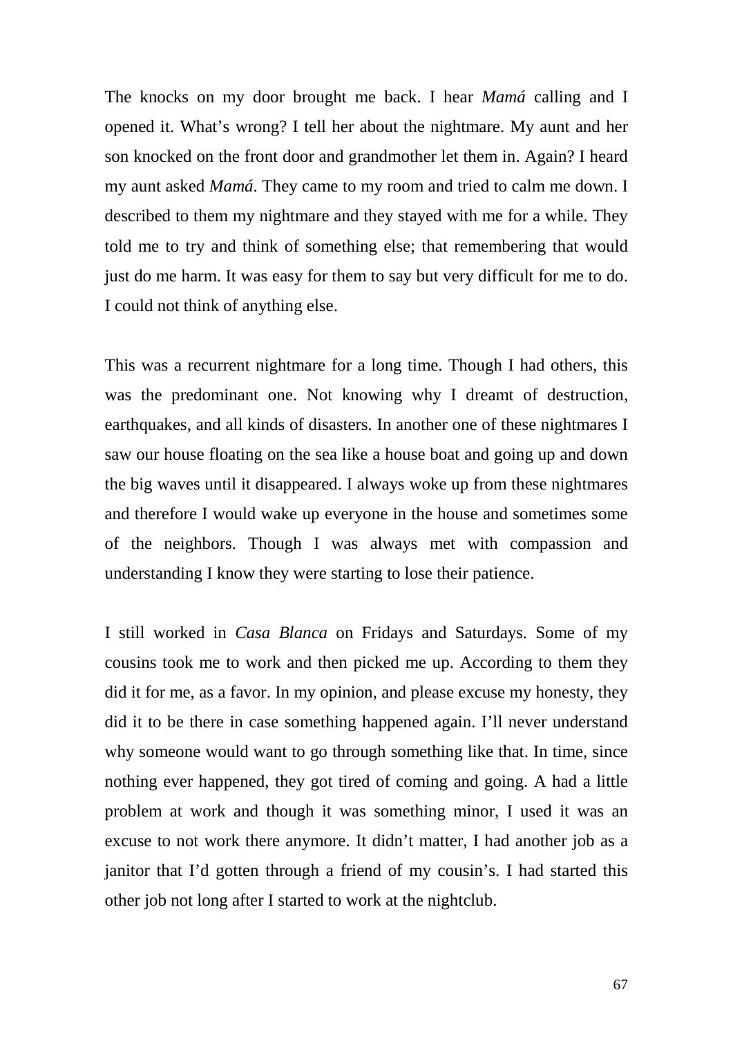The knocks on my door brought me back. I hear *Mamá* calling and I opened it. What's wrong? I tell her about the nightmare. My aunt and her son knocked on the front door and grandmother let them in. Again? I heard my aunt asked *Mamá*. They came to my room and tried to calm me down. I described to them my nightmare and they stayed with me for a while. They told me to try and think of something else; that remembering that would just do me harm. It was easy for them to say but very difficult for me to do. I could not think of anything else.

This was a recurrent nightmare for a long time. Though I had others, this was the predominant one. Not knowing why I dreamt of destruction, earthquakes, and all kinds of disasters. In another one of these nightmares I saw our house floating on the sea like a house boat and going up and down the big waves until it disappeared. I always woke up from these nightmares and therefore I would wake up everyone in the house and sometimes some of the neighbors. Though I was always met with compassion and understanding I know they were starting to lose their patience.

I still worked in *Casa Blanca* on Fridays and Saturdays. Some of my cousins took me to work and then picked me up. According to them they did it for me, as a favor. In my opinion, and please excuse my honesty, they did it to be there in case something happened again. I'll never understand why someone would want to go through something like that. In time, since nothing ever happened, they got tired of coming and going. A had a little problem at work and though it was something minor, I used it was an excuse to not work there anymore. It didn't matter, I had another job as a janitor that I'd gotten through a friend of my cousin's. I had started this other job not long after I started to work at the nightclub.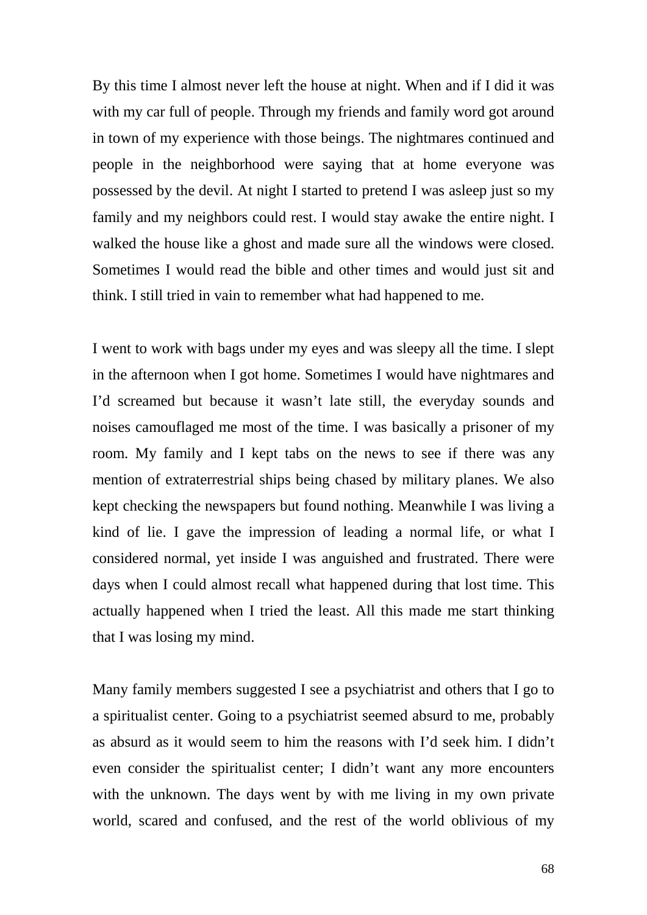By this time I almost never left the house at night. When and if I did it was with my car full of people. Through my friends and family word got around in town of my experience with those beings. The nightmares continued and people in the neighborhood were saying that at home everyone was possessed by the devil. At night I started to pretend I was asleep just so my family and my neighbors could rest. I would stay awake the entire night. I walked the house like a ghost and made sure all the windows were closed. Sometimes I would read the bible and other times and would just sit and think. I still tried in vain to remember what had happened to me.

I went to work with bags under my eyes and was sleepy all the time. I slept in the afternoon when I got home. Sometimes I would have nightmares and I'd screamed but because it wasn't late still, the everyday sounds and noises camouflaged me most of the time. I was basically a prisoner of my room. My family and I kept tabs on the news to see if there was any mention of extraterrestrial ships being chased by military planes. We also kept checking the newspapers but found nothing. Meanwhile I was living a kind of lie. I gave the impression of leading a normal life, or what I considered normal, yet inside I was anguished and frustrated. There were days when I could almost recall what happened during that lost time. This actually happened when I tried the least. All this made me start thinking that I was losing my mind.

Many family members suggested I see a psychiatrist and others that I go to a spiritualist center. Going to a psychiatrist seemed absurd to me, probably as absurd as it would seem to him the reasons with I'd seek him. I didn't even consider the spiritualist center; I didn't want any more encounters with the unknown. The days went by with me living in my own private world, scared and confused, and the rest of the world oblivious of my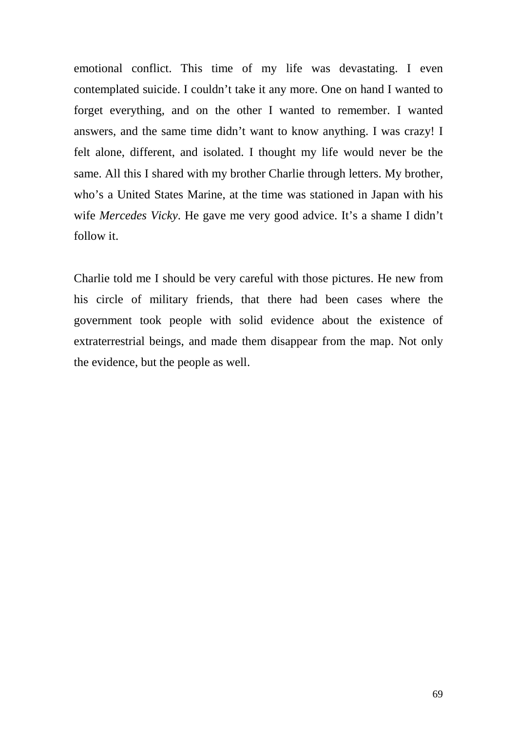emotional conflict. This time of my life was devastating. I even contemplated suicide. I couldn't take it any more. One on hand I wanted to forget everything, and on the other I wanted to remember. I wanted answers, and the same time didn't want to know anything. I was crazy! I felt alone, different, and isolated. I thought my life would never be the same. All this I shared with my brother Charlie through letters. My brother, who's a United States Marine, at the time was stationed in Japan with his wife *Mercedes Vicky*. He gave me very good advice. It's a shame I didn't follow it.

Charlie told me I should be very careful with those pictures. He new from his circle of military friends, that there had been cases where the government took people with solid evidence about the existence of extraterrestrial beings, and made them disappear from the map. Not only the evidence, but the people as well.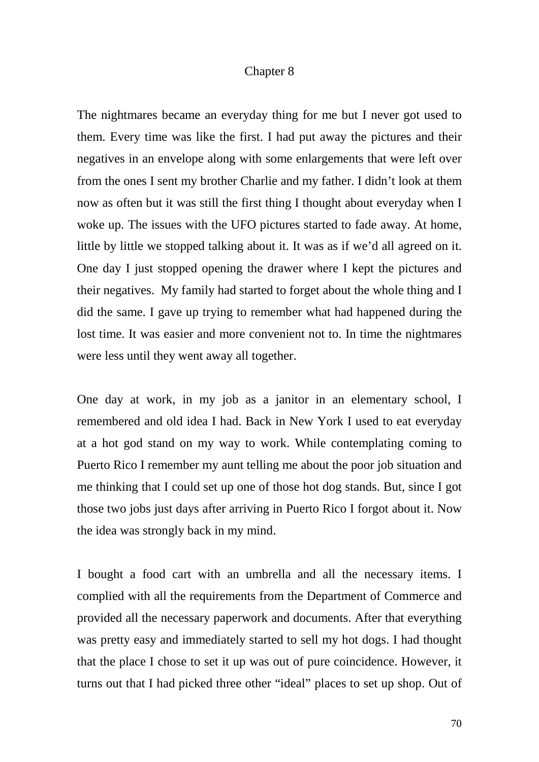# Chapter 8

The nightmares became an everyday thing for me but I never got used to them. Every time was like the first. I had put away the pictures and their negatives in an envelope along with some enlargements that were left over from the ones I sent my brother Charlie and my father. I didn't look at them now as often but it was still the first thing I thought about everyday when I woke up. The issues with the UFO pictures started to fade away. At home, little by little we stopped talking about it. It was as if we'd all agreed on it. One day I just stopped opening the drawer where I kept the pictures and their negatives. My family had started to forget about the whole thing and I did the same. I gave up trying to remember what had happened during the lost time. It was easier and more convenient not to. In time the nightmares were less until they went away all together.

One day at work, in my job as a janitor in an elementary school, I remembered and old idea I had. Back in New York I used to eat everyday at a hot god stand on my way to work. While contemplating coming to Puerto Rico I remember my aunt telling me about the poor job situation and me thinking that I could set up one of those hot dog stands. But, since I got those two jobs just days after arriving in Puerto Rico I forgot about it. Now the idea was strongly back in my mind.

I bought a food cart with an umbrella and all the necessary items. I complied with all the requirements from the Department of Commerce and provided all the necessary paperwork and documents. After that everything was pretty easy and immediately started to sell my hot dogs. I had thought that the place I chose to set it up was out of pure coincidence. However, it turns out that I had picked three other "ideal" places to set up shop. Out of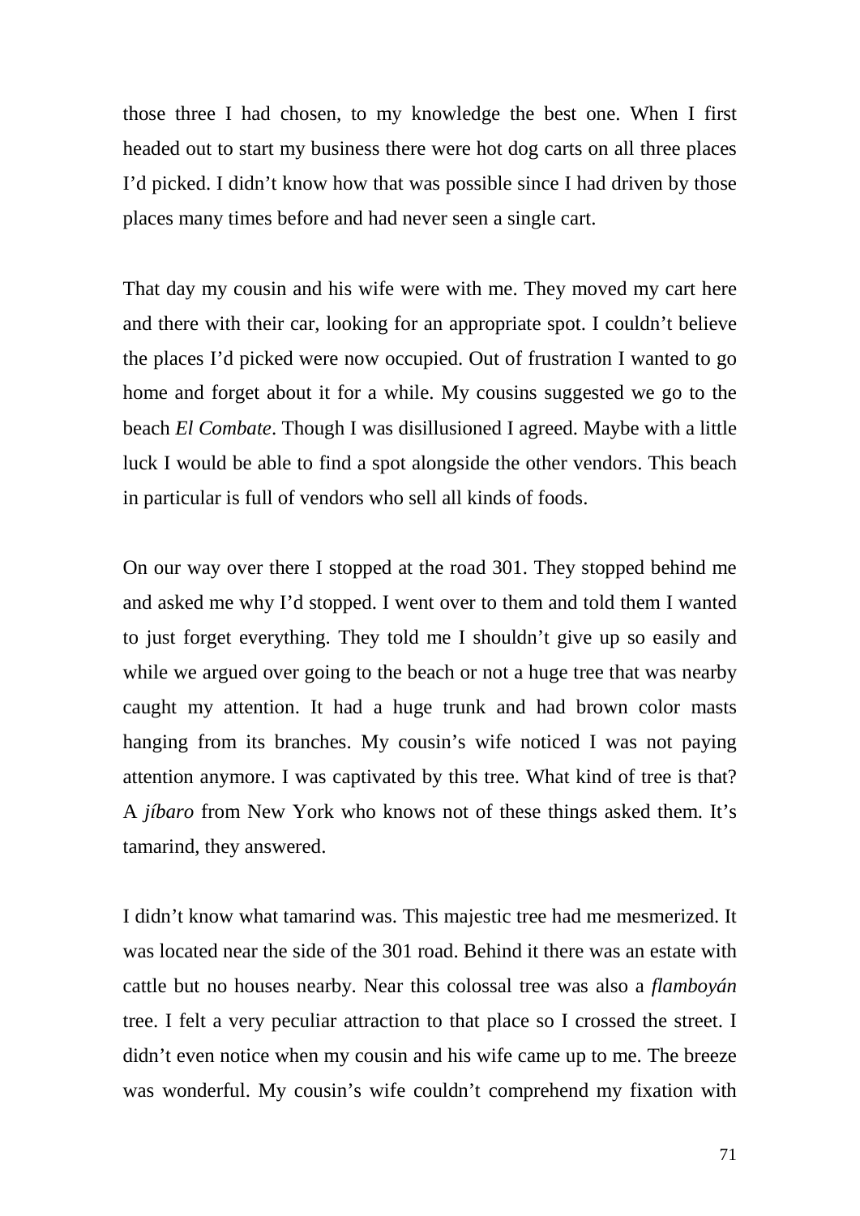those three I had chosen, to my knowledge the best one. When I first headed out to start my business there were hot dog carts on all three places I'd picked. I didn't know how that was possible since I had driven by those places many times before and had never seen a single cart.

That day my cousin and his wife were with me. They moved my cart here and there with their car, looking for an appropriate spot. I couldn't believe the places I'd picked were now occupied. Out of frustration I wanted to go home and forget about it for a while. My cousins suggested we go to the beach *El Combate*. Though I was disillusioned I agreed. Maybe with a little luck I would be able to find a spot alongside the other vendors. This beach in particular is full of vendors who sell all kinds of foods.

On our way over there I stopped at the road 301. They stopped behind me and asked me why I'd stopped. I went over to them and told them I wanted to just forget everything. They told me I shouldn't give up so easily and while we argued over going to the beach or not a huge tree that was nearby caught my attention. It had a huge trunk and had brown color masts hanging from its branches. My cousin's wife noticed I was not paying attention anymore. I was captivated by this tree. What kind of tree is that? A *jíbaro* from New York who knows not of these things asked them. It's tamarind, they answered.

I didn't know what tamarind was. This majestic tree had me mesmerized. It was located near the side of the 301 road. Behind it there was an estate with cattle but no houses nearby. Near this colossal tree was also a *flamboyán* tree. I felt a very peculiar attraction to that place so I crossed the street. I didn't even notice when my cousin and his wife came up to me. The breeze was wonderful. My cousin's wife couldn't comprehend my fixation with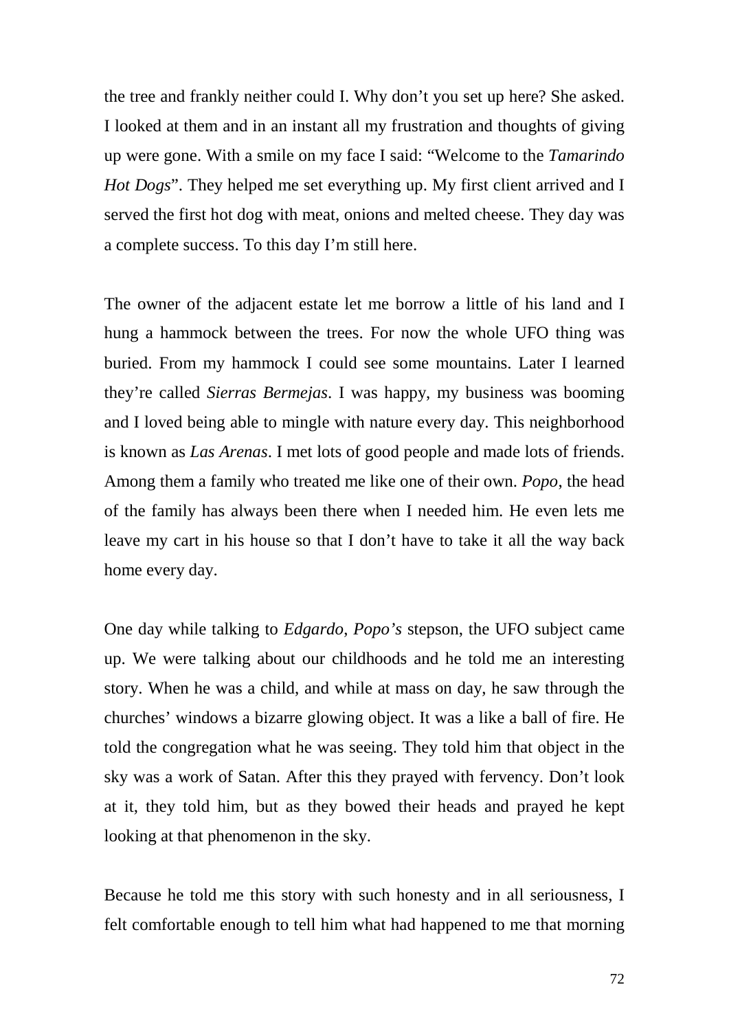the tree and frankly neither could I. Why don't you set up here? She asked. I looked at them and in an instant all my frustration and thoughts of giving up were gone. With a smile on my face I said: "Welcome to the *Tamarindo Hot Dogs*". They helped me set everything up. My first client arrived and I served the first hot dog with meat, onions and melted cheese. They day was a complete success. To this day I'm still here.

The owner of the adjacent estate let me borrow a little of his land and I hung a hammock between the trees. For now the whole UFO thing was buried. From my hammock I could see some mountains. Later I learned they're called *Sierras Bermejas*. I was happy, my business was booming and I loved being able to mingle with nature every day. This neighborhood is known as *Las Arenas*. I met lots of good people and made lots of friends. Among them a family who treated me like one of their own. *Popo*, the head of the family has always been there when I needed him. He even lets me leave my cart in his house so that I don't have to take it all the way back home every day.

One day while talking to *Edgardo*, *Popo's* stepson, the UFO subject came up. We were talking about our childhoods and he told me an interesting story. When he was a child, and while at mass on day, he saw through the churches' windows a bizarre glowing object. It was a like a ball of fire. He told the congregation what he was seeing. They told him that object in the sky was a work of Satan. After this they prayed with fervency. Don't look at it, they told him, but as they bowed their heads and prayed he kept looking at that phenomenon in the sky.

Because he told me this story with such honesty and in all seriousness, I felt comfortable enough to tell him what had happened to me that morning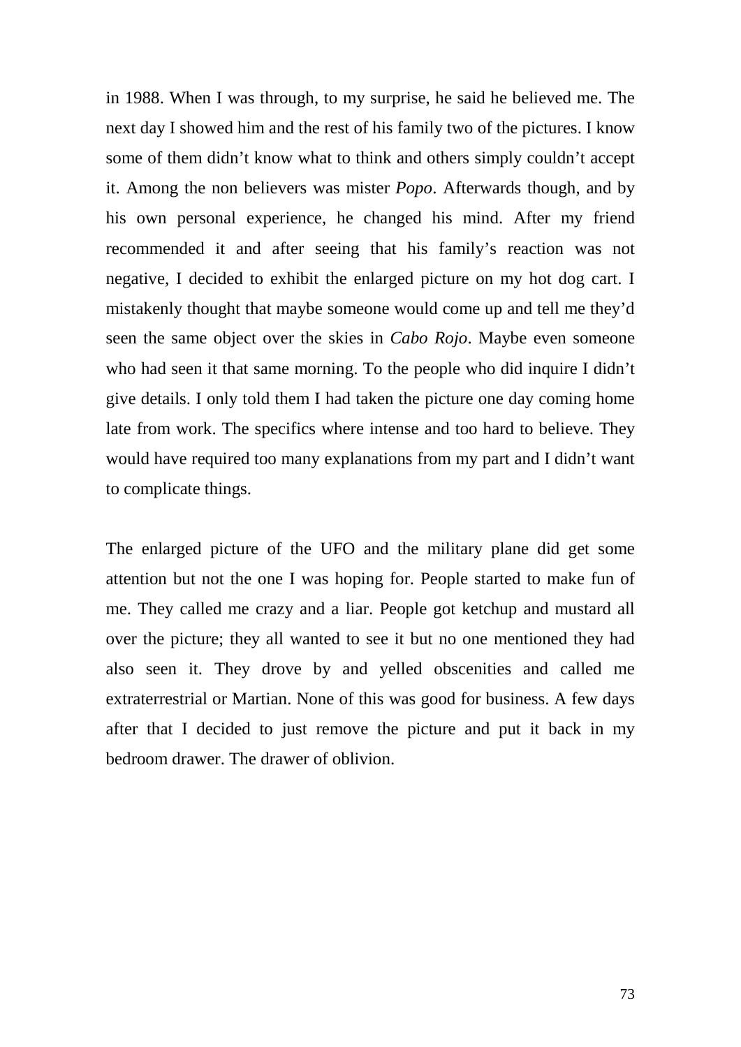in 1988. When I was through, to my surprise, he said he believed me. The next day I showed him and the rest of his family two of the pictures. I know some of them didn't know what to think and others simply couldn't accept it. Among the non believers was mister *Popo*. Afterwards though, and by his own personal experience, he changed his mind. After my friend recommended it and after seeing that his family's reaction was not negative, I decided to exhibit the enlarged picture on my hot dog cart. I mistakenly thought that maybe someone would come up and tell me they'd seen the same object over the skies in *Cabo Rojo*. Maybe even someone who had seen it that same morning. To the people who did inquire I didn't give details. I only told them I had taken the picture one day coming home late from work. The specifics where intense and too hard to believe. They would have required too many explanations from my part and I didn't want to complicate things.

The enlarged picture of the UFO and the military plane did get some attention but not the one I was hoping for. People started to make fun of me. They called me crazy and a liar. People got ketchup and mustard all over the picture; they all wanted to see it but no one mentioned they had also seen it. They drove by and yelled obscenities and called me extraterrestrial or Martian. None of this was good for business. A few days after that I decided to just remove the picture and put it back in my bedroom drawer. The drawer of oblivion.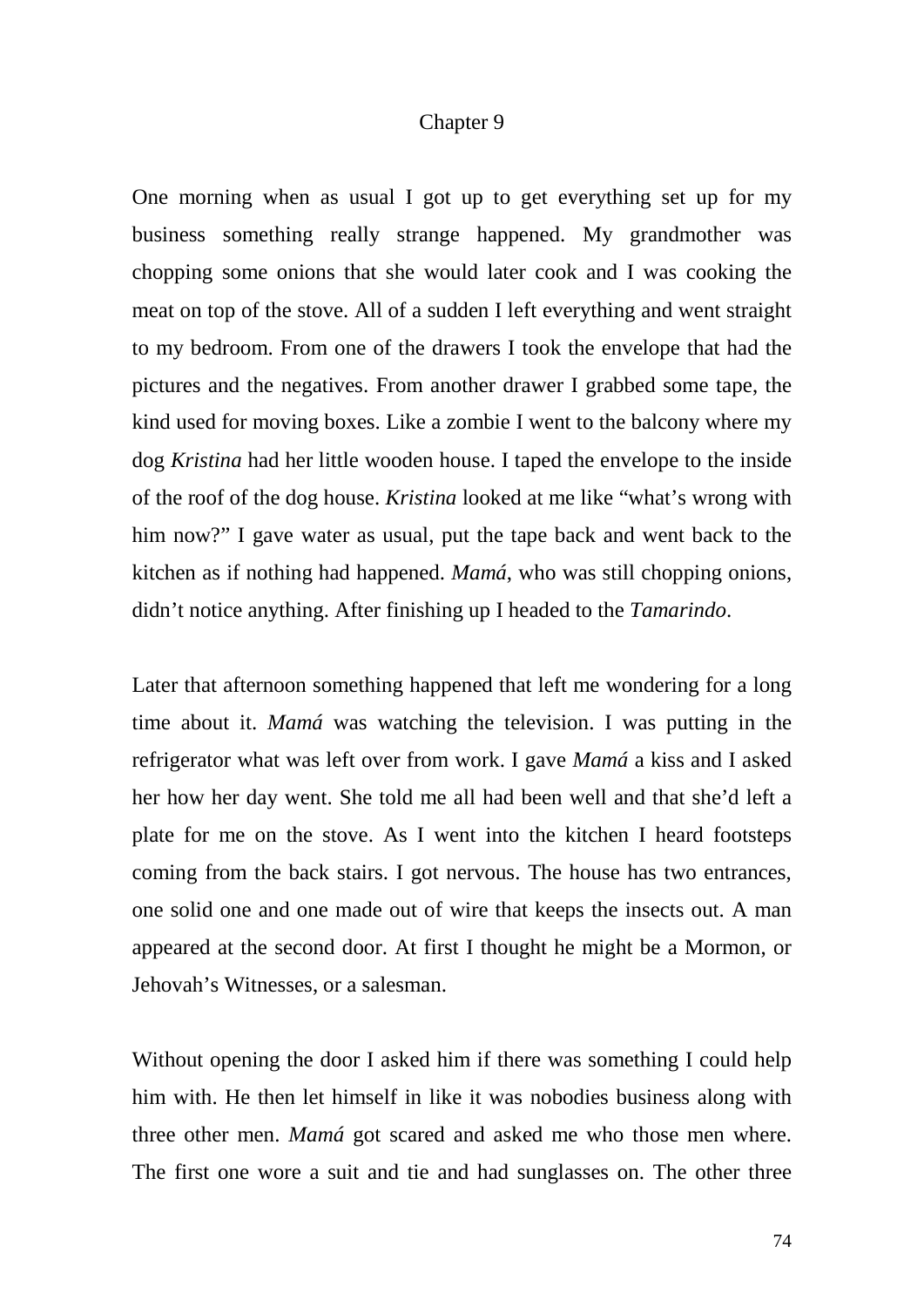# Chapter 9

One morning when as usual I got up to get everything set up for my business something really strange happened. My grandmother was chopping some onions that she would later cook and I was cooking the meat on top of the stove. All of a sudden I left everything and went straight to my bedroom. From one of the drawers I took the envelope that had the pictures and the negatives. From another drawer I grabbed some tape, the kind used for moving boxes. Like a zombie I went to the balcony where my dog *Kristina* had her little wooden house. I taped the envelope to the inside of the roof of the dog house. *Kristina* looked at me like "what's wrong with him now?" I gave water as usual, put the tape back and went back to the kitchen as if nothing had happened. *Mamá*, who was still chopping onions, didn't notice anything. After finishing up I headed to the *Tamarindo*.

Later that afternoon something happened that left me wondering for a long time about it. *Mamá* was watching the television. I was putting in the refrigerator what was left over from work. I gave *Mamá* a kiss and I asked her how her day went. She told me all had been well and that she'd left a plate for me on the stove. As I went into the kitchen I heard footsteps coming from the back stairs. I got nervous. The house has two entrances, one solid one and one made out of wire that keeps the insects out. A man appeared at the second door. At first I thought he might be a Mormon, or Jehovah's Witnesses, or a salesman.

Without opening the door I asked him if there was something I could help him with. He then let himself in like it was nobodies business along with three other men. *Mamá* got scared and asked me who those men where. The first one wore a suit and tie and had sunglasses on. The other three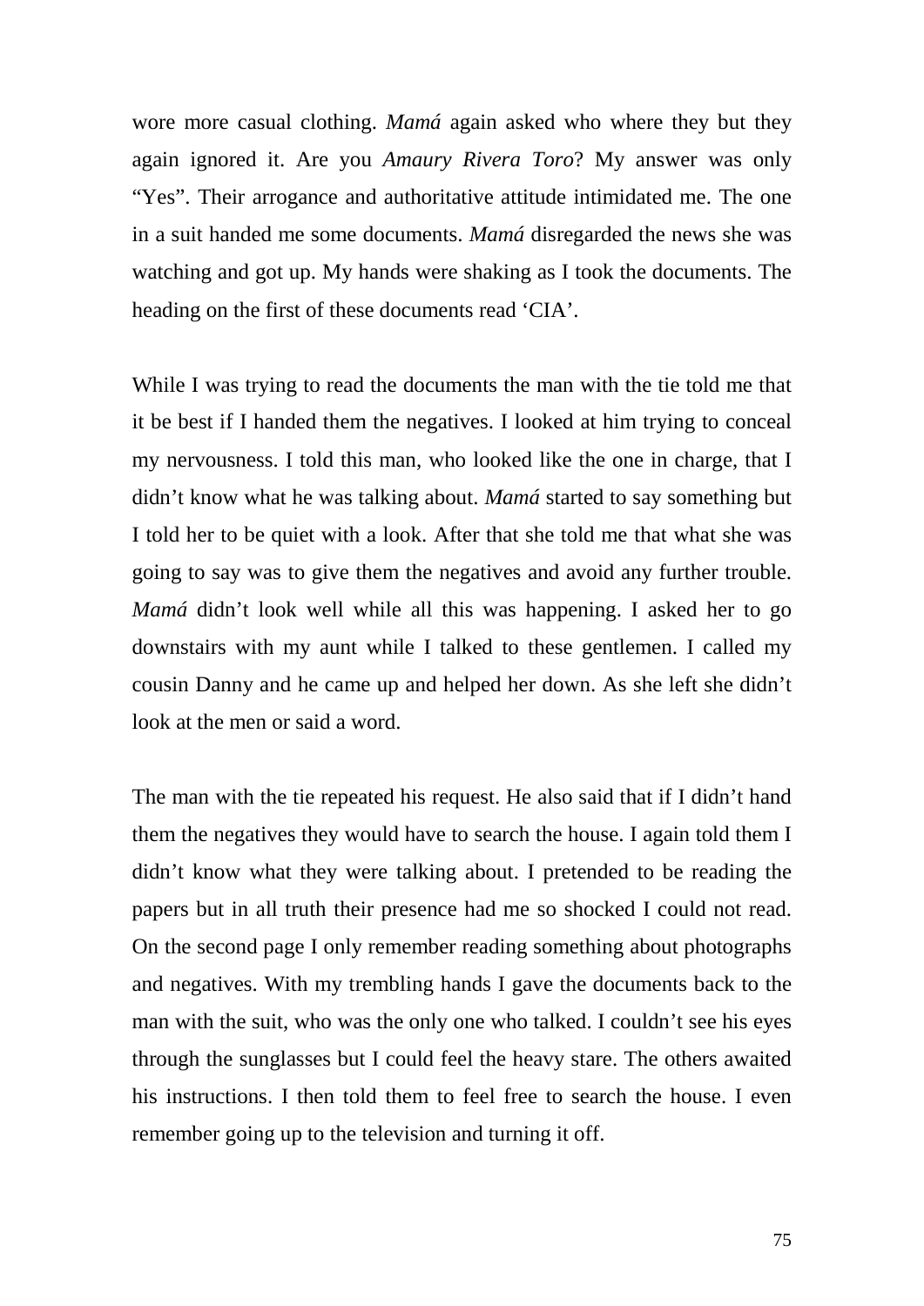wore more casual clothing. *Mamá* again asked who where they but they again ignored it. Are you *Amaury Rivera Toro*? My answer was only "Yes". Their arrogance and authoritative attitude intimidated me. The one in a suit handed me some documents. *Mamá* disregarded the news she was watching and got up. My hands were shaking as I took the documents. The heading on the first of these documents read 'CIA'.

While I was trying to read the documents the man with the tie told me that it be best if I handed them the negatives. I looked at him trying to conceal my nervousness. I told this man, who looked like the one in charge, that I didn't know what he was talking about. *Mamá* started to say something but I told her to be quiet with a look. After that she told me that what she was going to say was to give them the negatives and avoid any further trouble. *Mamá* didn't look well while all this was happening. I asked her to go downstairs with my aunt while I talked to these gentlemen. I called my cousin Danny and he came up and helped her down. As she left she didn't look at the men or said a word.

The man with the tie repeated his request. He also said that if I didn't hand them the negatives they would have to search the house. I again told them I didn't know what they were talking about. I pretended to be reading the papers but in all truth their presence had me so shocked I could not read. On the second page I only remember reading something about photographs and negatives. With my trembling hands I gave the documents back to the man with the suit, who was the only one who talked. I couldn't see his eyes through the sunglasses but I could feel the heavy stare. The others awaited his instructions. I then told them to feel free to search the house. I even remember going up to the television and turning it off.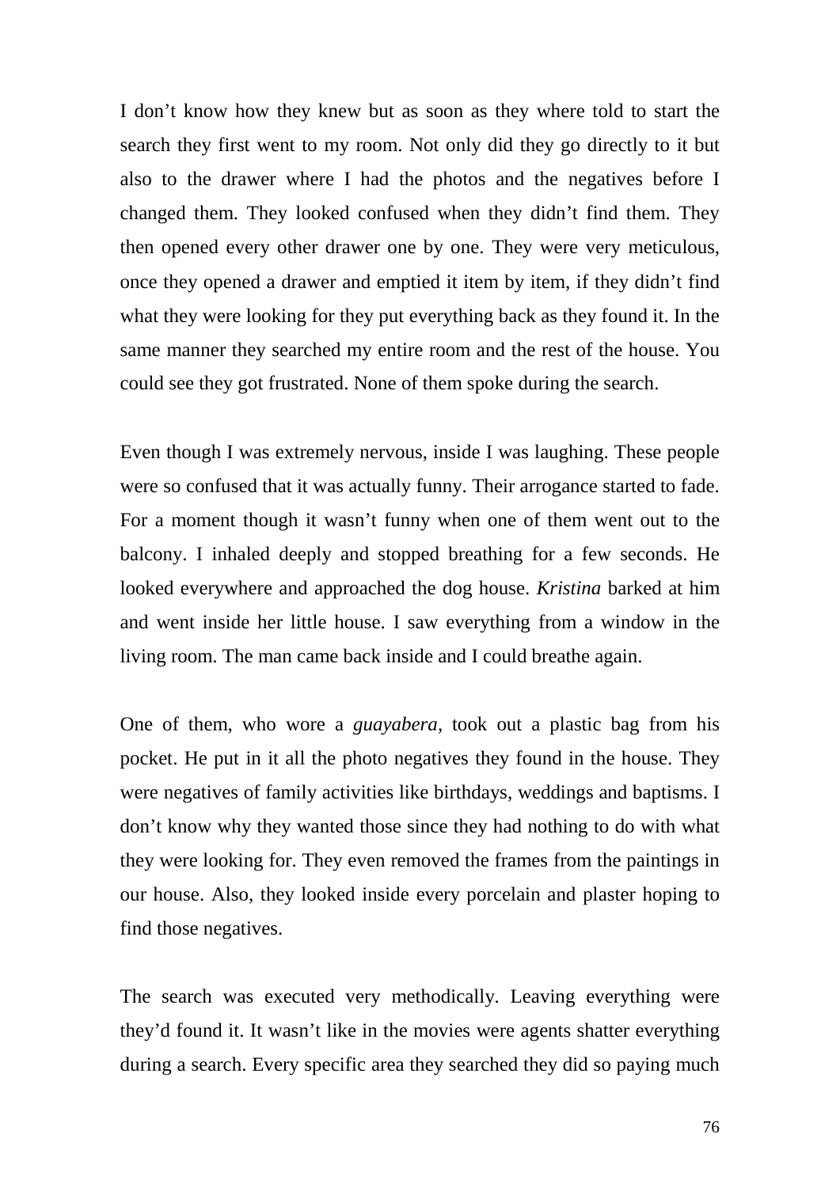I don't know how they knew but as soon as they where told to start the search they first went to my room. Not only did they go directly to it but also to the drawer where I had the photos and the negatives before I changed them. They looked confused when they didn't find them. They then opened every other drawer one by one. They were very meticulous, once they opened a drawer and emptied it item by item, if they didn't find what they were looking for they put everything back as they found it. In the same manner they searched my entire room and the rest of the house. You could see they got frustrated. None of them spoke during the search.

Even though I was extremely nervous, inside I was laughing. These people were so confused that it was actually funny. Their arrogance started to fade. For a moment though it wasn't funny when one of them went out to the balcony. I inhaled deeply and stopped breathing for a few seconds. He looked everywhere and approached the dog house. *Kristina* barked at him and went inside her little house. I saw everything from a window in the living room. The man came back inside and I could breathe again.

One of them, who wore a *guayabera*, took out a plastic bag from his pocket. He put in it all the photo negatives they found in the house. They were negatives of family activities like birthdays, weddings and baptisms. I don't know why they wanted those since they had nothing to do with what they were looking for. They even removed the frames from the paintings in our house. Also, they looked inside every porcelain and plaster hoping to find those negatives.

The search was executed very methodically. Leaving everything were they'd found it. It wasn't like in the movies were agents shatter everything during a search. Every specific area they searched they did so paying much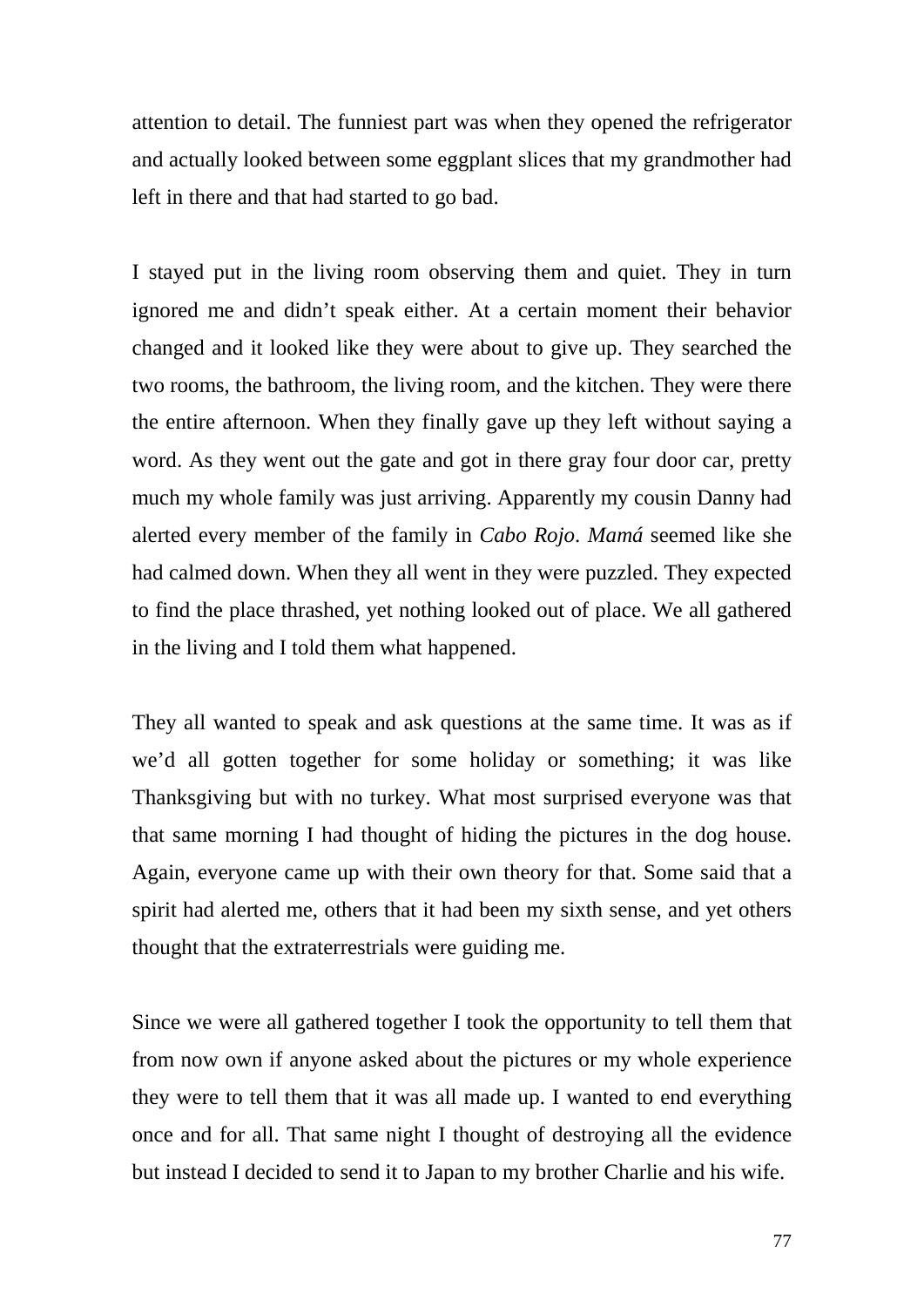attention to detail. The funniest part was when they opened the refrigerator and actually looked between some eggplant slices that my grandmother had left in there and that had started to go bad.

I stayed put in the living room observing them and quiet. They in turn ignored me and didn't speak either. At a certain moment their behavior changed and it looked like they were about to give up. They searched the two rooms, the bathroom, the living room, and the kitchen. They were there the entire afternoon. When they finally gave up they left without saying a word. As they went out the gate and got in there gray four door car, pretty much my whole family was just arriving. Apparently my cousin Danny had alerted every member of the family in *Cabo Rojo*. *Mamá* seemed like she had calmed down. When they all went in they were puzzled. They expected to find the place thrashed, yet nothing looked out of place. We all gathered in the living and I told them what happened.

They all wanted to speak and ask questions at the same time. It was as if we'd all gotten together for some holiday or something; it was like Thanksgiving but with no turkey. What most surprised everyone was that that same morning I had thought of hiding the pictures in the dog house. Again, everyone came up with their own theory for that. Some said that a spirit had alerted me, others that it had been my sixth sense, and yet others thought that the extraterrestrials were guiding me.

Since we were all gathered together I took the opportunity to tell them that from now own if anyone asked about the pictures or my whole experience they were to tell them that it was all made up. I wanted to end everything once and for all. That same night I thought of destroying all the evidence but instead I decided to send it to Japan to my brother Charlie and his wife.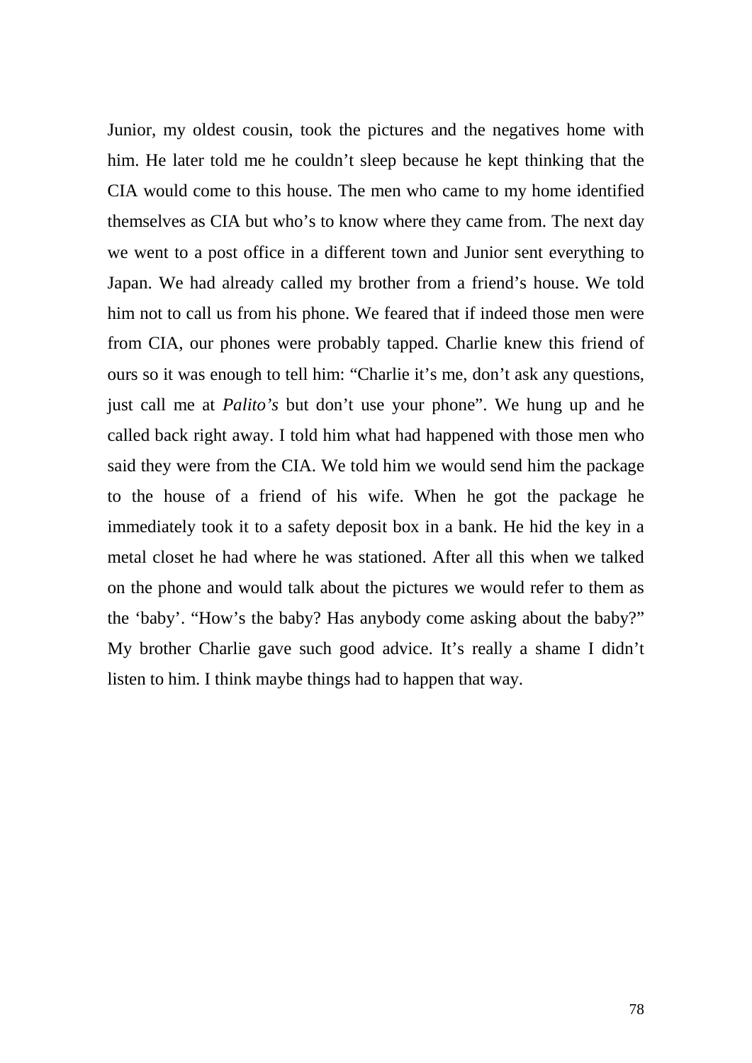Junior, my oldest cousin, took the pictures and the negatives home with him. He later told me he couldn’t sleep because he kept thinking that the CIA would come to this house. The men who came to my home identified themselves as CIA but who’s to know where they came from. The next day we went to a post office in a different town and Junior sent everything to Japan. We had already called my brother from a friend’s house. We told him not to call us from his phone. We feared that if indeed those men were from CIA, our phones were probably tapped. Charlie knew this friend of ours so it was enough to tell him: “Charlie it’s me, don’t ask any questions, just call me at *Palito’s* but don’t use your phone”. We hung up and he called back right away. I told him what had happened with those men who said they were from the CIA. We told him we would send him the package to the house of a friend of his wife. When he got the package he immediately took it to a safety deposit box in a bank. He hid the key in a metal closet he had where he was stationed. After all this when we talked on the phone and would talk about the pictures we would refer to them as the ‘baby’. “How’s the baby? Has anybody come asking about the baby?” My brother Charlie gave such good advice. It’s really a shame I didn’t listen to him. I think maybe things had to happen that way.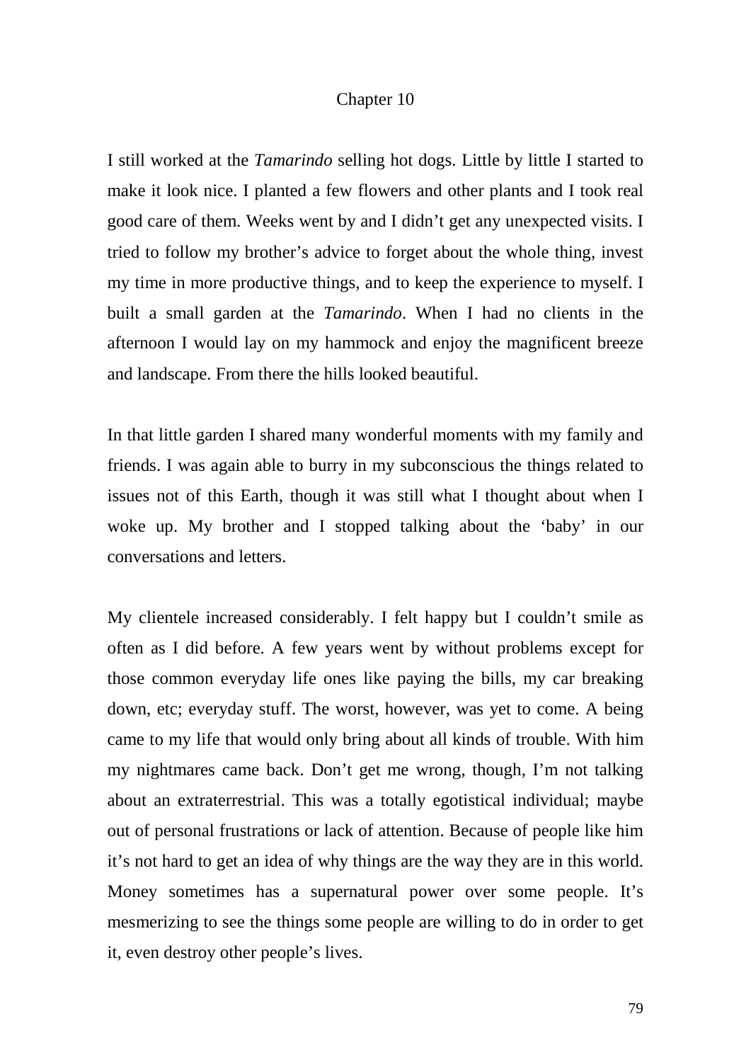# Chapter 10

I still worked at the *Tamarindo* selling hot dogs. Little by little I started to make it look nice. I planted a few flowers and other plants and I took real good care of them. Weeks went by and I didn't get any unexpected visits. I tried to follow my brother's advice to forget about the whole thing, invest my time in more productive things, and to keep the experience to myself. I built a small garden at the *Tamarindo*. When I had no clients in the afternoon I would lay on my hammock and enjoy the magnificent breeze and landscape. From there the hills looked beautiful.

In that little garden I shared many wonderful moments with my family and friends. I was again able to burry in my subconscious the things related to issues not of this Earth, though it was still what I thought about when I woke up. My brother and I stopped talking about the 'baby' in our conversations and letters.

My clientele increased considerably. I felt happy but I couldn't smile as often as I did before. A few years went by without problems except for those common everyday life ones like paying the bills, my car breaking down, etc; everyday stuff. The worst, however, was yet to come. A being came to my life that would only bring about all kinds of trouble. With him my nightmares came back. Don't get me wrong, though, I'm not talking about an extraterrestrial. This was a totally egotistical individual; maybe out of personal frustrations or lack of attention. Because of people like him it's not hard to get an idea of why things are the way they are in this world. Money sometimes has a supernatural power over some people. It's mesmerizing to see the things some people are willing to do in order to get it, even destroy other people's lives.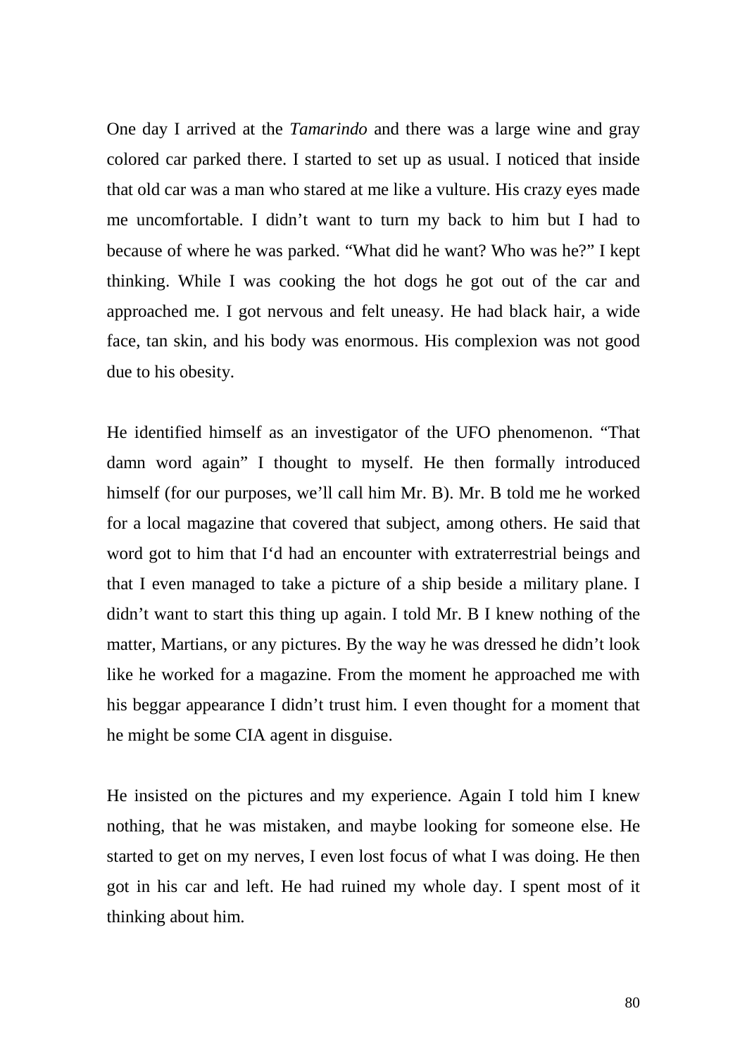One day I arrived at the *Tamarindo* and there was a large wine and gray colored car parked there. I started to set up as usual. I noticed that inside that old car was a man who stared at me like a vulture. His crazy eyes made me uncomfortable. I didn't want to turn my back to him but I had to because of where he was parked. "What did he want? Who was he?" I kept thinking. While I was cooking the hot dogs he got out of the car and approached me. I got nervous and felt uneasy. He had black hair, a wide face, tan skin, and his body was enormous. His complexion was not good due to his obesity.

He identified himself as an investigator of the UFO phenomenon. "That damn word again" I thought to myself. He then formally introduced himself (for our purposes, we'll call him Mr. B). Mr. B told me he worked for a local magazine that covered that subject, among others. He said that word got to him that I'd had an encounter with extraterrestrial beings and that I even managed to take a picture of a ship beside a military plane. I didn't want to start this thing up again. I told Mr. B I knew nothing of the matter, Martians, or any pictures. By the way he was dressed he didn't look like he worked for a magazine. From the moment he approached me with his beggar appearance I didn't trust him. I even thought for a moment that he might be some CIA agent in disguise.

He insisted on the pictures and my experience. Again I told him I knew nothing, that he was mistaken, and maybe looking for someone else. He started to get on my nerves, I even lost focus of what I was doing. He then got in his car and left. He had ruined my whole day. I spent most of it thinking about him.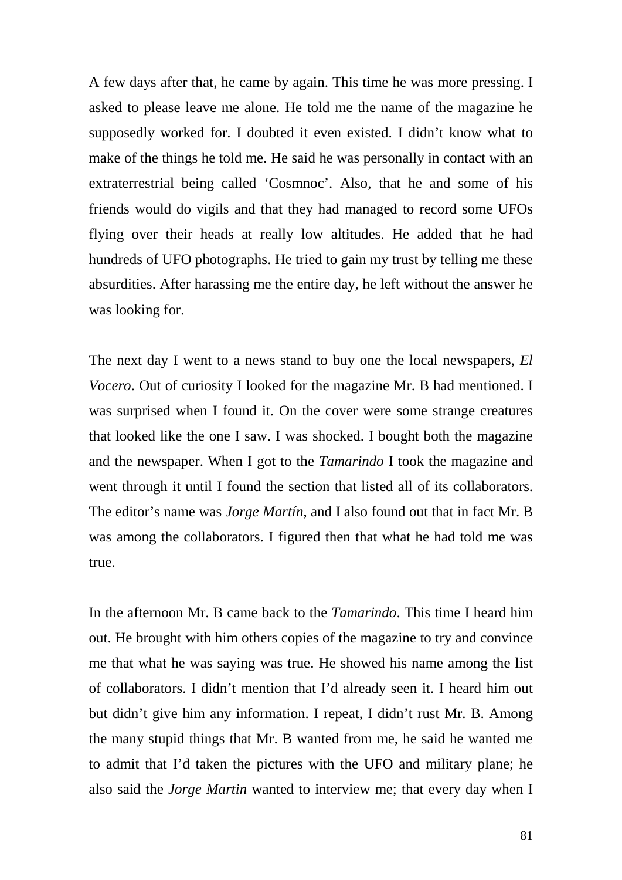A few days after that, he came by again. This time he was more pressing. I asked to please leave me alone. He told me the name of the magazine he supposedly worked for. I doubted it even existed. I didn't know what to make of the things he told me. He said he was personally in contact with an extraterrestrial being called 'Cosmnoc'. Also, that he and some of his friends would do vigils and that they had managed to record some UFOs flying over their heads at really low altitudes. He added that he had hundreds of UFO photographs. He tried to gain my trust by telling me these absurdities. After harassing me the entire day, he left without the answer he was looking for.

The next day I went to a news stand to buy one the local newspapers, *El Vocero*. Out of curiosity I looked for the magazine Mr. B had mentioned. I was surprised when I found it. On the cover were some strange creatures that looked like the one I saw. I was shocked. I bought both the magazine and the newspaper. When I got to the *Tamarindo* I took the magazine and went through it until I found the section that listed all of its collaborators. The editor's name was *Jorge Martín*, and I also found out that in fact Mr. B was among the collaborators. I figured then that what he had told me was true.

In the afternoon Mr. B came back to the *Tamarindo*. This time I heard him out. He brought with him others copies of the magazine to try and convince me that what he was saying was true. He showed his name among the list of collaborators. I didn't mention that I'd already seen it. I heard him out but didn't give him any information. I repeat, I didn't rust Mr. B. Among the many stupid things that Mr. B wanted from me, he said he wanted me to admit that I'd taken the pictures with the UFO and military plane; he also said the *Jorge Martin* wanted to interview me; that every day when I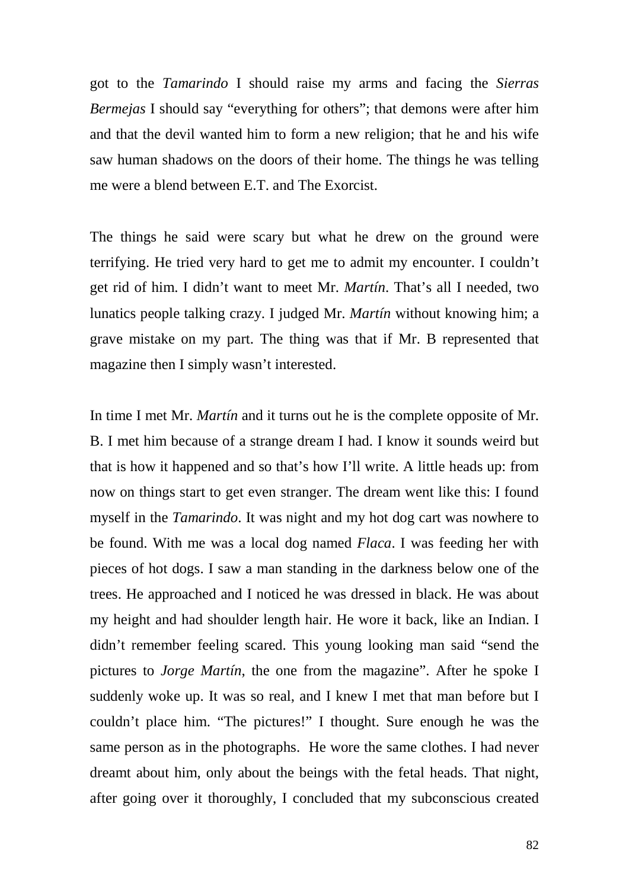got to the *Tamarindo* I should raise my arms and facing the *Sierras Bermejas* I should say "everything for others"; that demons were after him and that the devil wanted him to form a new religion; that he and his wife saw human shadows on the doors of their home. The things he was telling me were a blend between E.T. and The Exorcist.

The things he said were scary but what he drew on the ground were terrifying. He tried very hard to get me to admit my encounter. I couldn't get rid of him. I didn't want to meet Mr. *Martín*. That's all I needed, two lunatics people talking crazy. I judged Mr. *Martín* without knowing him; a grave mistake on my part. The thing was that if Mr. B represented that magazine then I simply wasn't interested.

In time I met Mr. *Martín* and it turns out he is the complete opposite of Mr. B. I met him because of a strange dream I had. I know it sounds weird but that is how it happened and so that's how I'll write. A little heads up: from now on things start to get even stranger. The dream went like this: I found myself in the *Tamarindo*. It was night and my hot dog cart was nowhere to be found. With me was a local dog named *Flaca*. I was feeding her with pieces of hot dogs. I saw a man standing in the darkness below one of the trees. He approached and I noticed he was dressed in black. He was about my height and had shoulder length hair. He wore it back, like an Indian. I didn't remember feeling scared. This young looking man said "send the pictures to *Jorge Martín*, the one from the magazine". After he spoke I suddenly woke up. It was so real, and I knew I met that man before but I couldn't place him. "The pictures!" I thought. Sure enough he was the same person as in the photographs. He wore the same clothes. I had never dreamt about him, only about the beings with the fetal heads. That night, after going over it thoroughly, I concluded that my subconscious created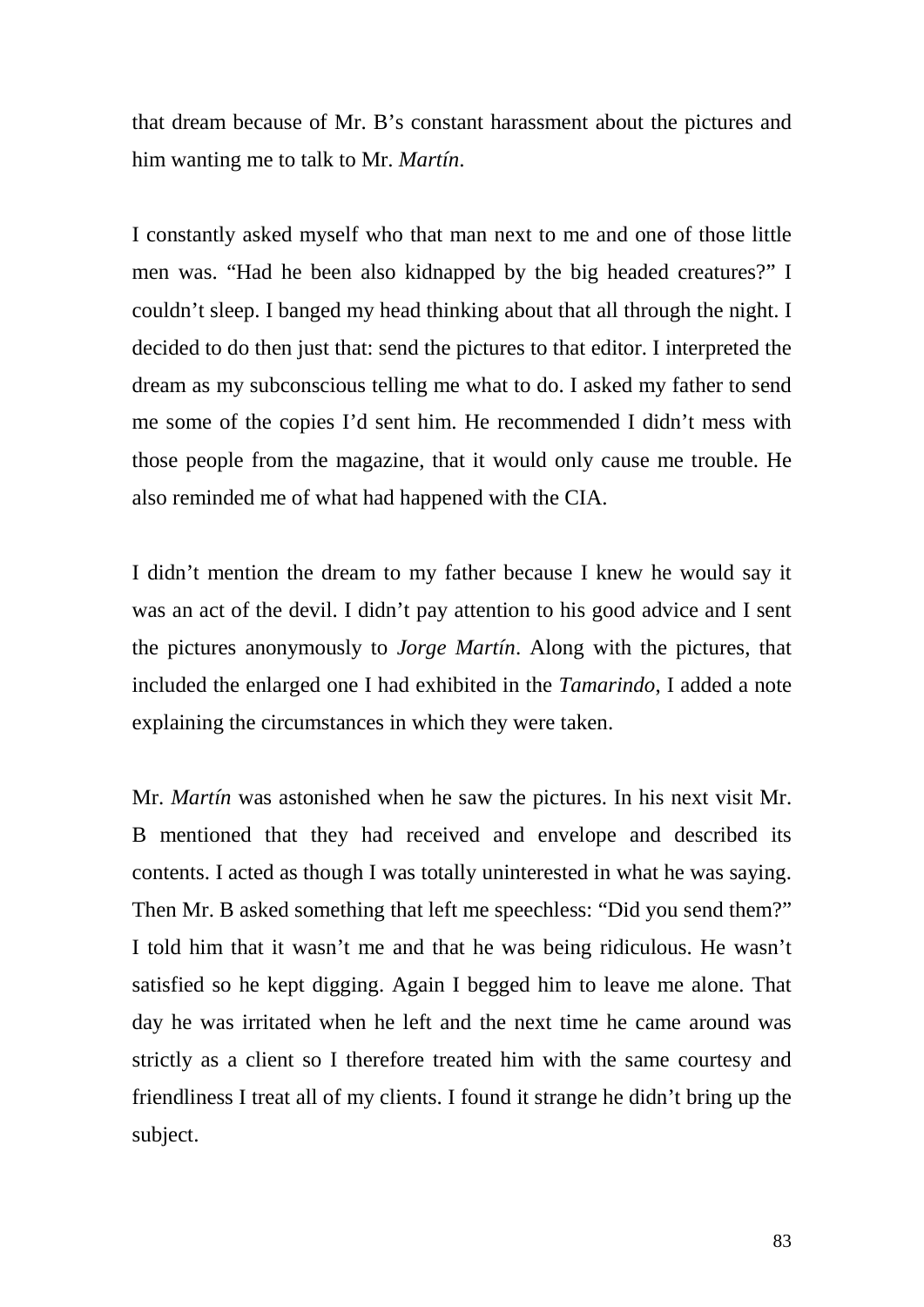that dream because of Mr. B’s constant harassment about the pictures and him wanting me to talk to Mr. *Martín*.

I constantly asked myself who that man next to me and one of those little men was. “Had he been also kidnapped by the big headed creatures?” I couldn’t sleep. I banged my head thinking about that all through the night. I decided to do then just that: send the pictures to that editor. I interpreted the dream as my subconscious telling me what to do. I asked my father to send me some of the copies I’d sent him. He recommended I didn’t mess with those people from the magazine, that it would only cause me trouble. He also reminded me of what had happened with the CIA.

I didn’t mention the dream to my father because I knew he would say it was an act of the devil. I didn’t pay attention to his good advice and I sent the pictures anonymously to *Jorge Martín*. Along with the pictures, that included the enlarged one I had exhibited in the *Tamarindo*, I added a note explaining the circumstances in which they were taken.

Mr. *Martín* was astonished when he saw the pictures. In his next visit Mr. B mentioned that they had received and envelope and described its contents. I acted as though I was totally uninterested in what he was saying. Then Mr. B asked something that left me speechless: “Did you send them?” I told him that it wasn’t me and that he was being ridiculous. He wasn’t satisfied so he kept digging. Again I begged him to leave me alone. That day he was irritated when he left and the next time he came around was strictly as a client so I therefore treated him with the same courtesy and friendliness I treat all of my clients. I found it strange he didn’t bring up the subject.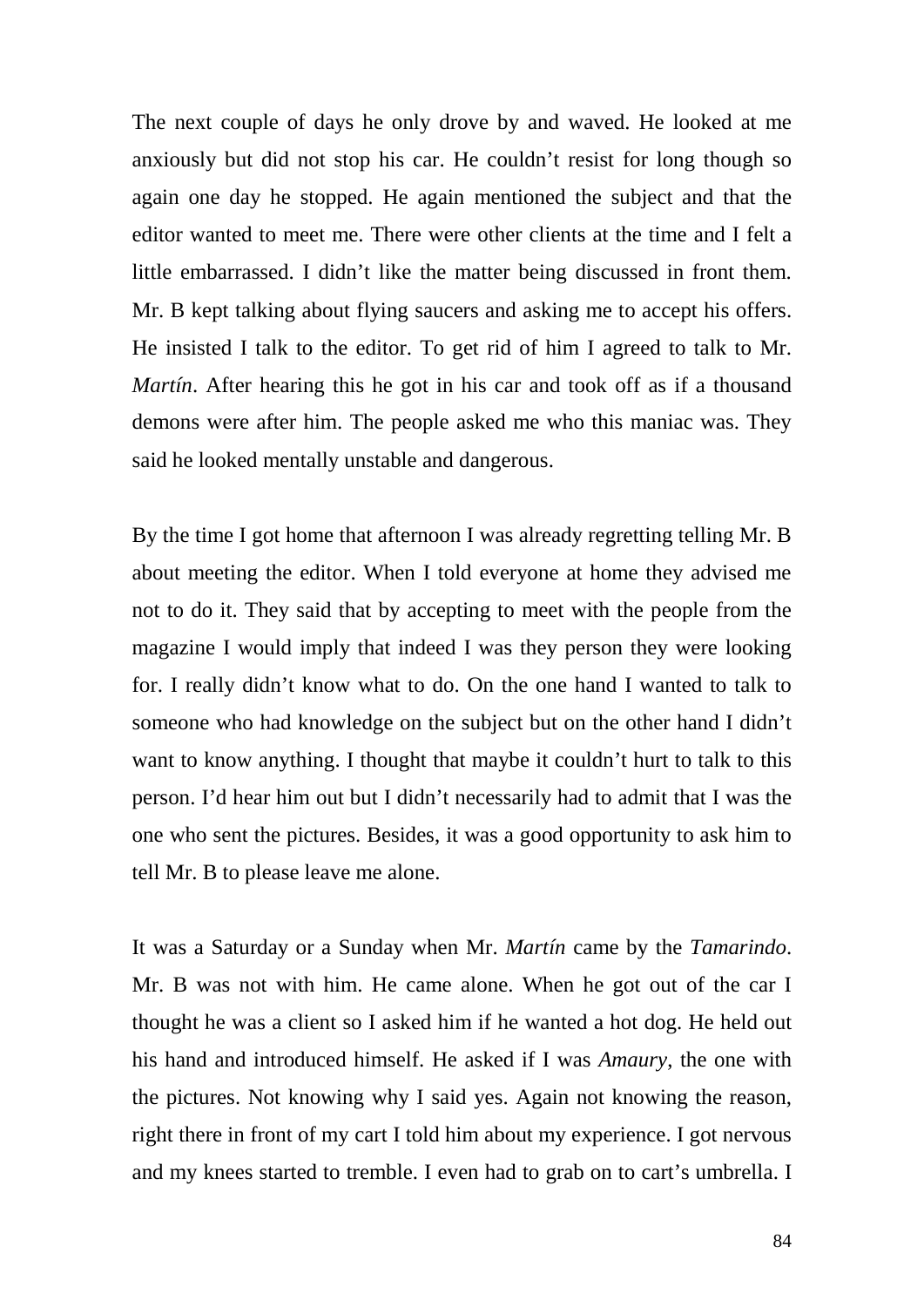The next couple of days he only drove by and waved. He looked at me anxiously but did not stop his car. He couldn’t resist for long though so again one day he stopped. He again mentioned the subject and that the editor wanted to meet me. There were other clients at the time and I felt a little embarrassed. I didn’t like the matter being discussed in front them. Mr. B kept talking about flying saucers and asking me to accept his offers. He insisted I talk to the editor. To get rid of him I agreed to talk to Mr. *Martín*. After hearing this he got in his car and took off as if a thousand demons were after him. The people asked me who this maniac was. They said he looked mentally unstable and dangerous.

By the time I got home that afternoon I was already regretting telling Mr. B about meeting the editor. When I told everyone at home they advised me not to do it. They said that by accepting to meet with the people from the magazine I would imply that indeed I was they person they were looking for. I really didn’t know what to do. On the one hand I wanted to talk to someone who had knowledge on the subject but on the other hand I didn’t want to know anything. I thought that maybe it couldn’t hurt to talk to this person. I’d hear him out but I didn’t necessarily had to admit that I was the one who sent the pictures. Besides, it was a good opportunity to ask him to tell Mr. B to please leave me alone.

It was a Saturday or a Sunday when Mr. *Martín* came by the *Tamarindo*. Mr. B was not with him. He came alone. When he got out of the car I thought he was a client so I asked him if he wanted a hot dog. He held out his hand and introduced himself. He asked if I was *Amaury*, the one with the pictures. Not knowing why I said yes. Again not knowing the reason, right there in front of my cart I told him about my experience. I got nervous and my knees started to tremble. I even had to grab on to cart’s umbrella. I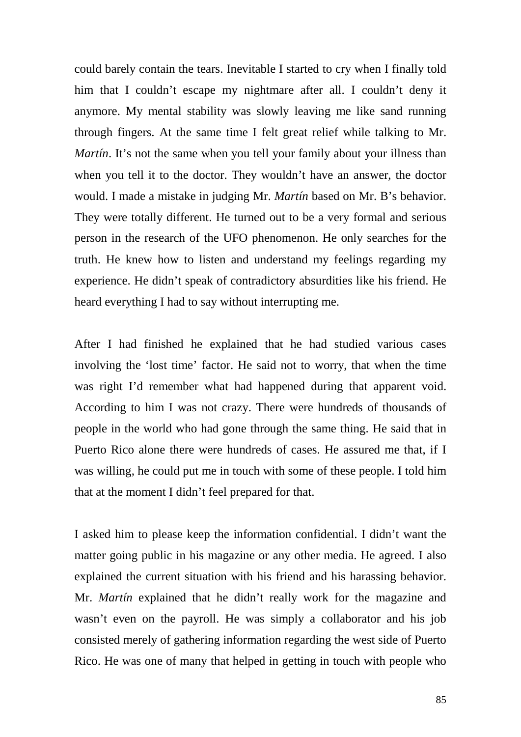could barely contain the tears. Inevitable I started to cry when I finally told him that I couldn't escape my nightmare after all. I couldn't deny it anymore. My mental stability was slowly leaving me like sand running through fingers. At the same time I felt great relief while talking to Mr. *Martín*. It's not the same when you tell your family about your illness than when you tell it to the doctor. They wouldn't have an answer, the doctor would. I made a mistake in judging Mr. *Martín* based on Mr. B's behavior. They were totally different. He turned out to be a very formal and serious person in the research of the UFO phenomenon. He only searches for the truth. He knew how to listen and understand my feelings regarding my experience. He didn't speak of contradictory absurdities like his friend. He heard everything I had to say without interrupting me.

After I had finished he explained that he had studied various cases involving the 'lost time' factor. He said not to worry, that when the time was right I'd remember what had happened during that apparent void. According to him I was not crazy. There were hundreds of thousands of people in the world who had gone through the same thing. He said that in Puerto Rico alone there were hundreds of cases. He assured me that, if I was willing, he could put me in touch with some of these people. I told him that at the moment I didn't feel prepared for that.

I asked him to please keep the information confidential. I didn't want the matter going public in his magazine or any other media. He agreed. I also explained the current situation with his friend and his harassing behavior. Mr. *Martín* explained that he didn't really work for the magazine and wasn't even on the payroll. He was simply a collaborator and his job consisted merely of gathering information regarding the west side of Puerto Rico. He was one of many that helped in getting in touch with people who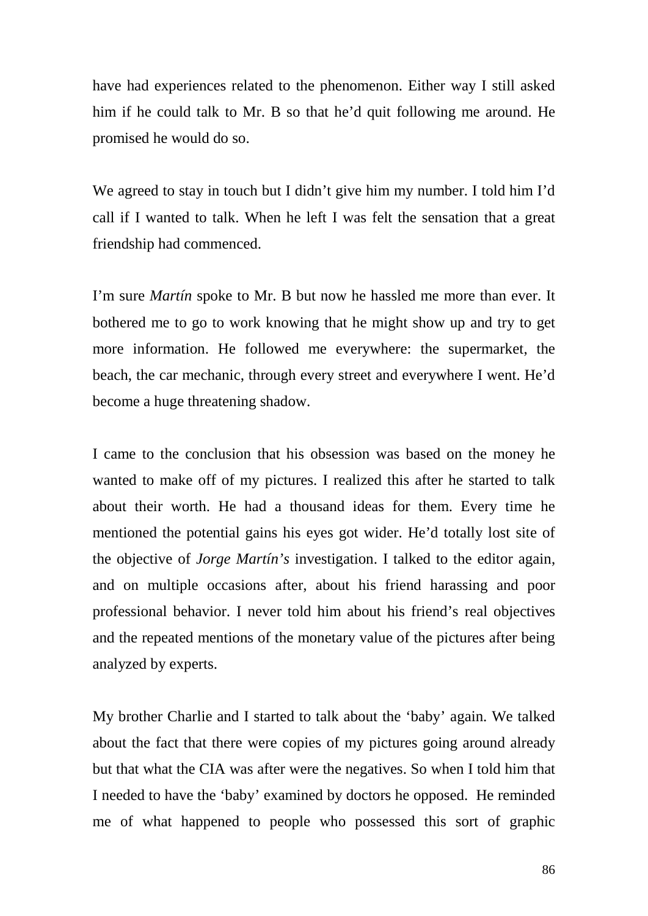have had experiences related to the phenomenon. Either way I still asked him if he could talk to Mr. B so that he'd quit following me around. He promised he would do so.

We agreed to stay in touch but I didn't give him my number. I told him I'd call if I wanted to talk. When he left I was felt the sensation that a great friendship had commenced.

I'm sure *Martín* spoke to Mr. B but now he hassled me more than ever. It bothered me to go to work knowing that he might show up and try to get more information. He followed me everywhere: the supermarket, the beach, the car mechanic, through every street and everywhere I went. He'd become a huge threatening shadow.

I came to the conclusion that his obsession was based on the money he wanted to make off of my pictures. I realized this after he started to talk about their worth. He had a thousand ideas for them. Every time he mentioned the potential gains his eyes got wider. He'd totally lost site of the objective of *Jorge Martín's* investigation. I talked to the editor again, and on multiple occasions after, about his friend harassing and poor professional behavior. I never told him about his friend's real objectives and the repeated mentions of the monetary value of the pictures after being analyzed by experts.

My brother Charlie and I started to talk about the 'baby' again. We talked about the fact that there were copies of my pictures going around already but that what the CIA was after were the negatives. So when I told him that I needed to have the 'baby' examined by doctors he opposed. He reminded me of what happened to people who possessed this sort of graphic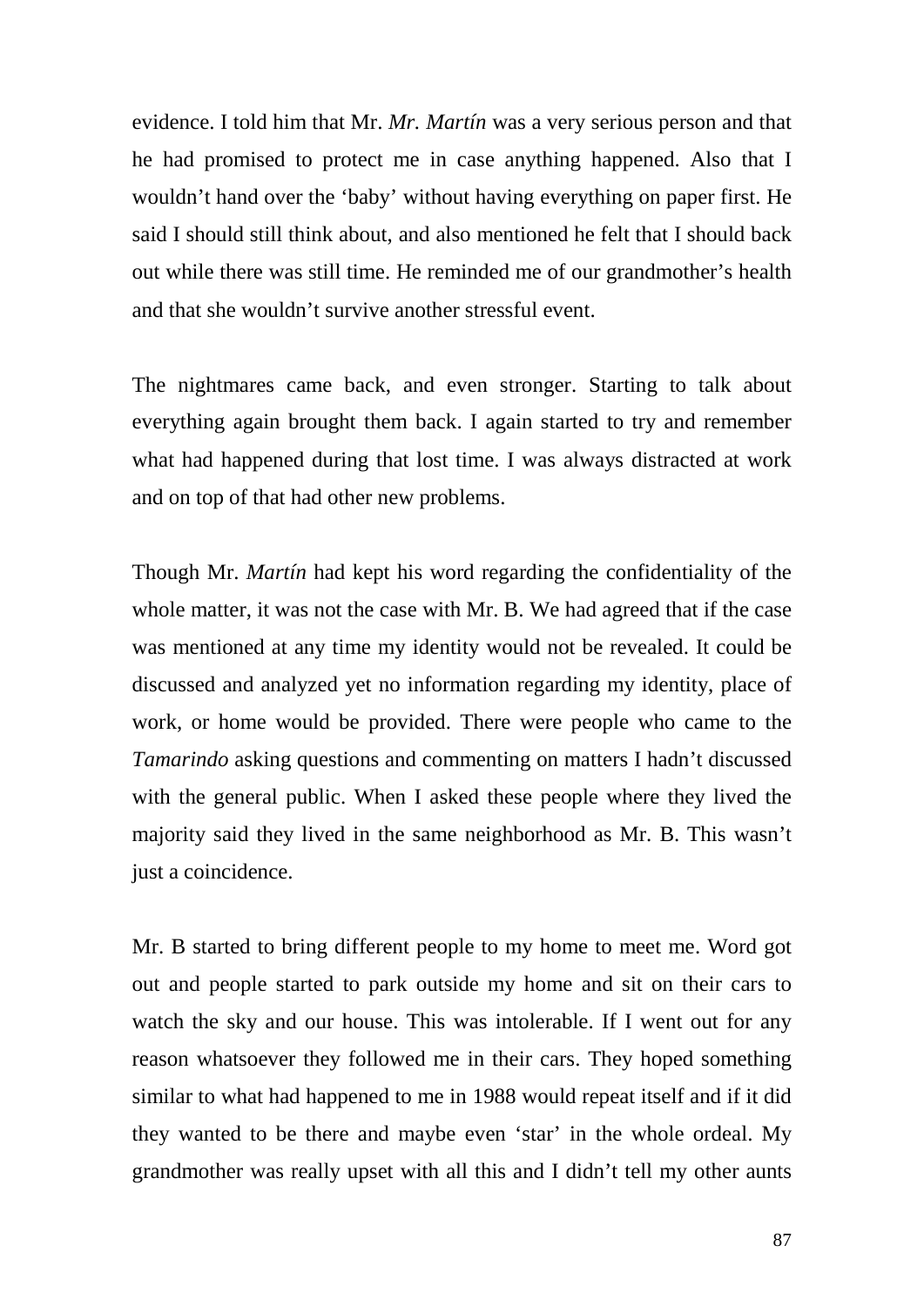evidence. I told him that Mr. *Mr. Martín* was a very serious person and that he had promised to protect me in case anything happened. Also that I wouldn't hand over the 'baby' without having everything on paper first. He said I should still think about, and also mentioned he felt that I should back out while there was still time. He reminded me of our grandmother's health and that she wouldn't survive another stressful event.

The nightmares came back, and even stronger. Starting to talk about everything again brought them back. I again started to try and remember what had happened during that lost time. I was always distracted at work and on top of that had other new problems.

Though Mr. *Martín* had kept his word regarding the confidentiality of the whole matter, it was not the case with Mr. B. We had agreed that if the case was mentioned at any time my identity would not be revealed. It could be discussed and analyzed yet no information regarding my identity, place of work, or home would be provided. There were people who came to the *Tamarindo* asking questions and commenting on matters I hadn't discussed with the general public. When I asked these people where they lived the majority said they lived in the same neighborhood as Mr. B. This wasn't just a coincidence.

Mr. B started to bring different people to my home to meet me. Word got out and people started to park outside my home and sit on their cars to watch the sky and our house. This was intolerable. If I went out for any reason whatsoever they followed me in their cars. They hoped something similar to what had happened to me in 1988 would repeat itself and if it did they wanted to be there and maybe even 'star' in the whole ordeal. My grandmother was really upset with all this and I didn't tell my other aunts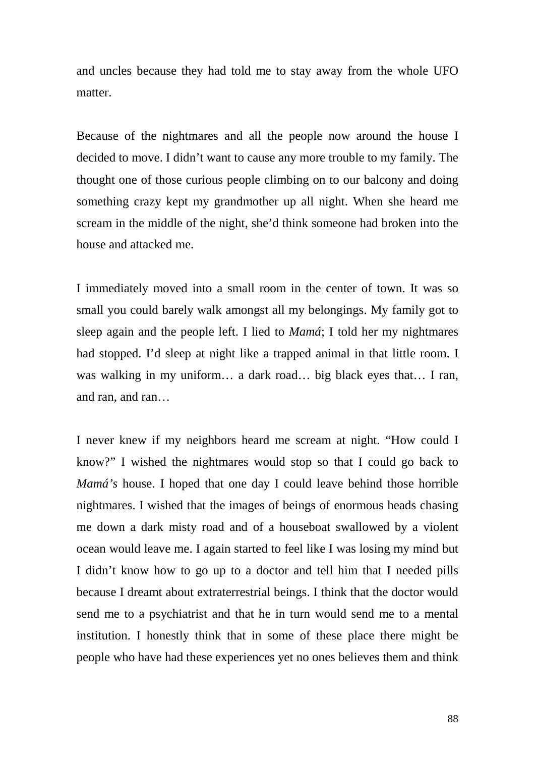and uncles because they had told me to stay away from the whole UFO matter.

Because of the nightmares and all the people now around the house I decided to move. I didn't want to cause any more trouble to my family. The thought one of those curious people climbing on to our balcony and doing something crazy kept my grandmother up all night. When she heard me scream in the middle of the night, she'd think someone had broken into the house and attacked me.

I immediately moved into a small room in the center of town. It was so small you could barely walk amongst all my belongings. My family got to sleep again and the people left. I lied to *Mamá*; I told her my nightmares had stopped. I'd sleep at night like a trapped animal in that little room. I was walking in my uniform… a dark road… big black eyes that… I ran, and ran, and ran…

I never knew if my neighbors heard me scream at night. "How could I know?" I wished the nightmares would stop so that I could go back to *Mamá's* house. I hoped that one day I could leave behind those horrible nightmares. I wished that the images of beings of enormous heads chasing me down a dark misty road and of a houseboat swallowed by a violent ocean would leave me. I again started to feel like I was losing my mind but I didn't know how to go up to a doctor and tell him that I needed pills because I dreamt about extraterrestrial beings. I think that the doctor would send me to a psychiatrist and that he in turn would send me to a mental institution. I honestly think that in some of these place there might be people who have had these experiences yet no ones believes them and think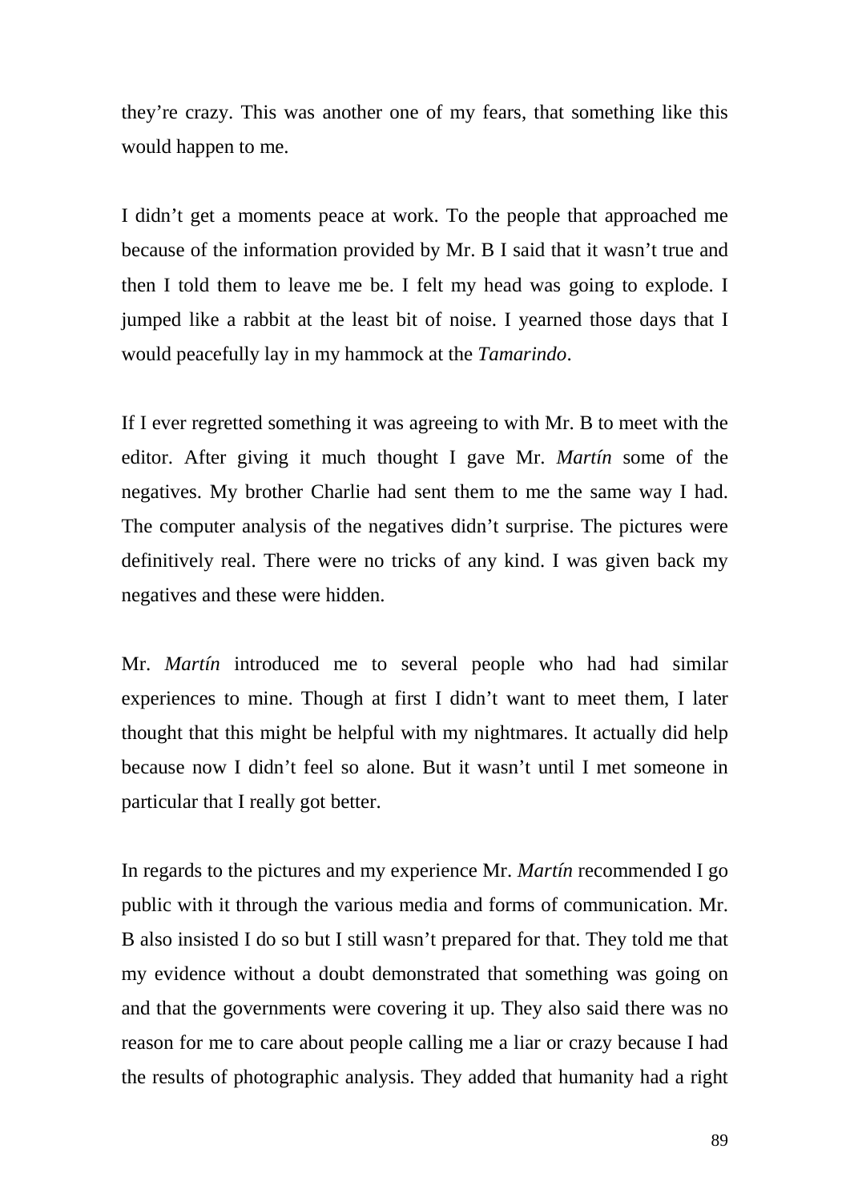they're crazy. This was another one of my fears, that something like this would happen to me.

I didn't get a moments peace at work. To the people that approached me because of the information provided by Mr. B I said that it wasn't true and then I told them to leave me be. I felt my head was going to explode. I jumped like a rabbit at the least bit of noise. I yearned those days that I would peacefully lay in my hammock at the *Tamarindo*.

If I ever regretted something it was agreeing to with Mr. B to meet with the editor. After giving it much thought I gave Mr. *Martín* some of the negatives. My brother Charlie had sent them to me the same way I had. The computer analysis of the negatives didn't surprise. The pictures were definitively real. There were no tricks of any kind. I was given back my negatives and these were hidden.

Mr. *Martín* introduced me to several people who had had similar experiences to mine. Though at first I didn't want to meet them, I later thought that this might be helpful with my nightmares. It actually did help because now I didn't feel so alone. But it wasn't until I met someone in particular that I really got better.

In regards to the pictures and my experience Mr. *Martín* recommended I go public with it through the various media and forms of communication. Mr. B also insisted I do so but I still wasn't prepared for that. They told me that my evidence without a doubt demonstrated that something was going on and that the governments were covering it up. They also said there was no reason for me to care about people calling me a liar or crazy because I had the results of photographic analysis. They added that humanity had a right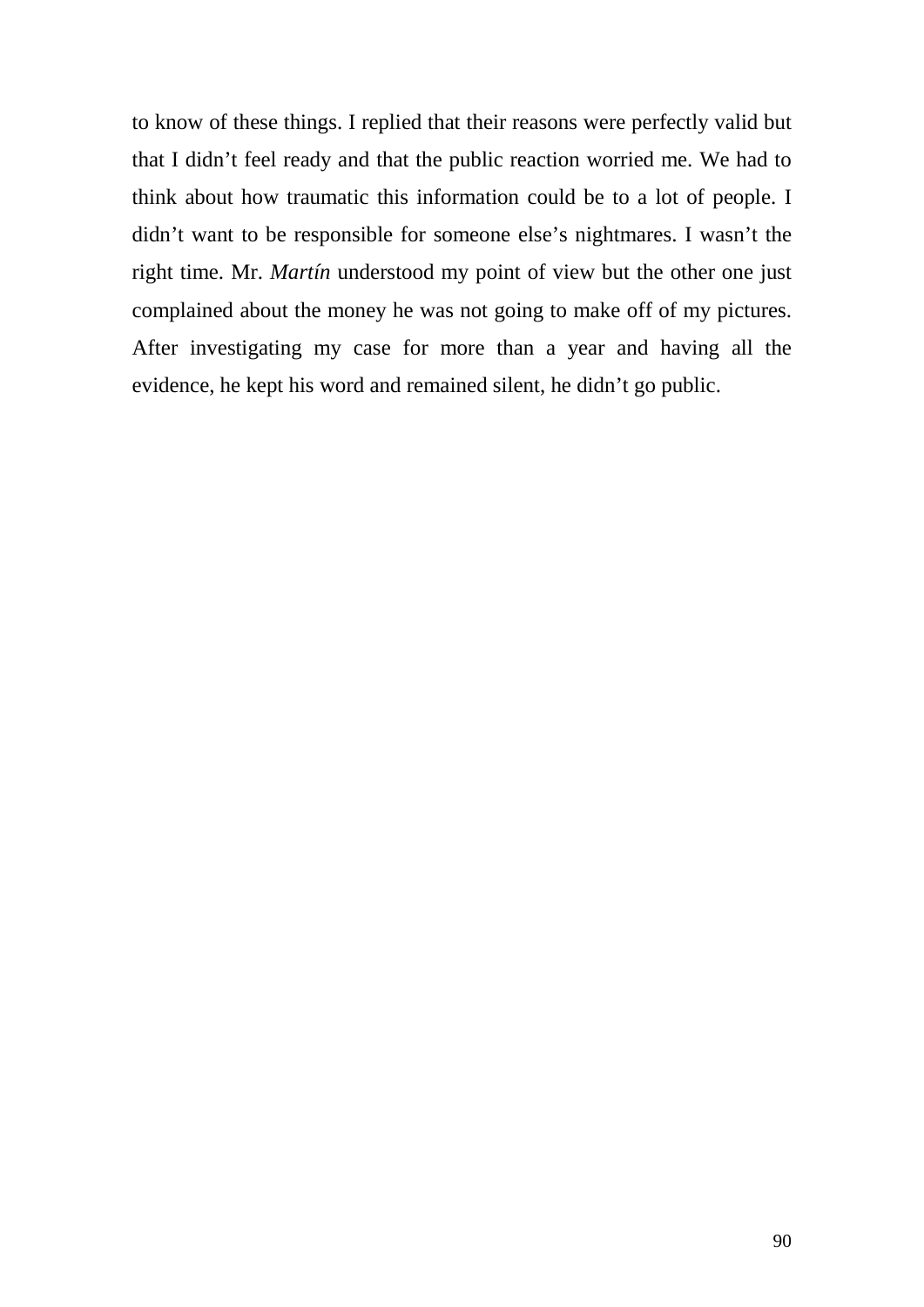to know of these things. I replied that their reasons were perfectly valid but that I didn't feel ready and that the public reaction worried me. We had to think about how traumatic this information could be to a lot of people. I didn't want to be responsible for someone else's nightmares. I wasn't the right time. Mr. *Martín* understood my point of view but the other one just complained about the money he was not going to make off of my pictures. After investigating my case for more than a year and having all the evidence, he kept his word and remained silent, he didn't go public.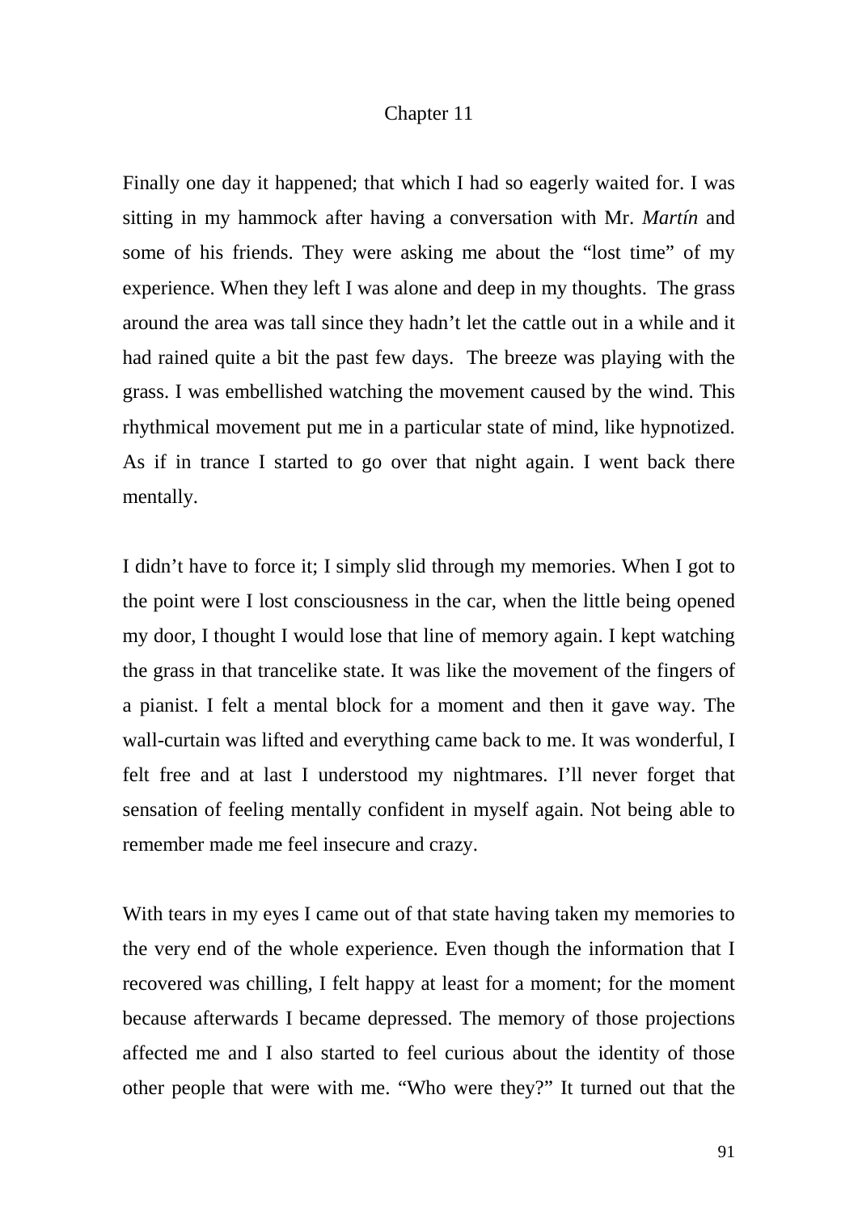# Chapter 11

Finally one day it happened; that which I had so eagerly waited for. I was sitting in my hammock after having a conversation with Mr. *Martín* and some of his friends. They were asking me about the "lost time" of my experience. When they left I was alone and deep in my thoughts. The grass around the area was tall since they hadn't let the cattle out in a while and it had rained quite a bit the past few days. The breeze was playing with the grass. I was embellished watching the movement caused by the wind. This rhythmical movement put me in a particular state of mind, like hypnotized. As if in trance I started to go over that night again. I went back there mentally.

I didn't have to force it; I simply slid through my memories. When I got to the point were I lost consciousness in the car, when the little being opened my door, I thought I would lose that line of memory again. I kept watching the grass in that trancelike state. It was like the movement of the fingers of a pianist. I felt a mental block for a moment and then it gave way. The wall-curtain was lifted and everything came back to me. It was wonderful, I felt free and at last I understood my nightmares. I'll never forget that sensation of feeling mentally confident in myself again. Not being able to remember made me feel insecure and crazy.

With tears in my eyes I came out of that state having taken my memories to the very end of the whole experience. Even though the information that I recovered was chilling, I felt happy at least for a moment; for the moment because afterwards I became depressed. The memory of those projections affected me and I also started to feel curious about the identity of those other people that were with me. "Who were they?" It turned out that the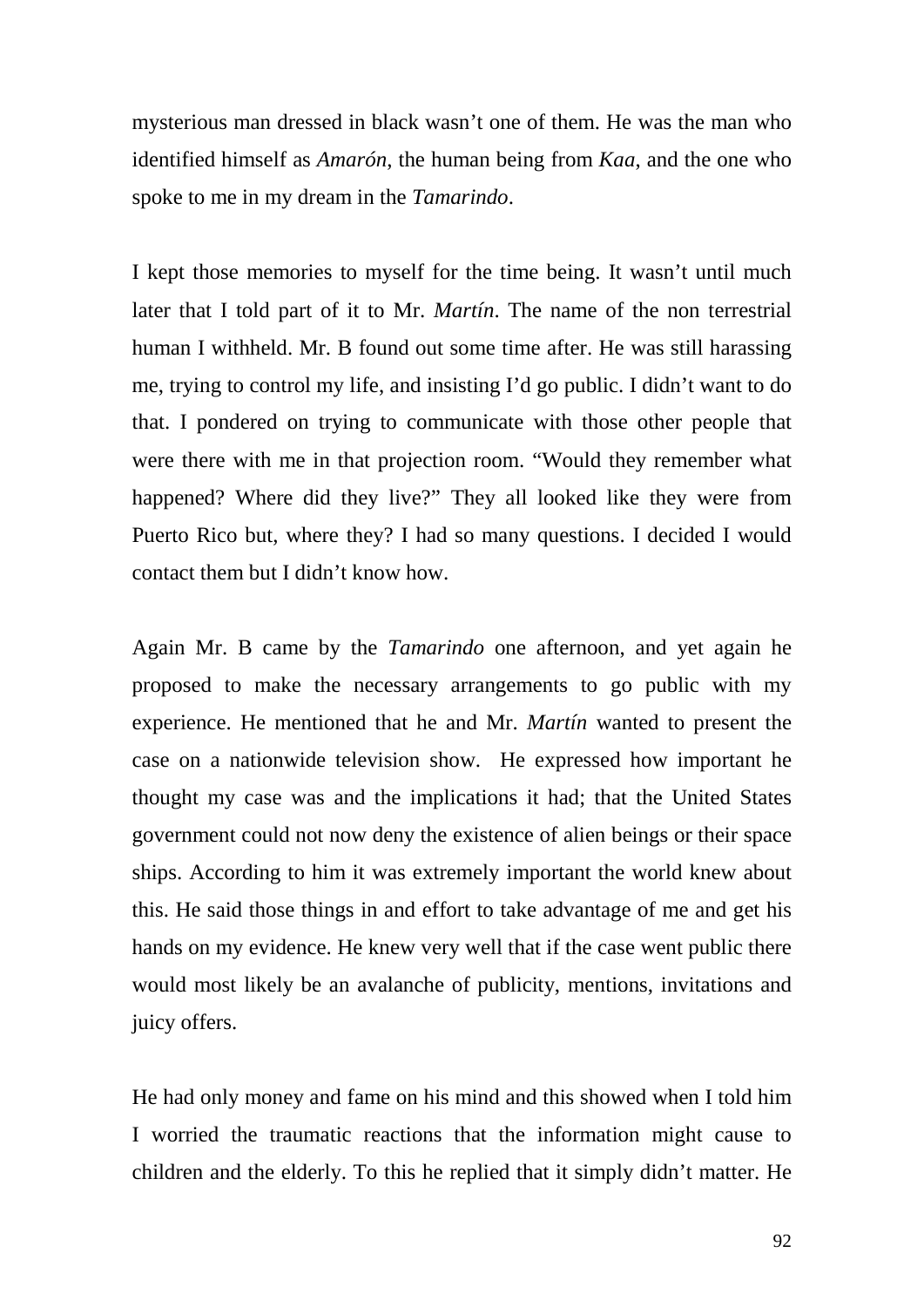mysterious man dressed in black wasn't one of them. He was the man who identified himself as *Amarón*, the human being from *Kaa*, and the one who spoke to me in my dream in the *Tamarindo*.

I kept those memories to myself for the time being. It wasn't until much later that I told part of it to Mr. *Martín*. The name of the non terrestrial human I withheld. Mr. B found out some time after. He was still harassing me, trying to control my life, and insisting I'd go public. I didn't want to do that. I pondered on trying to communicate with those other people that were there with me in that projection room. "Would they remember what happened? Where did they live?" They all looked like they were from Puerto Rico but, where they? I had so many questions. I decided I would contact them but I didn't know how.

Again Mr. B came by the *Tamarindo* one afternoon, and yet again he proposed to make the necessary arrangements to go public with my experience. He mentioned that he and Mr. *Martín* wanted to present the case on a nationwide television show. He expressed how important he thought my case was and the implications it had; that the United States government could not now deny the existence of alien beings or their space ships. According to him it was extremely important the world knew about this. He said those things in and effort to take advantage of me and get his hands on my evidence. He knew very well that if the case went public there would most likely be an avalanche of publicity, mentions, invitations and juicy offers.

He had only money and fame on his mind and this showed when I told him I worried the traumatic reactions that the information might cause to children and the elderly. To this he replied that it simply didn't matter. He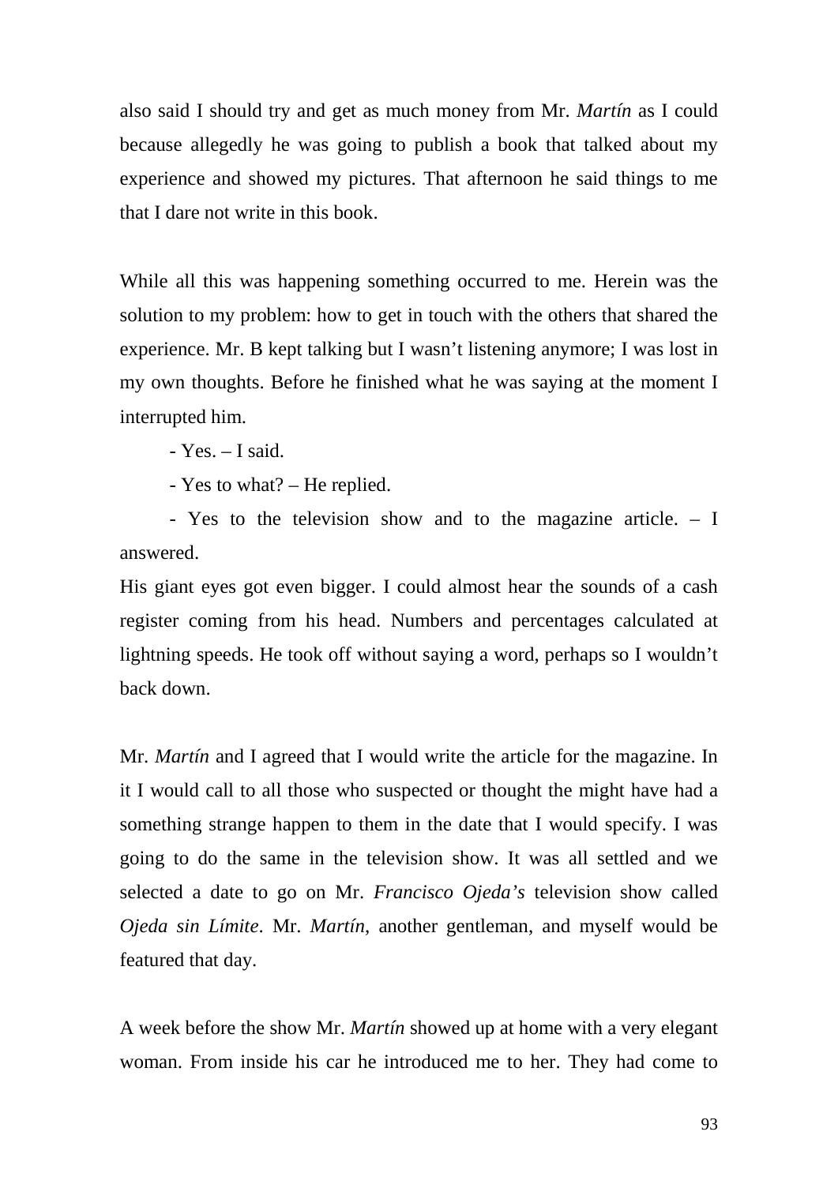also said I should try and get as much money from Mr. *Martín* as I could because allegedly he was going to publish a book that talked about my experience and showed my pictures. That afternoon he said things to me that I dare not write in this book.

While all this was happening something occurred to me. Herein was the solution to my problem: how to get in touch with the others that shared the experience. Mr. B kept talking but I wasn't listening anymore; I was lost in my own thoughts. Before he finished what he was saying at the moment I interrupted him.

- Yes. – I said.

- Yes to what? – He replied.

- Yes to the television show and to the magazine article. – I answered.

His giant eyes got even bigger. I could almost hear the sounds of a cash register coming from his head. Numbers and percentages calculated at lightning speeds. He took off without saying a word, perhaps so I wouldn't back down.

Mr. *Martín* and I agreed that I would write the article for the magazine. In it I would call to all those who suspected or thought the might have had a something strange happen to them in the date that I would specify. I was going to do the same in the television show. It was all settled and we selected a date to go on Mr. *Francisco Ojeda's* television show called *Ojeda sin Límite*. Mr. *Martín*, another gentleman, and myself would be featured that day.

A week before the show Mr. *Martín* showed up at home with a very elegant woman. From inside his car he introduced me to her. They had come to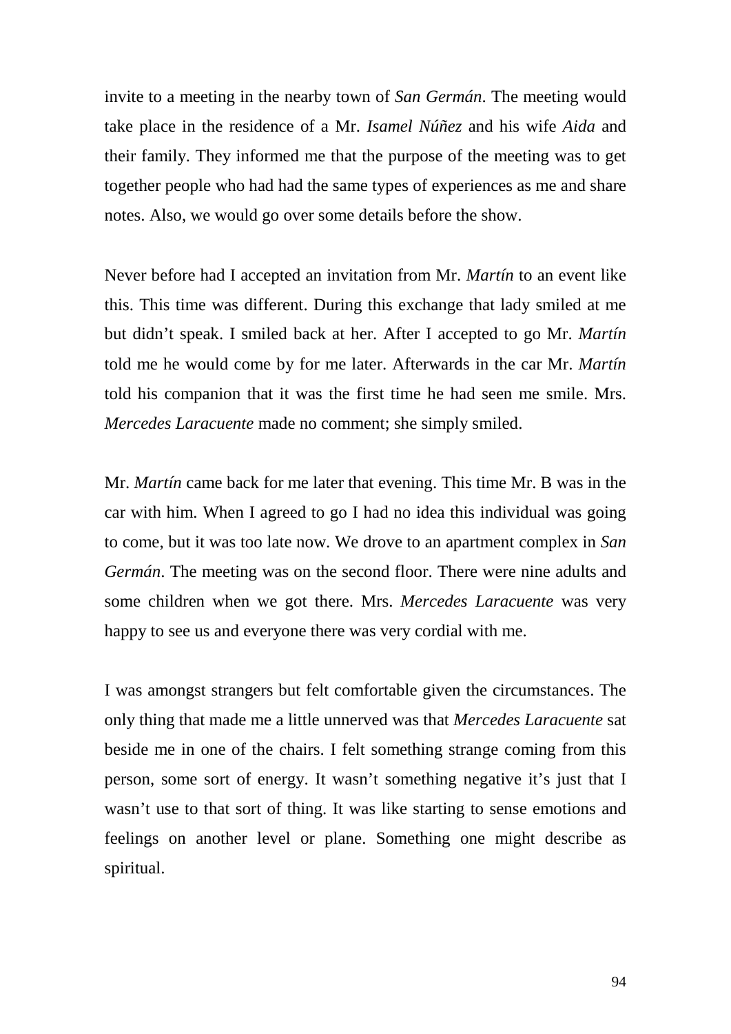invite to a meeting in the nearby town of *San Germán*. The meeting would take place in the residence of a Mr. *Isamel Núñez* and his wife *Aida* and their family. They informed me that the purpose of the meeting was to get together people who had had the same types of experiences as me and share notes. Also, we would go over some details before the show.

Never before had I accepted an invitation from Mr. *Martín* to an event like this. This time was different. During this exchange that lady smiled at me but didn't speak. I smiled back at her. After I accepted to go Mr. *Martín* told me he would come by for me later. Afterwards in the car Mr. *Martín* told his companion that it was the first time he had seen me smile. Mrs. *Mercedes Laracuente* made no comment; she simply smiled.

Mr. *Martín* came back for me later that evening. This time Mr. B was in the car with him. When I agreed to go I had no idea this individual was going to come, but it was too late now. We drove to an apartment complex in *San Germán*. The meeting was on the second floor. There were nine adults and some children when we got there. Mrs. *Mercedes Laracuente* was very happy to see us and everyone there was very cordial with me.

I was amongst strangers but felt comfortable given the circumstances. The only thing that made me a little unnerved was that *Mercedes Laracuente* sat beside me in one of the chairs. I felt something strange coming from this person, some sort of energy. It wasn't something negative it's just that I wasn't use to that sort of thing. It was like starting to sense emotions and feelings on another level or plane. Something one might describe as spiritual.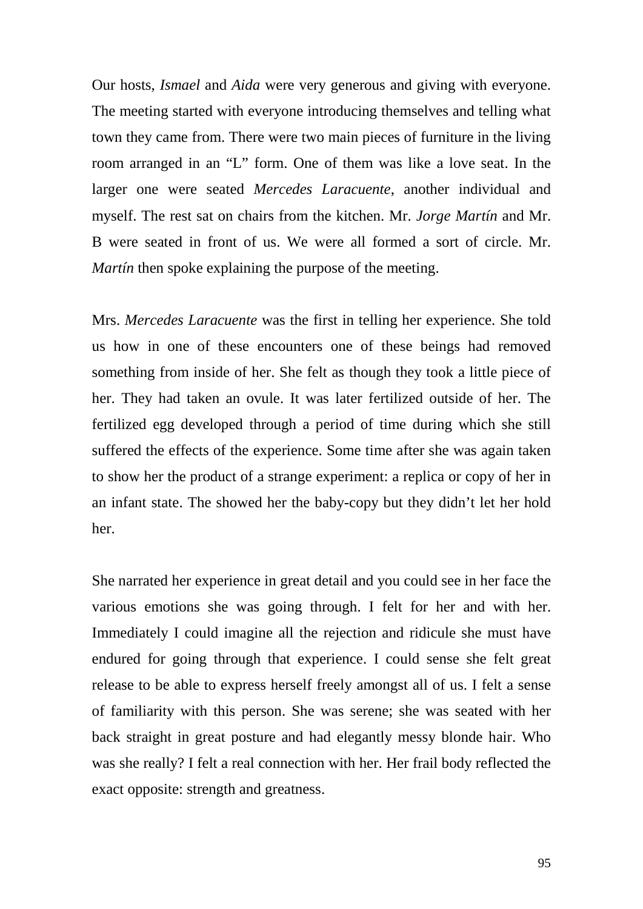Our hosts, *Ismael* and *Aida* were very generous and giving with everyone. The meeting started with everyone introducing themselves and telling what town they came from. There were two main pieces of furniture in the living room arranged in an "L" form. One of them was like a love seat. In the larger one were seated *Mercedes Laracuente*, another individual and myself. The rest sat on chairs from the kitchen. Mr. *Jorge Martín* and Mr. B were seated in front of us. We were all formed a sort of circle. Mr. *Martín* then spoke explaining the purpose of the meeting.

Mrs. *Mercedes Laracuente* was the first in telling her experience. She told us how in one of these encounters one of these beings had removed something from inside of her. She felt as though they took a little piece of her. They had taken an ovule. It was later fertilized outside of her. The fertilized egg developed through a period of time during which she still suffered the effects of the experience. Some time after she was again taken to show her the product of a strange experiment: a replica or copy of her in an infant state. The showed her the baby-copy but they didn't let her hold her.

She narrated her experience in great detail and you could see in her face the various emotions she was going through. I felt for her and with her. Immediately I could imagine all the rejection and ridicule she must have endured for going through that experience. I could sense she felt great release to be able to express herself freely amongst all of us. I felt a sense of familiarity with this person. She was serene; she was seated with her back straight in great posture and had elegantly messy blonde hair. Who was she really? I felt a real connection with her. Her frail body reflected the exact opposite: strength and greatness.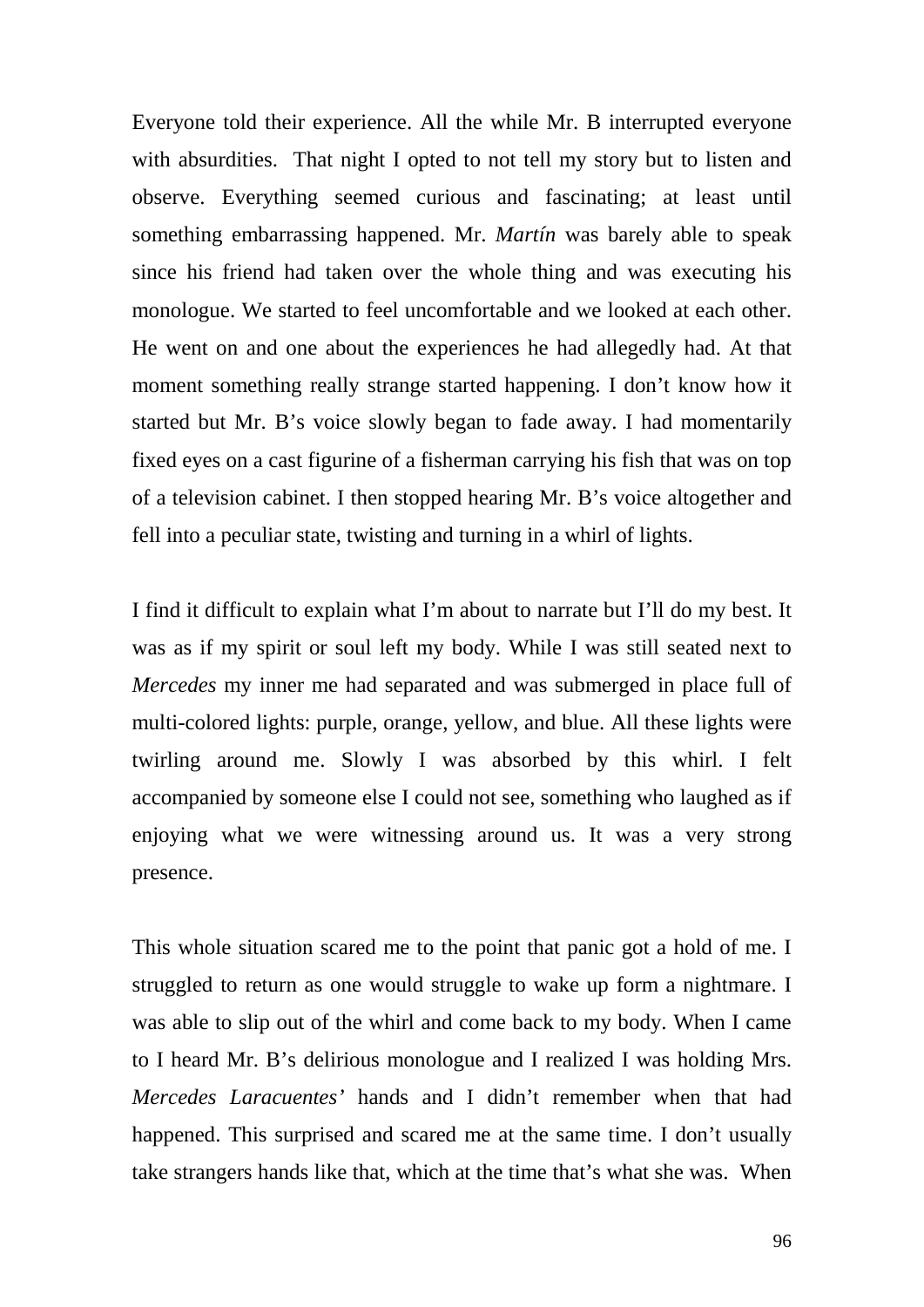Everyone told their experience. All the while Mr. B interrupted everyone with absurdities.  That night I opted to not tell my story but to listen and observe. Everything seemed curious and fascinating; at least until something embarrassing happened. Mr. *Martín* was barely able to speak since his friend had taken over the whole thing and was executing his monologue. We started to feel uncomfortable and we looked at each other. He went on and one about the experiences he had allegedly had. At that moment something really strange started happening. I don't know how it started but Mr. B's voice slowly began to fade away. I had momentarily fixed eyes on a cast figurine of a fisherman carrying his fish that was on top of a television cabinet. I then stopped hearing Mr. B's voice altogether and fell into a peculiar state, twisting and turning in a whirl of lights.

I find it difficult to explain what I'm about to narrate but I'll do my best. It was as if my spirit or soul left my body. While I was still seated next to *Mercedes* my inner me had separated and was submerged in place full of multi-colored lights: purple, orange, yellow, and blue. All these lights were twirling around me. Slowly I was absorbed by this whirl. I felt accompanied by someone else I could not see, something who laughed as if enjoying what we were witnessing around us. It was a very strong presence.

This whole situation scared me to the point that panic got a hold of me. I struggled to return as one would struggle to wake up form a nightmare. I was able to slip out of the whirl and come back to my body. When I came to I heard Mr. B's delirious monologue and I realized I was holding Mrs. *Mercedes Laracuentes'* hands and I didn't remember when that had happened. This surprised and scared me at the same time. I don't usually take strangers hands like that, which at the time that's what she was.  When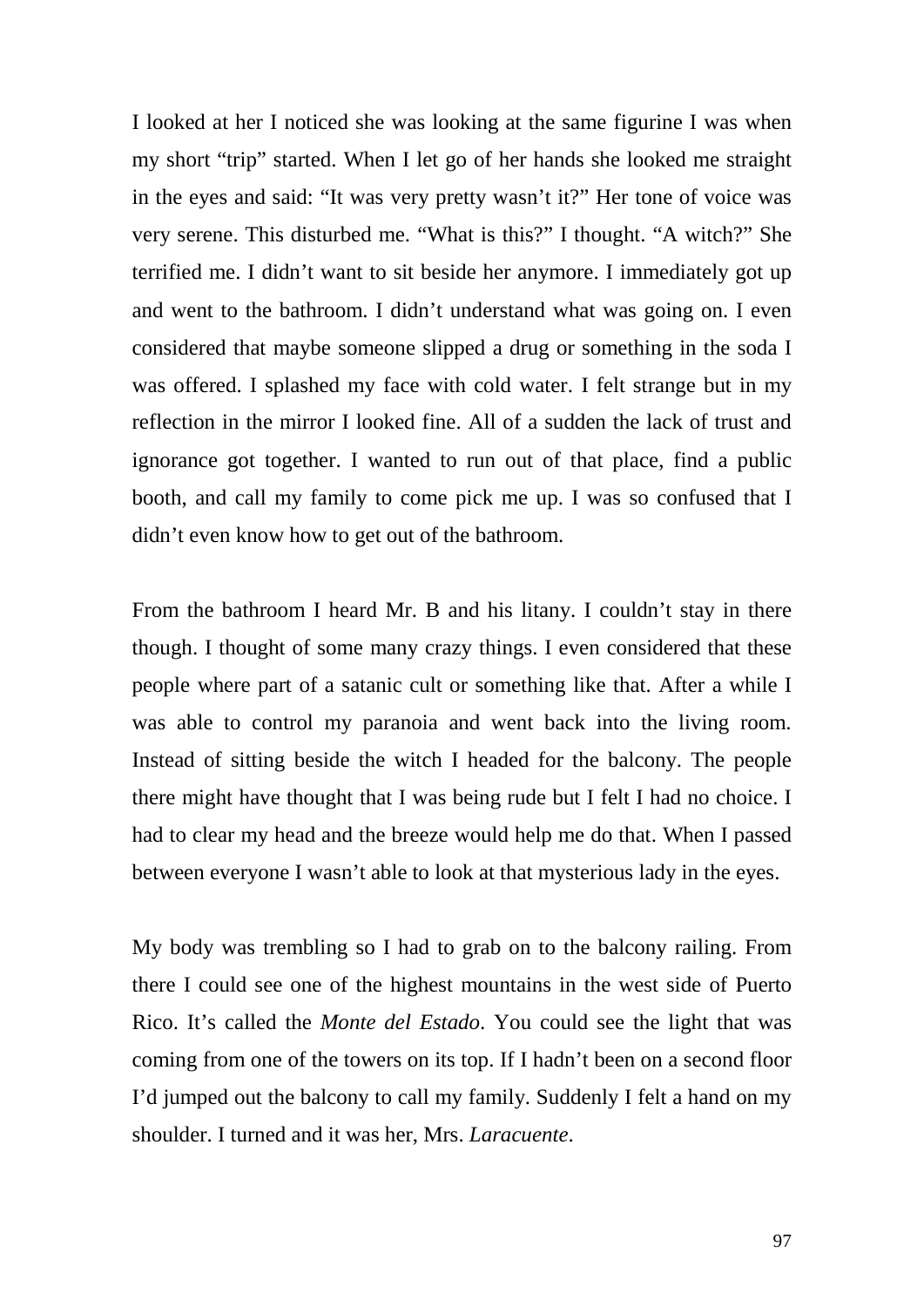I looked at her I noticed she was looking at the same figurine I was when my short "trip" started. When I let go of her hands she looked me straight in the eyes and said: "It was very pretty wasn't it?" Her tone of voice was very serene. This disturbed me. "What is this?" I thought. "A witch?" She terrified me. I didn't want to sit beside her anymore. I immediately got up and went to the bathroom. I didn't understand what was going on. I even considered that maybe someone slipped a drug or something in the soda I was offered. I splashed my face with cold water. I felt strange but in my reflection in the mirror I looked fine. All of a sudden the lack of trust and ignorance got together. I wanted to run out of that place, find a public booth, and call my family to come pick me up. I was so confused that I didn't even know how to get out of the bathroom.

From the bathroom I heard Mr. B and his litany. I couldn't stay in there though. I thought of some many crazy things. I even considered that these people where part of a satanic cult or something like that. After a while I was able to control my paranoia and went back into the living room. Instead of sitting beside the witch I headed for the balcony. The people there might have thought that I was being rude but I felt I had no choice. I had to clear my head and the breeze would help me do that. When I passed between everyone I wasn't able to look at that mysterious lady in the eyes.

My body was trembling so I had to grab on to the balcony railing. From there I could see one of the highest mountains in the west side of Puerto Rico. It's called the *Monte del Estado*. You could see the light that was coming from one of the towers on its top. If I hadn't been on a second floor I'd jumped out the balcony to call my family. Suddenly I felt a hand on my shoulder. I turned and it was her, Mrs. *Laracuente*.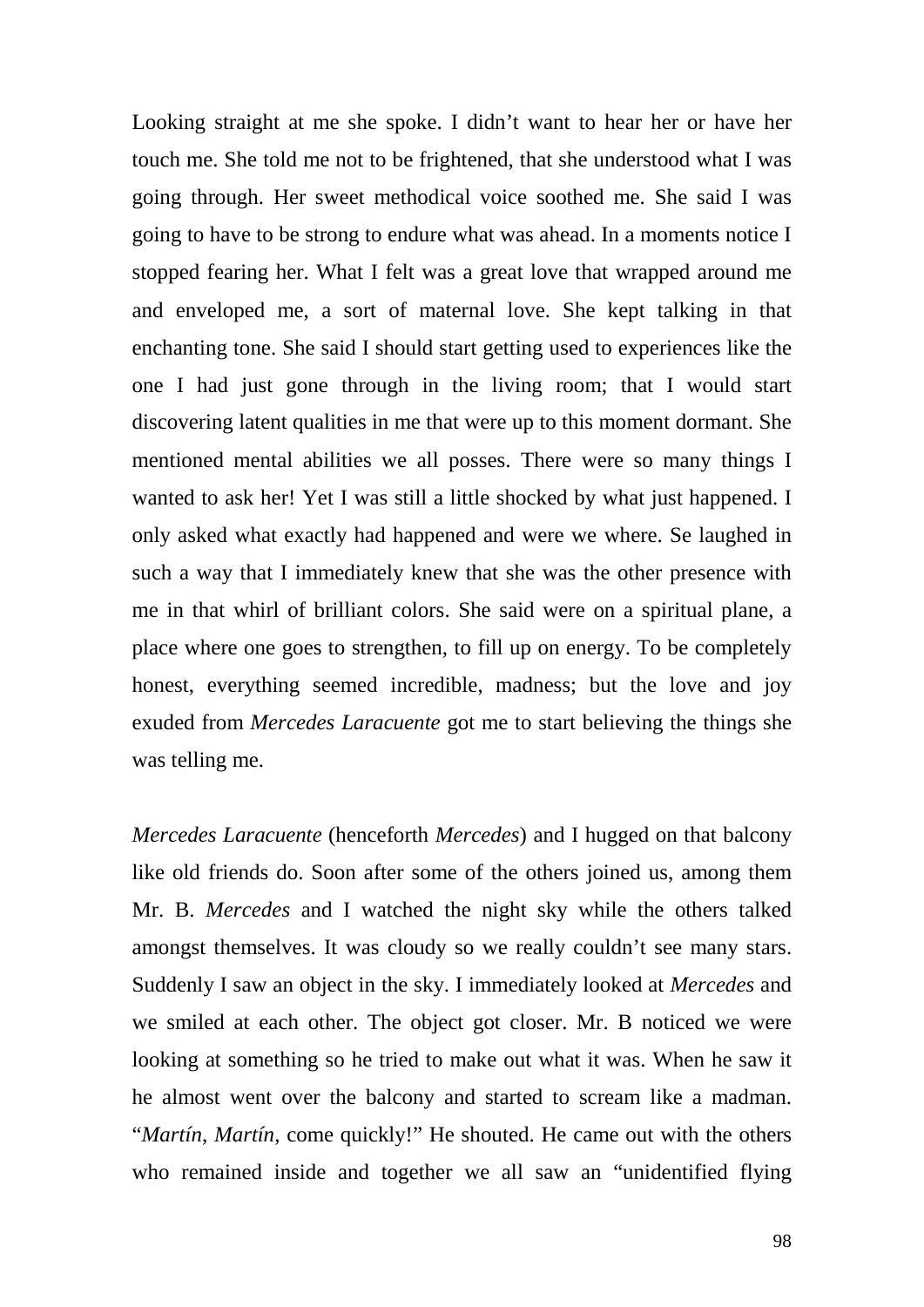Looking straight at me she spoke. I didn’t want to hear her or have her touch me. She told me not to be frightened, that she understood what I was going through. Her sweet methodical voice soothed me. She said I was going to have to be strong to endure what was ahead. In a moments notice I stopped fearing her. What I felt was a great love that wrapped around me and enveloped me, a sort of maternal love. She kept talking in that enchanting tone. She said I should start getting used to experiences like the one I had just gone through in the living room; that I would start discovering latent qualities in me that were up to this moment dormant. She mentioned mental abilities we all posses. There were so many things I wanted to ask her! Yet I was still a little shocked by what just happened. I only asked what exactly had happened and were we where. Se laughed in such a way that I immediately knew that she was the other presence with me in that whirl of brilliant colors. She said were on a spiritual plane, a place where one goes to strengthen, to fill up on energy. To be completely honest, everything seemed incredible, madness; but the love and joy exuded from *Mercedes Laracuente* got me to start believing the things she was telling me.

*Mercedes Laracuente* (henceforth *Mercedes*) and I hugged on that balcony like old friends do. Soon after some of the others joined us, among them Mr. B. *Mercedes* and I watched the night sky while the others talked amongst themselves. It was cloudy so we really couldn’t see many stars. Suddenly I saw an object in the sky. I immediately looked at *Mercedes* and we smiled at each other. The object got closer. Mr. B noticed we were looking at something so he tried to make out what it was. When he saw it he almost went over the balcony and started to scream like a madman. “*Martín*, *Martín*, come quickly!” He shouted. He came out with the others who remained inside and together we all saw an “unidentified flying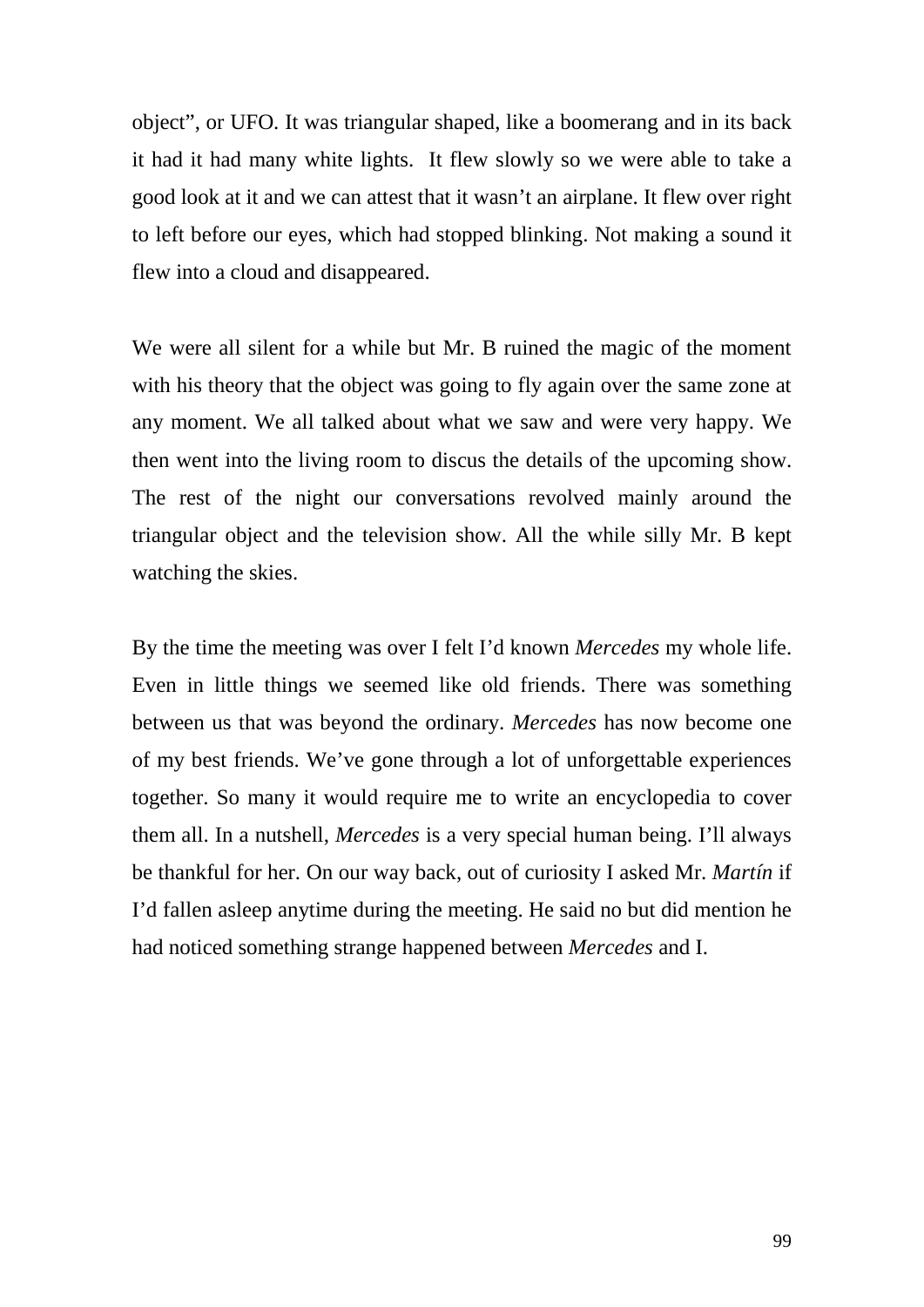object", or UFO. It was triangular shaped, like a boomerang and in its back it had it had many white lights.  It flew slowly so we were able to take a good look at it and we can attest that it wasn't an airplane. It flew over right to left before our eyes, which had stopped blinking. Not making a sound it flew into a cloud and disappeared.

We were all silent for a while but Mr. B ruined the magic of the moment with his theory that the object was going to fly again over the same zone at any moment. We all talked about what we saw and were very happy. We then went into the living room to discus the details of the upcoming show. The rest of the night our conversations revolved mainly around the triangular object and the television show. All the while silly Mr. B kept watching the skies.

By the time the meeting was over I felt I'd known *Mercedes* my whole life. Even in little things we seemed like old friends. There was something between us that was beyond the ordinary. *Mercedes* has now become one of my best friends. We've gone through a lot of unforgettable experiences together. So many it would require me to write an encyclopedia to cover them all. In a nutshell, *Mercedes* is a very special human being. I'll always be thankful for her. On our way back, out of curiosity I asked Mr. *Martín* if I'd fallen asleep anytime during the meeting. He said no but did mention he had noticed something strange happened between *Mercedes* and I.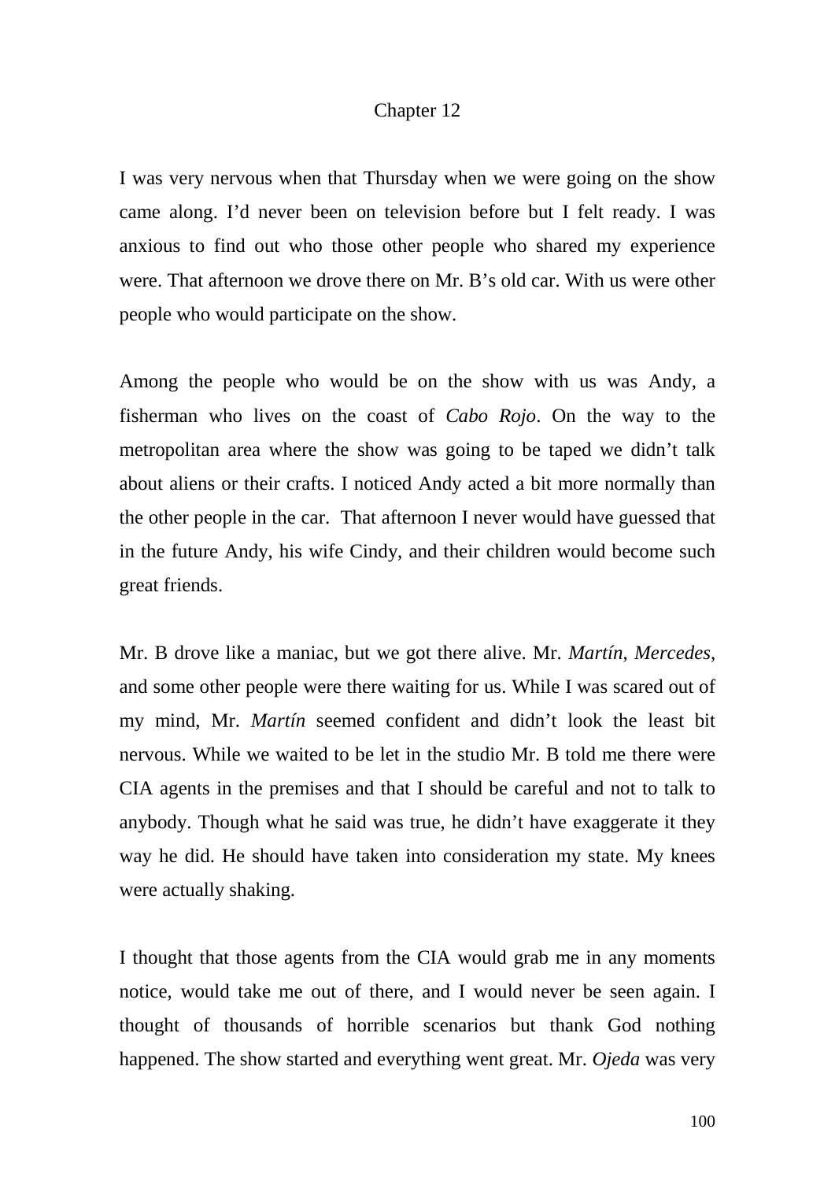# Chapter 12

I was very nervous when that Thursday when we were going on the show came along. I'd never been on television before but I felt ready. I was anxious to find out who those other people who shared my experience were. That afternoon we drove there on Mr. B's old car. With us were other people who would participate on the show.

Among the people who would be on the show with us was Andy, a fisherman who lives on the coast of *Cabo Rojo*. On the way to the metropolitan area where the show was going to be taped we didn't talk about aliens or their crafts. I noticed Andy acted a bit more normally than the other people in the car. That afternoon I never would have guessed that in the future Andy, his wife Cindy, and their children would become such great friends.

Mr. B drove like a maniac, but we got there alive. Mr. *Martín*, *Mercedes*, and some other people were there waiting for us. While I was scared out of my mind, Mr. *Martín* seemed confident and didn't look the least bit nervous. While we waited to be let in the studio Mr. B told me there were CIA agents in the premises and that I should be careful and not to talk to anybody. Though what he said was true, he didn't have exaggerate it they way he did. He should have taken into consideration my state. My knees were actually shaking.

I thought that those agents from the CIA would grab me in any moments notice, would take me out of there, and I would never be seen again. I thought of thousands of horrible scenarios but thank God nothing happened. The show started and everything went great. Mr. *Ojeda* was very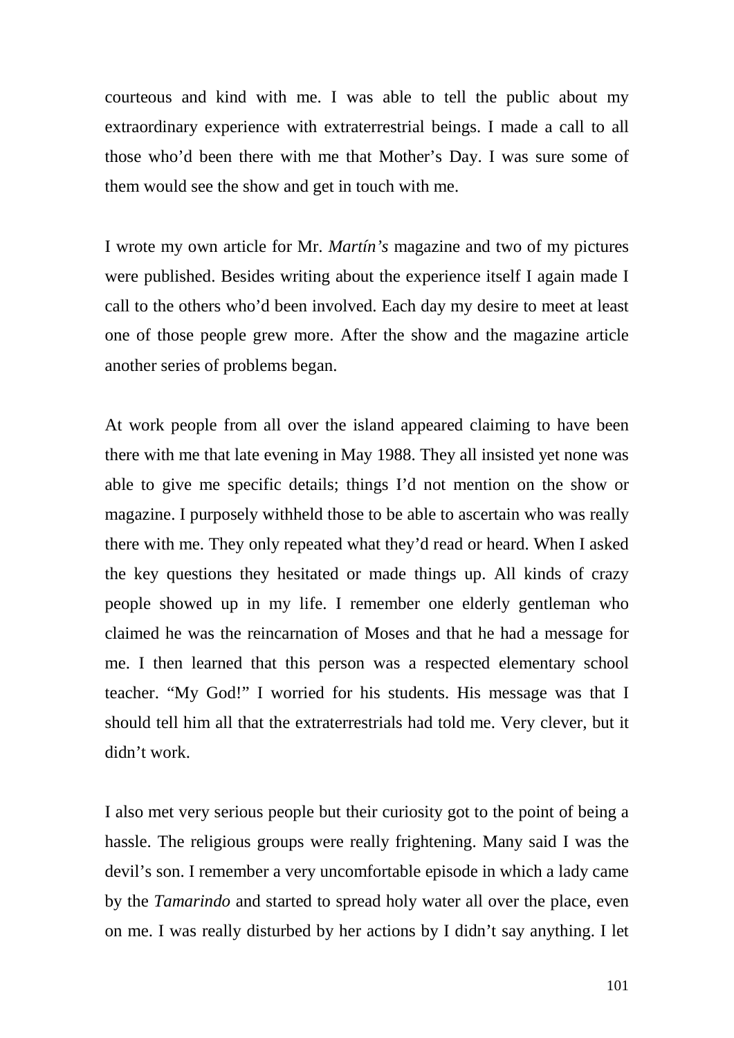courteous and kind with me. I was able to tell the public about my extraordinary experience with extraterrestrial beings. I made a call to all those who'd been there with me that Mother's Day. I was sure some of them would see the show and get in touch with me.

I wrote my own article for Mr. *Martín's* magazine and two of my pictures were published. Besides writing about the experience itself I again made I call to the others who'd been involved. Each day my desire to meet at least one of those people grew more. After the show and the magazine article another series of problems began.

At work people from all over the island appeared claiming to have been there with me that late evening in May 1988. They all insisted yet none was able to give me specific details; things I'd not mention on the show or magazine. I purposely withheld those to be able to ascertain who was really there with me. They only repeated what they'd read or heard. When I asked the key questions they hesitated or made things up. All kinds of crazy people showed up in my life. I remember one elderly gentleman who claimed he was the reincarnation of Moses and that he had a message for me. I then learned that this person was a respected elementary school teacher. "My God!" I worried for his students. His message was that I should tell him all that the extraterrestrials had told me. Very clever, but it didn't work.

I also met very serious people but their curiosity got to the point of being a hassle. The religious groups were really frightening. Many said I was the devil's son. I remember a very uncomfortable episode in which a lady came by the *Tamarindo* and started to spread holy water all over the place, even on me. I was really disturbed by her actions by I didn't say anything. I let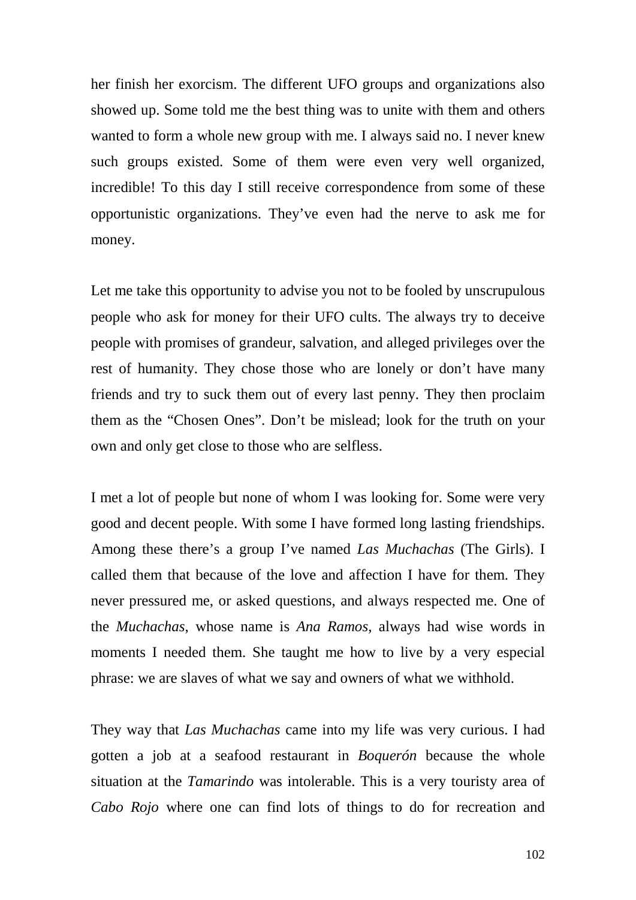her finish her exorcism. The different UFO groups and organizations also showed up. Some told me the best thing was to unite with them and others wanted to form a whole new group with me. I always said no. I never knew such groups existed. Some of them were even very well organized, incredible! To this day I still receive correspondence from some of these opportunistic organizations. They've even had the nerve to ask me for money.

Let me take this opportunity to advise you not to be fooled by unscrupulous people who ask for money for their UFO cults. The always try to deceive people with promises of grandeur, salvation, and alleged privileges over the rest of humanity. They chose those who are lonely or don't have many friends and try to suck them out of every last penny. They then proclaim them as the "Chosen Ones". Don't be mislead; look for the truth on your own and only get close to those who are selfless.

I met a lot of people but none of whom I was looking for. Some were very good and decent people. With some I have formed long lasting friendships. Among these there's a group I've named *Las Muchachas* (The Girls). I called them that because of the love and affection I have for them. They never pressured me, or asked questions, and always respected me. One of the *Muchachas*, whose name is *Ana Ramos*, always had wise words in moments I needed them. She taught me how to live by a very especial phrase: we are slaves of what we say and owners of what we withhold.

They way that *Las Muchachas* came into my life was very curious. I had gotten a job at a seafood restaurant in *Boquerón* because the whole situation at the *Tamarindo* was intolerable. This is a very touristy area of *Cabo Rojo* where one can find lots of things to do for recreation and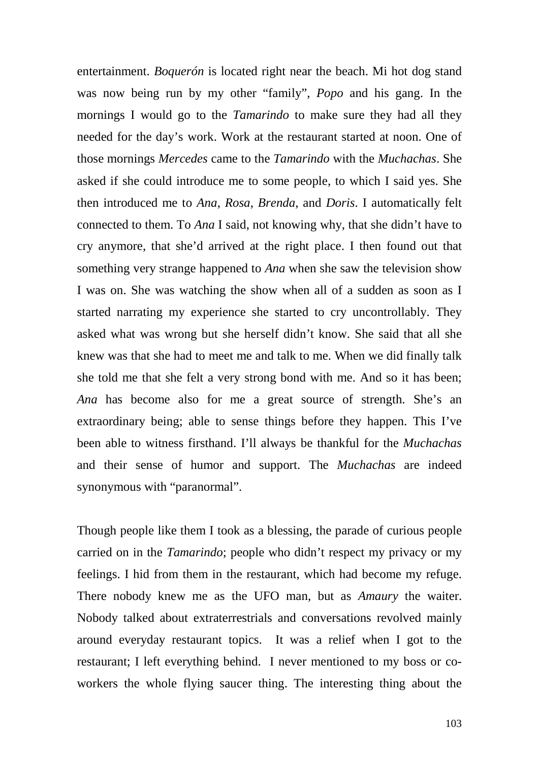entertainment. *Boquerón* is located right near the beach. Mi hot dog stand was now being run by my other "family", *Popo* and his gang. In the mornings I would go to the *Tamarindo* to make sure they had all they needed for the day's work. Work at the restaurant started at noon. One of those mornings *Mercedes* came to the *Tamarindo* with the *Muchachas*. She asked if she could introduce me to some people, to which I said yes. She then introduced me to *Ana*, *Rosa*, *Brenda*, and *Doris*. I automatically felt connected to them. To *Ana* I said, not knowing why, that she didn't have to cry anymore, that she'd arrived at the right place. I then found out that something very strange happened to *Ana* when she saw the television show I was on. She was watching the show when all of a sudden as soon as I started narrating my experience she started to cry uncontrollably. They asked what was wrong but she herself didn't know. She said that all she knew was that she had to meet me and talk to me. When we did finally talk she told me that she felt a very strong bond with me. And so it has been; *Ana* has become also for me a great source of strength. She's an extraordinary being; able to sense things before they happen. This I've been able to witness firsthand. I'll always be thankful for the *Muchachas* and their sense of humor and support. The *Muchachas* are indeed synonymous with "paranormal".

Though people like them I took as a blessing, the parade of curious people carried on in the *Tamarindo*; people who didn't respect my privacy or my feelings. I hid from them in the restaurant, which had become my refuge. There nobody knew me as the UFO man, but as *Amaury* the waiter. Nobody talked about extraterrestrials and conversations revolved mainly around everyday restaurant topics. It was a relief when I got to the restaurant; I left everything behind. I never mentioned to my boss or co-workers the whole flying saucer thing. The interesting thing about the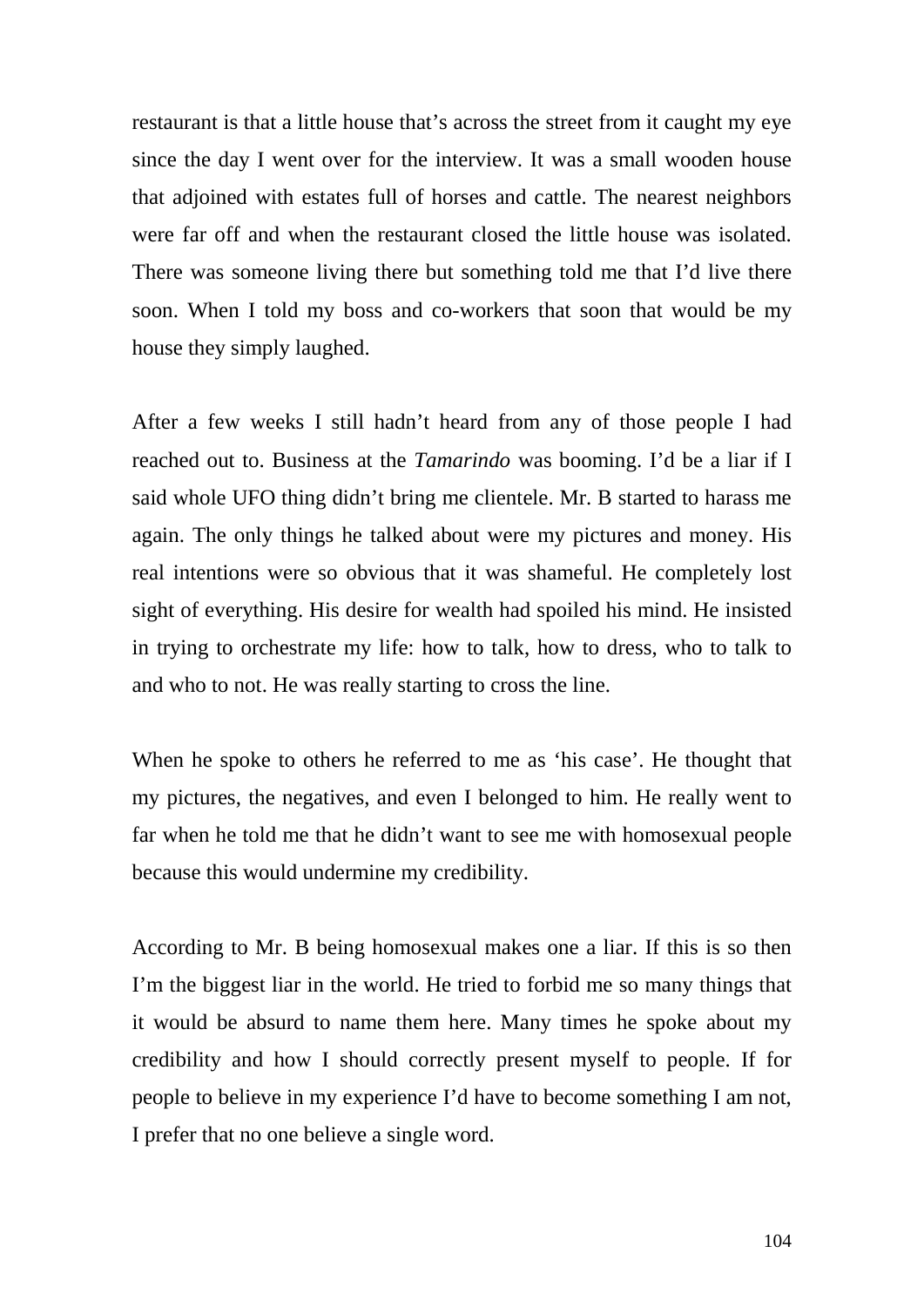restaurant is that a little house that's across the street from it caught my eye since the day I went over for the interview. It was a small wooden house that adjoined with estates full of horses and cattle. The nearest neighbors were far off and when the restaurant closed the little house was isolated. There was someone living there but something told me that I'd live there soon. When I told my boss and co-workers that soon that would be my house they simply laughed.

After a few weeks I still hadn't heard from any of those people I had reached out to. Business at the *Tamarindo* was booming. I'd be a liar if I said whole UFO thing didn't bring me clientele. Mr. B started to harass me again. The only things he talked about were my pictures and money. His real intentions were so obvious that it was shameful. He completely lost sight of everything. His desire for wealth had spoiled his mind. He insisted in trying to orchestrate my life: how to talk, how to dress, who to talk to and who to not. He was really starting to cross the line.

When he spoke to others he referred to me as 'his case'. He thought that my pictures, the negatives, and even I belonged to him. He really went to far when he told me that he didn't want to see me with homosexual people because this would undermine my credibility.

According to Mr. B being homosexual makes one a liar. If this is so then I'm the biggest liar in the world. He tried to forbid me so many things that it would be absurd to name them here. Many times he spoke about my credibility and how I should correctly present myself to people. If for people to believe in my experience I'd have to become something I am not, I prefer that no one believe a single word.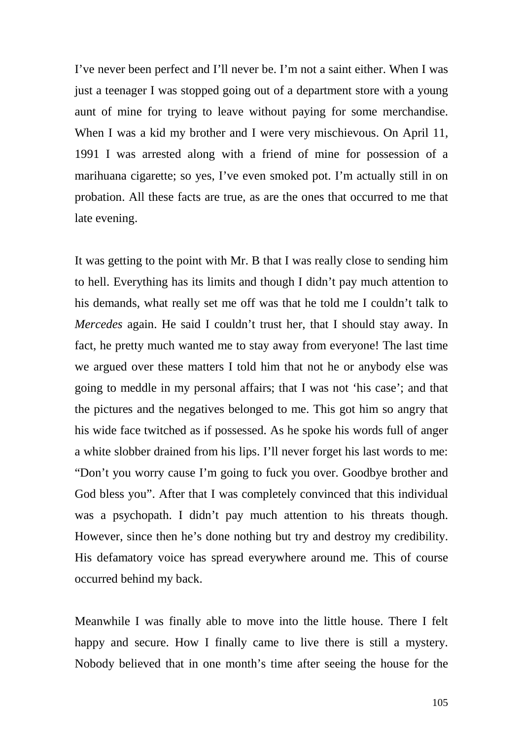I've never been perfect and I'll never be. I'm not a saint either. When I was just a teenager I was stopped going out of a department store with a young aunt of mine for trying to leave without paying for some merchandise. When I was a kid my brother and I were very mischievous. On April 11, 1991 I was arrested along with a friend of mine for possession of a marihuana cigarette; so yes, I've even smoked pot. I'm actually still in on probation. All these facts are true, as are the ones that occurred to me that late evening.

It was getting to the point with Mr. B that I was really close to sending him to hell. Everything has its limits and though I didn't pay much attention to his demands, what really set me off was that he told me I couldn't talk to *Mercedes* again. He said I couldn't trust her, that I should stay away. In fact, he pretty much wanted me to stay away from everyone! The last time we argued over these matters I told him that not he or anybody else was going to meddle in my personal affairs; that I was not 'his case'; and that the pictures and the negatives belonged to me. This got him so angry that his wide face twitched as if possessed. As he spoke his words full of anger a white slobber drained from his lips. I'll never forget his last words to me: "Don't you worry cause I'm going to fuck you over. Goodbye brother and God bless you". After that I was completely convinced that this individual was a psychopath. I didn't pay much attention to his threats though. However, since then he's done nothing but try and destroy my credibility. His defamatory voice has spread everywhere around me. This of course occurred behind my back.

Meanwhile I was finally able to move into the little house. There I felt happy and secure. How I finally came to live there is still a mystery. Nobody believed that in one month's time after seeing the house for the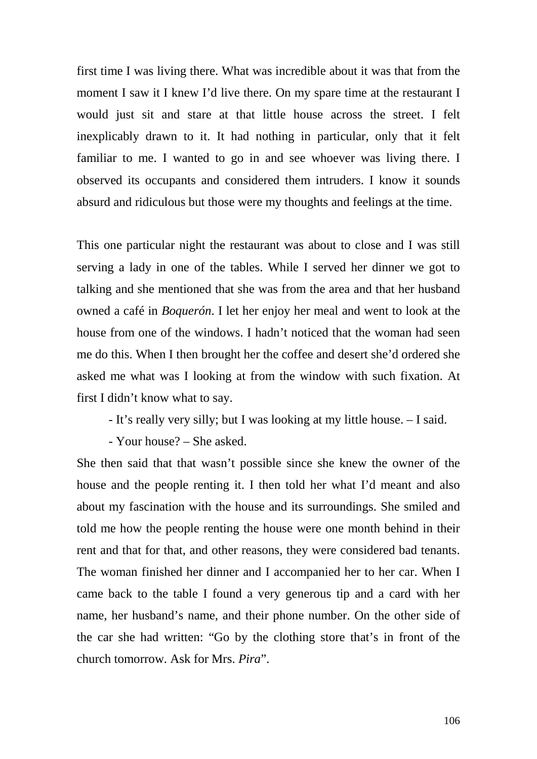first time I was living there. What was incredible about it was that from the moment I saw it I knew I'd live there. On my spare time at the restaurant I would just sit and stare at that little house across the street. I felt inexplicably drawn to it. It had nothing in particular, only that it felt familiar to me. I wanted to go in and see whoever was living there. I observed its occupants and considered them intruders. I know it sounds absurd and ridiculous but those were my thoughts and feelings at the time.

This one particular night the restaurant was about to close and I was still serving a lady in one of the tables. While I served her dinner we got to talking and she mentioned that she was from the area and that her husband owned a café in *Boquerón*. I let her enjoy her meal and went to look at the house from one of the windows. I hadn't noticed that the woman had seen me do this. When I then brought her the coffee and desert she'd ordered she asked me what was I looking at from the window with such fixation. At first I didn't know what to say.

- It's really very silly; but I was looking at my little house. – I said.

- Your house? – She asked.

She then said that that wasn't possible since she knew the owner of the house and the people renting it. I then told her what I'd meant and also about my fascination with the house and its surroundings. She smiled and told me how the people renting the house were one month behind in their rent and that for that, and other reasons, they were considered bad tenants. The woman finished her dinner and I accompanied her to her car. When I came back to the table I found a very generous tip and a card with her name, her husband's name, and their phone number. On the other side of the car she had written: "Go by the clothing store that's in front of the church tomorrow. Ask for Mrs. *Pira*".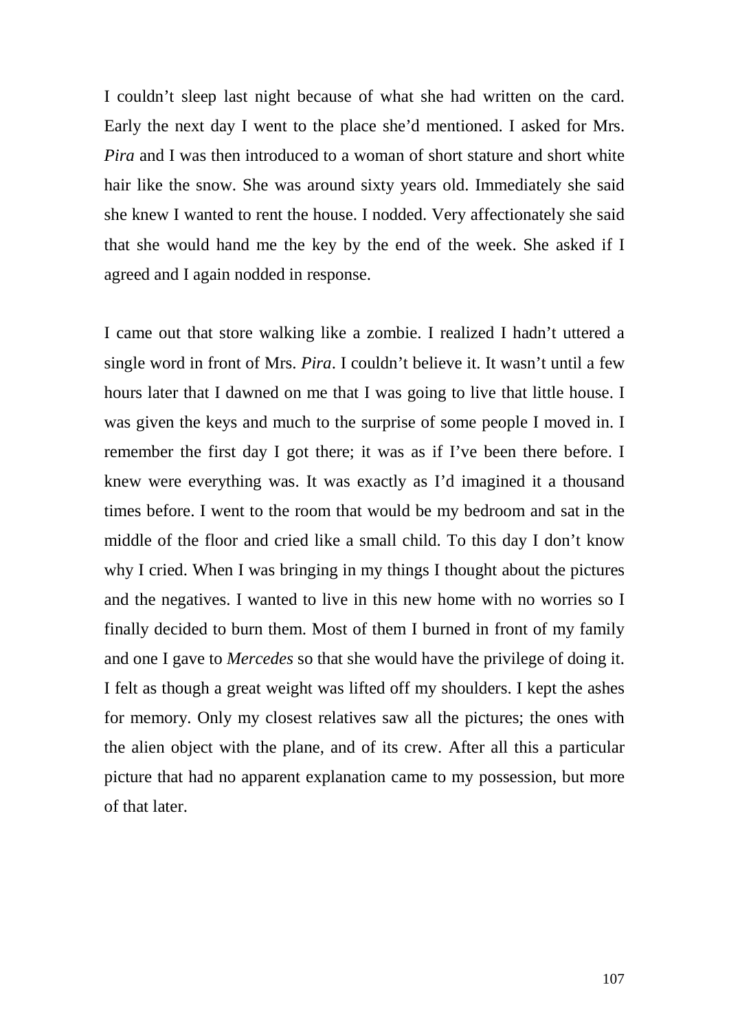I couldn't sleep last night because of what she had written on the card. Early the next day I went to the place she'd mentioned. I asked for Mrs. *Pira* and I was then introduced to a woman of short stature and short white hair like the snow. She was around sixty years old. Immediately she said she knew I wanted to rent the house. I nodded. Very affectionately she said that she would hand me the key by the end of the week. She asked if I agreed and I again nodded in response.

I came out that store walking like a zombie. I realized I hadn't uttered a single word in front of Mrs. *Pira*. I couldn't believe it. It wasn't until a few hours later that I dawned on me that I was going to live that little house. I was given the keys and much to the surprise of some people I moved in. I remember the first day I got there; it was as if I've been there before. I knew were everything was. It was exactly as I'd imagined it a thousand times before. I went to the room that would be my bedroom and sat in the middle of the floor and cried like a small child. To this day I don't know why I cried. When I was bringing in my things I thought about the pictures and the negatives. I wanted to live in this new home with no worries so I finally decided to burn them. Most of them I burned in front of my family and one I gave to *Mercedes* so that she would have the privilege of doing it. I felt as though a great weight was lifted off my shoulders. I kept the ashes for memory. Only my closest relatives saw all the pictures; the ones with the alien object with the plane, and of its crew. After all this a particular picture that had no apparent explanation came to my possession, but more of that later.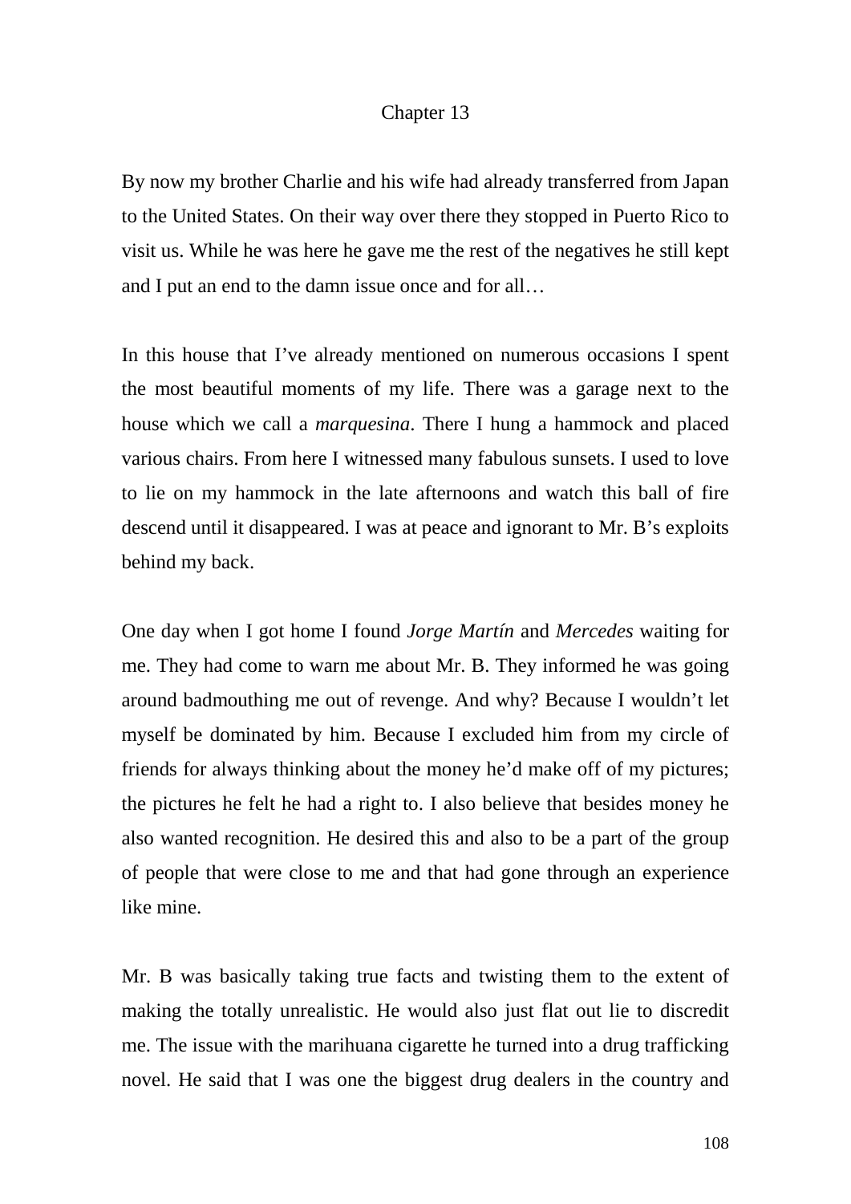# Chapter 13

By now my brother Charlie and his wife had already transferred from Japan to the United States. On their way over there they stopped in Puerto Rico to visit us. While he was here he gave me the rest of the negatives he still kept and I put an end to the damn issue once and for all…

In this house that I've already mentioned on numerous occasions I spent the most beautiful moments of my life. There was a garage next to the house which we call a *marquesina*. There I hung a hammock and placed various chairs. From here I witnessed many fabulous sunsets. I used to love to lie on my hammock in the late afternoons and watch this ball of fire descend until it disappeared. I was at peace and ignorant to Mr. B's exploits behind my back.

One day when I got home I found *Jorge Martín* and *Mercedes* waiting for me. They had come to warn me about Mr. B. They informed he was going around badmouthing me out of revenge. And why? Because I wouldn't let myself be dominated by him. Because I excluded him from my circle of friends for always thinking about the money he'd make off of my pictures; the pictures he felt he had a right to. I also believe that besides money he also wanted recognition. He desired this and also to be a part of the group of people that were close to me and that had gone through an experience like mine.

Mr. B was basically taking true facts and twisting them to the extent of making the totally unrealistic. He would also just flat out lie to discredit me. The issue with the marihuana cigarette he turned into a drug trafficking novel. He said that I was one the biggest drug dealers in the country and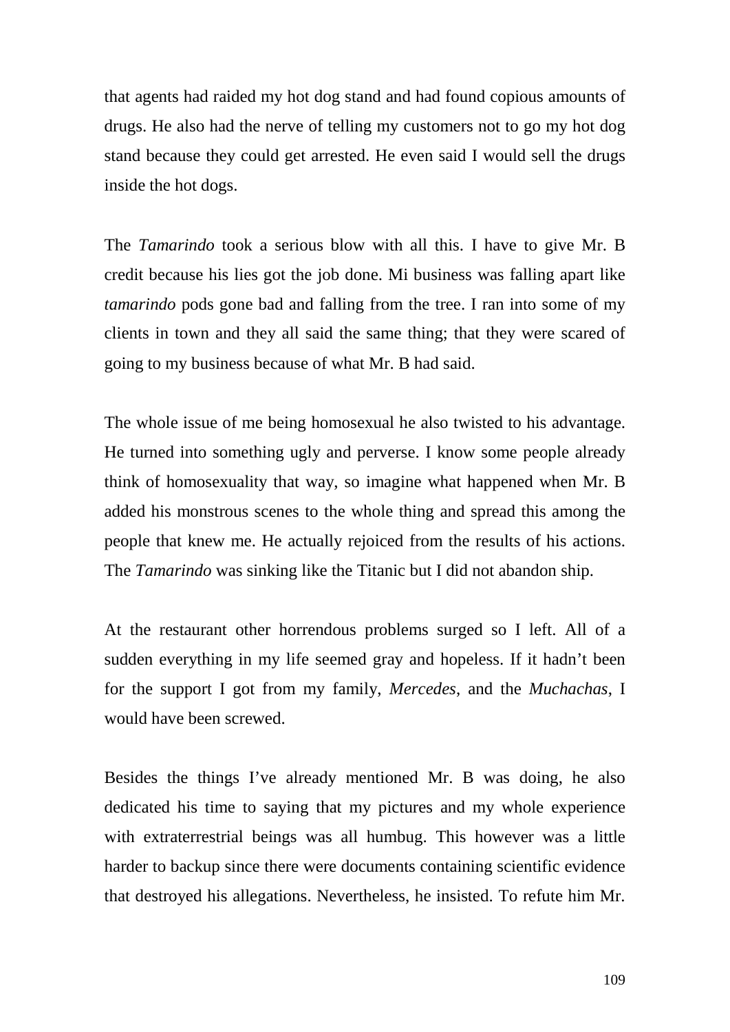that agents had raided my hot dog stand and had found copious amounts of drugs. He also had the nerve of telling my customers not to go my hot dog stand because they could get arrested. He even said I would sell the drugs inside the hot dogs.

The *Tamarindo* took a serious blow with all this. I have to give Mr. B credit because his lies got the job done. Mi business was falling apart like *tamarindo* pods gone bad and falling from the tree. I ran into some of my clients in town and they all said the same thing; that they were scared of going to my business because of what Mr. B had said.

The whole issue of me being homosexual he also twisted to his advantage. He turned into something ugly and perverse. I know some people already think of homosexuality that way, so imagine what happened when Mr. B added his monstrous scenes to the whole thing and spread this among the people that knew me. He actually rejoiced from the results of his actions. The *Tamarindo* was sinking like the Titanic but I did not abandon ship.

At the restaurant other horrendous problems surged so I left. All of a sudden everything in my life seemed gray and hopeless. If it hadn't been for the support I got from my family, *Mercedes*, and the *Muchachas*, I would have been screwed.

Besides the things I've already mentioned Mr. B was doing, he also dedicated his time to saying that my pictures and my whole experience with extraterrestrial beings was all humbug. This however was a little harder to backup since there were documents containing scientific evidence that destroyed his allegations. Nevertheless, he insisted. To refute him Mr.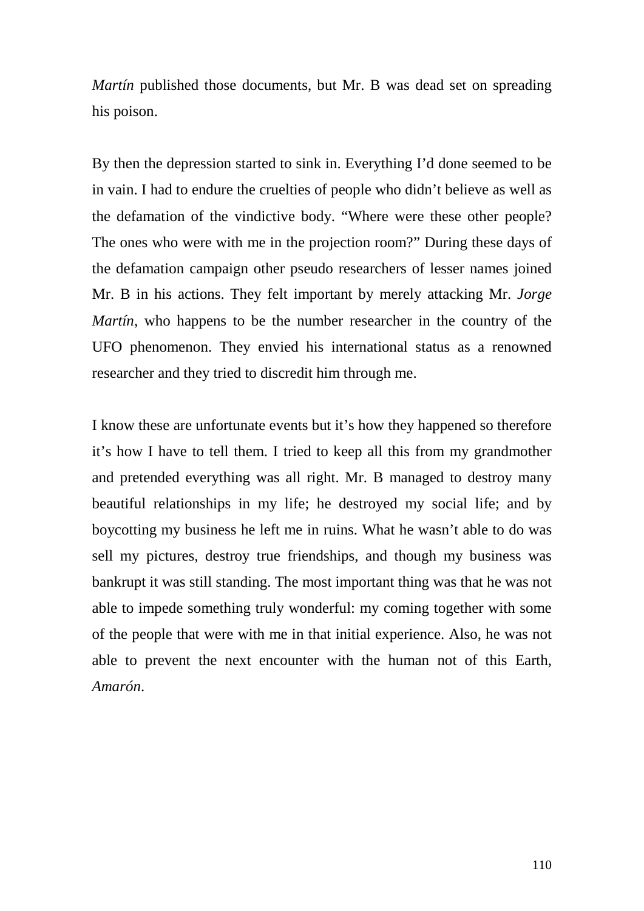*Martín* published those documents, but Mr. B was dead set on spreading his poison.

By then the depression started to sink in. Everything I'd done seemed to be in vain. I had to endure the cruelties of people who didn't believe as well as the defamation of the vindictive body. "Where were these other people? The ones who were with me in the projection room?" During these days of the defamation campaign other pseudo researchers of lesser names joined Mr. B in his actions. They felt important by merely attacking Mr. *Jorge Martín*, who happens to be the number researcher in the country of the UFO phenomenon. They envied his international status as a renowned researcher and they tried to discredit him through me.

I know these are unfortunate events but it's how they happened so therefore it's how I have to tell them. I tried to keep all this from my grandmother and pretended everything was all right. Mr. B managed to destroy many beautiful relationships in my life; he destroyed my social life; and by boycotting my business he left me in ruins. What he wasn't able to do was sell my pictures, destroy true friendships, and though my business was bankrupt it was still standing. The most important thing was that he was not able to impede something truly wonderful: my coming together with some of the people that were with me in that initial experience. Also, he was not able to prevent the next encounter with the human not of this Earth, *Amarón*.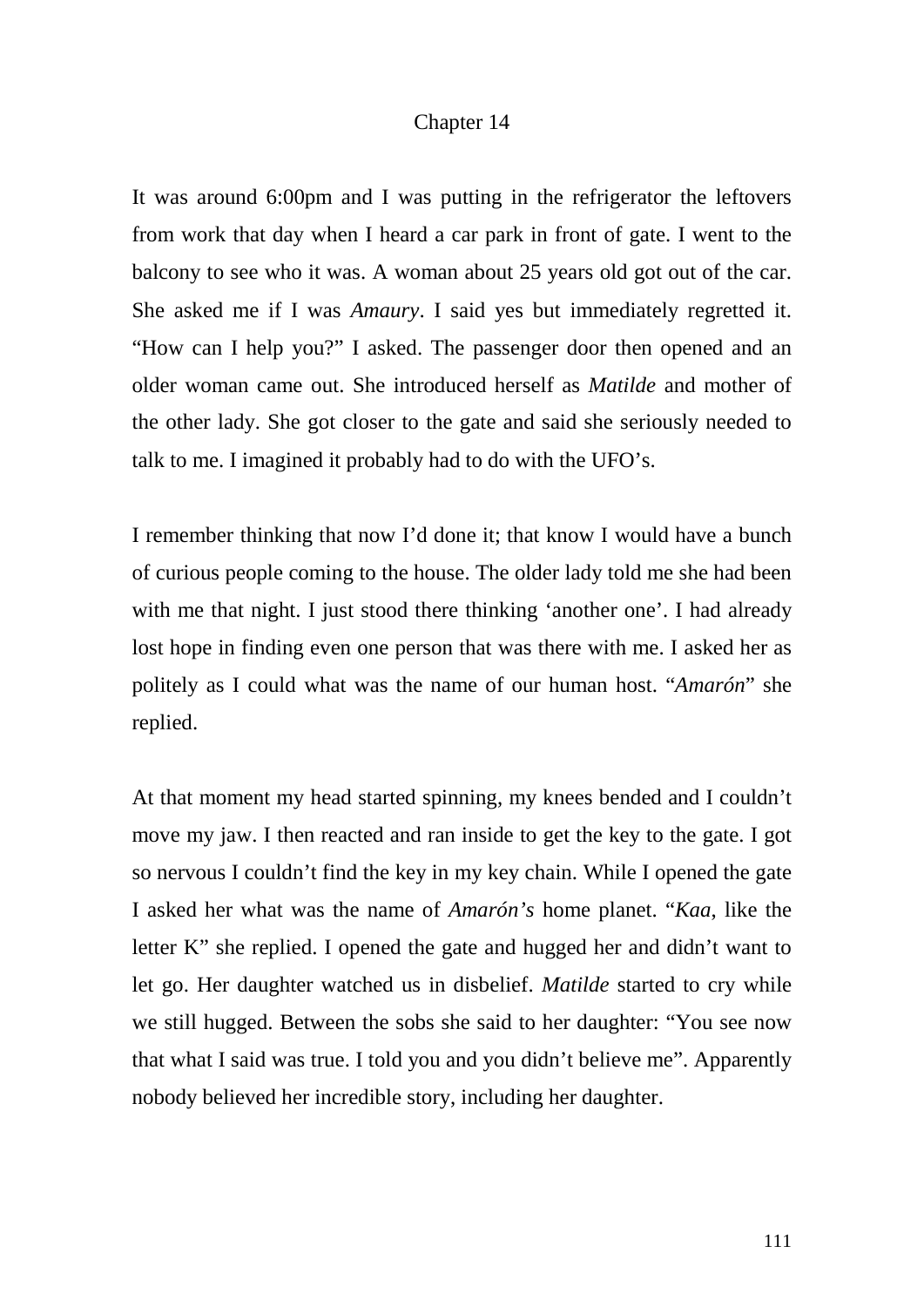# Chapter 14

It was around 6:00pm and I was putting in the refrigerator the leftovers from work that day when I heard a car park in front of gate. I went to the balcony to see who it was. A woman about 25 years old got out of the car. She asked me if I was *Amaury*. I said yes but immediately regretted it. “How can I help you?” I asked. The passenger door then opened and an older woman came out. She introduced herself as *Matilde* and mother of the other lady. She got closer to the gate and said she seriously needed to talk to me. I imagined it probably had to do with the UFO’s.

I remember thinking that now I’d done it; that know I would have a bunch of curious people coming to the house. The older lady told me she had been with me that night. I just stood there thinking ‘another one’. I had already lost hope in finding even one person that was there with me. I asked her as politely as I could what was the name of our human host. “*Amarón*” she replied.

At that moment my head started spinning, my knees bended and I couldn’t move my jaw. I then reacted and ran inside to get the key to the gate. I got so nervous I couldn’t find the key in my key chain. While I opened the gate I asked her what was the name of *Amarón’s* home planet. “*Kaa*, like the letter K” she replied. I opened the gate and hugged her and didn’t want to let go. Her daughter watched us in disbelief. *Matilde* started to cry while we still hugged. Between the sobs she said to her daughter: “You see now that what I said was true. I told you and you didn’t believe me”. Apparently nobody believed her incredible story, including her daughter.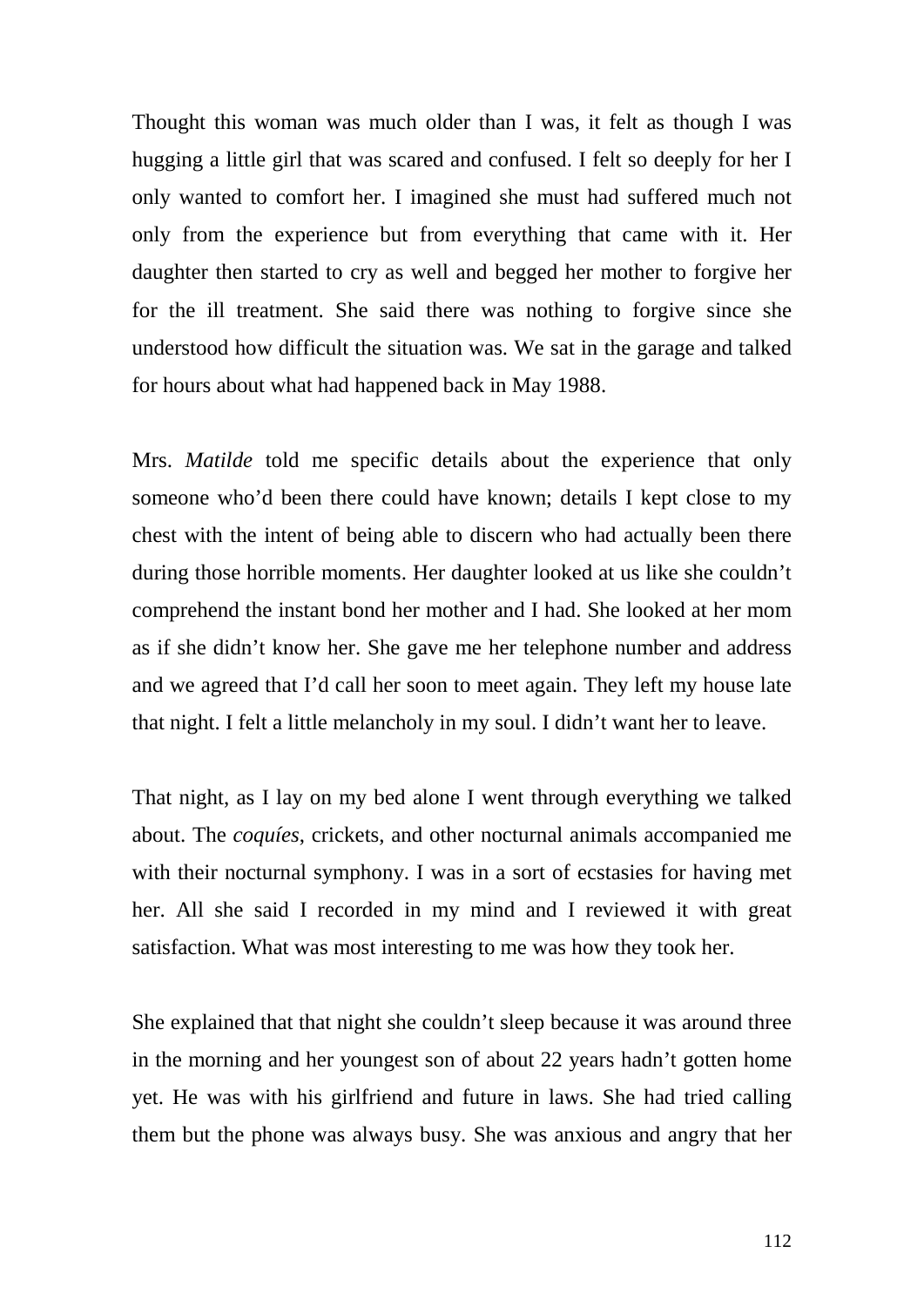Thought this woman was much older than I was, it felt as though I was hugging a little girl that was scared and confused. I felt so deeply for her I only wanted to comfort her. I imagined she must had suffered much not only from the experience but from everything that came with it. Her daughter then started to cry as well and begged her mother to forgive her for the ill treatment. She said there was nothing to forgive since she understood how difficult the situation was. We sat in the garage and talked for hours about what had happened back in May 1988.

Mrs. *Matilde* told me specific details about the experience that only someone who'd been there could have known; details I kept close to my chest with the intent of being able to discern who had actually been there during those horrible moments. Her daughter looked at us like she couldn't comprehend the instant bond her mother and I had. She looked at her mom as if she didn't know her. She gave me her telephone number and address and we agreed that I'd call her soon to meet again. They left my house late that night. I felt a little melancholy in my soul. I didn't want her to leave.

That night, as I lay on my bed alone I went through everything we talked about. The *coquíes*, crickets, and other nocturnal animals accompanied me with their nocturnal symphony. I was in a sort of ecstasies for having met her. All she said I recorded in my mind and I reviewed it with great satisfaction. What was most interesting to me was how they took her.

She explained that that night she couldn't sleep because it was around three in the morning and her youngest son of about 22 years hadn't gotten home yet. He was with his girlfriend and future in laws. She had tried calling them but the phone was always busy. She was anxious and angry that her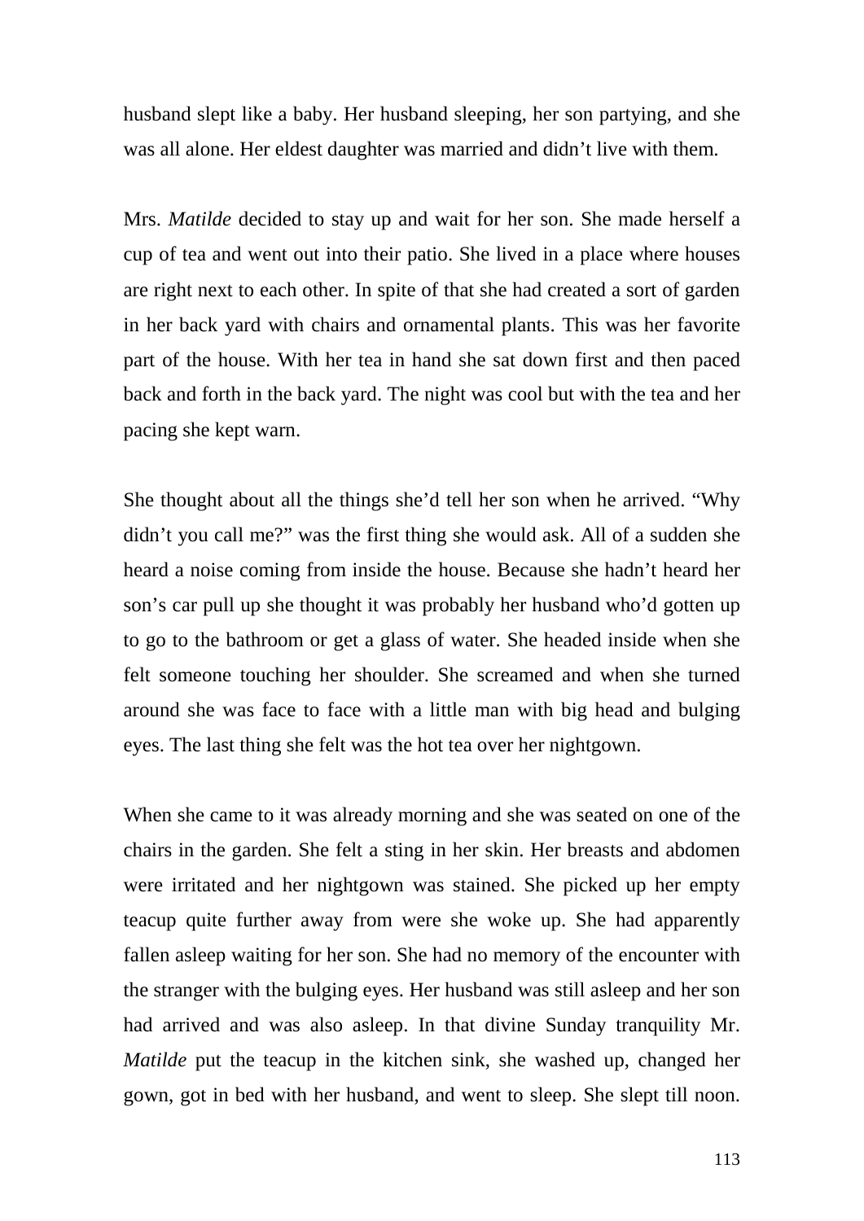husband slept like a baby. Her husband sleeping, her son partying, and she was all alone. Her eldest daughter was married and didn't live with them.

Mrs. *Matilde* decided to stay up and wait for her son. She made herself a cup of tea and went out into their patio. She lived in a place where houses are right next to each other. In spite of that she had created a sort of garden in her back yard with chairs and ornamental plants. This was her favorite part of the house. With her tea in hand she sat down first and then paced back and forth in the back yard. The night was cool but with the tea and her pacing she kept warn.

She thought about all the things she'd tell her son when he arrived. "Why didn't you call me?" was the first thing she would ask. All of a sudden she heard a noise coming from inside the house. Because she hadn't heard her son's car pull up she thought it was probably her husband who'd gotten up to go to the bathroom or get a glass of water. She headed inside when she felt someone touching her shoulder. She screamed and when she turned around she was face to face with a little man with big head and bulging eyes. The last thing she felt was the hot tea over her nightgown.

When she came to it was already morning and she was seated on one of the chairs in the garden. She felt a sting in her skin. Her breasts and abdomen were irritated and her nightgown was stained. She picked up her empty teacup quite further away from were she woke up. She had apparently fallen asleep waiting for her son. She had no memory of the encounter with the stranger with the bulging eyes. Her husband was still asleep and her son had arrived and was also asleep. In that divine Sunday tranquility Mr. *Matilde* put the teacup in the kitchen sink, she washed up, changed her gown, got in bed with her husband, and went to sleep. She slept till noon.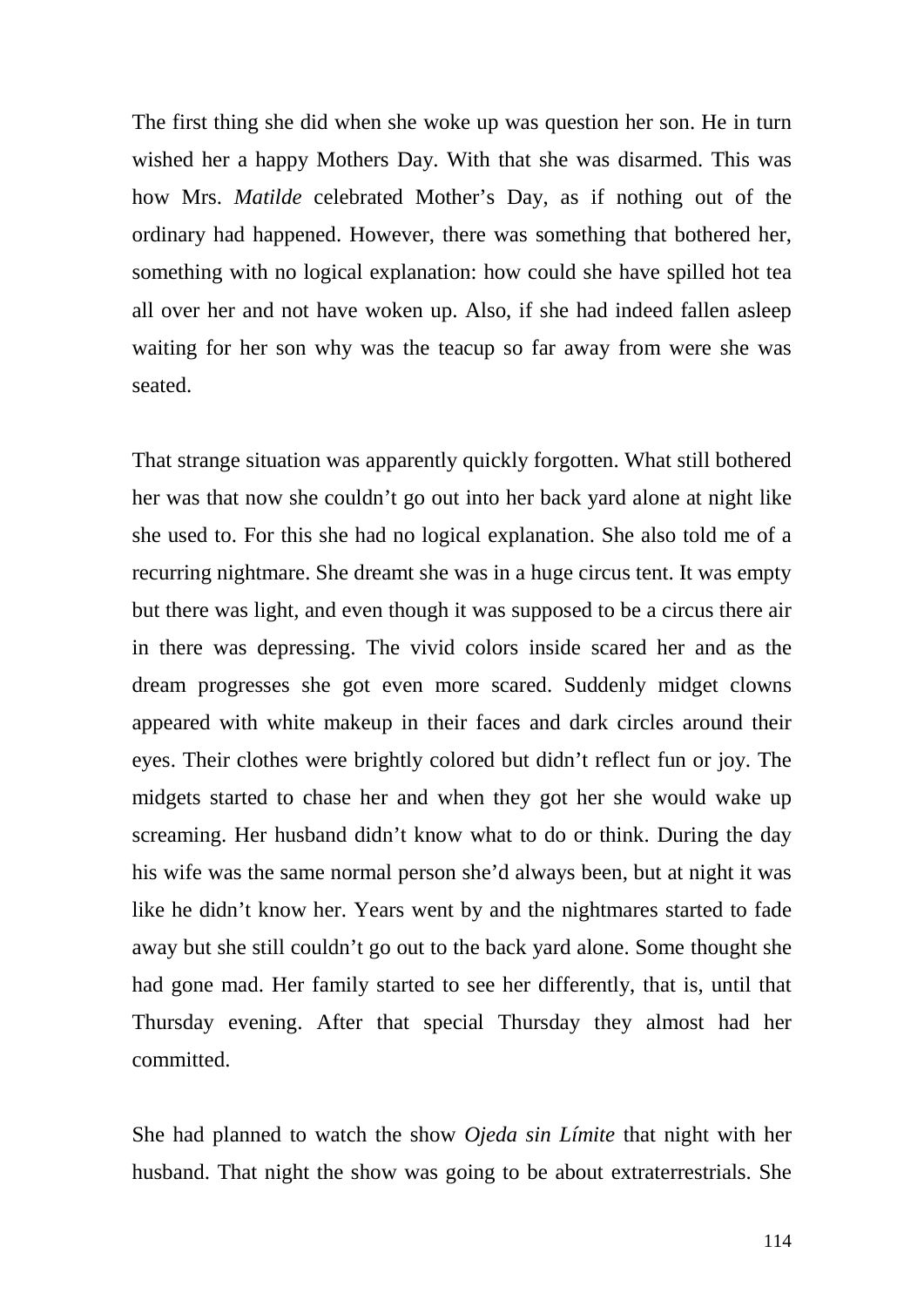The first thing she did when she woke up was question her son. He in turn wished her a happy Mothers Day. With that she was disarmed. This was how Mrs. *Matilde* celebrated Mother's Day, as if nothing out of the ordinary had happened. However, there was something that bothered her, something with no logical explanation: how could she have spilled hot tea all over her and not have woken up. Also, if she had indeed fallen asleep waiting for her son why was the teacup so far away from were she was seated.

That strange situation was apparently quickly forgotten. What still bothered her was that now she couldn't go out into her back yard alone at night like she used to. For this she had no logical explanation. She also told me of a recurring nightmare. She dreamt she was in a huge circus tent. It was empty but there was light, and even though it was supposed to be a circus there air in there was depressing. The vivid colors inside scared her and as the dream progresses she got even more scared. Suddenly midget clowns appeared with white makeup in their faces and dark circles around their eyes. Their clothes were brightly colored but didn't reflect fun or joy. The midgets started to chase her and when they got her she would wake up screaming. Her husband didn't know what to do or think. During the day his wife was the same normal person she'd always been, but at night it was like he didn't know her. Years went by and the nightmares started to fade away but she still couldn't go out to the back yard alone. Some thought she had gone mad. Her family started to see her differently, that is, until that Thursday evening. After that special Thursday they almost had her committed.

She had planned to watch the show *Ojeda sin Límite* that night with her husband. That night the show was going to be about extraterrestrials. She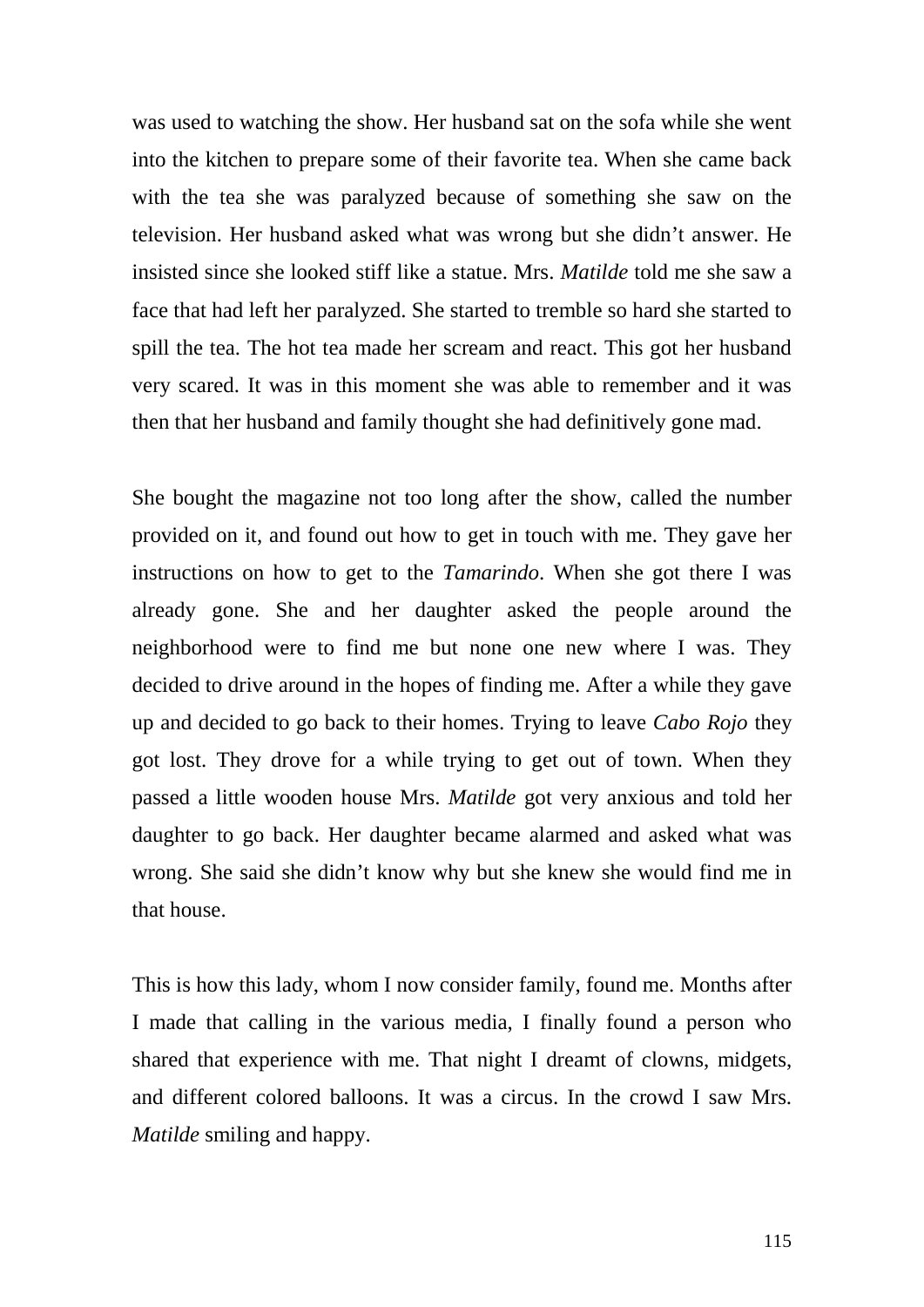was used to watching the show. Her husband sat on the sofa while she went into the kitchen to prepare some of their favorite tea. When she came back with the tea she was paralyzed because of something she saw on the television. Her husband asked what was wrong but she didn't answer. He insisted since she looked stiff like a statue. Mrs. *Matilde* told me she saw a face that had left her paralyzed. She started to tremble so hard she started to spill the tea. The hot tea made her scream and react. This got her husband very scared. It was in this moment she was able to remember and it was then that her husband and family thought she had definitively gone mad.

She bought the magazine not too long after the show, called the number provided on it, and found out how to get in touch with me. They gave her instructions on how to get to the *Tamarindo*. When she got there I was already gone. She and her daughter asked the people around the neighborhood were to find me but none one new where I was. They decided to drive around in the hopes of finding me. After a while they gave up and decided to go back to their homes. Trying to leave *Cabo Rojo* they got lost. They drove for a while trying to get out of town. When they passed a little wooden house Mrs. *Matilde* got very anxious and told her daughter to go back. Her daughter became alarmed and asked what was wrong. She said she didn't know why but she knew she would find me in that house.

This is how this lady, whom I now consider family, found me. Months after I made that calling in the various media, I finally found a person who shared that experience with me. That night I dreamt of clowns, midgets, and different colored balloons. It was a circus. In the crowd I saw Mrs. *Matilde* smiling and happy.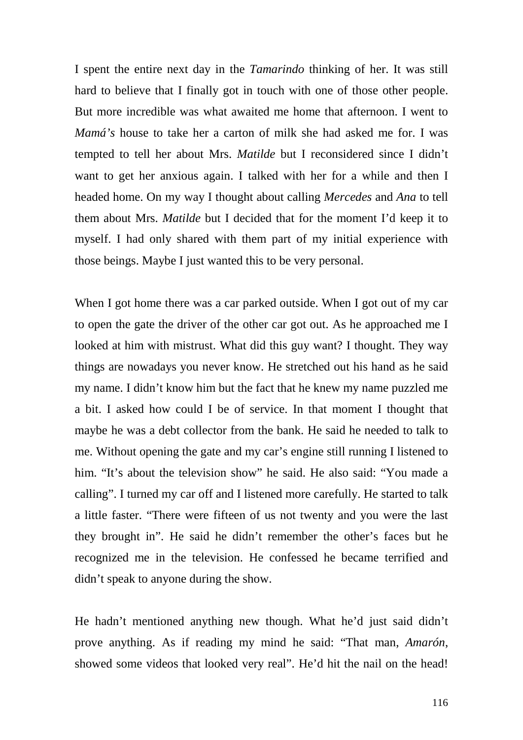I spent the entire next day in the *Tamarindo* thinking of her. It was still hard to believe that I finally got in touch with one of those other people. But more incredible was what awaited me home that afternoon. I went to *Mamá's* house to take her a carton of milk she had asked me for. I was tempted to tell her about Mrs. *Matilde* but I reconsidered since I didn't want to get her anxious again. I talked with her for a while and then I headed home. On my way I thought about calling *Mercedes* and *Ana* to tell them about Mrs. *Matilde* but I decided that for the moment I'd keep it to myself. I had only shared with them part of my initial experience with those beings. Maybe I just wanted this to be very personal.

When I got home there was a car parked outside. When I got out of my car to open the gate the driver of the other car got out. As he approached me I looked at him with mistrust. What did this guy want? I thought. They way things are nowadays you never know. He stretched out his hand as he said my name. I didn't know him but the fact that he knew my name puzzled me a bit. I asked how could I be of service. In that moment I thought that maybe he was a debt collector from the bank. He said he needed to talk to me. Without opening the gate and my car's engine still running I listened to him. "It's about the television show" he said. He also said: "You made a calling". I turned my car off and I listened more carefully. He started to talk a little faster. "There were fifteen of us not twenty and you were the last they brought in". He said he didn't remember the other's faces but he recognized me in the television. He confessed he became terrified and didn't speak to anyone during the show.

He hadn't mentioned anything new though. What he'd just said didn't prove anything. As if reading my mind he said: "That man, *Amarón*, showed some videos that looked very real". He'd hit the nail on the head!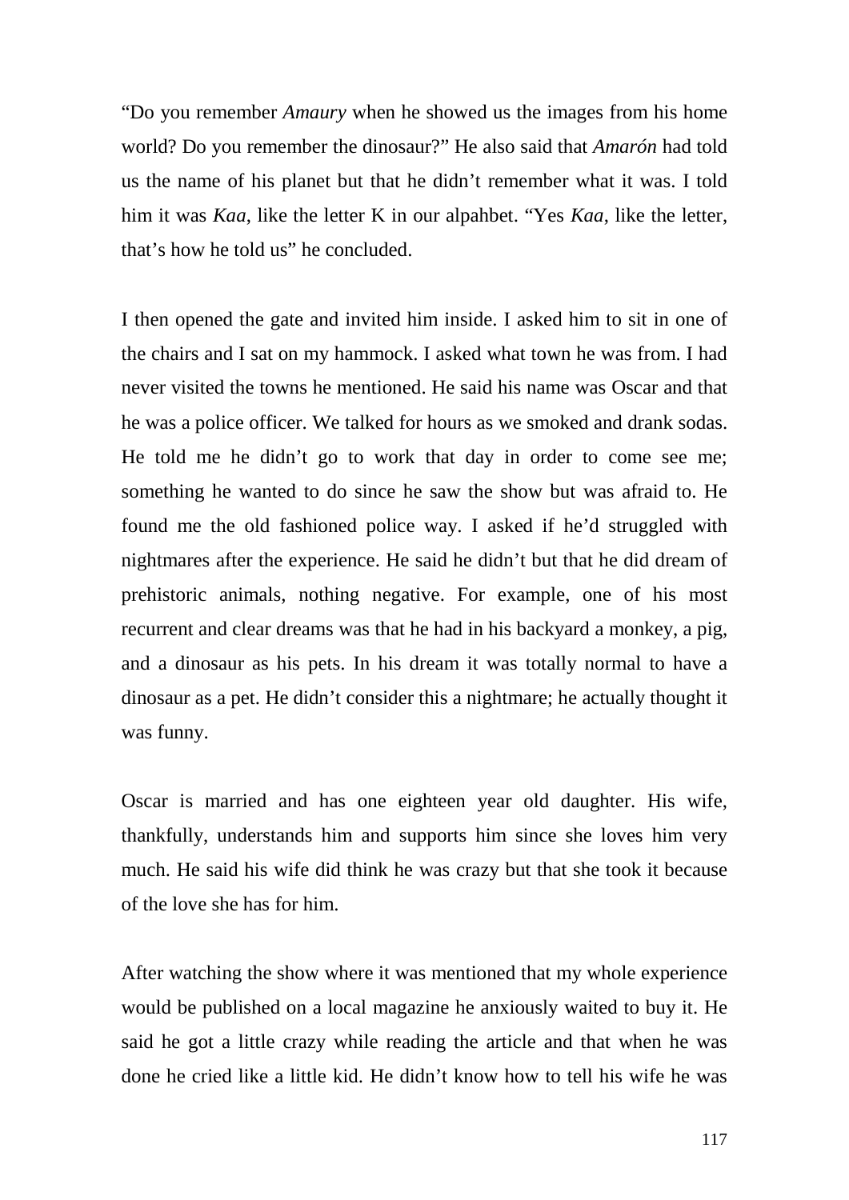"Do you remember *Amaury* when he showed us the images from his home world? Do you remember the dinosaur?" He also said that *Amarón* had told us the name of his planet but that he didn't remember what it was. I told him it was *Kaa*, like the letter K in our alpahbet. "Yes *Kaa*, like the letter, that's how he told us" he concluded.

I then opened the gate and invited him inside. I asked him to sit in one of the chairs and I sat on my hammock. I asked what town he was from. I had never visited the towns he mentioned. He said his name was Oscar and that he was a police officer. We talked for hours as we smoked and drank sodas. He told me he didn't go to work that day in order to come see me; something he wanted to do since he saw the show but was afraid to. He found me the old fashioned police way. I asked if he'd struggled with nightmares after the experience. He said he didn't but that he did dream of prehistoric animals, nothing negative. For example, one of his most recurrent and clear dreams was that he had in his backyard a monkey, a pig, and a dinosaur as his pets. In his dream it was totally normal to have a dinosaur as a pet. He didn't consider this a nightmare; he actually thought it was funny.

Oscar is married and has one eighteen year old daughter. His wife, thankfully, understands him and supports him since she loves him very much. He said his wife did think he was crazy but that she took it because of the love she has for him.

After watching the show where it was mentioned that my whole experience would be published on a local magazine he anxiously waited to buy it. He said he got a little crazy while reading the article and that when he was done he cried like a little kid. He didn't know how to tell his wife he was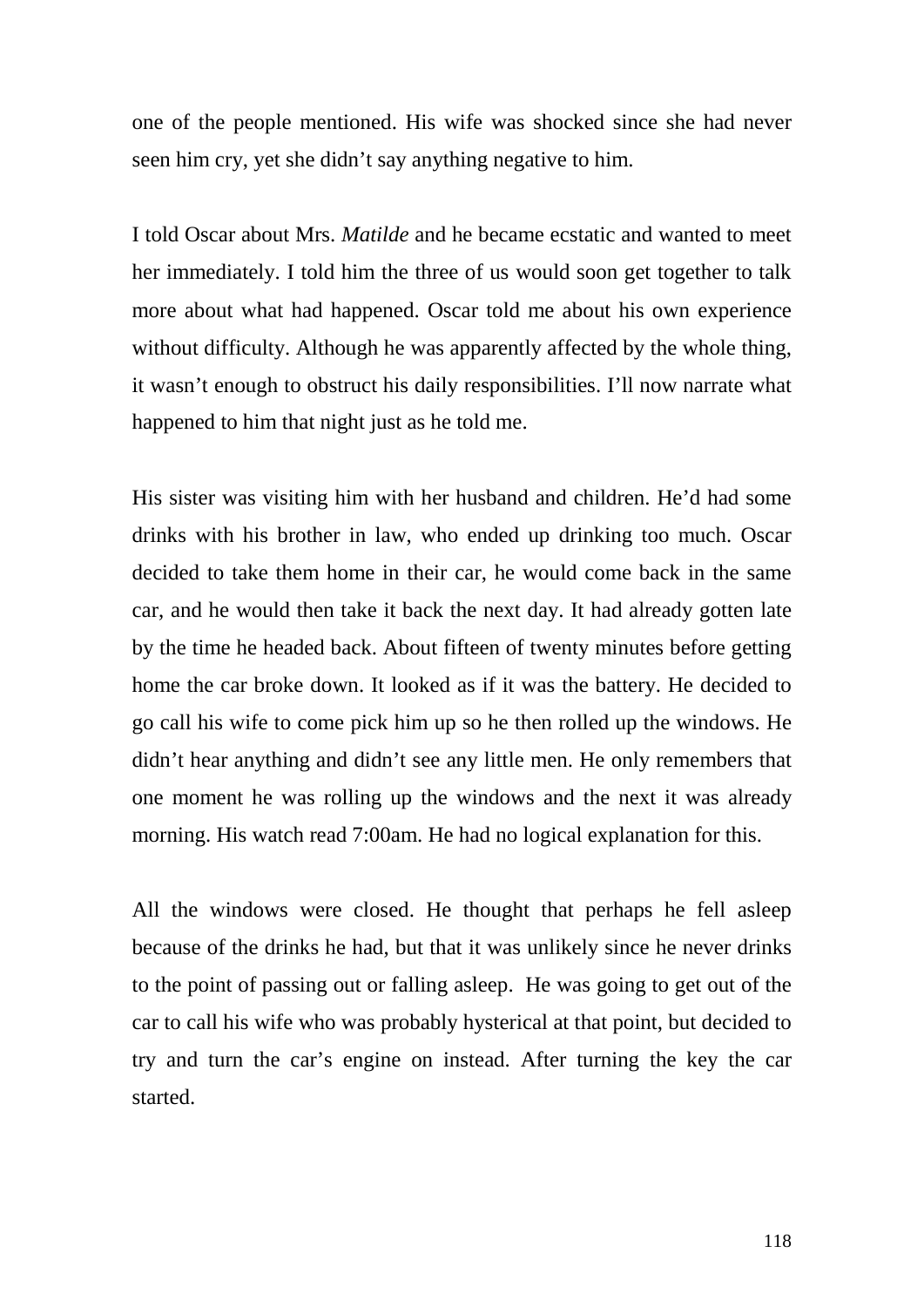one of the people mentioned. His wife was shocked since she had never seen him cry, yet she didn't say anything negative to him.

I told Oscar about Mrs. *Matilde* and he became ecstatic and wanted to meet her immediately. I told him the three of us would soon get together to talk more about what had happened. Oscar told me about his own experience without difficulty. Although he was apparently affected by the whole thing, it wasn't enough to obstruct his daily responsibilities. I'll now narrate what happened to him that night just as he told me.

His sister was visiting him with her husband and children. He'd had some drinks with his brother in law, who ended up drinking too much. Oscar decided to take them home in their car, he would come back in the same car, and he would then take it back the next day. It had already gotten late by the time he headed back. About fifteen of twenty minutes before getting home the car broke down. It looked as if it was the battery. He decided to go call his wife to come pick him up so he then rolled up the windows. He didn't hear anything and didn't see any little men. He only remembers that one moment he was rolling up the windows and the next it was already morning. His watch read 7:00am. He had no logical explanation for this.

All the windows were closed. He thought that perhaps he fell asleep because of the drinks he had, but that it was unlikely since he never drinks to the point of passing out or falling asleep. He was going to get out of the car to call his wife who was probably hysterical at that point, but decided to try and turn the car's engine on instead. After turning the key the car started.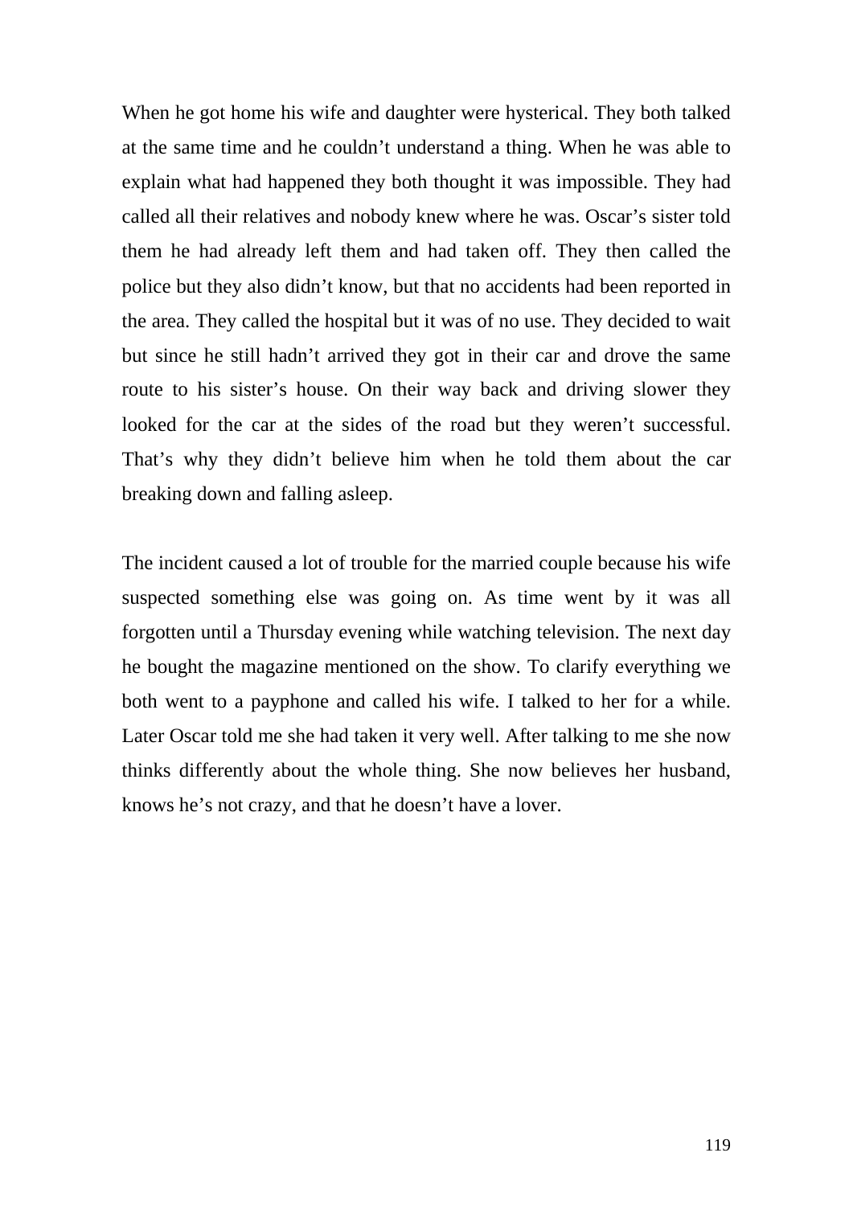When he got home his wife and daughter were hysterical. They both talked at the same time and he couldn't understand a thing. When he was able to explain what had happened they both thought it was impossible. They had called all their relatives and nobody knew where he was. Oscar's sister told them he had already left them and had taken off. They then called the police but they also didn't know, but that no accidents had been reported in the area. They called the hospital but it was of no use. They decided to wait but since he still hadn't arrived they got in their car and drove the same route to his sister's house. On their way back and driving slower they looked for the car at the sides of the road but they weren't successful. That's why they didn't believe him when he told them about the car breaking down and falling asleep.

The incident caused a lot of trouble for the married couple because his wife suspected something else was going on. As time went by it was all forgotten until a Thursday evening while watching television. The next day he bought the magazine mentioned on the show. To clarify everything we both went to a payphone and called his wife. I talked to her for a while. Later Oscar told me she had taken it very well. After talking to me she now thinks differently about the whole thing. She now believes her husband, knows he's not crazy, and that he doesn't have a lover.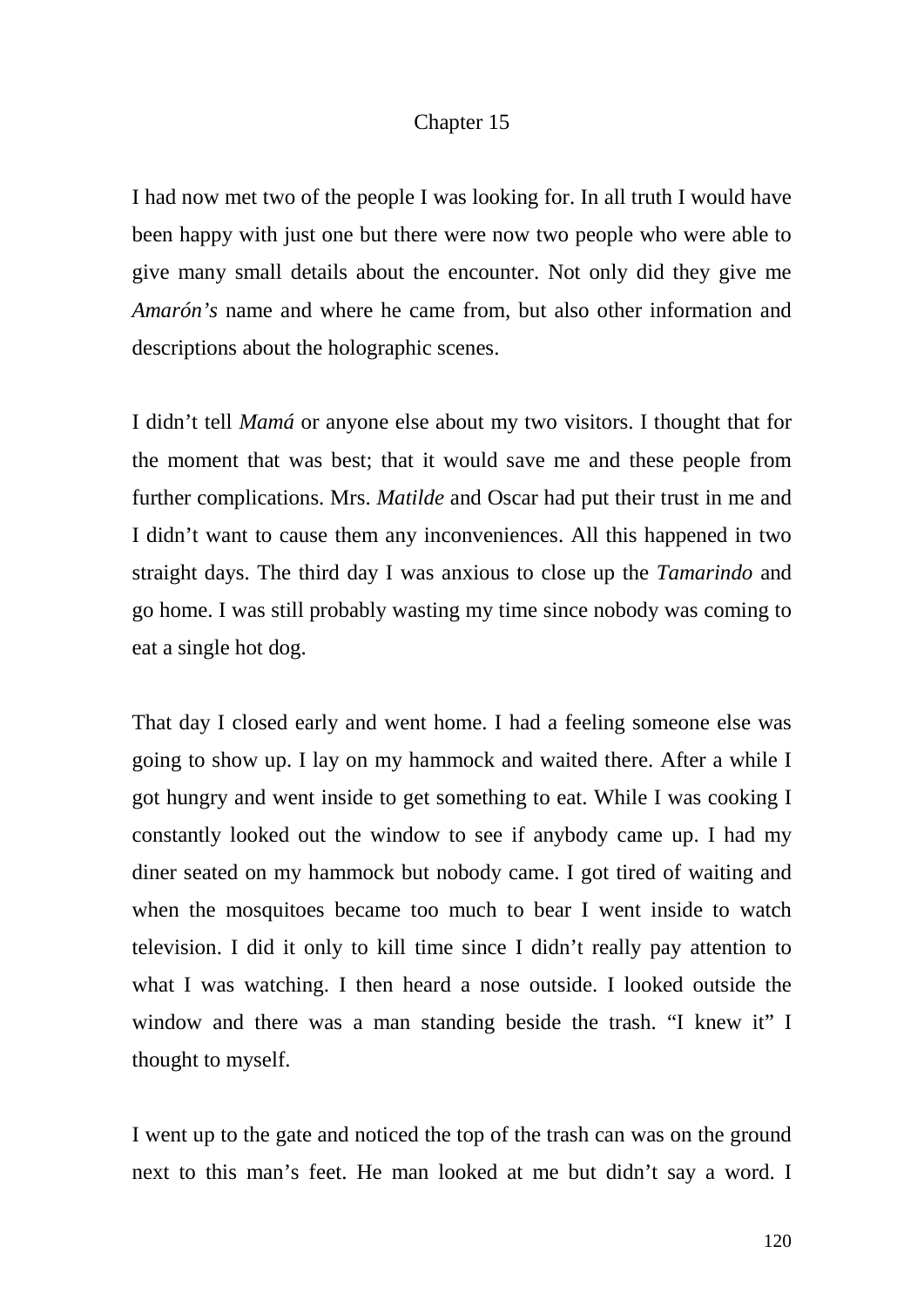# Chapter 15

I had now met two of the people I was looking for. In all truth I would have been happy with just one but there were now two people who were able to give many small details about the encounter. Not only did they give me *Amarón's* name and where he came from, but also other information and descriptions about the holographic scenes.

I didn't tell *Mamá* or anyone else about my two visitors. I thought that for the moment that was best; that it would save me and these people from further complications. Mrs. *Matilde* and Oscar had put their trust in me and I didn't want to cause them any inconveniences. All this happened in two straight days. The third day I was anxious to close up the *Tamarindo* and go home. I was still probably wasting my time since nobody was coming to eat a single hot dog.

That day I closed early and went home. I had a feeling someone else was going to show up. I lay on my hammock and waited there. After a while I got hungry and went inside to get something to eat. While I was cooking I constantly looked out the window to see if anybody came up. I had my diner seated on my hammock but nobody came. I got tired of waiting and when the mosquitoes became too much to bear I went inside to watch television. I did it only to kill time since I didn't really pay attention to what I was watching. I then heard a nose outside. I looked outside the window and there was a man standing beside the trash. "I knew it" I thought to myself.

I went up to the gate and noticed the top of the trash can was on the ground next to this man's feet. He man looked at me but didn't say a word. I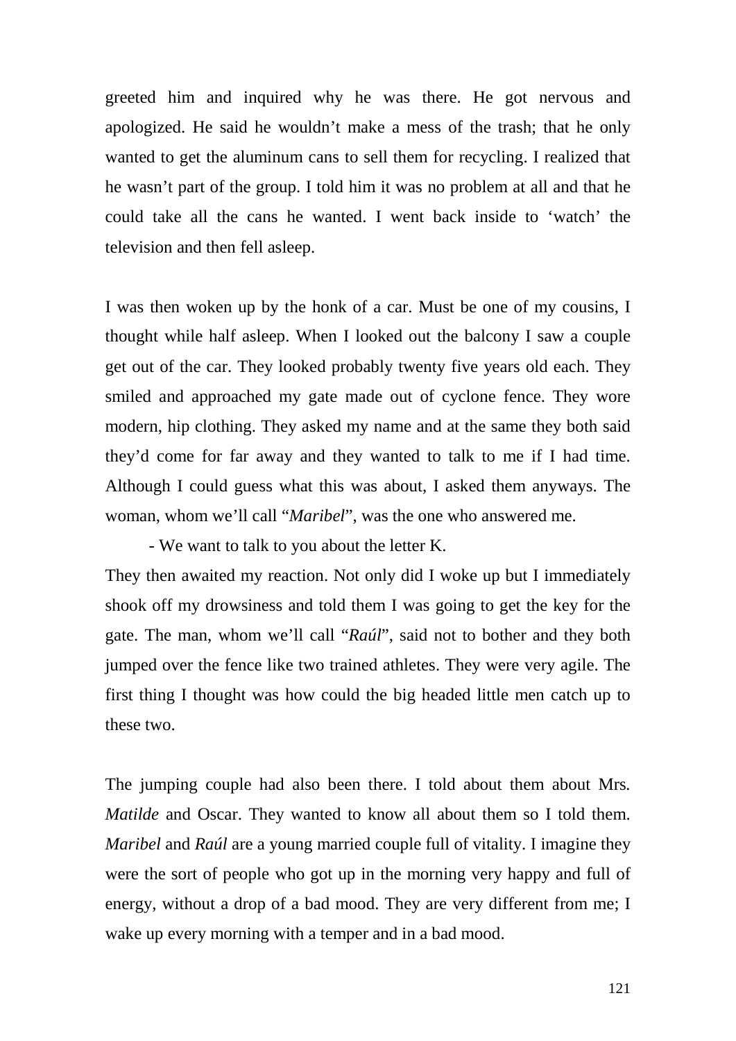greeted him and inquired why he was there. He got nervous and apologized. He said he wouldn't make a mess of the trash; that he only wanted to get the aluminum cans to sell them for recycling. I realized that he wasn't part of the group. I told him it was no problem at all and that he could take all the cans he wanted. I went back inside to 'watch' the television and then fell asleep.

I was then woken up by the honk of a car. Must be one of my cousins, I thought while half asleep. When I looked out the balcony I saw a couple get out of the car. They looked probably twenty five years old each. They smiled and approached my gate made out of cyclone fence. They wore modern, hip clothing. They asked my name and at the same they both said they'd come for far away and they wanted to talk to me if I had time. Although I could guess what this was about, I asked them anyways. The woman, whom we'll call "*Maribel*", was the one who answered me.

- We want to talk to you about the letter K.

They then awaited my reaction. Not only did I woke up but I immediately shook off my drowsiness and told them I was going to get the key for the gate. The man, whom we'll call "*Raúl*", said not to bother and they both jumped over the fence like two trained athletes. They were very agile. The first thing I thought was how could the big headed little men catch up to these two.

The jumping couple had also been there. I told about them about Mrs. *Matilde* and Oscar. They wanted to know all about them so I told them. *Maribel* and *Raúl* are a young married couple full of vitality. I imagine they were the sort of people who got up in the morning very happy and full of energy, without a drop of a bad mood. They are very different from me; I wake up every morning with a temper and in a bad mood.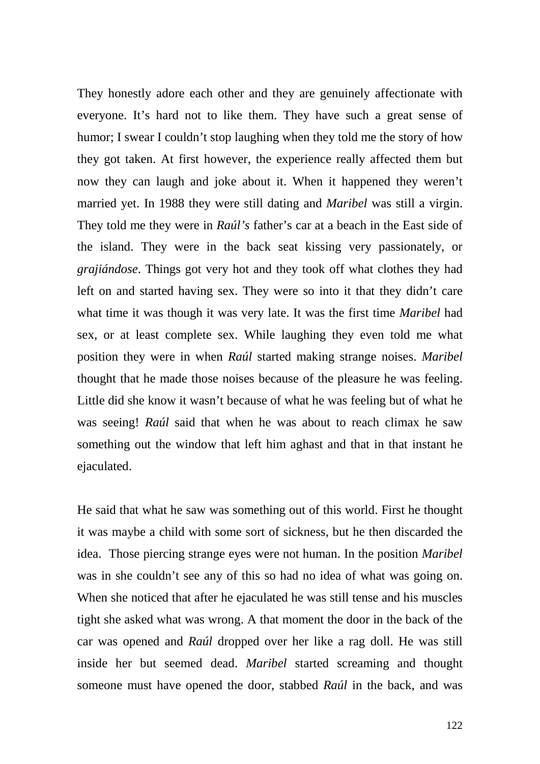They honestly adore each other and they are genuinely affectionate with everyone. It's hard not to like them. They have such a great sense of humor; I swear I couldn't stop laughing when they told me the story of how they got taken. At first however, the experience really affected them but now they can laugh and joke about it. When it happened they weren't married yet. In 1988 they were still dating and *Maribel* was still a virgin. They told me they were in *Raúl's* father's car at a beach in the East side of the island. They were in the back seat kissing very passionately, or *grajiándose*. Things got very hot and they took off what clothes they had left on and started having sex. They were so into it that they didn't care what time it was though it was very late. It was the first time *Maribel* had sex, or at least complete sex. While laughing they even told me what position they were in when *Raúl* started making strange noises. *Maribel* thought that he made those noises because of the pleasure he was feeling. Little did she know it wasn't because of what he was feeling but of what he was seeing! *Raúl* said that when he was about to reach climax he saw something out the window that left him aghast and that in that instant he ejaculated.

He said that what he saw was something out of this world. First he thought it was maybe a child with some sort of sickness, but he then discarded the idea. Those piercing strange eyes were not human. In the position *Maribel* was in she couldn't see any of this so had no idea of what was going on. When she noticed that after he ejaculated he was still tense and his muscles tight she asked what was wrong. A that moment the door in the back of the car was opened and *Raúl* dropped over her like a rag doll. He was still inside her but seemed dead. *Maribel* started screaming and thought someone must have opened the door, stabbed *Raúl* in the back, and was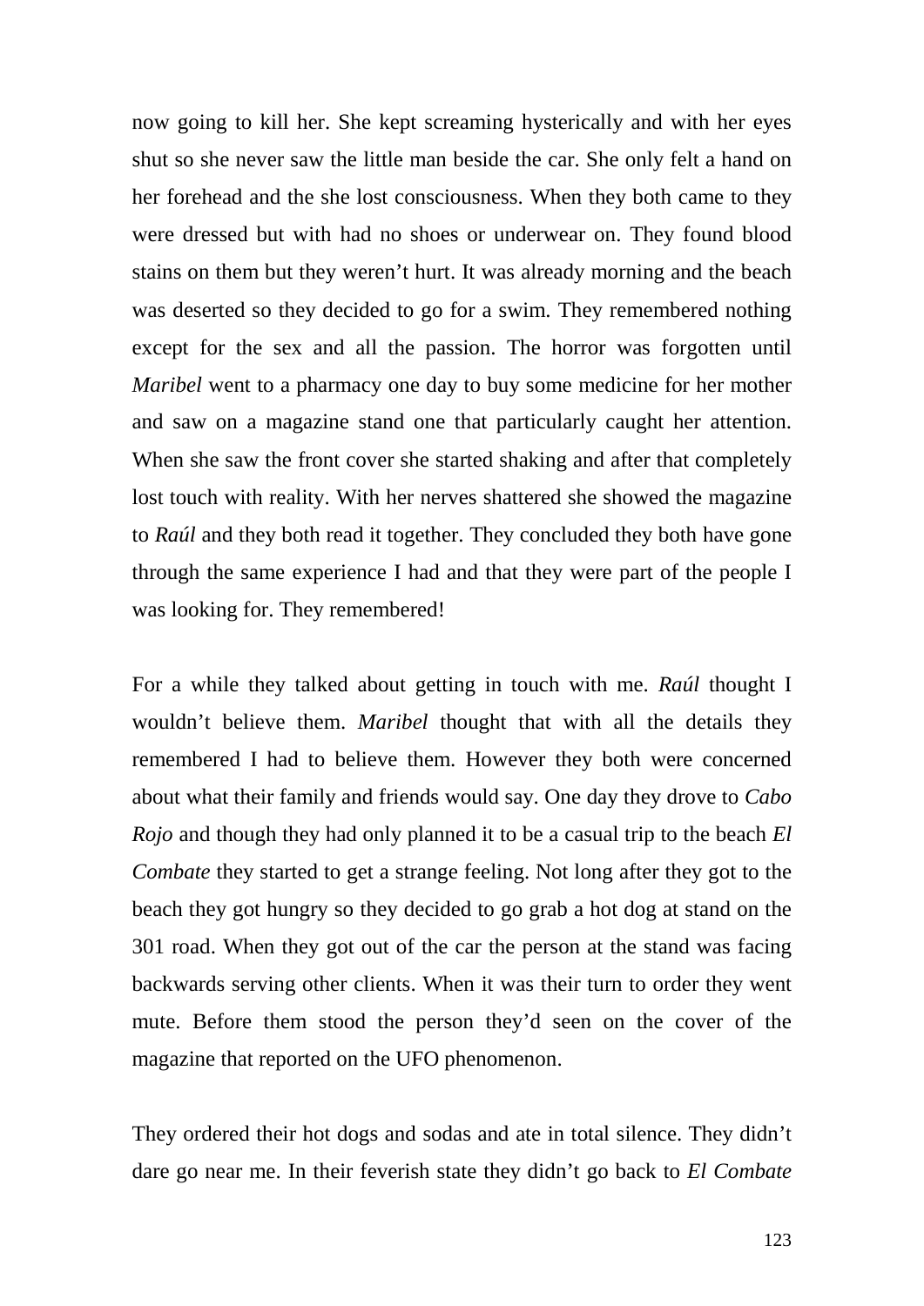now going to kill her. She kept screaming hysterically and with her eyes shut so she never saw the little man beside the car. She only felt a hand on her forehead and the she lost consciousness. When they both came to they were dressed but with had no shoes or underwear on. They found blood stains on them but they weren't hurt. It was already morning and the beach was deserted so they decided to go for a swim. They remembered nothing except for the sex and all the passion. The horror was forgotten until *Maribel* went to a pharmacy one day to buy some medicine for her mother and saw on a magazine stand one that particularly caught her attention. When she saw the front cover she started shaking and after that completely lost touch with reality. With her nerves shattered she showed the magazine to *Raúl* and they both read it together. They concluded they both have gone through the same experience I had and that they were part of the people I was looking for. They remembered!

For a while they talked about getting in touch with me. *Raúl* thought I wouldn't believe them. *Maribel* thought that with all the details they remembered I had to believe them. However they both were concerned about what their family and friends would say. One day they drove to *Cabo Rojo* and though they had only planned it to be a casual trip to the beach *El Combate* they started to get a strange feeling. Not long after they got to the beach they got hungry so they decided to go grab a hot dog at stand on the 301 road. When they got out of the car the person at the stand was facing backwards serving other clients. When it was their turn to order they went mute. Before them stood the person they'd seen on the cover of the magazine that reported on the UFO phenomenon.

They ordered their hot dogs and sodas and ate in total silence. They didn't dare go near me. In their feverish state they didn't go back to *El Combate*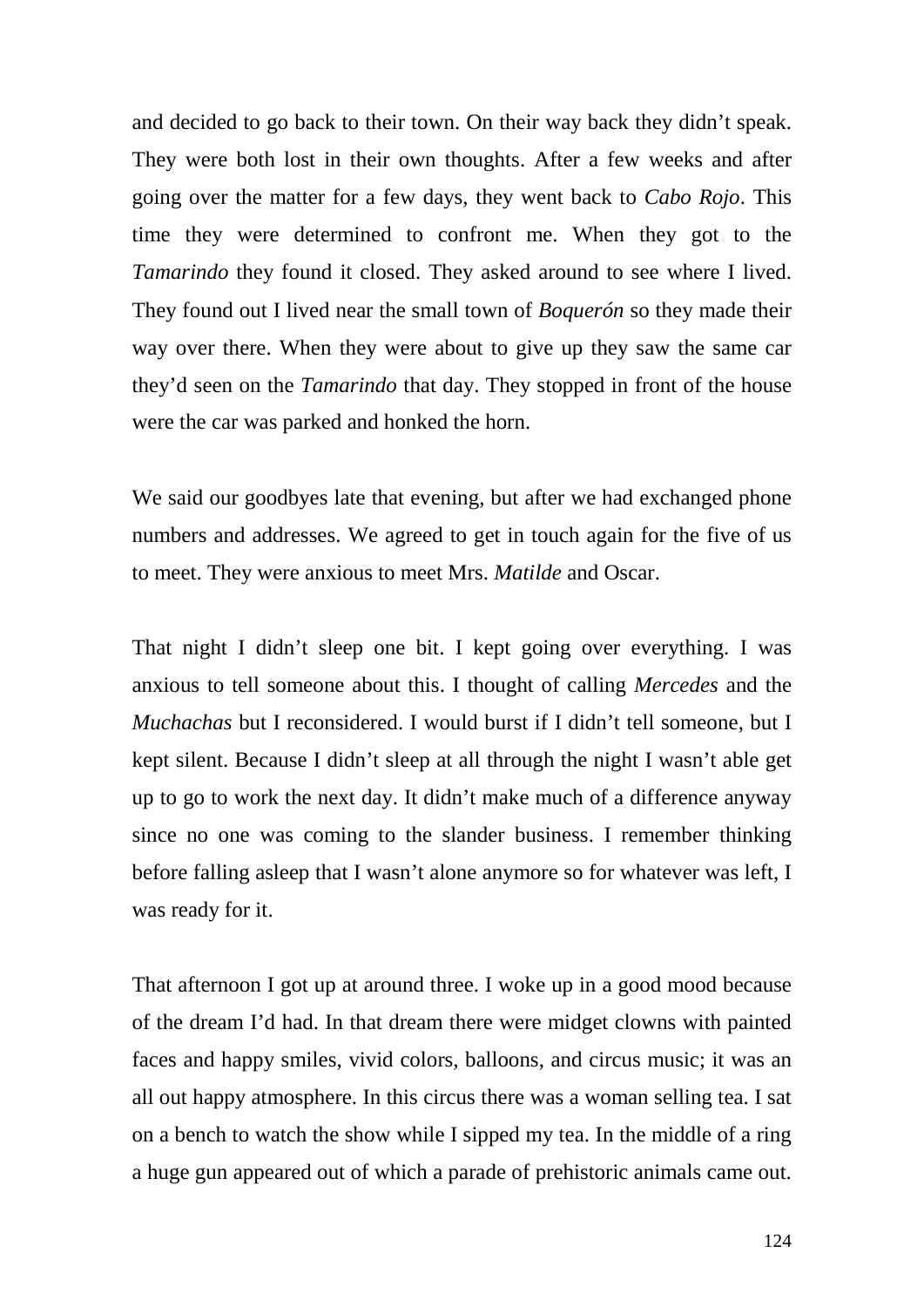and decided to go back to their town. On their way back they didn't speak. They were both lost in their own thoughts. After a few weeks and after going over the matter for a few days, they went back to *Cabo Rojo*. This time they were determined to confront me. When they got to the *Tamarindo* they found it closed. They asked around to see where I lived. They found out I lived near the small town of *Boquerón* so they made their way over there. When they were about to give up they saw the same car they'd seen on the *Tamarindo* that day. They stopped in front of the house were the car was parked and honked the horn.

We said our goodbyes late that evening, but after we had exchanged phone numbers and addresses. We agreed to get in touch again for the five of us to meet. They were anxious to meet Mrs. *Matilde* and Oscar.

That night I didn't sleep one bit. I kept going over everything. I was anxious to tell someone about this. I thought of calling *Mercedes* and the *Muchachas* but I reconsidered. I would burst if I didn't tell someone, but I kept silent. Because I didn't sleep at all through the night I wasn't able get up to go to work the next day. It didn't make much of a difference anyway since no one was coming to the slander business. I remember thinking before falling asleep that I wasn't alone anymore so for whatever was left, I was ready for it.

That afternoon I got up at around three. I woke up in a good mood because of the dream I'd had. In that dream there were midget clowns with painted faces and happy smiles, vivid colors, balloons, and circus music; it was an all out happy atmosphere. In this circus there was a woman selling tea. I sat on a bench to watch the show while I sipped my tea. In the middle of a ring a huge gun appeared out of which a parade of prehistoric animals came out.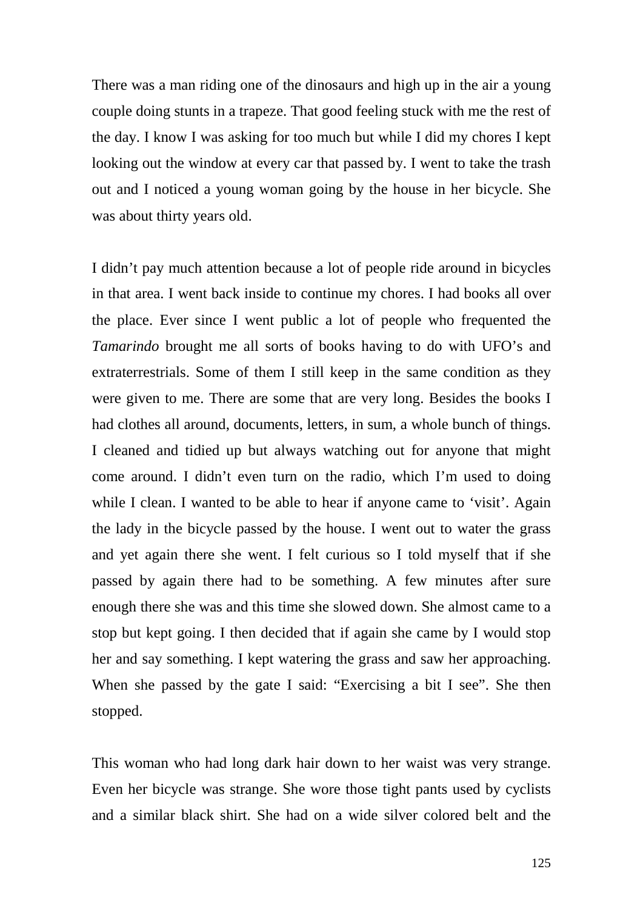There was a man riding one of the dinosaurs and high up in the air a young couple doing stunts in a trapeze. That good feeling stuck with me the rest of the day. I know I was asking for too much but while I did my chores I kept looking out the window at every car that passed by. I went to take the trash out and I noticed a young woman going by the house in her bicycle. She was about thirty years old.

I didn't pay much attention because a lot of people ride around in bicycles in that area. I went back inside to continue my chores. I had books all over the place. Ever since I went public a lot of people who frequented the *Tamarindo* brought me all sorts of books having to do with UFO's and extraterrestrials. Some of them I still keep in the same condition as they were given to me. There are some that are very long. Besides the books I had clothes all around, documents, letters, in sum, a whole bunch of things. I cleaned and tidied up but always watching out for anyone that might come around. I didn't even turn on the radio, which I'm used to doing while I clean. I wanted to be able to hear if anyone came to 'visit'. Again the lady in the bicycle passed by the house. I went out to water the grass and yet again there she went. I felt curious so I told myself that if she passed by again there had to be something. A few minutes after sure enough there she was and this time she slowed down. She almost came to a stop but kept going. I then decided that if again she came by I would stop her and say something. I kept watering the grass and saw her approaching. When she passed by the gate I said: "Exercising a bit I see". She then stopped.

This woman who had long dark hair down to her waist was very strange. Even her bicycle was strange. She wore those tight pants used by cyclists and a similar black shirt. She had on a wide silver colored belt and the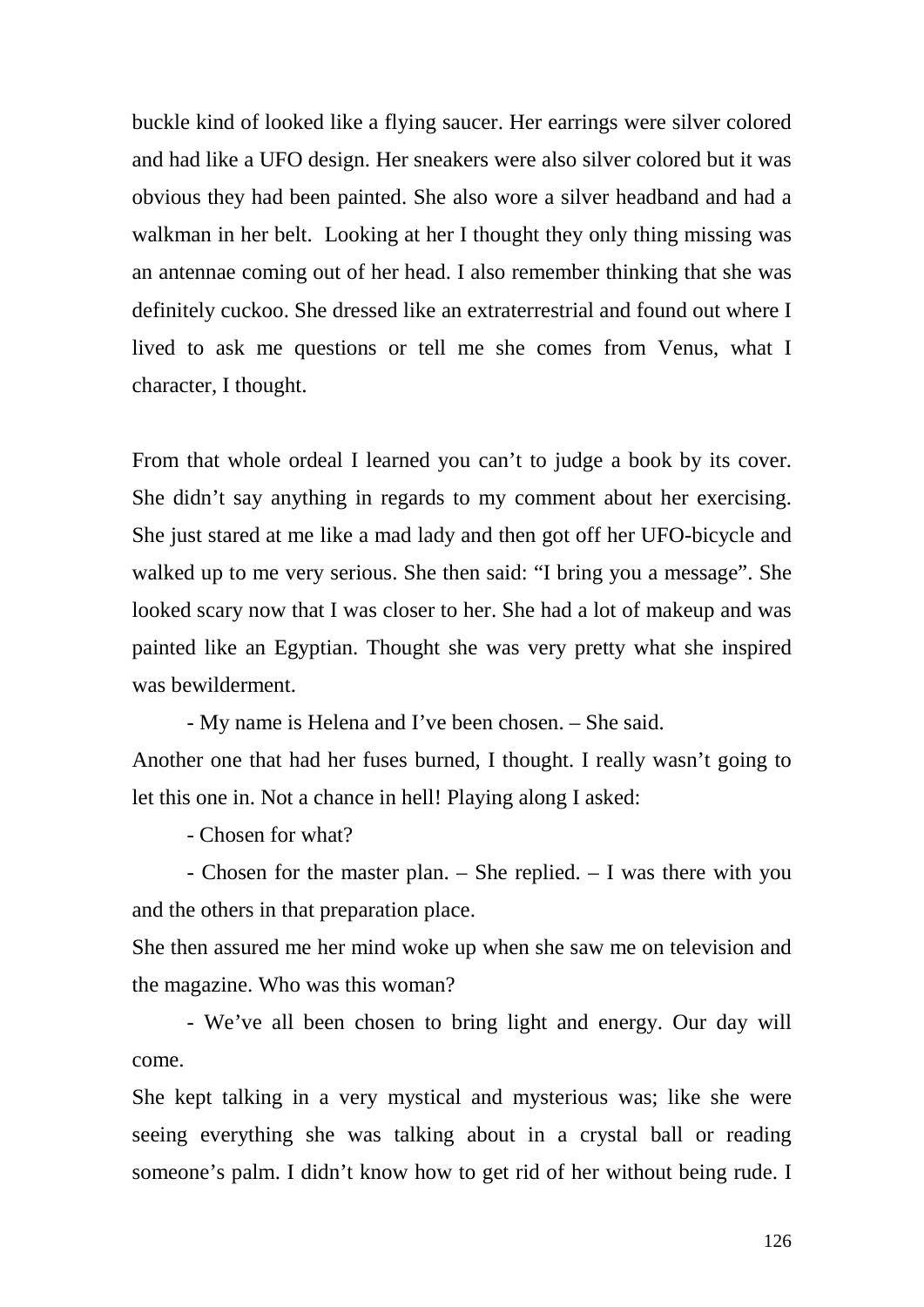buckle kind of looked like a flying saucer. Her earrings were silver colored and had like a UFO design. Her sneakers were also silver colored but it was obvious they had been painted. She also wore a silver headband and had a walkman in her belt.  Looking at her I thought they only thing missing was an antennae coming out of her head. I also remember thinking that she was definitely cuckoo. She dressed like an extraterrestrial and found out where I lived to ask me questions or tell me she comes from Venus, what I character, I thought.

From that whole ordeal I learned you can't to judge a book by its cover. She didn't say anything in regards to my comment about her exercising. She just stared at me like a mad lady and then got off her UFO-bicycle and walked up to me very serious. She then said: "I bring you a message". She looked scary now that I was closer to her. She had a lot of makeup and was painted like an Egyptian. Thought she was very pretty what she inspired was bewilderment.

- My name is Helena and I've been chosen. – She said.

Another one that had her fuses burned, I thought. I really wasn't going to let this one in. Not a chance in hell! Playing along I asked:

- Chosen for what?

- Chosen for the master plan. – She replied. – I was there with you and the others in that preparation place.

She then assured me her mind woke up when she saw me on television and the magazine. Who was this woman?

- We've all been chosen to bring light and energy. Our day will come.

She kept talking in a very mystical and mysterious was; like she were seeing everything she was talking about in a crystal ball or reading someone's palm. I didn't know how to get rid of her without being rude. I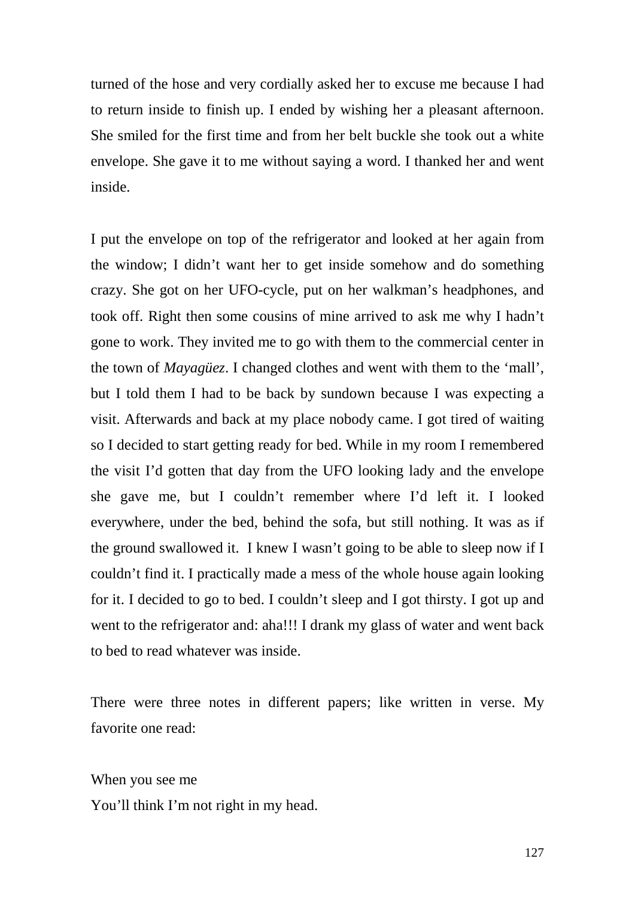turned of the hose and very cordially asked her to excuse me because I had to return inside to finish up. I ended by wishing her a pleasant afternoon. She smiled for the first time and from her belt buckle she took out a white envelope. She gave it to me without saying a word. I thanked her and went inside.

I put the envelope on top of the refrigerator and looked at her again from the window; I didn't want her to get inside somehow and do something crazy. She got on her UFO-cycle, put on her walkman's headphones, and took off. Right then some cousins of mine arrived to ask me why I hadn't gone to work. They invited me to go with them to the commercial center in the town of *Mayagüez*. I changed clothes and went with them to the 'mall', but I told them I had to be back by sundown because I was expecting a visit. Afterwards and back at my place nobody came. I got tired of waiting so I decided to start getting ready for bed. While in my room I remembered the visit I'd gotten that day from the UFO looking lady and the envelope she gave me, but I couldn't remember where I'd left it. I looked everywhere, under the bed, behind the sofa, but still nothing. It was as if the ground swallowed it. I knew I wasn't going to be able to sleep now if I couldn't find it. I practically made a mess of the whole house again looking for it. I decided to go to bed. I couldn't sleep and I got thirsty. I got up and went to the refrigerator and: aha!!! I drank my glass of water and went back to bed to read whatever was inside.

There were three notes in different papers; like written in verse. My favorite one read:

When you see me  
You'll think I'm not right in my head.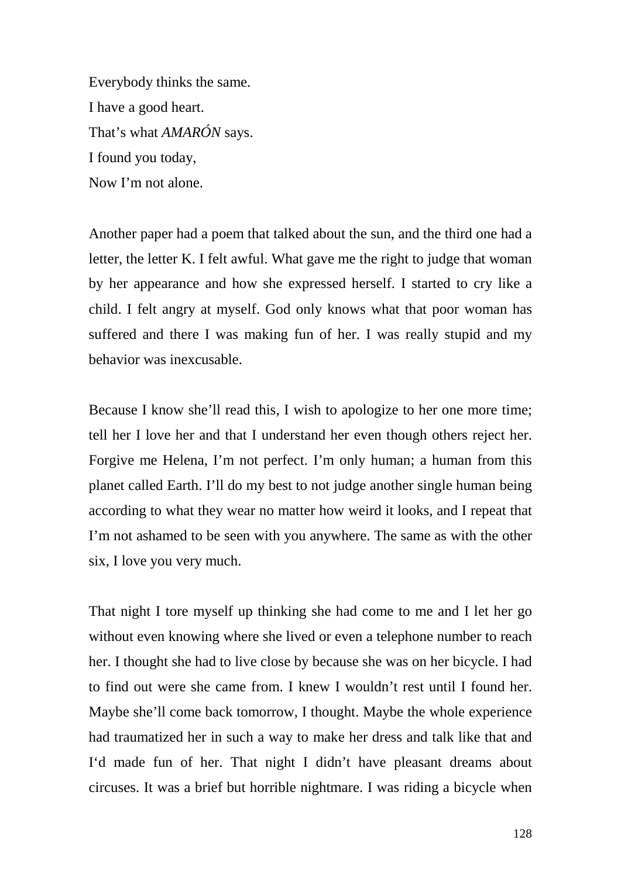Everybody thinks the same.  
I have a good heart.  
That's what *AMARÓN* says.  
I found you today,  
Now I'm not alone.

Another paper had a poem that talked about the sun, and the third one had a letter, the letter K. I felt awful. What gave me the right to judge that woman by her appearance and how she expressed herself. I started to cry like a child. I felt angry at myself. God only knows what that poor woman has suffered and there I was making fun of her. I was really stupid and my behavior was inexcusable.

Because I know she'll read this, I wish to apologize to her one more time; tell her I love her and that I understand her even though others reject her. Forgive me Helena, I'm not perfect. I'm only human; a human from this planet called Earth. I'll do my best to not judge another single human being according to what they wear no matter how weird it looks, and I repeat that I'm not ashamed to be seen with you anywhere. The same as with the other six, I love you very much.

That night I tore myself up thinking she had come to me and I let her go without even knowing where she lived or even a telephone number to reach her. I thought she had to live close by because she was on her bicycle. I had to find out were she came from. I knew I wouldn't rest until I found her. Maybe she'll come back tomorrow, I thought. Maybe the whole experience had traumatized her in such a way to make her dress and talk like that and I'd made fun of her. That night I didn't have pleasant dreams about circuses. It was a brief but horrible nightmare. I was riding a bicycle when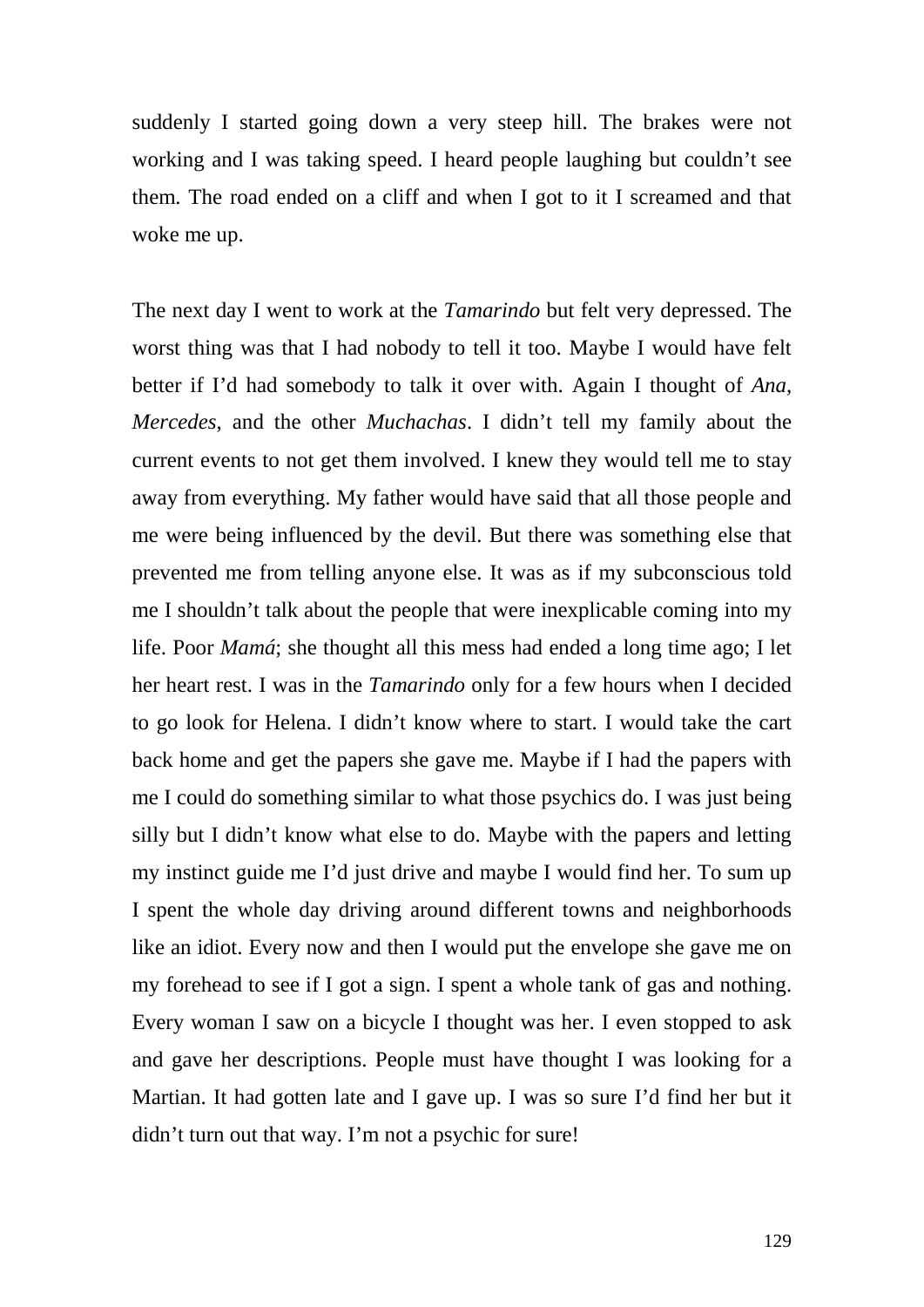suddenly I started going down a very steep hill. The brakes were not working and I was taking speed. I heard people laughing but couldn't see them. The road ended on a cliff and when I got to it I screamed and that woke me up.

The next day I went to work at the *Tamarindo* but felt very depressed. The worst thing was that I had nobody to tell it too. Maybe I would have felt better if I'd had somebody to talk it over with. Again I thought of *Ana*, *Mercedes*, and the other *Muchachas*. I didn't tell my family about the current events to not get them involved. I knew they would tell me to stay away from everything. My father would have said that all those people and me were being influenced by the devil. But there was something else that prevented me from telling anyone else. It was as if my subconscious told me I shouldn't talk about the people that were inexplicable coming into my life. Poor *Mamá*; she thought all this mess had ended a long time ago; I let her heart rest. I was in the *Tamarindo* only for a few hours when I decided to go look for Helena. I didn't know where to start. I would take the cart back home and get the papers she gave me. Maybe if I had the papers with me I could do something similar to what those psychics do. I was just being silly but I didn't know what else to do. Maybe with the papers and letting my instinct guide me I'd just drive and maybe I would find her. To sum up I spent the whole day driving around different towns and neighborhoods like an idiot. Every now and then I would put the envelope she gave me on my forehead to see if I got a sign. I spent a whole tank of gas and nothing. Every woman I saw on a bicycle I thought was her. I even stopped to ask and gave her descriptions. People must have thought I was looking for a Martian. It had gotten late and I gave up. I was so sure I'd find her but it didn't turn out that way. I'm not a psychic for sure!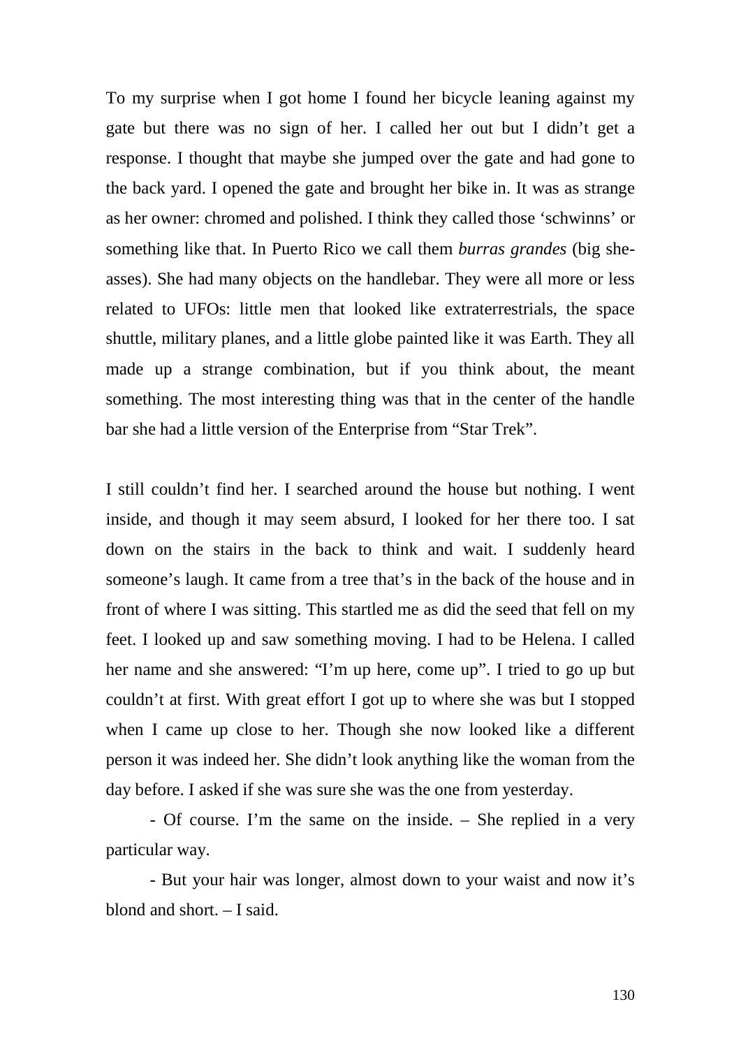To my surprise when I got home I found her bicycle leaning against my gate but there was no sign of her. I called her out but I didn't get a response. I thought that maybe she jumped over the gate and had gone to the back yard. I opened the gate and brought her bike in. It was as strange as her owner: chromed and polished. I think they called those 'schwinns' or something like that. In Puerto Rico we call them *burras grandes* (big she-asses). She had many objects on the handlebar. They were all more or less related to UFOs: little men that looked like extraterrestrials, the space shuttle, military planes, and a little globe painted like it was Earth. They all made up a strange combination, but if you think about, the meant something. The most interesting thing was that in the center of the handle bar she had a little version of the Enterprise from "Star Trek".

I still couldn't find her. I searched around the house but nothing. I went inside, and though it may seem absurd, I looked for her there too. I sat down on the stairs in the back to think and wait. I suddenly heard someone's laugh. It came from a tree that's in the back of the house and in front of where I was sitting. This startled me as did the seed that fell on my feet. I looked up and saw something moving. I had to be Helena. I called her name and she answered: "I'm up here, come up". I tried to go up but couldn't at first. With great effort I got up to where she was but I stopped when I came up close to her. Though she now looked like a different person it was indeed her. She didn't look anything like the woman from the day before. I asked if she was sure she was the one from yesterday.

- Of course. I'm the same on the inside. – She replied in a very particular way.

- But your hair was longer, almost down to your waist and now it's blond and short. – I said.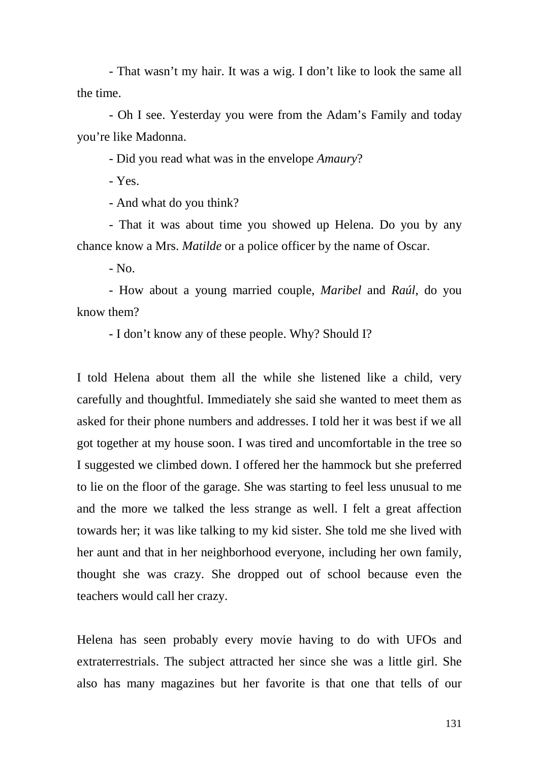- That wasn't my hair. It was a wig. I don't like to look the same all the time.

- Oh I see. Yesterday you were from the Adam's Family and today you're like Madonna.

- Did you read what was in the envelope *Amaury*?

- Yes.

- And what do you think?

- That it was about time you showed up Helena. Do you by any chance know a Mrs. *Matilde* or a police officer by the name of Oscar.

- No.

- How about a young married couple, *Maribel* and *Raúl*, do you know them?

- I don't know any of these people. Why? Should I?

I told Helena about them all the while she listened like a child, very carefully and thoughtful. Immediately she said she wanted to meet them as asked for their phone numbers and addresses. I told her it was best if we all got together at my house soon. I was tired and uncomfortable in the tree so I suggested we climbed down. I offered her the hammock but she preferred to lie on the floor of the garage. She was starting to feel less unusual to me and the more we talked the less strange as well. I felt a great affection towards her; it was like talking to my kid sister. She told me she lived with her aunt and that in her neighborhood everyone, including her own family, thought she was crazy. She dropped out of school because even the teachers would call her crazy.

Helena has seen probably every movie having to do with UFOs and extraterrestrials. The subject attracted her since she was a little girl. She also has many magazines but her favorite is that one that tells of our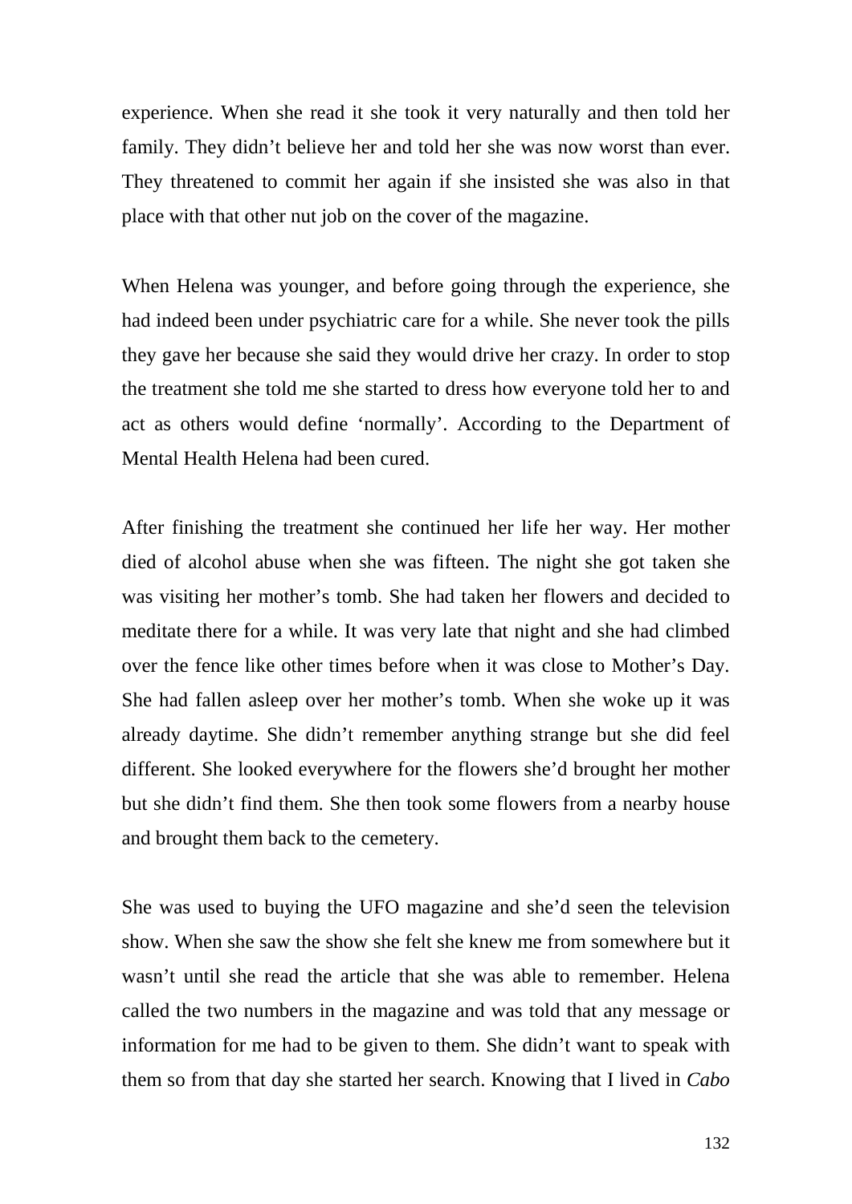experience. When she read it she took it very naturally and then told her family. They didn't believe her and told her she was now worst than ever. They threatened to commit her again if she insisted she was also in that place with that other nut job on the cover of the magazine.

When Helena was younger, and before going through the experience, she had indeed been under psychiatric care for a while. She never took the pills they gave her because she said they would drive her crazy. In order to stop the treatment she told me she started to dress how everyone told her to and act as others would define 'normally'. According to the Department of Mental Health Helena had been cured.

After finishing the treatment she continued her life her way. Her mother died of alcohol abuse when she was fifteen. The night she got taken she was visiting her mother's tomb. She had taken her flowers and decided to meditate there for a while. It was very late that night and she had climbed over the fence like other times before when it was close to Mother's Day. She had fallen asleep over her mother's tomb. When she woke up it was already daytime. She didn't remember anything strange but she did feel different. She looked everywhere for the flowers she'd brought her mother but she didn't find them. She then took some flowers from a nearby house and brought them back to the cemetery.

She was used to buying the UFO magazine and she'd seen the television show. When she saw the show she felt she knew me from somewhere but it wasn't until she read the article that she was able to remember. Helena called the two numbers in the magazine and was told that any message or information for me had to be given to them. She didn't want to speak with them so from that day she started her search. Knowing that I lived in *Cabo*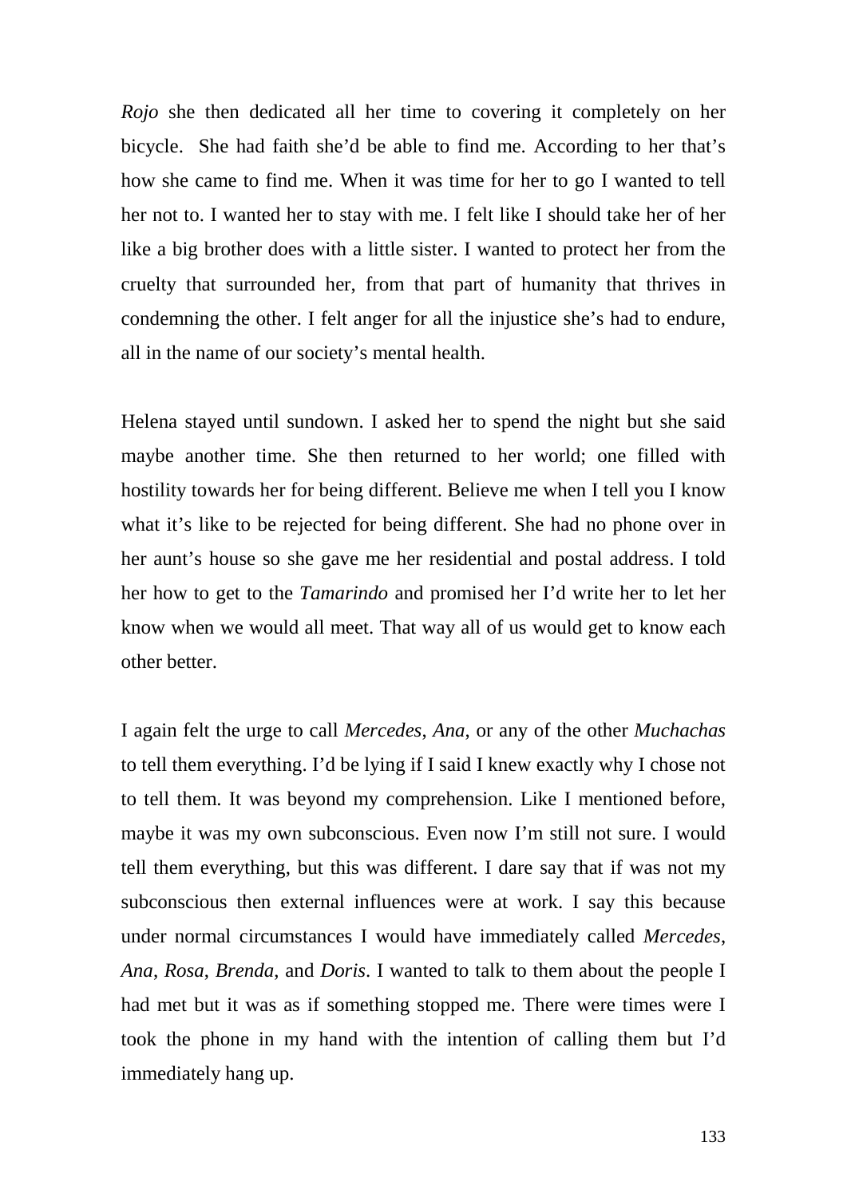*Rojo* she then dedicated all her time to covering it completely on her bicycle. She had faith she'd be able to find me. According to her that's how she came to find me. When it was time for her to go I wanted to tell her not to. I wanted her to stay with me. I felt like I should take her of her like a big brother does with a little sister. I wanted to protect her from the cruelty that surrounded her, from that part of humanity that thrives in condemning the other. I felt anger for all the injustice she's had to endure, all in the name of our society's mental health.

Helena stayed until sundown. I asked her to spend the night but she said maybe another time. She then returned to her world; one filled with hostility towards her for being different. Believe me when I tell you I know what it's like to be rejected for being different. She had no phone over in her aunt's house so she gave me her residential and postal address. I told her how to get to the *Tamarindo* and promised her I'd write her to let her know when we would all meet. That way all of us would get to know each other better.

I again felt the urge to call *Mercedes*, *Ana*, or any of the other *Muchachas* to tell them everything. I'd be lying if I said I knew exactly why I chose not to tell them. It was beyond my comprehension. Like I mentioned before, maybe it was my own subconscious. Even now I'm still not sure. I would tell them everything, but this was different. I dare say that if was not my subconscious then external influences were at work. I say this because under normal circumstances I would have immediately called *Mercedes*, *Ana*, *Rosa*, *Brenda*, and *Doris*. I wanted to talk to them about the people I had met but it was as if something stopped me. There were times were I took the phone in my hand with the intention of calling them but I'd immediately hang up.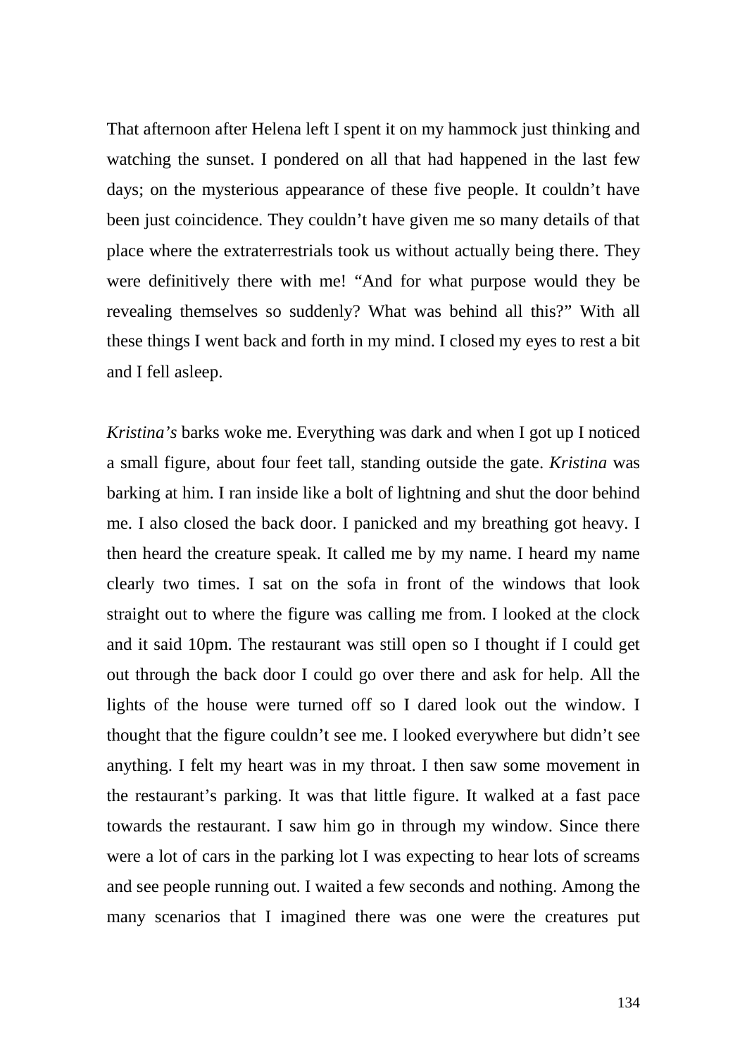That afternoon after Helena left I spent it on my hammock just thinking and watching the sunset. I pondered on all that had happened in the last few days; on the mysterious appearance of these five people. It couldn't have been just coincidence. They couldn't have given me so many details of that place where the extraterrestrials took us without actually being there. They were definitively there with me! "And for what purpose would they be revealing themselves so suddenly? What was behind all this?" With all these things I went back and forth in my mind. I closed my eyes to rest a bit and I fell asleep.

*Kristina's* barks woke me. Everything was dark and when I got up I noticed a small figure, about four feet tall, standing outside the gate. *Kristina* was barking at him. I ran inside like a bolt of lightning and shut the door behind me. I also closed the back door. I panicked and my breathing got heavy. I then heard the creature speak. It called me by my name. I heard my name clearly two times. I sat on the sofa in front of the windows that look straight out to where the figure was calling me from. I looked at the clock and it said 10pm. The restaurant was still open so I thought if I could get out through the back door I could go over there and ask for help. All the lights of the house were turned off so I dared look out the window. I thought that the figure couldn't see me. I looked everywhere but didn't see anything. I felt my heart was in my throat. I then saw some movement in the restaurant's parking. It was that little figure. It walked at a fast pace towards the restaurant. I saw him go in through my window. Since there were a lot of cars in the parking lot I was expecting to hear lots of screams and see people running out. I waited a few seconds and nothing. Among the many scenarios that I imagined there was one were the creatures put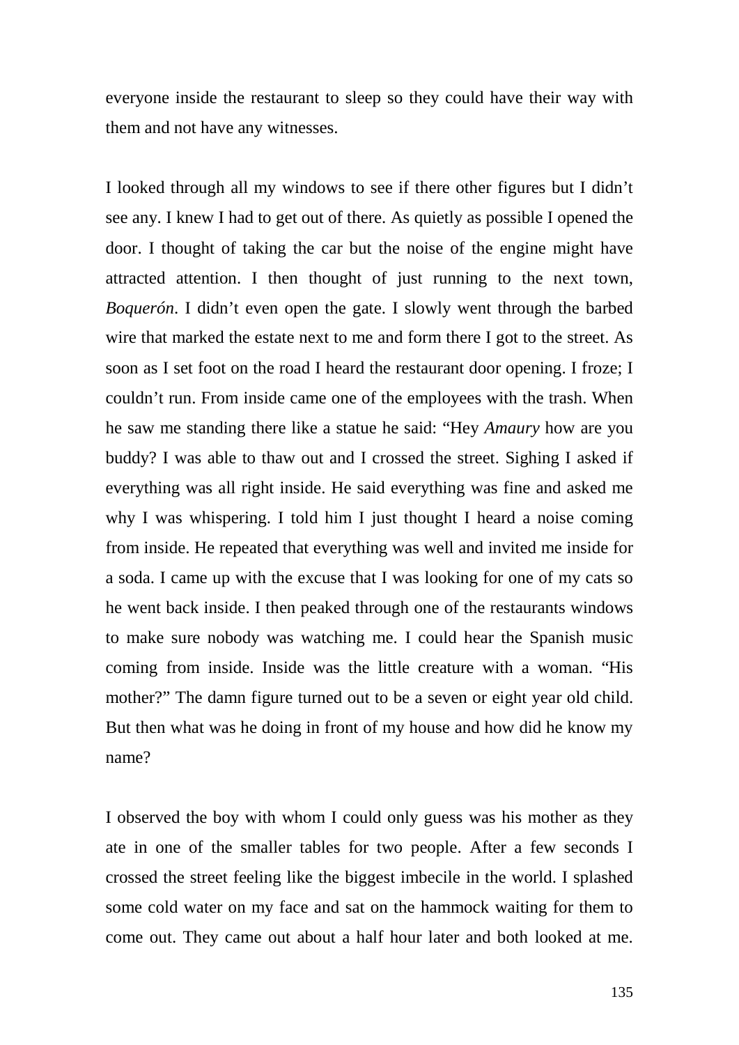everyone inside the restaurant to sleep so they could have their way with them and not have any witnesses.

I looked through all my windows to see if there other figures but I didn't see any. I knew I had to get out of there. As quietly as possible I opened the door. I thought of taking the car but the noise of the engine might have attracted attention. I then thought of just running to the next town, *Boquerón*. I didn't even open the gate. I slowly went through the barbed wire that marked the estate next to me and form there I got to the street. As soon as I set foot on the road I heard the restaurant door opening. I froze; I couldn't run. From inside came one of the employees with the trash. When he saw me standing there like a statue he said: "Hey *Amaury* how are you buddy? I was able to thaw out and I crossed the street. Sighing I asked if everything was all right inside. He said everything was fine and asked me why I was whispering. I told him I just thought I heard a noise coming from inside. He repeated that everything was well and invited me inside for a soda. I came up with the excuse that I was looking for one of my cats so he went back inside. I then peaked through one of the restaurants windows to make sure nobody was watching me. I could hear the Spanish music coming from inside. Inside was the little creature with a woman. "His mother?" The damn figure turned out to be a seven or eight year old child. But then what was he doing in front of my house and how did he know my name?

I observed the boy with whom I could only guess was his mother as they ate in one of the smaller tables for two people. After a few seconds I crossed the street feeling like the biggest imbecile in the world. I splashed some cold water on my face and sat on the hammock waiting for them to come out. They came out about a half hour later and both looked at me.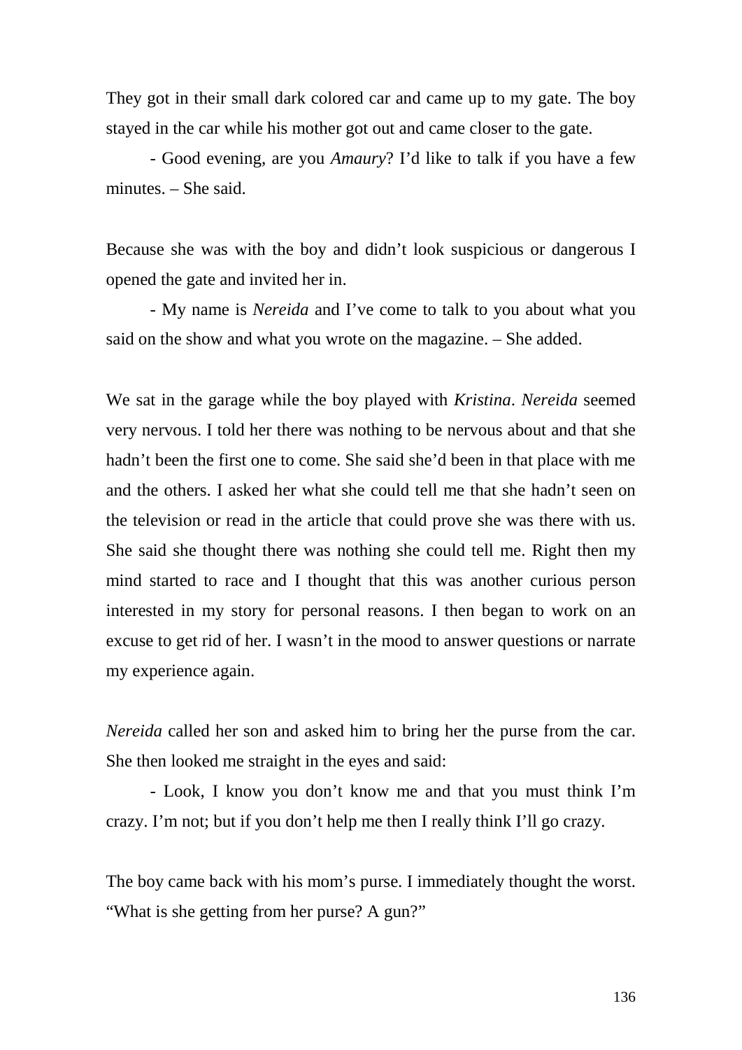They got in their small dark colored car and came up to my gate. The boy stayed in the car while his mother got out and came closer to the gate.

- Good evening, are you *Amaury*? I'd like to talk if you have a few minutes. – She said.

Because she was with the boy and didn't look suspicious or dangerous I opened the gate and invited her in.

- My name is *Nereida* and I've come to talk to you about what you said on the show and what you wrote on the magazine. – She added.

We sat in the garage while the boy played with *Kristina*. *Nereida* seemed very nervous. I told her there was nothing to be nervous about and that she hadn't been the first one to come. She said she'd been in that place with me and the others. I asked her what she could tell me that she hadn't seen on the television or read in the article that could prove she was there with us. She said she thought there was nothing she could tell me. Right then my mind started to race and I thought that this was another curious person interested in my story for personal reasons. I then began to work on an excuse to get rid of her. I wasn't in the mood to answer questions or narrate my experience again.

*Nereida* called her son and asked him to bring her the purse from the car. She then looked me straight in the eyes and said:

- Look, I know you don't know me and that you must think I'm crazy. I'm not; but if you don't help me then I really think I'll go crazy.

The boy came back with his mom's purse. I immediately thought the worst. "What is she getting from her purse? A gun?"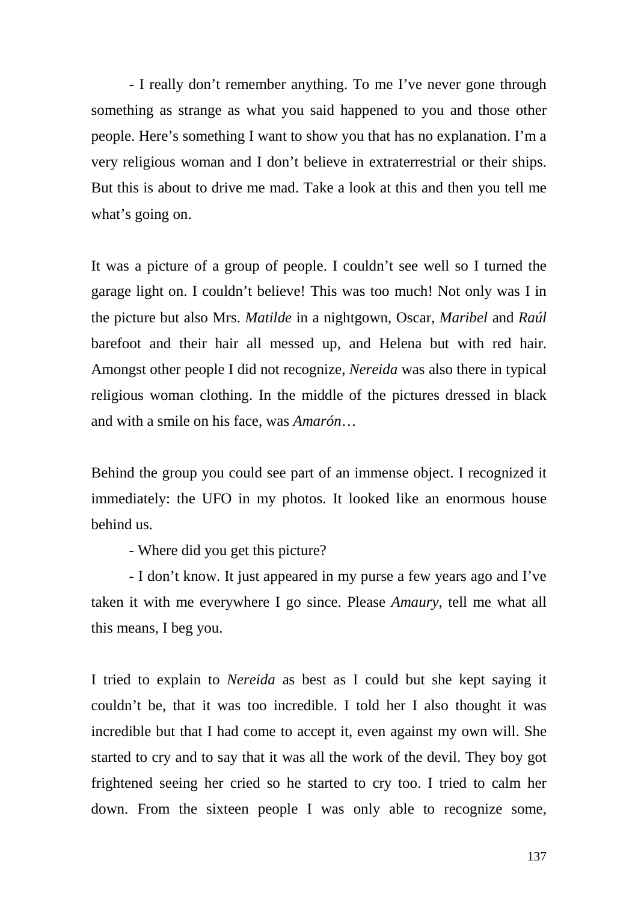- I really don't remember anything. To me I've never gone through something as strange as what you said happened to you and those other people. Here's something I want to show you that has no explanation. I'm a very religious woman and I don't believe in extraterrestrial or their ships. But this is about to drive me mad. Take a look at this and then you tell me what's going on.

It was a picture of a group of people. I couldn't see well so I turned the garage light on. I couldn't believe! This was too much! Not only was I in the picture but also Mrs. *Matilde* in a nightgown, Oscar, *Maribel* and *Raúl* barefoot and their hair all messed up, and Helena but with red hair. Amongst other people I did not recognize, *Nereida* was also there in typical religious woman clothing. In the middle of the pictures dressed in black and with a smile on his face, was *Amarón*…

Behind the group you could see part of an immense object. I recognized it immediately: the UFO in my photos. It looked like an enormous house behind us.

- Where did you get this picture?

- I don't know. It just appeared in my purse a few years ago and I've taken it with me everywhere I go since. Please *Amaury*, tell me what all this means, I beg you.

I tried to explain to *Nereida* as best as I could but she kept saying it couldn't be, that it was too incredible. I told her I also thought it was incredible but that I had come to accept it, even against my own will. She started to cry and to say that it was all the work of the devil. They boy got frightened seeing her cried so he started to cry too. I tried to calm her down. From the sixteen people I was only able to recognize some,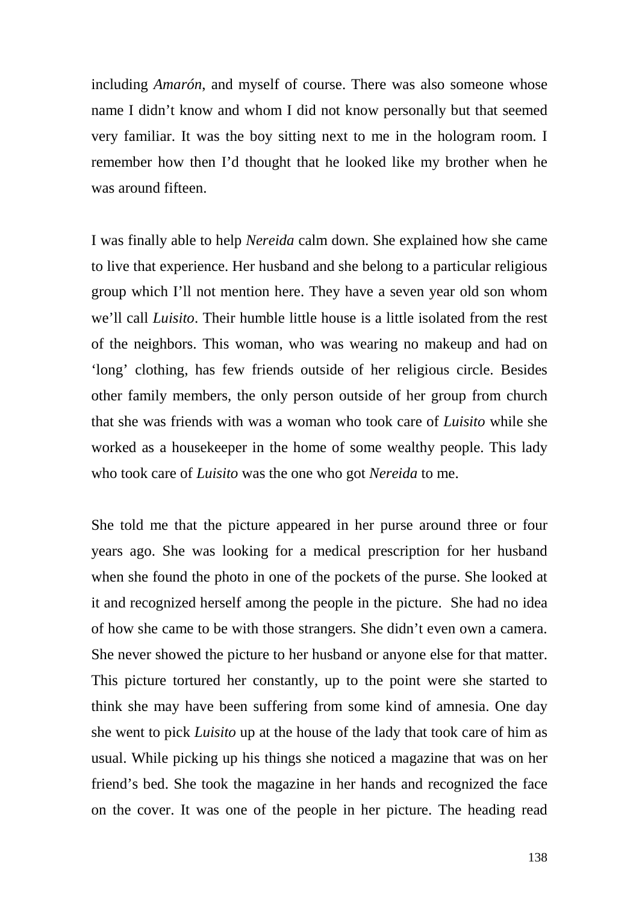including *Amarón*, and myself of course. There was also someone whose name I didn't know and whom I did not know personally but that seemed very familiar. It was the boy sitting next to me in the hologram room. I remember how then I'd thought that he looked like my brother when he was around fifteen.

I was finally able to help *Nereida* calm down. She explained how she came to live that experience. Her husband and she belong to a particular religious group which I'll not mention here. They have a seven year old son whom we'll call *Luisito*. Their humble little house is a little isolated from the rest of the neighbors. This woman, who was wearing no makeup and had on 'long' clothing, has few friends outside of her religious circle. Besides other family members, the only person outside of her group from church that she was friends with was a woman who took care of *Luisito* while she worked as a housekeeper in the home of some wealthy people. This lady who took care of *Luisito* was the one who got *Nereida* to me.

She told me that the picture appeared in her purse around three or four years ago. She was looking for a medical prescription for her husband when she found the photo in one of the pockets of the purse. She looked at it and recognized herself among the people in the picture. She had no idea of how she came to be with those strangers. She didn't even own a camera. She never showed the picture to her husband or anyone else for that matter. This picture tortured her constantly, up to the point were she started to think she may have been suffering from some kind of amnesia. One day she went to pick *Luisito* up at the house of the lady that took care of him as usual. While picking up his things she noticed a magazine that was on her friend's bed. She took the magazine in her hands and recognized the face on the cover. It was one of the people in her picture. The heading read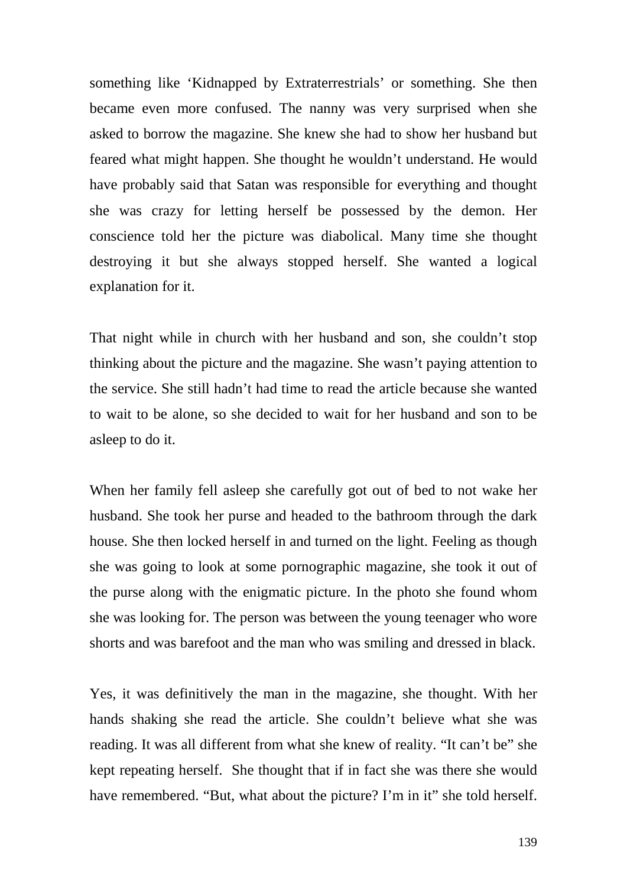something like 'Kidnapped by Extraterrestrials' or something. She then became even more confused. The nanny was very surprised when she asked to borrow the magazine. She knew she had to show her husband but feared what might happen. She thought he wouldn't understand. He would have probably said that Satan was responsible for everything and thought she was crazy for letting herself be possessed by the demon. Her conscience told her the picture was diabolical. Many time she thought destroying it but she always stopped herself. She wanted a logical explanation for it.

That night while in church with her husband and son, she couldn't stop thinking about the picture and the magazine. She wasn't paying attention to the service. She still hadn't had time to read the article because she wanted to wait to be alone, so she decided to wait for her husband and son to be asleep to do it.

When her family fell asleep she carefully got out of bed to not wake her husband. She took her purse and headed to the bathroom through the dark house. She then locked herself in and turned on the light. Feeling as though she was going to look at some pornographic magazine, she took it out of the purse along with the enigmatic picture. In the photo she found whom she was looking for. The person was between the young teenager who wore shorts and was barefoot and the man who was smiling and dressed in black.

Yes, it was definitively the man in the magazine, she thought. With her hands shaking she read the article. She couldn't believe what she was reading. It was all different from what she knew of reality. "It can't be" she kept repeating herself. She thought that if in fact she was there she would have remembered. "But, what about the picture? I'm in it" she told herself.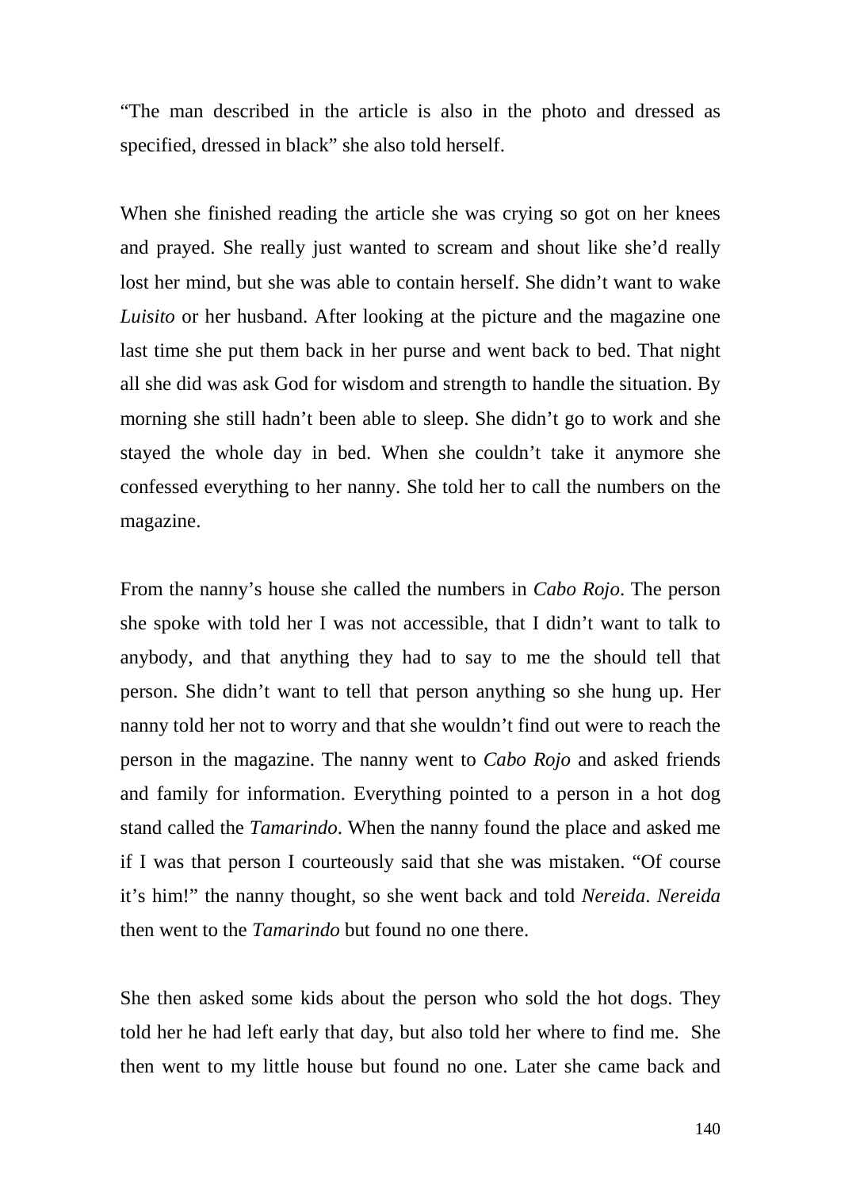“The man described in the article is also in the photo and dressed as specified, dressed in black” she also told herself.

When she finished reading the article she was crying so got on her knees and prayed. She really just wanted to scream and shout like she’d really lost her mind, but she was able to contain herself. She didn’t want to wake *Luisito* or her husband. After looking at the picture and the magazine one last time she put them back in her purse and went back to bed. That night all she did was ask God for wisdom and strength to handle the situation. By morning she still hadn’t been able to sleep. She didn’t go to work and she stayed the whole day in bed. When she couldn’t take it anymore she confessed everything to her nanny. She told her to call the numbers on the magazine.

From the nanny’s house she called the numbers in *Cabo Rojo*. The person she spoke with told her I was not accessible, that I didn’t want to talk to anybody, and that anything they had to say to me the should tell that person. She didn’t want to tell that person anything so she hung up. Her nanny told her not to worry and that she wouldn’t find out were to reach the person in the magazine. The nanny went to *Cabo Rojo* and asked friends and family for information. Everything pointed to a person in a hot dog stand called the *Tamarindo*. When the nanny found the place and asked me if I was that person I courteously said that she was mistaken. “Of course it’s him!” the nanny thought, so she went back and told *Nereida*. *Nereida* then went to the *Tamarindo* but found no one there.

She then asked some kids about the person who sold the hot dogs. They told her he had left early that day, but also told her where to find me. She then went to my little house but found no one. Later she came back and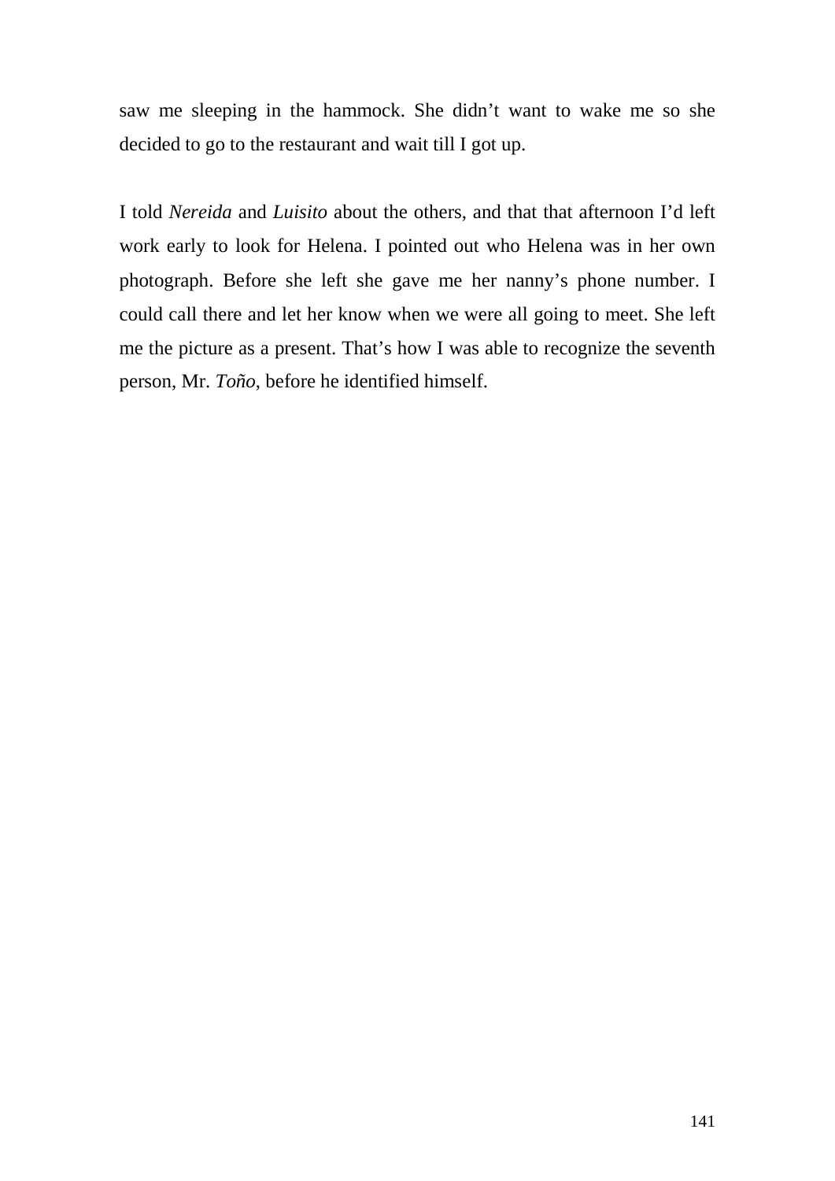saw me sleeping in the hammock. She didn't want to wake me so she decided to go to the restaurant and wait till I got up.

I told *Nereida* and *Luisito* about the others, and that that afternoon I'd left work early to look for Helena. I pointed out who Helena was in her own photograph. Before she left she gave me her nanny's phone number. I could call there and let her know when we were all going to meet. She left me the picture as a present. That's how I was able to recognize the seventh person, Mr. *Toño*, before he identified himself.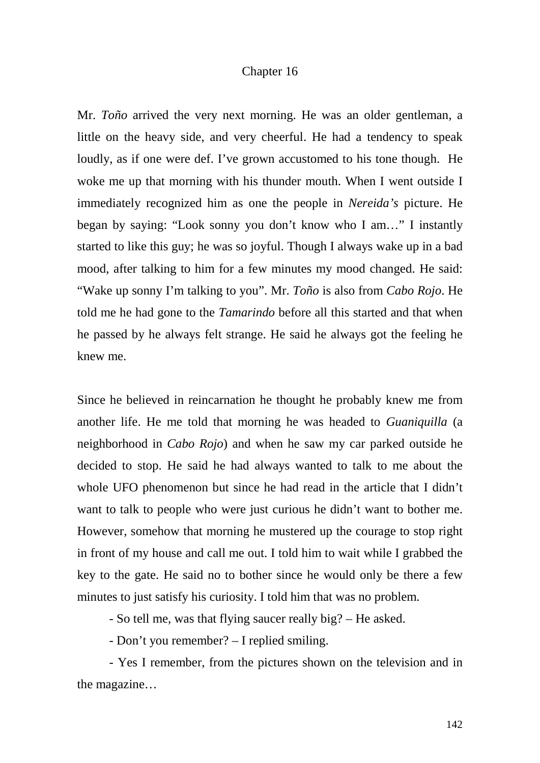# Chapter 16

Mr. *Toño* arrived the very next morning. He was an older gentleman, a little on the heavy side, and very cheerful. He had a tendency to speak loudly, as if one were def. I've grown accustomed to his tone though. He woke me up that morning with his thunder mouth. When I went outside I immediately recognized him as one the people in *Nereida's* picture. He began by saying: "Look sonny you don't know who I am…" I instantly started to like this guy; he was so joyful. Though I always wake up in a bad mood, after talking to him for a few minutes my mood changed. He said: "Wake up sonny I'm talking to you". Mr. *Toño* is also from *Cabo Rojo*. He told me he had gone to the *Tamarindo* before all this started and that when he passed by he always felt strange. He said he always got the feeling he knew me.

Since he believed in reincarnation he thought he probably knew me from another life. He me told that morning he was headed to *Guaniquilla* (a neighborhood in *Cabo Rojo*) and when he saw my car parked outside he decided to stop. He said he had always wanted to talk to me about the whole UFO phenomenon but since he had read in the article that I didn't want to talk to people who were just curious he didn't want to bother me. However, somehow that morning he mustered up the courage to stop right in front of my house and call me out. I told him to wait while I grabbed the key to the gate. He said no to bother since he would only be there a few minutes to just satisfy his curiosity. I told him that was no problem.

- So tell me, was that flying saucer really big? – He asked.

- Don't you remember? – I replied smiling.

- Yes I remember, from the pictures shown on the television and in the magazine…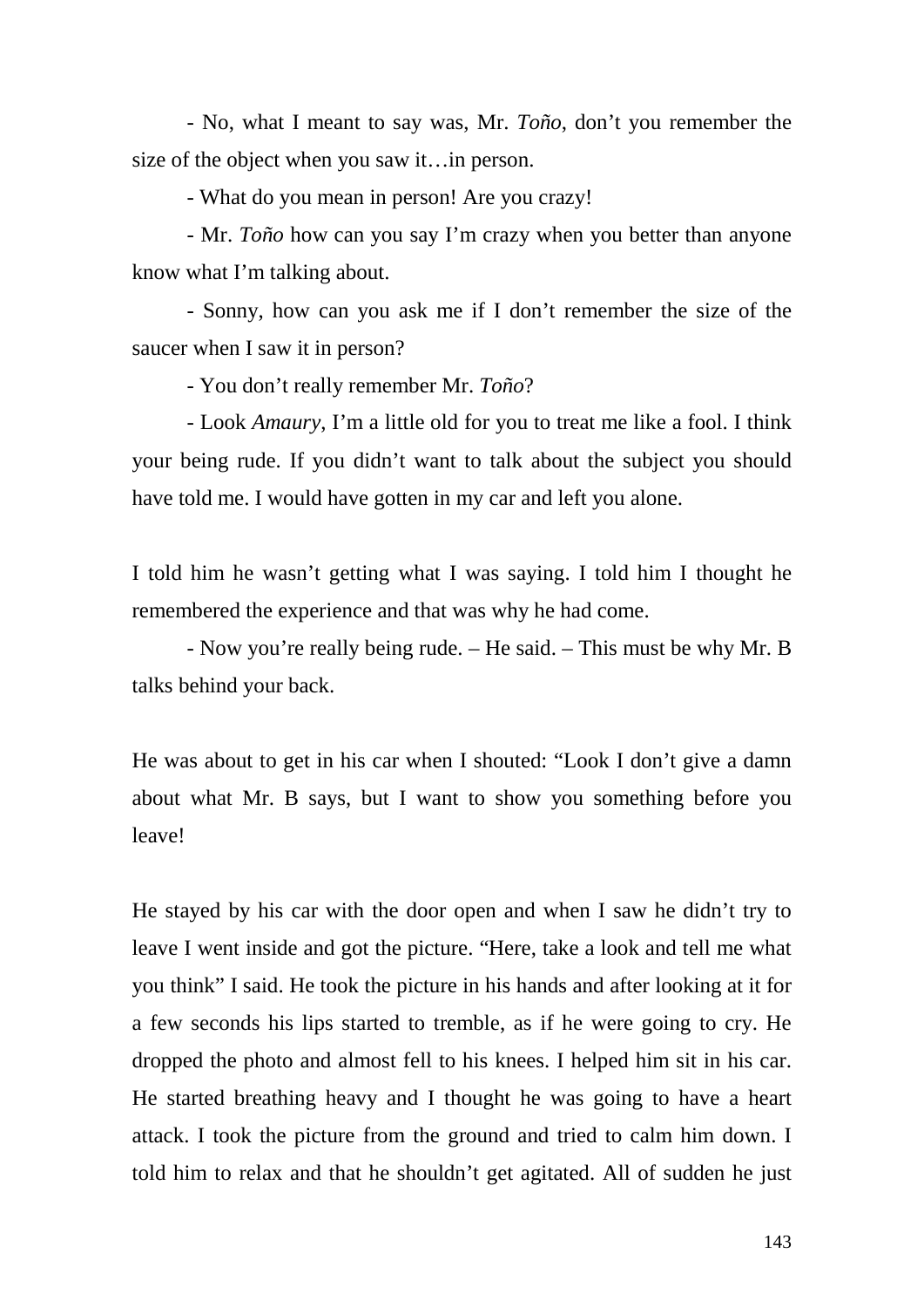- No, what I meant to say was, Mr. *Toño*, don't you remember the size of the object when you saw it…in person.

- What do you mean in person! Are you crazy!

- Mr. *Toño* how can you say I'm crazy when you better than anyone know what I'm talking about.

- Sonny, how can you ask me if I don't remember the size of the saucer when I saw it in person?

- You don't really remember Mr. *Toño*?

- Look *Amaury*, I'm a little old for you to treat me like a fool. I think your being rude. If you didn't want to talk about the subject you should have told me. I would have gotten in my car and left you alone.

I told him he wasn't getting what I was saying. I told him I thought he remembered the experience and that was why he had come.

- Now you're really being rude. – He said. – This must be why Mr. B talks behind your back.

He was about to get in his car when I shouted: "Look I don't give a damn about what Mr. B says, but I want to show you something before you leave!

He stayed by his car with the door open and when I saw he didn't try to leave I went inside and got the picture. "Here, take a look and tell me what you think" I said. He took the picture in his hands and after looking at it for a few seconds his lips started to tremble, as if he were going to cry. He dropped the photo and almost fell to his knees. I helped him sit in his car. He started breathing heavy and I thought he was going to have a heart attack. I took the picture from the ground and tried to calm him down. I told him to relax and that he shouldn't get agitated. All of sudden he just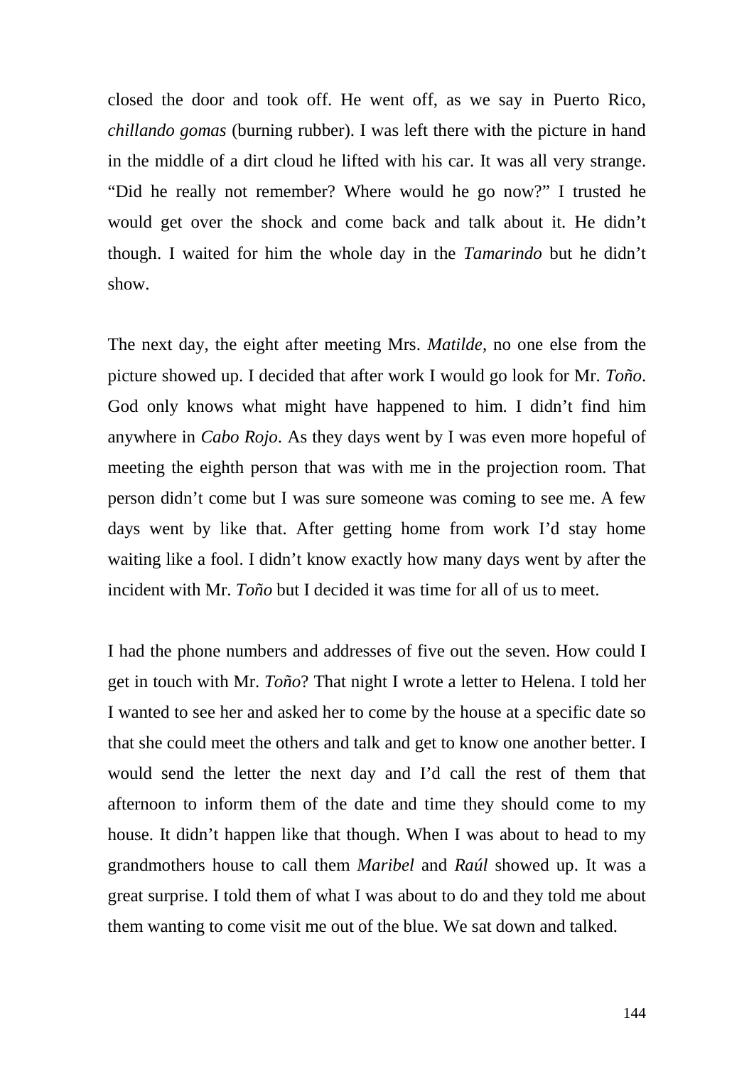closed the door and took off. He went off, as we say in Puerto Rico, *chillando gomas* (burning rubber). I was left there with the picture in hand in the middle of a dirt cloud he lifted with his car. It was all very strange. "Did he really not remember? Where would he go now?" I trusted he would get over the shock and come back and talk about it. He didn't though. I waited for him the whole day in the *Tamarindo* but he didn't show.

The next day, the eight after meeting Mrs. *Matilde*, no one else from the picture showed up. I decided that after work I would go look for Mr. *Toño*. God only knows what might have happened to him. I didn't find him anywhere in *Cabo Rojo*. As they days went by I was even more hopeful of meeting the eighth person that was with me in the projection room. That person didn't come but I was sure someone was coming to see me. A few days went by like that. After getting home from work I'd stay home waiting like a fool. I didn't know exactly how many days went by after the incident with Mr. *Toño* but I decided it was time for all of us to meet.

I had the phone numbers and addresses of five out the seven. How could I get in touch with Mr. *Toño*? That night I wrote a letter to Helena. I told her I wanted to see her and asked her to come by the house at a specific date so that she could meet the others and talk and get to know one another better. I would send the letter the next day and I'd call the rest of them that afternoon to inform them of the date and time they should come to my house. It didn't happen like that though. When I was about to head to my grandmothers house to call them *Maribel* and *Raúl* showed up. It was a great surprise. I told them of what I was about to do and they told me about them wanting to come visit me out of the blue. We sat down and talked.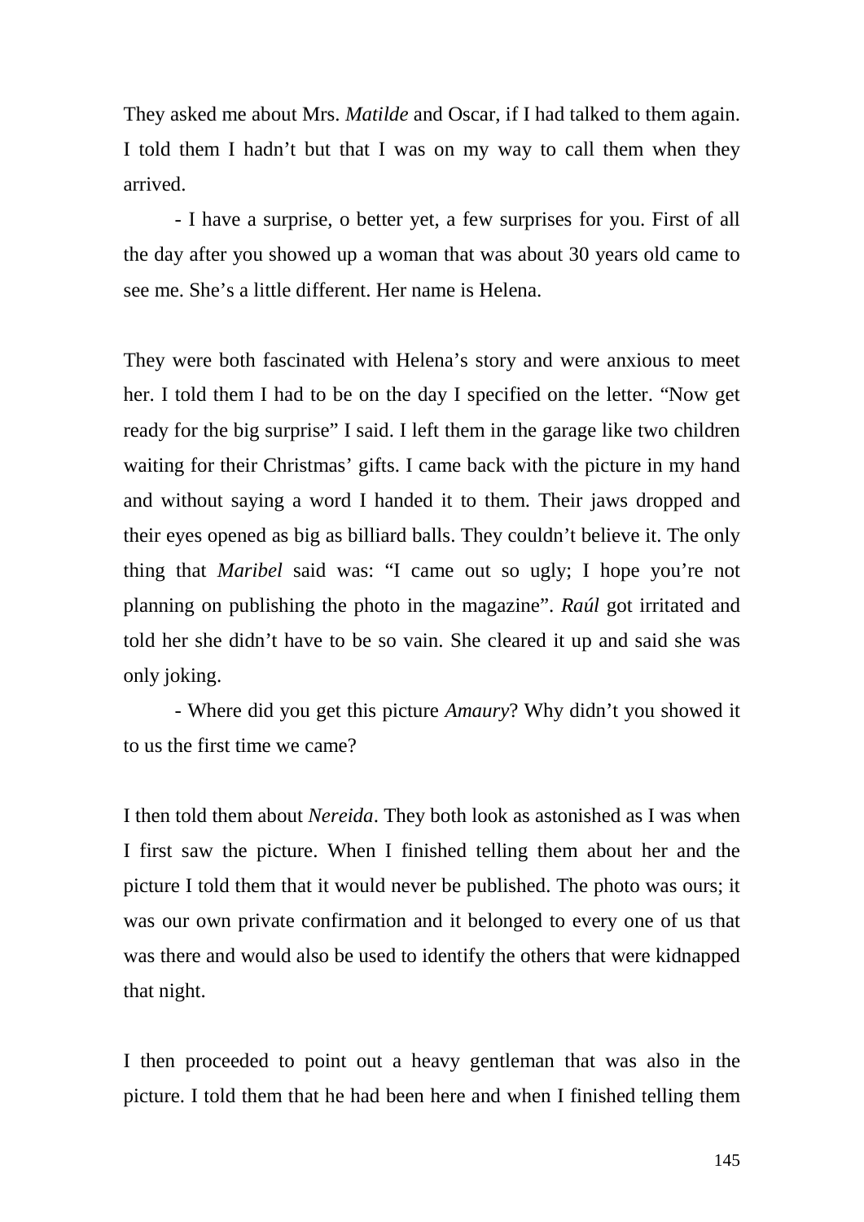They asked me about Mrs. *Matilde* and Oscar, if I had talked to them again. I told them I hadn't but that I was on my way to call them when they arrived.

- I have a surprise, o better yet, a few surprises for you. First of all the day after you showed up a woman that was about 30 years old came to see me. She's a little different. Her name is Helena.

They were both fascinated with Helena's story and were anxious to meet her. I told them I had to be on the day I specified on the letter. "Now get ready for the big surprise" I said. I left them in the garage like two children waiting for their Christmas' gifts. I came back with the picture in my hand and without saying a word I handed it to them. Their jaws dropped and their eyes opened as big as billiard balls. They couldn't believe it. The only thing that *Maribel* said was: "I came out so ugly; I hope you're not planning on publishing the photo in the magazine". *Raúl* got irritated and told her she didn't have to be so vain. She cleared it up and said she was only joking.

- Where did you get this picture *Amaury*? Why didn't you showed it to us the first time we came?

I then told them about *Nereida*. They both look as astonished as I was when I first saw the picture. When I finished telling them about her and the picture I told them that it would never be published. The photo was ours; it was our own private confirmation and it belonged to every one of us that was there and would also be used to identify the others that were kidnapped that night.

I then proceeded to point out a heavy gentleman that was also in the picture. I told them that he had been here and when I finished telling them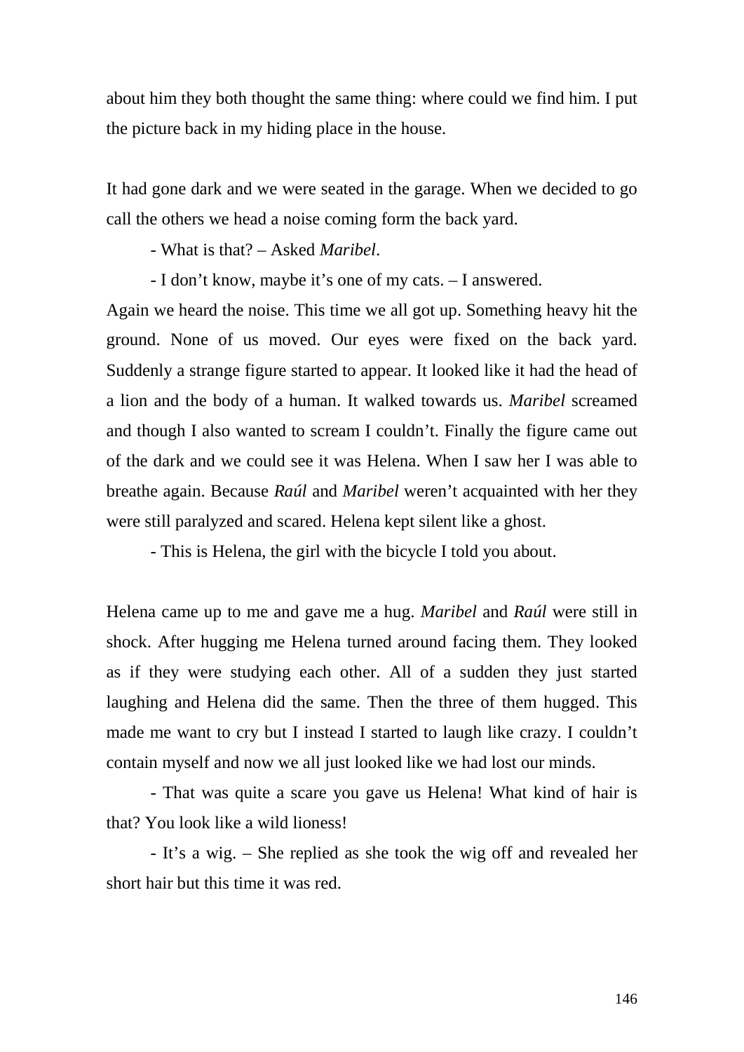about him they both thought the same thing: where could we find him. I put the picture back in my hiding place in the house.

It had gone dark and we were seated in the garage. When we decided to go call the others we head a noise coming form the back yard.

- What is that? – Asked *Maribel*.

- I don't know, maybe it's one of my cats. – I answered.

Again we heard the noise. This time we all got up. Something heavy hit the ground. None of us moved. Our eyes were fixed on the back yard. Suddenly a strange figure started to appear. It looked like it had the head of a lion and the body of a human. It walked towards us. *Maribel* screamed and though I also wanted to scream I couldn't. Finally the figure came out of the dark and we could see it was Helena. When I saw her I was able to breathe again. Because *Raúl* and *Maribel* weren't acquainted with her they were still paralyzed and scared. Helena kept silent like a ghost.

- This is Helena, the girl with the bicycle I told you about.

Helena came up to me and gave me a hug. *Maribel* and *Raúl* were still in shock. After hugging me Helena turned around facing them. They looked as if they were studying each other. All of a sudden they just started laughing and Helena did the same. Then the three of them hugged. This made me want to cry but I instead I started to laugh like crazy. I couldn't contain myself and now we all just looked like we had lost our minds.

- That was quite a scare you gave us Helena! What kind of hair is that? You look like a wild lioness!

- It's a wig. – She replied as she took the wig off and revealed her short hair but this time it was red.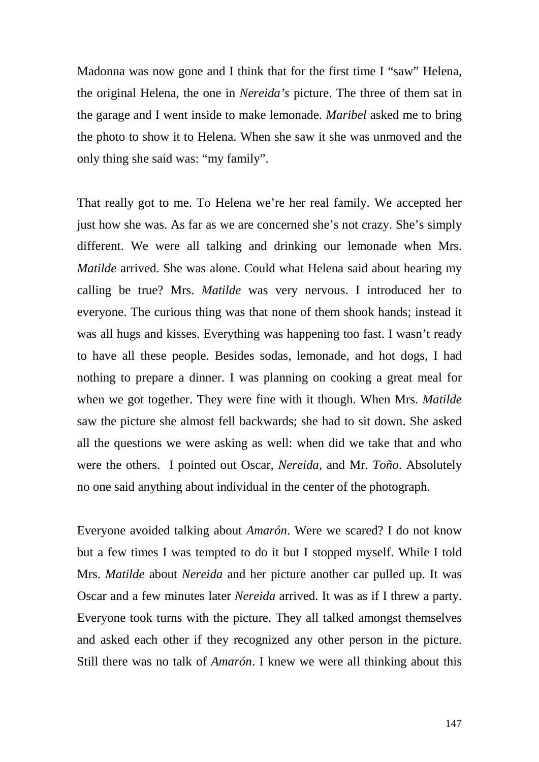Madonna was now gone and I think that for the first time I “saw” Helena, the original Helena, the one in *Nereida’s* picture. The three of them sat in the garage and I went inside to make lemonade. *Maribel* asked me to bring the photo to show it to Helena. When she saw it she was unmoved and the only thing she said was: “my family”.

That really got to me. To Helena we’re her real family. We accepted her just how she was. As far as we are concerned she’s not crazy. She’s simply different. We were all talking and drinking our lemonade when Mrs. *Matilde* arrived. She was alone. Could what Helena said about hearing my calling be true? Mrs. *Matilde* was very nervous. I introduced her to everyone. The curious thing was that none of them shook hands; instead it was all hugs and kisses. Everything was happening too fast. I wasn’t ready to have all these people. Besides sodas, lemonade, and hot dogs, I had nothing to prepare a dinner. I was planning on cooking a great meal for when we got together. They were fine with it though. When Mrs. *Matilde* saw the picture she almost fell backwards; she had to sit down. She asked all the questions we were asking as well: when did we take that and who were the others. I pointed out Oscar, *Nereida*, and Mr. *Toño*. Absolutely no one said anything about individual in the center of the photograph.

Everyone avoided talking about *Amarón*. Were we scared? I do not know but a few times I was tempted to do it but I stopped myself. While I told Mrs. *Matilde* about *Nereida* and her picture another car pulled up. It was Oscar and a few minutes later *Nereida* arrived. It was as if I threw a party. Everyone took turns with the picture. They all talked amongst themselves and asked each other if they recognized any other person in the picture. Still there was no talk of *Amarón*. I knew we were all thinking about this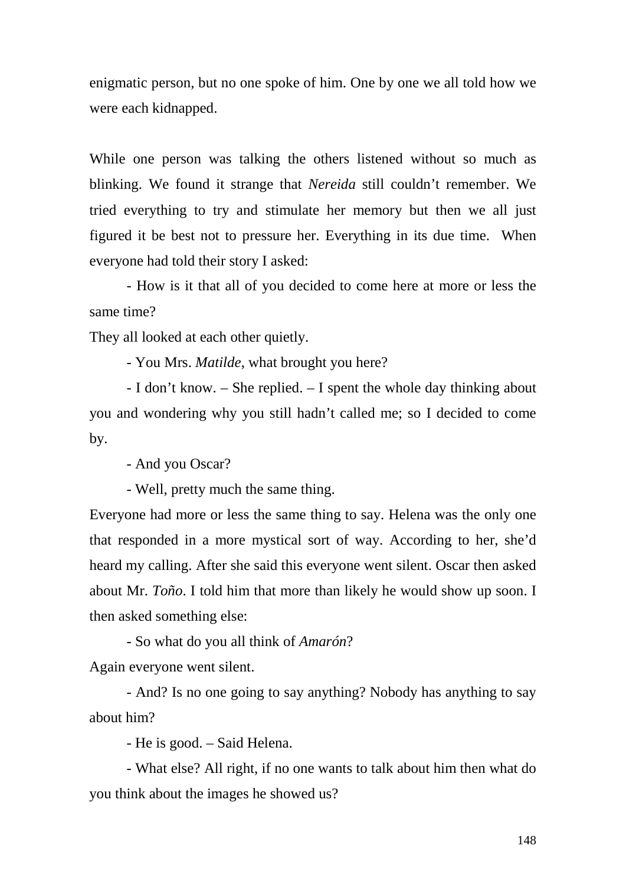enigmatic person, but no one spoke of him. One by one we all told how we were each kidnapped.

While one person was talking the others listened without so much as blinking. We found it strange that *Nereida* still couldn't remember. We tried everything to try and stimulate her memory but then we all just figured it be best not to pressure her. Everything in its due time. When everyone had told their story I asked:

- How is it that all of you decided to come here at more or less the same time?

They all looked at each other quietly.

- You Mrs. *Matilde*, what brought you here?

- I don't know. – She replied. – I spent the whole day thinking about you and wondering why you still hadn't called me; so I decided to come by.

- And you Oscar?

- Well, pretty much the same thing.

Everyone had more or less the same thing to say. Helena was the only one that responded in a more mystical sort of way. According to her, she'd heard my calling. After she said this everyone went silent. Oscar then asked about Mr. *Toño*. I told him that more than likely he would show up soon. I then asked something else:

- So what do you all think of *Amarón*?

Again everyone went silent.

- And? Is no one going to say anything? Nobody has anything to say about him?

- He is good. – Said Helena.

- What else? All right, if no one wants to talk about him then what do you think about the images he showed us?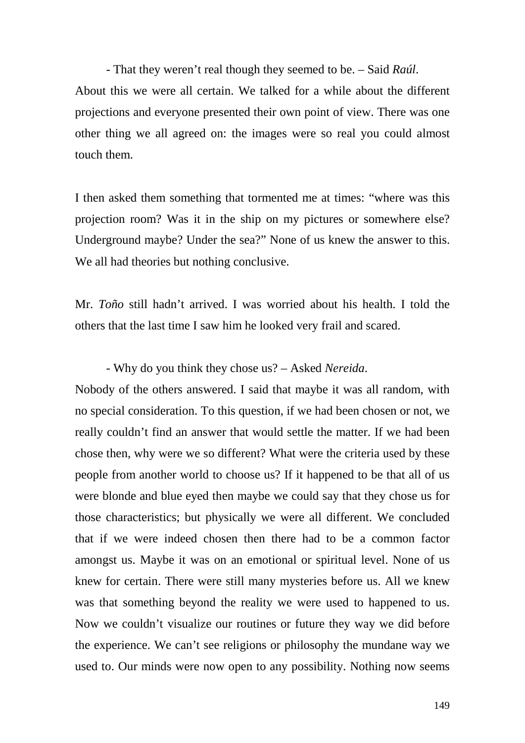- That they weren’t real though they seemed to be. – Said *Raúl*.

About this we were all certain. We talked for a while about the different projections and everyone presented their own point of view. There was one other thing we all agreed on: the images were so real you could almost touch them.

I then asked them something that tormented me at times: “where was this projection room? Was it in the ship on my pictures or somewhere else? Underground maybe? Under the sea?” None of us knew the answer to this. We all had theories but nothing conclusive.

Mr. *Toño* still hadn’t arrived. I was worried about his health. I told the others that the last time I saw him he looked very frail and scared.

- Why do you think they chose us? – Asked *Nereida*.

Nobody of the others answered. I said that maybe it was all random, with no special consideration. To this question, if we had been chosen or not, we really couldn’t find an answer that would settle the matter. If we had been chose then, why were we so different? What were the criteria used by these people from another world to choose us? If it happened to be that all of us were blonde and blue eyed then maybe we could say that they chose us for those characteristics; but physically we were all different. We concluded that if we were indeed chosen then there had to be a common factor amongst us. Maybe it was on an emotional or spiritual level. None of us knew for certain. There were still many mysteries before us. All we knew was that something beyond the reality we were used to happened to us. Now we couldn’t visualize our routines or future they way we did before the experience. We can’t see religions or philosophy the mundane way we used to. Our minds were now open to any possibility. Nothing now seems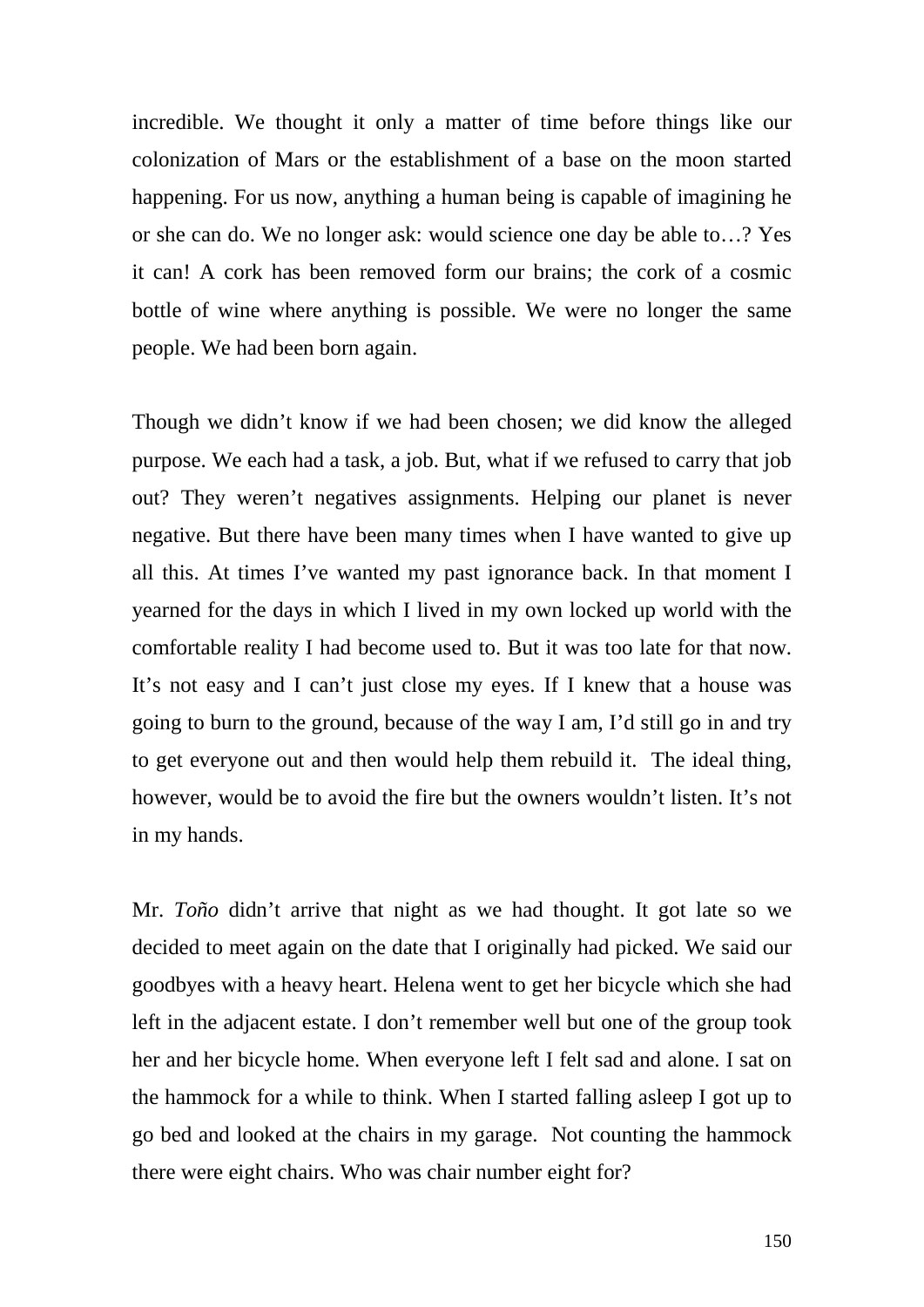incredible. We thought it only a matter of time before things like our colonization of Mars or the establishment of a base on the moon started happening. For us now, anything a human being is capable of imagining he or she can do. We no longer ask: would science one day be able to…? Yes it can! A cork has been removed form our brains; the cork of a cosmic bottle of wine where anything is possible. We were no longer the same people. We had been born again.

Though we didn't know if we had been chosen; we did know the alleged purpose. We each had a task, a job. But, what if we refused to carry that job out? They weren't negatives assignments. Helping our planet is never negative. But there have been many times when I have wanted to give up all this. At times I've wanted my past ignorance back. In that moment I yearned for the days in which I lived in my own locked up world with the comfortable reality I had become used to. But it was too late for that now. It's not easy and I can't just close my eyes. If I knew that a house was going to burn to the ground, because of the way I am, I'd still go in and try to get everyone out and then would help them rebuild it. The ideal thing, however, would be to avoid the fire but the owners wouldn't listen. It's not in my hands.

Mr. *Toño* didn't arrive that night as we had thought. It got late so we decided to meet again on the date that I originally had picked. We said our goodbyes with a heavy heart. Helena went to get her bicycle which she had left in the adjacent estate. I don't remember well but one of the group took her and her bicycle home. When everyone left I felt sad and alone. I sat on the hammock for a while to think. When I started falling asleep I got up to go bed and looked at the chairs in my garage. Not counting the hammock there were eight chairs. Who was chair number eight for?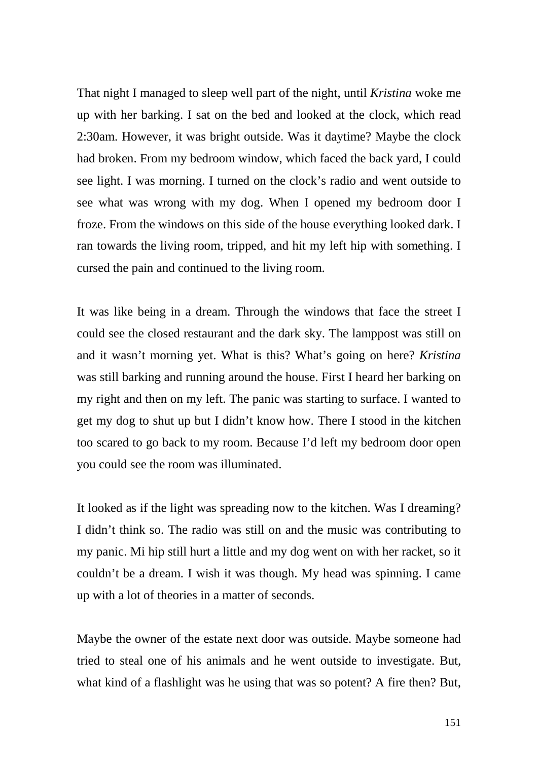That night I managed to sleep well part of the night, until *Kristina* woke me up with her barking. I sat on the bed and looked at the clock, which read 2:30am. However, it was bright outside. Was it daytime? Maybe the clock had broken. From my bedroom window, which faced the back yard, I could see light. I was morning. I turned on the clock's radio and went outside to see what was wrong with my dog. When I opened my bedroom door I froze. From the windows on this side of the house everything looked dark. I ran towards the living room, tripped, and hit my left hip with something. I cursed the pain and continued to the living room.

It was like being in a dream. Through the windows that face the street I could see the closed restaurant and the dark sky. The lamppost was still on and it wasn't morning yet. What is this? What's going on here? *Kristina* was still barking and running around the house. First I heard her barking on my right and then on my left. The panic was starting to surface. I wanted to get my dog to shut up but I didn't know how. There I stood in the kitchen too scared to go back to my room. Because I'd left my bedroom door open you could see the room was illuminated.

It looked as if the light was spreading now to the kitchen. Was I dreaming? I didn't think so. The radio was still on and the music was contributing to my panic. Mi hip still hurt a little and my dog went on with her racket, so it couldn't be a dream. I wish it was though. My head was spinning. I came up with a lot of theories in a matter of seconds.

Maybe the owner of the estate next door was outside. Maybe someone had tried to steal one of his animals and he went outside to investigate. But, what kind of a flashlight was he using that was so potent? A fire then? But,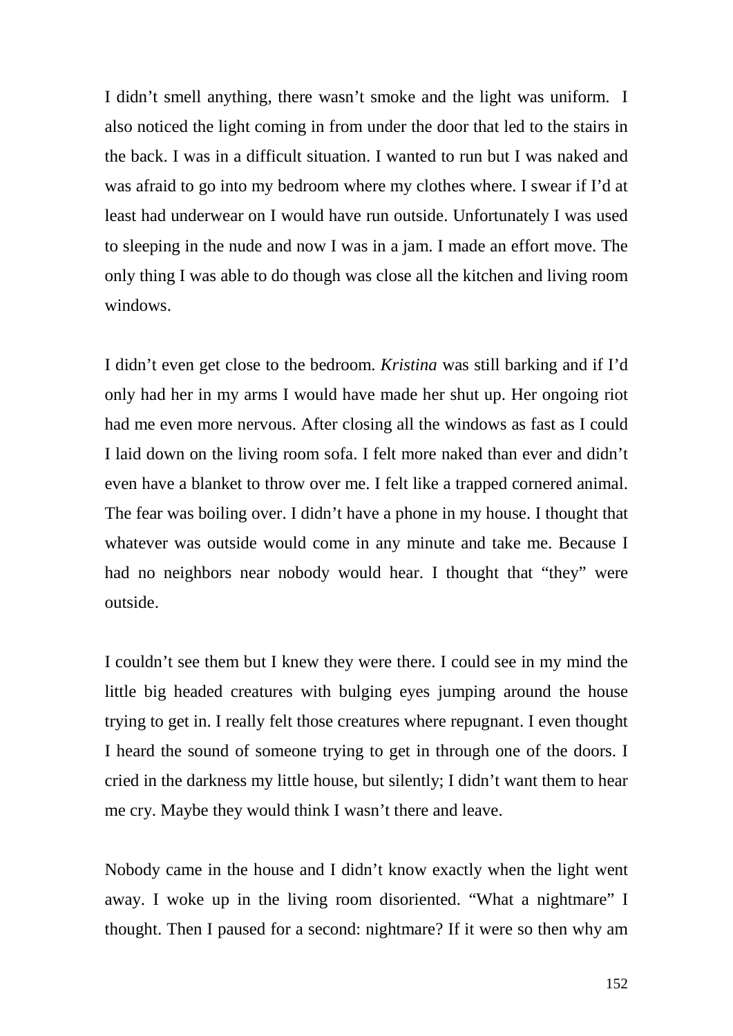I didn't smell anything, there wasn't smoke and the light was uniform.  I also noticed the light coming in from under the door that led to the stairs in the back. I was in a difficult situation. I wanted to run but I was naked and was afraid to go into my bedroom where my clothes where. I swear if I'd at least had underwear on I would have run outside. Unfortunately I was used to sleeping in the nude and now I was in a jam. I made an effort move. The only thing I was able to do though was close all the kitchen and living room windows.

I didn't even get close to the bedroom. *Kristina* was still barking and if I'd only had her in my arms I would have made her shut up. Her ongoing riot had me even more nervous. After closing all the windows as fast as I could I laid down on the living room sofa. I felt more naked than ever and didn't even have a blanket to throw over me. I felt like a trapped cornered animal. The fear was boiling over. I didn't have a phone in my house. I thought that whatever was outside would come in any minute and take me. Because I had no neighbors near nobody would hear. I thought that "they" were outside.

I couldn't see them but I knew they were there. I could see in my mind the little big headed creatures with bulging eyes jumping around the house trying to get in. I really felt those creatures where repugnant. I even thought I heard the sound of someone trying to get in through one of the doors. I cried in the darkness my little house, but silently; I didn't want them to hear me cry. Maybe they would think I wasn't there and leave.

Nobody came in the house and I didn't know exactly when the light went away. I woke up in the living room disoriented. "What a nightmare" I thought. Then I paused for a second: nightmare? If it were so then why am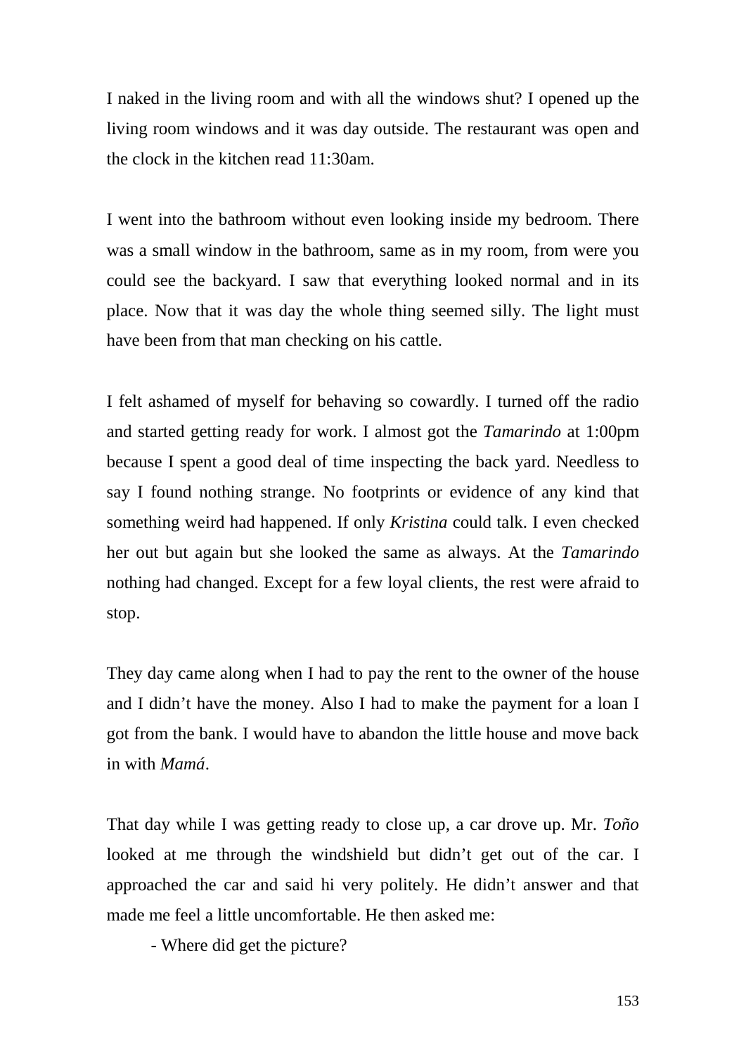I naked in the living room and with all the windows shut? I opened up the living room windows and it was day outside. The restaurant was open and the clock in the kitchen read 11:30am.

I went into the bathroom without even looking inside my bedroom. There was a small window in the bathroom, same as in my room, from were you could see the backyard. I saw that everything looked normal and in its place. Now that it was day the whole thing seemed silly. The light must have been from that man checking on his cattle.

I felt ashamed of myself for behaving so cowardly. I turned off the radio and started getting ready for work. I almost got the *Tamarindo* at 1:00pm because I spent a good deal of time inspecting the back yard. Needless to say I found nothing strange. No footprints or evidence of any kind that something weird had happened. If only *Kristina* could talk. I even checked her out but again but she looked the same as always. At the *Tamarindo* nothing had changed. Except for a few loyal clients, the rest were afraid to stop.

They day came along when I had to pay the rent to the owner of the house and I didn't have the money. Also I had to make the payment for a loan I got from the bank. I would have to abandon the little house and move back in with *Mamá*.

That day while I was getting ready to close up, a car drove up. Mr. *Toño* looked at me through the windshield but didn't get out of the car. I approached the car and said hi very politely. He didn't answer and that made me feel a little uncomfortable. He then asked me:

- Where did get the picture?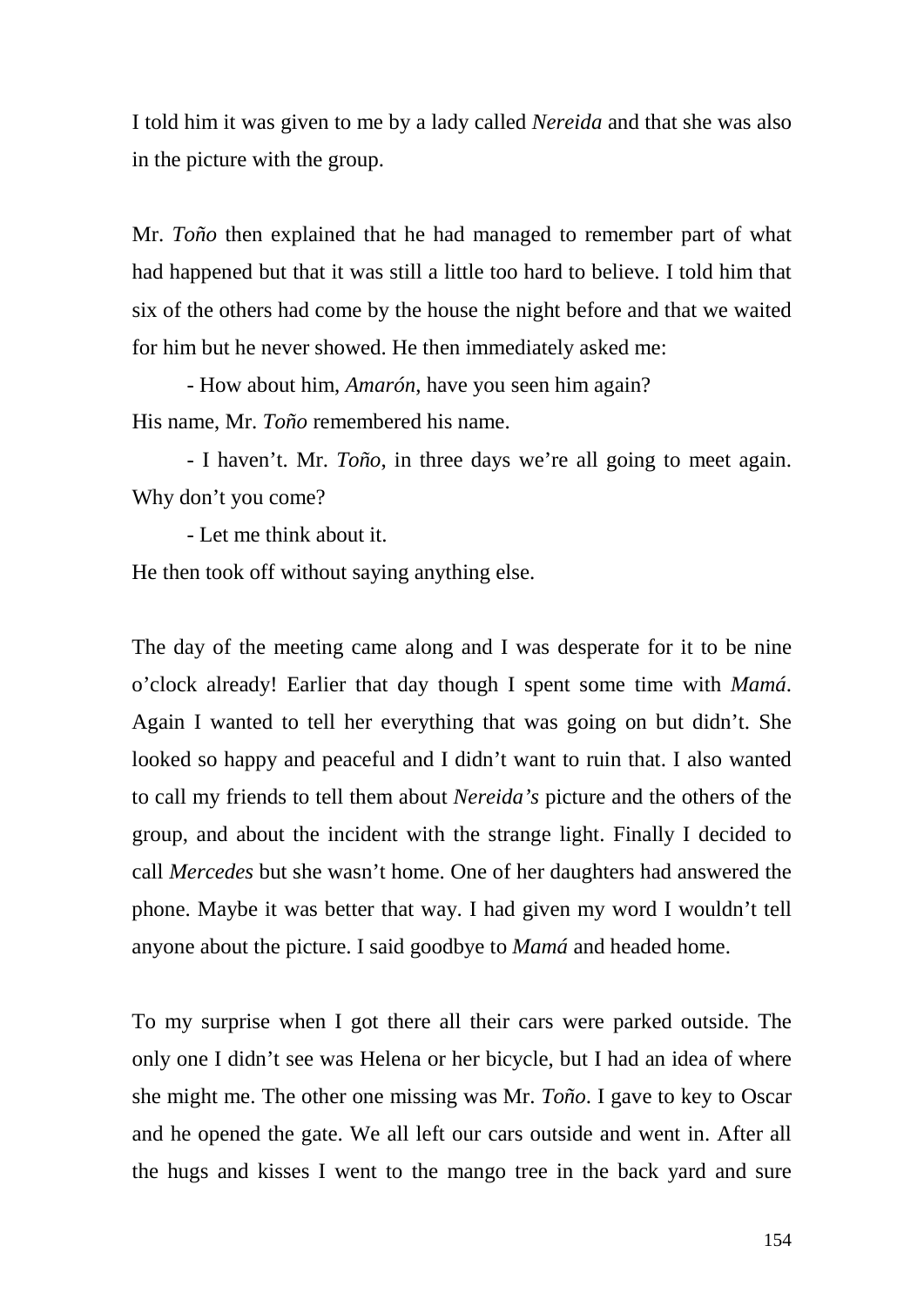I told him it was given to me by a lady called *Nereida* and that she was also in the picture with the group.

Mr. *Toño* then explained that he had managed to remember part of what had happened but that it was still a little too hard to believe. I told him that six of the others had come by the house the night before and that we waited for him but he never showed. He then immediately asked me:

- How about him, *Amarón*, have you seen him again?

His name, Mr. *Toño* remembered his name.

- I haven't. Mr. *Toño*, in three days we're all going to meet again. Why don't you come?

- Let me think about it.

He then took off without saying anything else.

The day of the meeting came along and I was desperate for it to be nine o'clock already! Earlier that day though I spent some time with *Mamá*. Again I wanted to tell her everything that was going on but didn't. She looked so happy and peaceful and I didn't want to ruin that. I also wanted to call my friends to tell them about *Nereida's* picture and the others of the group, and about the incident with the strange light. Finally I decided to call *Mercedes* but she wasn't home. One of her daughters had answered the phone. Maybe it was better that way. I had given my word I wouldn't tell anyone about the picture. I said goodbye to *Mamá* and headed home.

To my surprise when I got there all their cars were parked outside. The only one I didn't see was Helena or her bicycle, but I had an idea of where she might me. The other one missing was Mr. *Toño*. I gave to key to Oscar and he opened the gate. We all left our cars outside and went in. After all the hugs and kisses I went to the mango tree in the back yard and sure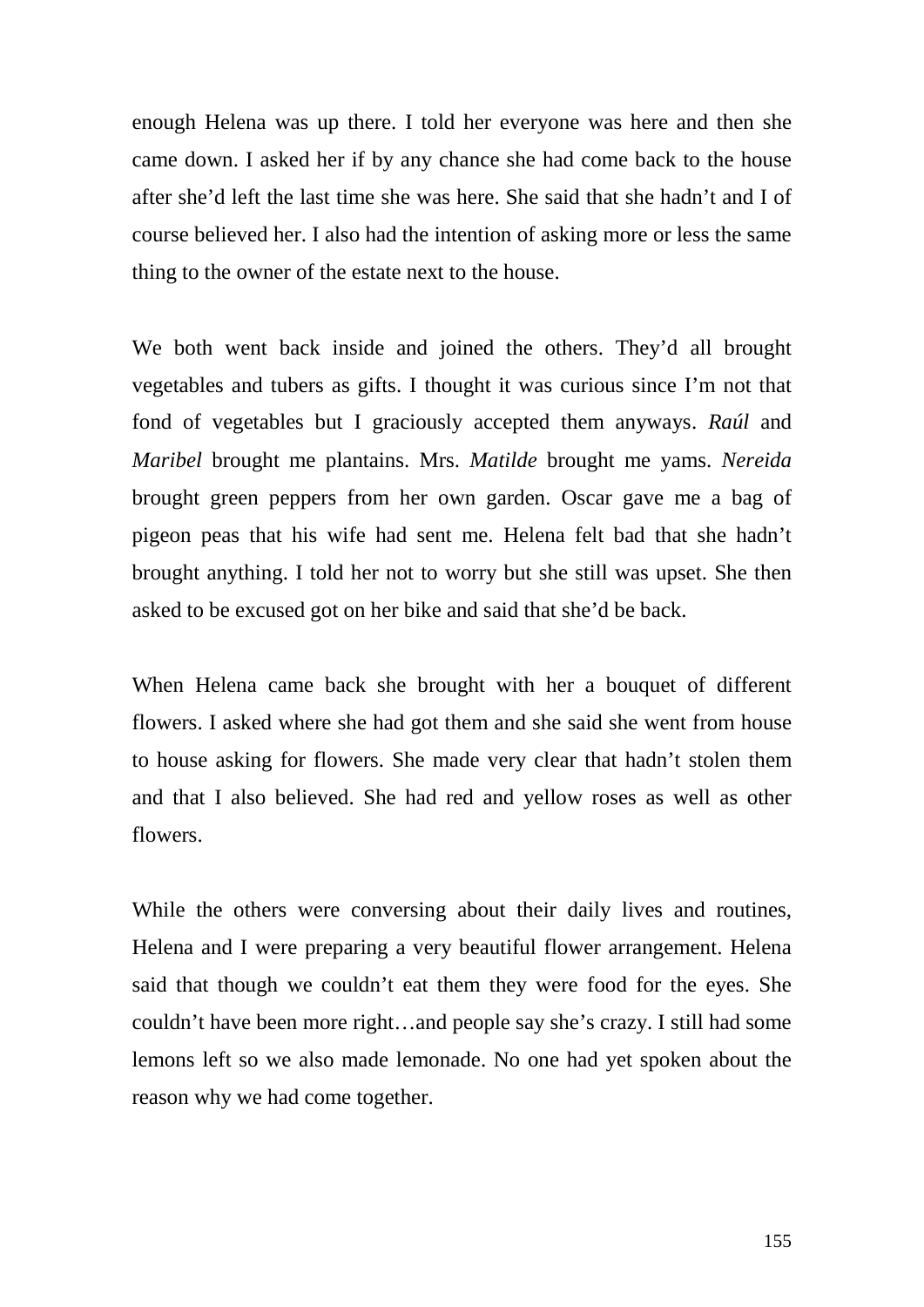enough Helena was up there. I told her everyone was here and then she came down. I asked her if by any chance she had come back to the house after she'd left the last time she was here. She said that she hadn't and I of course believed her. I also had the intention of asking more or less the same thing to the owner of the estate next to the house.

We both went back inside and joined the others. They'd all brought vegetables and tubers as gifts. I thought it was curious since I'm not that fond of vegetables but I graciously accepted them anyways. *Raúl* and *Maribel* brought me plantains. Mrs. *Matilde* brought me yams. *Nereida* brought green peppers from her own garden. Oscar gave me a bag of pigeon peas that his wife had sent me. Helena felt bad that she hadn't brought anything. I told her not to worry but she still was upset. She then asked to be excused got on her bike and said that she'd be back.

When Helena came back she brought with her a bouquet of different flowers. I asked where she had got them and she said she went from house to house asking for flowers. She made very clear that hadn't stolen them and that I also believed. She had red and yellow roses as well as other flowers.

While the others were conversing about their daily lives and routines, Helena and I were preparing a very beautiful flower arrangement. Helena said that though we couldn't eat them they were food for the eyes. She couldn't have been more right…and people say she's crazy. I still had some lemons left so we also made lemonade. No one had yet spoken about the reason why we had come together.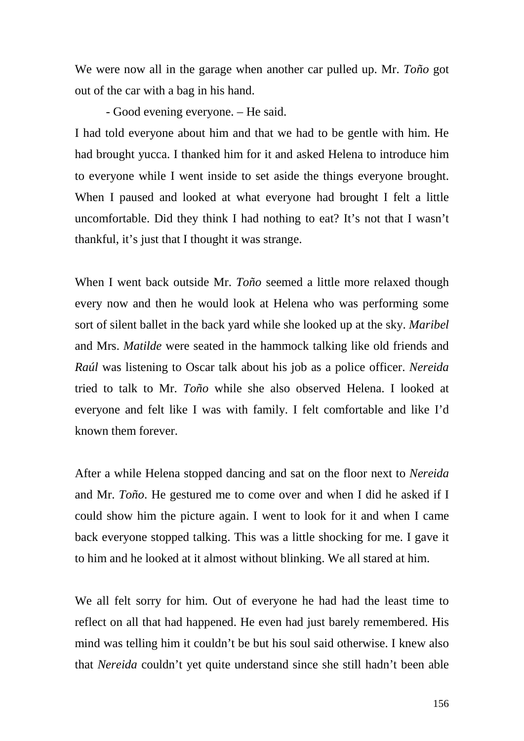We were now all in the garage when another car pulled up. Mr. *Toño* got out of the car with a bag in his hand.

- Good evening everyone. – He said.

I had told everyone about him and that we had to be gentle with him. He had brought yucca. I thanked him for it and asked Helena to introduce him to everyone while I went inside to set aside the things everyone brought. When I paused and looked at what everyone had brought I felt a little uncomfortable. Did they think I had nothing to eat? It's not that I wasn't thankful, it's just that I thought it was strange.

When I went back outside Mr. *Toño* seemed a little more relaxed though every now and then he would look at Helena who was performing some sort of silent ballet in the back yard while she looked up at the sky. *Maribel* and Mrs. *Matilde* were seated in the hammock talking like old friends and *Raúl* was listening to Oscar talk about his job as a police officer. *Nereida* tried to talk to Mr. *Toño* while she also observed Helena. I looked at everyone and felt like I was with family. I felt comfortable and like I'd known them forever.

After a while Helena stopped dancing and sat on the floor next to *Nereida* and Mr. *Toño*. He gestured me to come over and when I did he asked if I could show him the picture again. I went to look for it and when I came back everyone stopped talking. This was a little shocking for me. I gave it to him and he looked at it almost without blinking. We all stared at him.

We all felt sorry for him. Out of everyone he had had the least time to reflect on all that had happened. He even had just barely remembered. His mind was telling him it couldn't be but his soul said otherwise. I knew also that *Nereida* couldn't yet quite understand since she still hadn't been able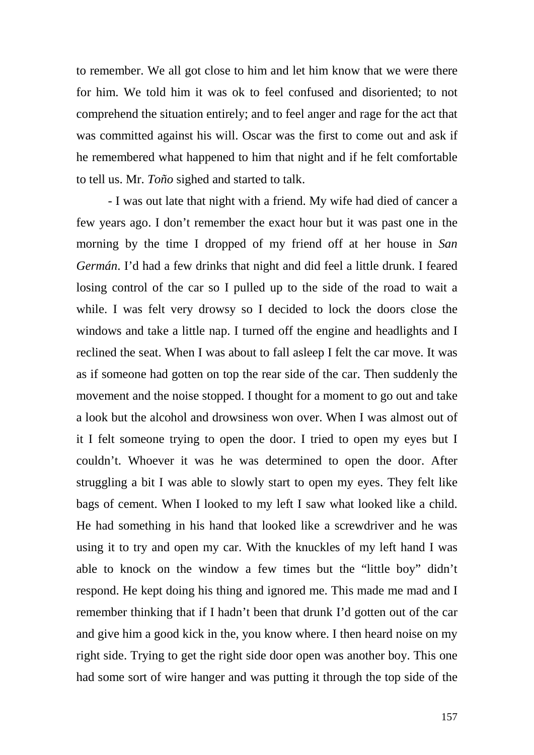to remember. We all got close to him and let him know that we were there for him. We told him it was ok to feel confused and disoriented; to not comprehend the situation entirely; and to feel anger and rage for the act that was committed against his will. Oscar was the first to come out and ask if he remembered what happened to him that night and if he felt comfortable to tell us. Mr. *Toño* sighed and started to talk.

- I was out late that night with a friend. My wife had died of cancer a few years ago. I don't remember the exact hour but it was past one in the morning by the time I dropped of my friend off at her house in *San Germán*. I'd had a few drinks that night and did feel a little drunk. I feared losing control of the car so I pulled up to the side of the road to wait a while. I was felt very drowsy so I decided to lock the doors close the windows and take a little nap. I turned off the engine and headlights and I reclined the seat. When I was about to fall asleep I felt the car move. It was as if someone had gotten on top the rear side of the car. Then suddenly the movement and the noise stopped. I thought for a moment to go out and take a look but the alcohol and drowsiness won over. When I was almost out of it I felt someone trying to open the door. I tried to open my eyes but I couldn't. Whoever it was he was determined to open the door. After struggling a bit I was able to slowly start to open my eyes. They felt like bags of cement. When I looked to my left I saw what looked like a child. He had something in his hand that looked like a screwdriver and he was using it to try and open my car. With the knuckles of my left hand I was able to knock on the window a few times but the "little boy" didn't respond. He kept doing his thing and ignored me. This made me mad and I remember thinking that if I hadn't been that drunk I'd gotten out of the car and give him a good kick in the, you know where. I then heard noise on my right side. Trying to get the right side door open was another boy. This one had some sort of wire hanger and was putting it through the top side of the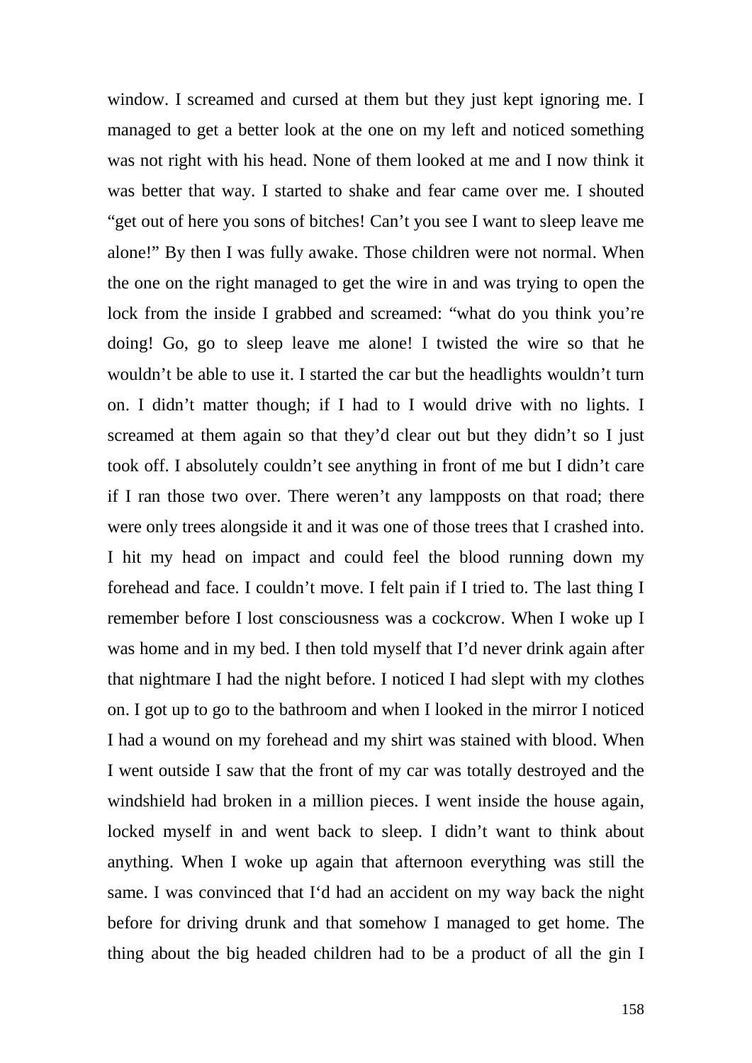window. I screamed and cursed at them but they just kept ignoring me. I managed to get a better look at the one on my left and noticed something was not right with his head. None of them looked at me and I now think it was better that way. I started to shake and fear came over me. I shouted "get out of here you sons of bitches! Can't you see I want to sleep leave me alone!" By then I was fully awake. Those children were not normal. When the one on the right managed to get the wire in and was trying to open the lock from the inside I grabbed and screamed: "what do you think you're doing! Go, go to sleep leave me alone! I twisted the wire so that he wouldn't be able to use it. I started the car but the headlights wouldn't turn on. I didn't matter though; if I had to I would drive with no lights. I screamed at them again so that they'd clear out but they didn't so I just took off. I absolutely couldn't see anything in front of me but I didn't care if I ran those two over. There weren't any lampposts on that road; there were only trees alongside it and it was one of those trees that I crashed into. I hit my head on impact and could feel the blood running down my forehead and face. I couldn't move. I felt pain if I tried to. The last thing I remember before I lost consciousness was a cockcrow. When I woke up I was home and in my bed. I then told myself that I'd never drink again after that nightmare I had the night before. I noticed I had slept with my clothes on. I got up to go to the bathroom and when I looked in the mirror I noticed I had a wound on my forehead and my shirt was stained with blood. When I went outside I saw that the front of my car was totally destroyed and the windshield had broken in a million pieces. I went inside the house again, locked myself in and went back to sleep. I didn't want to think about anything. When I woke up again that afternoon everything was still the same. I was convinced that I'd had an accident on my way back the night before for driving drunk and that somehow I managed to get home. The thing about the big headed children had to be a product of all the gin I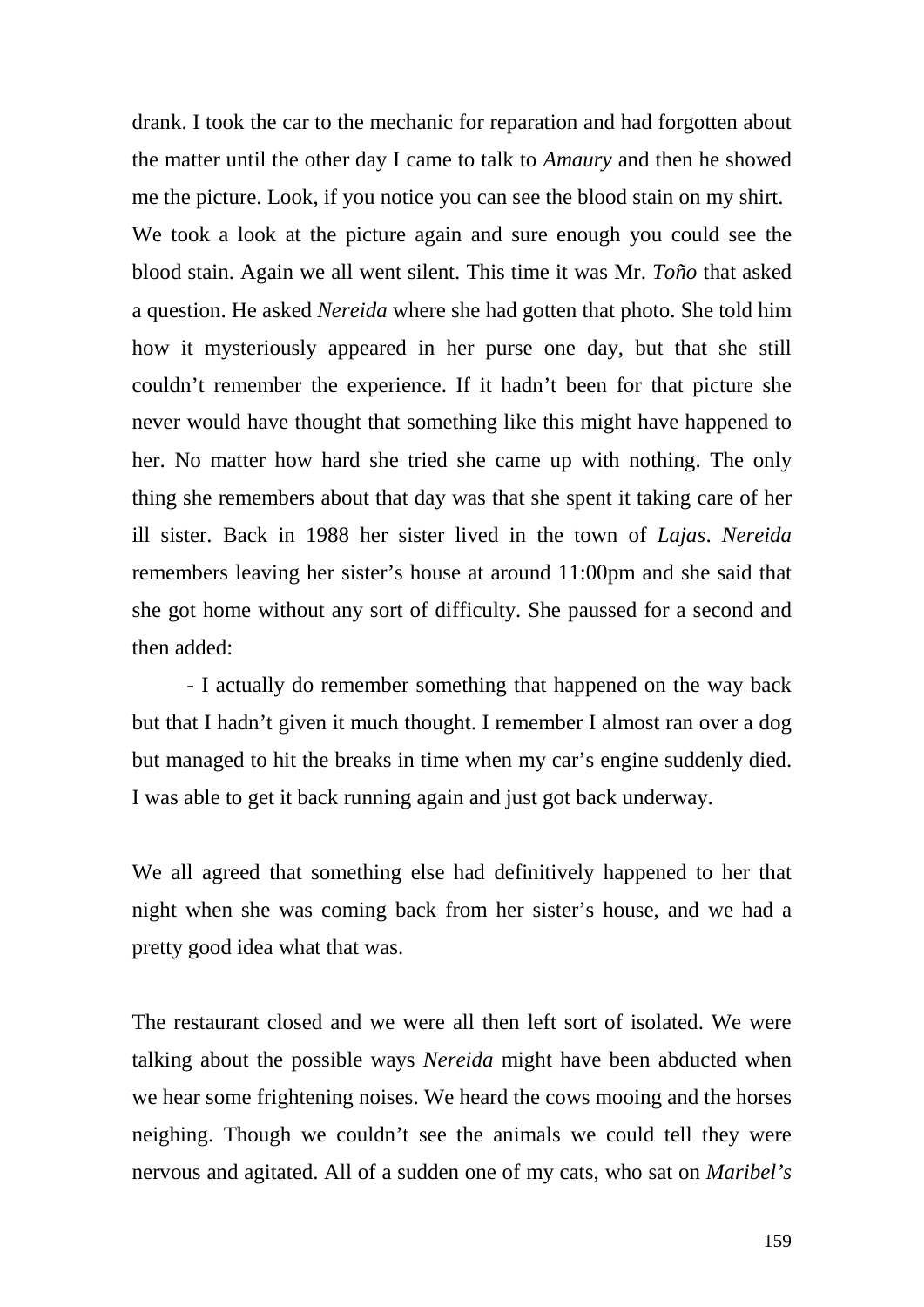drank. I took the car to the mechanic for reparation and had forgotten about the matter until the other day I came to talk to *Amaury* and then he showed me the picture. Look, if you notice you can see the blood stain on my shirt.

We took a look at the picture again and sure enough you could see the blood stain. Again we all went silent. This time it was Mr. *Toño* that asked a question. He asked *Nereida* where she had gotten that photo. She told him how it mysteriously appeared in her purse one day, but that she still couldn't remember the experience. If it hadn't been for that picture she never would have thought that something like this might have happened to her. No matter how hard she tried she came up with nothing. The only thing she remembers about that day was that she spent it taking care of her ill sister. Back in 1988 her sister lived in the town of *Lajas*. *Nereida* remembers leaving her sister's house at around 11:00pm and she said that she got home without any sort of difficulty. She paussed for a second and then added:

- I actually do remember something that happened on the way back but that I hadn't given it much thought. I remember I almost ran over a dog but managed to hit the breaks in time when my car's engine suddenly died. I was able to get it back running again and just got back underway.

We all agreed that something else had definitively happened to her that night when she was coming back from her sister's house, and we had a pretty good idea what that was.

The restaurant closed and we were all then left sort of isolated. We were talking about the possible ways *Nereida* might have been abducted when we hear some frightening noises. We heard the cows mooing and the horses neighing. Though we couldn't see the animals we could tell they were nervous and agitated. All of a sudden one of my cats, who sat on *Maribel's*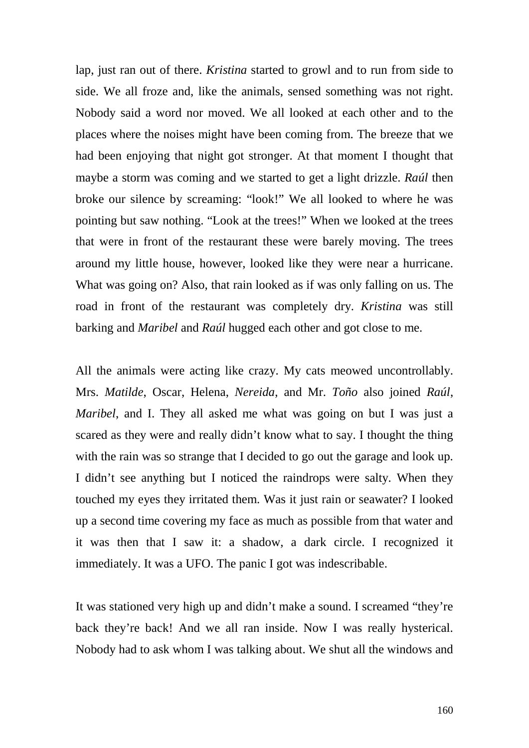lap, just ran out of there. *Kristina* started to growl and to run from side to side. We all froze and, like the animals, sensed something was not right. Nobody said a word nor moved. We all looked at each other and to the places where the noises might have been coming from. The breeze that we had been enjoying that night got stronger. At that moment I thought that maybe a storm was coming and we started to get a light drizzle. *Raúl* then broke our silence by screaming: "look!" We all looked to where he was pointing but saw nothing. "Look at the trees!" When we looked at the trees that were in front of the restaurant these were barely moving. The trees around my little house, however, looked like they were near a hurricane. What was going on? Also, that rain looked as if was only falling on us. The road in front of the restaurant was completely dry. *Kristina* was still barking and *Maribel* and *Raúl* hugged each other and got close to me.

All the animals were acting like crazy. My cats meowed uncontrollably. Mrs. *Matilde*, Oscar, Helena, *Nereida*, and Mr. *Toño* also joined *Raúl*, *Maribel*, and I. They all asked me what was going on but I was just a scared as they were and really didn't know what to say. I thought the thing with the rain was so strange that I decided to go out the garage and look up. I didn't see anything but I noticed the raindrops were salty. When they touched my eyes they irritated them. Was it just rain or seawater? I looked up a second time covering my face as much as possible from that water and it was then that I saw it: a shadow, a dark circle. I recognized it immediately. It was a UFO. The panic I got was indescribable.

It was stationed very high up and didn't make a sound. I screamed "they're back they're back! And we all ran inside. Now I was really hysterical. Nobody had to ask whom I was talking about. We shut all the windows and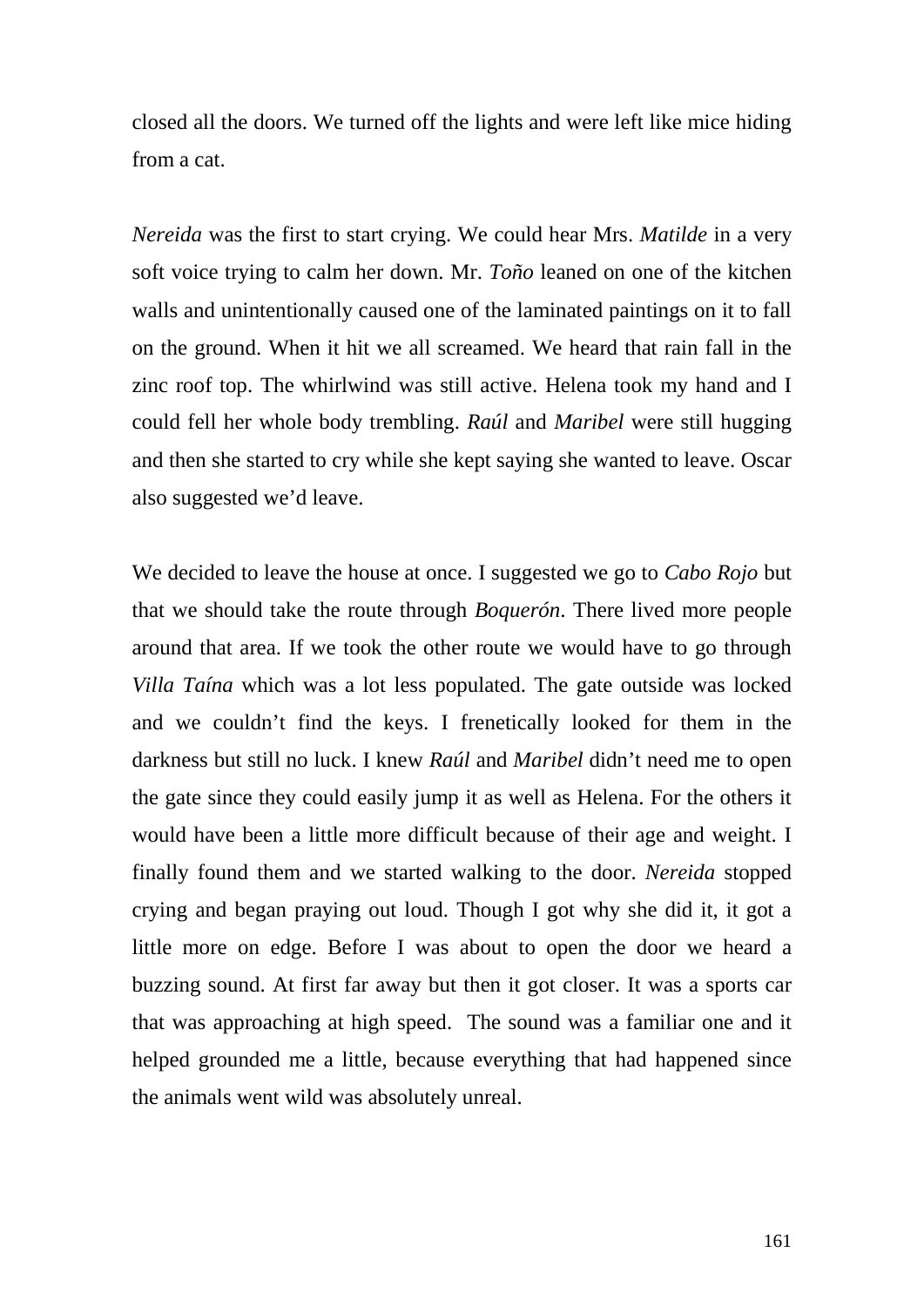closed all the doors. We turned off the lights and were left like mice hiding from a cat.

*Nereida* was the first to start crying. We could hear Mrs. *Matilde* in a very soft voice trying to calm her down. Mr. *Toño* leaned on one of the kitchen walls and unintentionally caused one of the laminated paintings on it to fall on the ground. When it hit we all screamed. We heard that rain fall in the zinc roof top. The whirlwind was still active. Helena took my hand and I could fell her whole body trembling. *Raúl* and *Maribel* were still hugging and then she started to cry while she kept saying she wanted to leave. Oscar also suggested we'd leave.

We decided to leave the house at once. I suggested we go to *Cabo Rojo* but that we should take the route through *Boquerón*. There lived more people around that area. If we took the other route we would have to go through *Villa Taína* which was a lot less populated. The gate outside was locked and we couldn't find the keys. I frenetically looked for them in the darkness but still no luck. I knew *Raúl* and *Maribel* didn't need me to open the gate since they could easily jump it as well as Helena. For the others it would have been a little more difficult because of their age and weight. I finally found them and we started walking to the door. *Nereida* stopped crying and began praying out loud. Though I got why she did it, it got a little more on edge. Before I was about to open the door we heard a buzzing sound. At first far away but then it got closer. It was a sports car that was approaching at high speed. The sound was a familiar one and it helped grounded me a little, because everything that had happened since the animals went wild was absolutely unreal.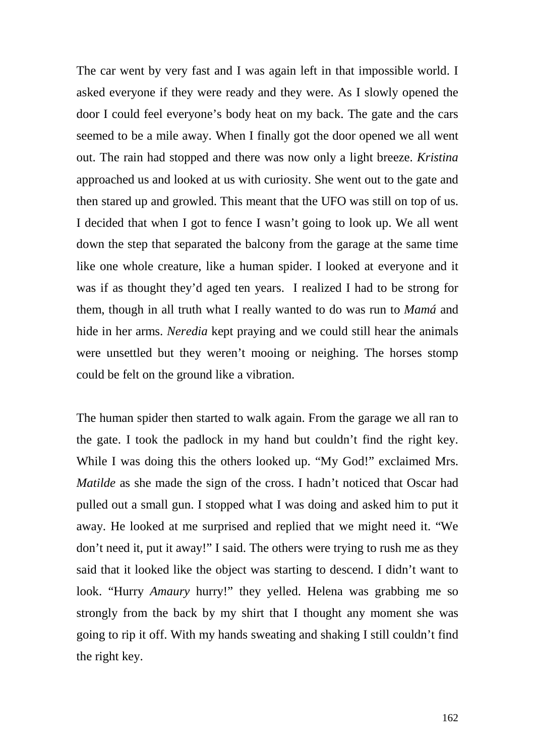The car went by very fast and I was again left in that impossible world. I asked everyone if they were ready and they were. As I slowly opened the door I could feel everyone's body heat on my back. The gate and the cars seemed to be a mile away. When I finally got the door opened we all went out. The rain had stopped and there was now only a light breeze. *Kristina* approached us and looked at us with curiosity. She went out to the gate and then stared up and growled. This meant that the UFO was still on top of us. I decided that when I got to fence I wasn't going to look up. We all went down the step that separated the balcony from the garage at the same time like one whole creature, like a human spider. I looked at everyone and it was if as thought they'd aged ten years.  I realized I had to be strong for them, though in all truth what I really wanted to do was run to *Mamá* and hide in her arms. *Neredia* kept praying and we could still hear the animals were unsettled but they weren't mooing or neighing. The horses stomp could be felt on the ground like a vibration.

The human spider then started to walk again. From the garage we all ran to the gate. I took the padlock in my hand but couldn't find the right key. While I was doing this the others looked up. "My God!" exclaimed Mrs. *Matilde* as she made the sign of the cross. I hadn't noticed that Oscar had pulled out a small gun. I stopped what I was doing and asked him to put it away. He looked at me surprised and replied that we might need it. "We don't need it, put it away!" I said. The others were trying to rush me as they said that it looked like the object was starting to descend. I didn't want to look. "Hurry *Amaury* hurry!" they yelled. Helena was grabbing me so strongly from the back by my shirt that I thought any moment she was going to rip it off. With my hands sweating and shaking I still couldn't find the right key.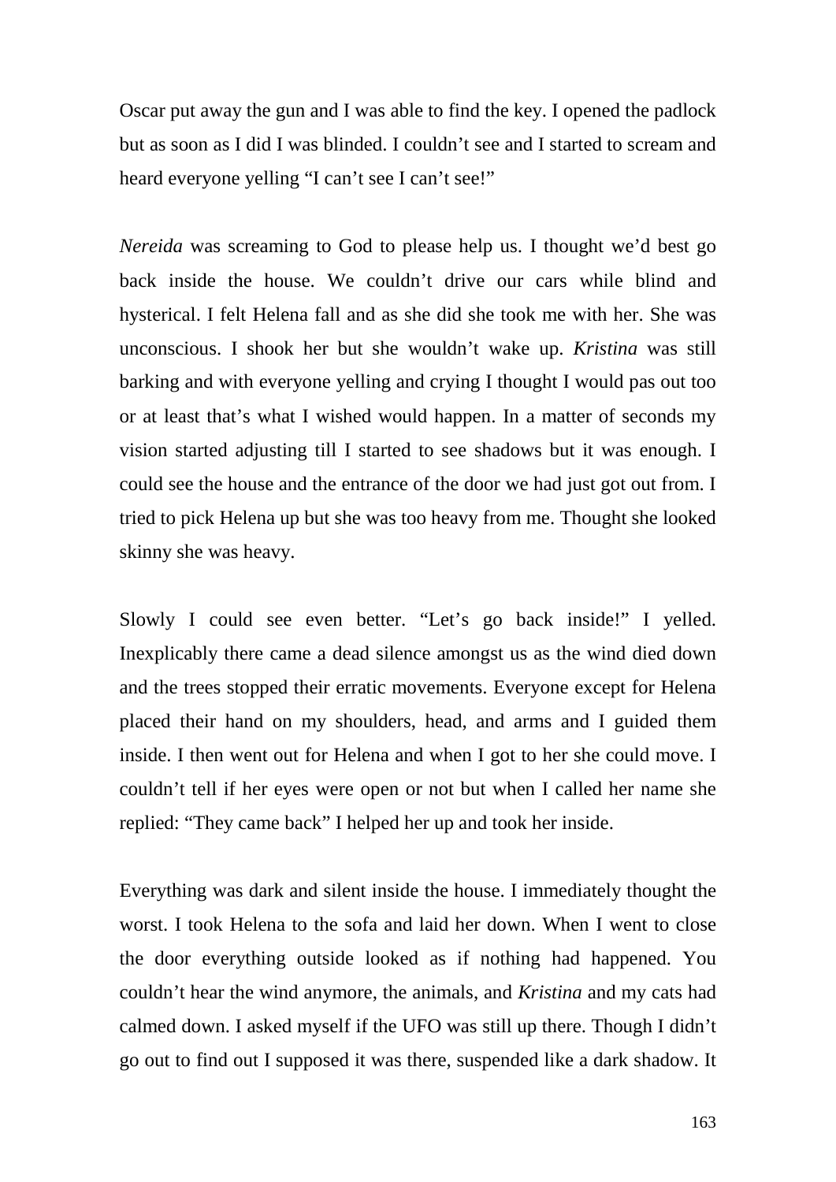Oscar put away the gun and I was able to find the key. I opened the padlock but as soon as I did I was blinded. I couldn't see and I started to scream and heard everyone yelling "I can't see I can't see!"

*Nereida* was screaming to God to please help us. I thought we'd best go back inside the house. We couldn't drive our cars while blind and hysterical. I felt Helena fall and as she did she took me with her. She was unconscious. I shook her but she wouldn't wake up. *Kristina* was still barking and with everyone yelling and crying I thought I would pas out too or at least that's what I wished would happen. In a matter of seconds my vision started adjusting till I started to see shadows but it was enough. I could see the house and the entrance of the door we had just got out from. I tried to pick Helena up but she was too heavy from me. Thought she looked skinny she was heavy.

Slowly I could see even better. "Let's go back inside!" I yelled. Inexplicably there came a dead silence amongst us as the wind died down and the trees stopped their erratic movements. Everyone except for Helena placed their hand on my shoulders, head, and arms and I guided them inside. I then went out for Helena and when I got to her she could move. I couldn't tell if her eyes were open or not but when I called her name she replied: "They came back" I helped her up and took her inside.

Everything was dark and silent inside the house. I immediately thought the worst. I took Helena to the sofa and laid her down. When I went to close the door everything outside looked as if nothing had happened. You couldn't hear the wind anymore, the animals, and *Kristina* and my cats had calmed down. I asked myself if the UFO was still up there. Though I didn't go out to find out I supposed it was there, suspended like a dark shadow. It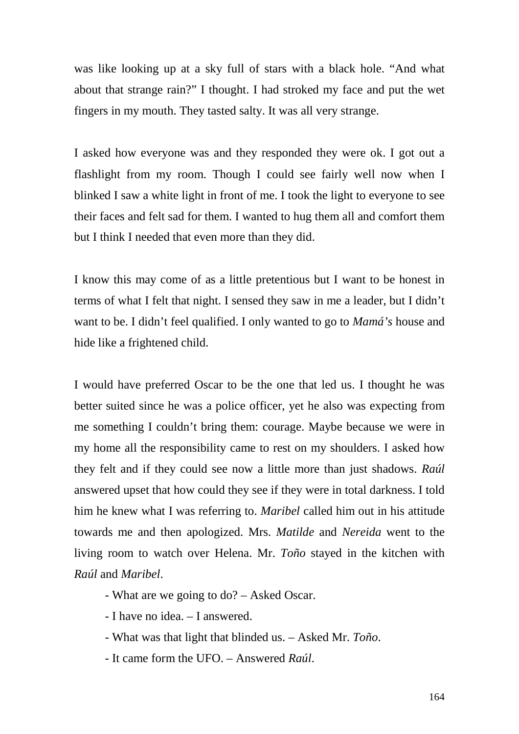was like looking up at a sky full of stars with a black hole. “And what about that strange rain?” I thought. I had stroked my face and put the wet fingers in my mouth. They tasted salty. It was all very strange.

I asked how everyone was and they responded they were ok. I got out a flashlight from my room. Though I could see fairly well now when I blinked I saw a white light in front of me. I took the light to everyone to see their faces and felt sad for them. I wanted to hug them all and comfort them but I think I needed that even more than they did.

I know this may come of as a little pretentious but I want to be honest in terms of what I felt that night. I sensed they saw in me a leader, but I didn’t want to be. I didn’t feel qualified. I only wanted to go to *Mamá’s* house and hide like a frightened child.

I would have preferred Oscar to be the one that led us. I thought he was better suited since he was a police officer, yet he also was expecting from me something I couldn’t bring them: courage. Maybe because we were in my home all the responsibility came to rest on my shoulders. I asked how they felt and if they could see now a little more than just shadows. *Raúl* answered upset that how could they see if they were in total darkness. I told him he knew what I was referring to. *Maribel* called him out in his attitude towards me and then apologized. Mrs. *Matilde* and *Nereida* went to the living room to watch over Helena. Mr. *Toño* stayed in the kitchen with *Raúl* and *Maribel*.

- What are we going to do? – Asked Oscar.
- I have no idea. – I answered.
- What was that light that blinded us. – Asked Mr. *Toño*.
- It came form the UFO. – Answered *Raúl*.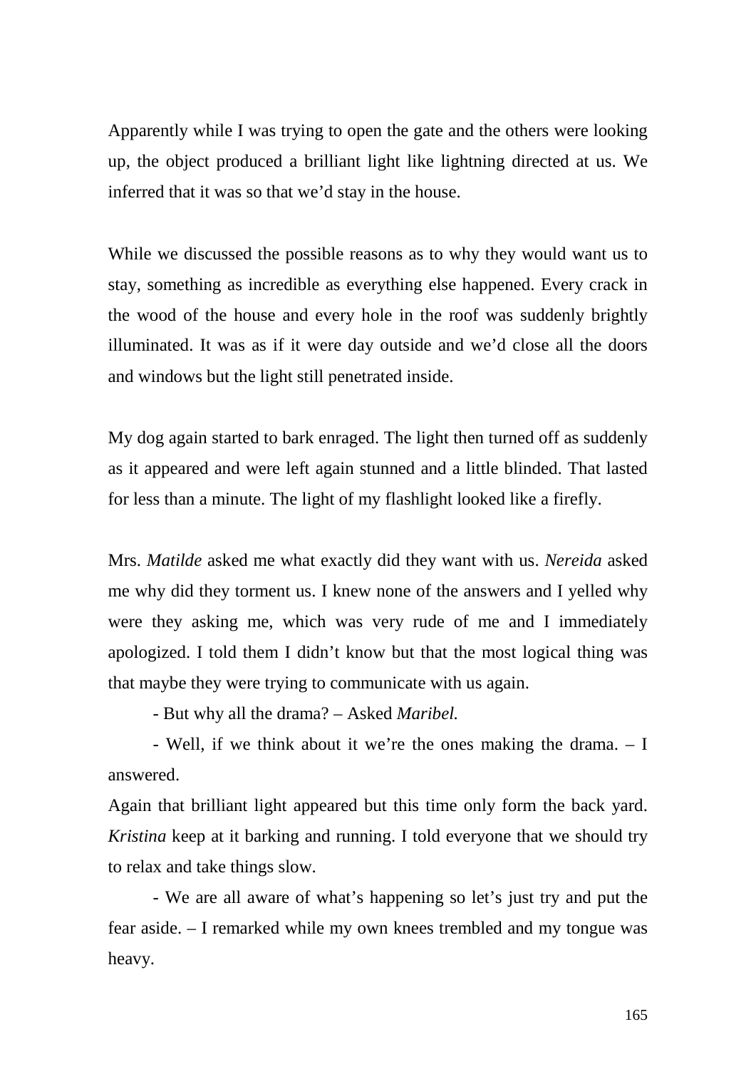Apparently while I was trying to open the gate and the others were looking up, the object produced a brilliant light like lightning directed at us. We inferred that it was so that we'd stay in the house.

While we discussed the possible reasons as to why they would want us to stay, something as incredible as everything else happened. Every crack in the wood of the house and every hole in the roof was suddenly brightly illuminated. It was as if it were day outside and we'd close all the doors and windows but the light still penetrated inside.

My dog again started to bark enraged. The light then turned off as suddenly as it appeared and were left again stunned and a little blinded. That lasted for less than a minute. The light of my flashlight looked like a firefly.

Mrs. *Matilde* asked me what exactly did they want with us. *Nereida* asked me why did they torment us. I knew none of the answers and I yelled why were they asking me, which was very rude of me and I immediately apologized. I told them I didn't know but that the most logical thing was that maybe they were trying to communicate with us again.

- But why all the drama? – Asked *Maribel.*

- Well, if we think about it we're the ones making the drama. – I answered.

Again that brilliant light appeared but this time only form the back yard. *Kristina* keep at it barking and running. I told everyone that we should try to relax and take things slow.

- We are all aware of what's happening so let's just try and put the fear aside. – I remarked while my own knees trembled and my tongue was heavy.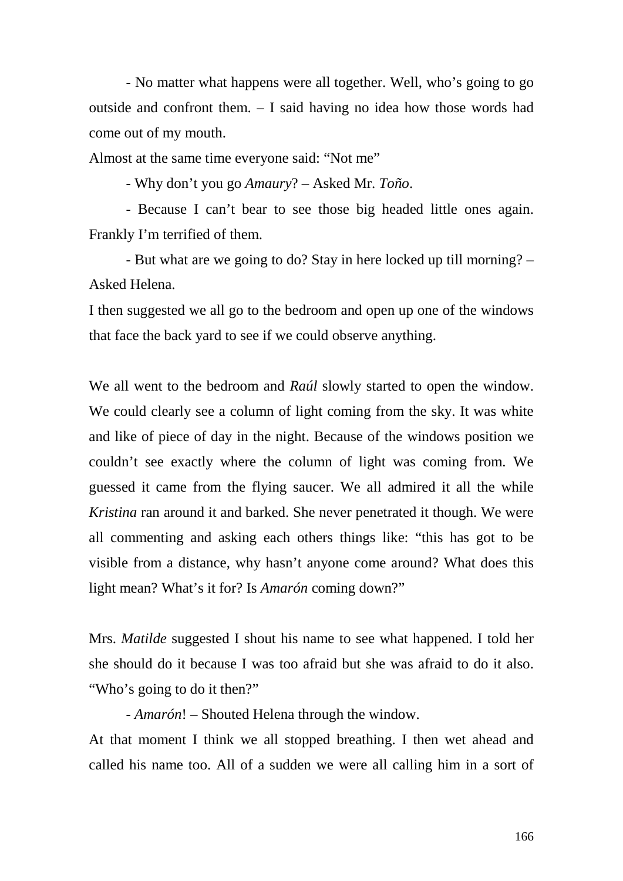- No matter what happens were all together. Well, who's going to go outside and confront them. – I said having no idea how those words had come out of my mouth.

Almost at the same time everyone said: "Not me"

- Why don't you go *Amaury*? – Asked Mr. *Toño*.

- Because I can't bear to see those big headed little ones again. Frankly I'm terrified of them.

- But what are we going to do? Stay in here locked up till morning? – Asked Helena.

I then suggested we all go to the bedroom and open up one of the windows that face the back yard to see if we could observe anything.

We all went to the bedroom and *Raúl* slowly started to open the window. We could clearly see a column of light coming from the sky. It was white and like of piece of day in the night. Because of the windows position we couldn't see exactly where the column of light was coming from. We guessed it came from the flying saucer. We all admired it all the while *Kristina* ran around it and barked. She never penetrated it though. We were all commenting and asking each others things like: "this has got to be visible from a distance, why hasn't anyone come around? What does this light mean? What's it for? Is *Amarón* coming down?"

Mrs. *Matilde* suggested I shout his name to see what happened. I told her she should do it because I was too afraid but she was afraid to do it also. "Who's going to do it then?"

- *Amarón*! – Shouted Helena through the window.

At that moment I think we all stopped breathing. I then wet ahead and called his name too. All of a sudden we were all calling him in a sort of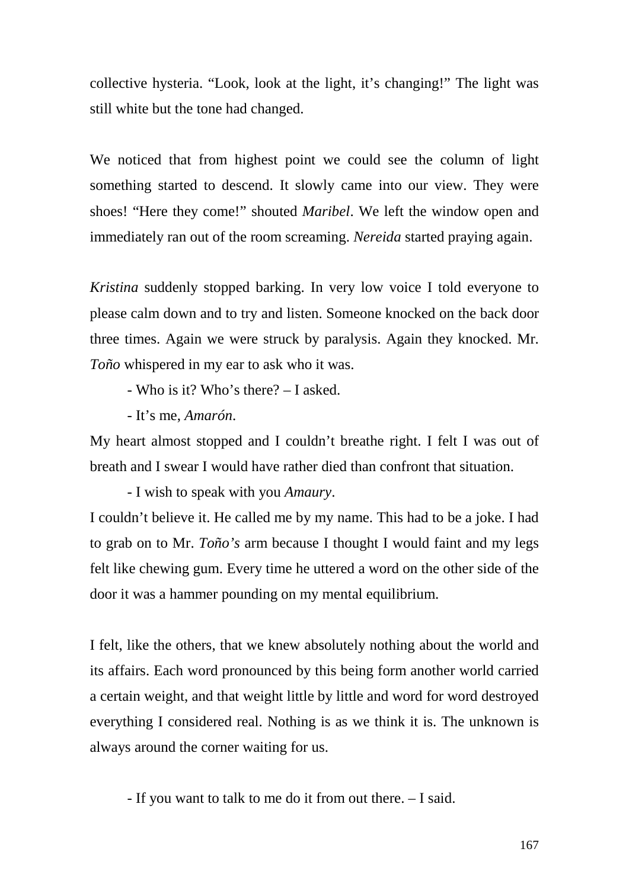collective hysteria. “Look, look at the light, it’s changing!” The light was still white but the tone had changed.

We noticed that from highest point we could see the column of light something started to descend. It slowly came into our view. They were shoes! “Here they come!” shouted *Maribel*. We left the window open and immediately ran out of the room screaming. *Nereida* started praying again.

*Kristina* suddenly stopped barking. In very low voice I told everyone to please calm down and to try and listen. Someone knocked on the back door three times. Again we were struck by paralysis. Again they knocked. Mr. *Toño* whispered in my ear to ask who it was.

- Who is it? Who’s there? – I asked.

- It’s me, *Amarón*.

My heart almost stopped and I couldn’t breathe right. I felt I was out of breath and I swear I would have rather died than confront that situation.

- I wish to speak with you *Amaury*.

I couldn’t believe it. He called me by my name. This had to be a joke. I had to grab on to Mr. *Toño’s* arm because I thought I would faint and my legs felt like chewing gum. Every time he uttered a word on the other side of the door it was a hammer pounding on my mental equilibrium.

I felt, like the others, that we knew absolutely nothing about the world and its affairs. Each word pronounced by this being form another world carried a certain weight, and that weight little by little and word for word destroyed everything I considered real. Nothing is as we think it is. The unknown is always around the corner waiting for us.

- If you want to talk to me do it from out there. – I said.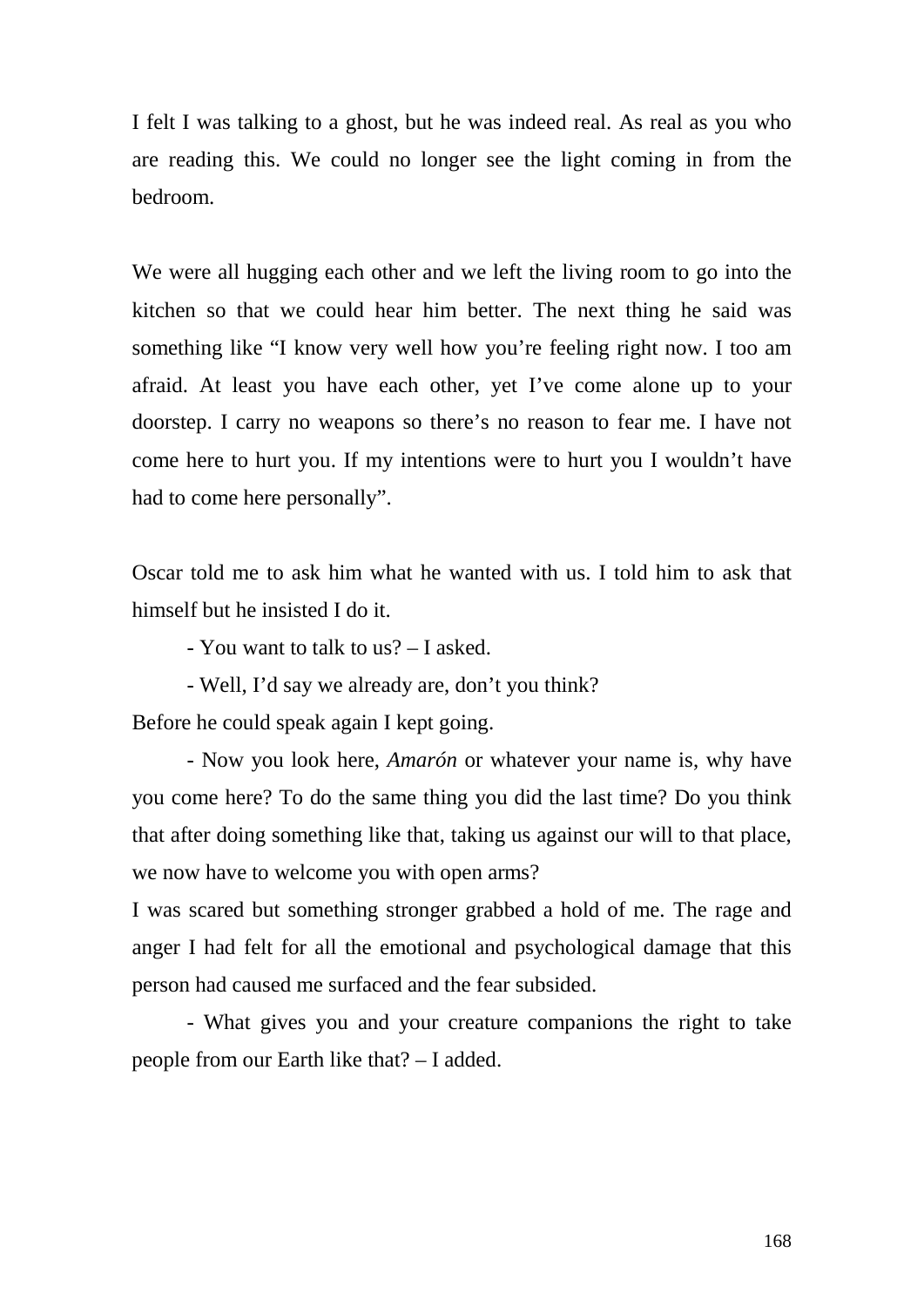I felt I was talking to a ghost, but he was indeed real. As real as you who are reading this. We could no longer see the light coming in from the bedroom.

We were all hugging each other and we left the living room to go into the kitchen so that we could hear him better. The next thing he said was something like "I know very well how you're feeling right now. I too am afraid. At least you have each other, yet I've come alone up to your doorstep. I carry no weapons so there's no reason to fear me. I have not come here to hurt you. If my intentions were to hurt you I wouldn't have had to come here personally".

Oscar told me to ask him what he wanted with us. I told him to ask that himself but he insisted I do it.

- You want to talk to us? – I asked.

- Well, I'd say we already are, don't you think?

Before he could speak again I kept going.

- Now you look here, *Amarón* or whatever your name is, why have you come here? To do the same thing you did the last time? Do you think that after doing something like that, taking us against our will to that place, we now have to welcome you with open arms?

I was scared but something stronger grabbed a hold of me. The rage and anger I had felt for all the emotional and psychological damage that this person had caused me surfaced and the fear subsided.

- What gives you and your creature companions the right to take people from our Earth like that? – I added.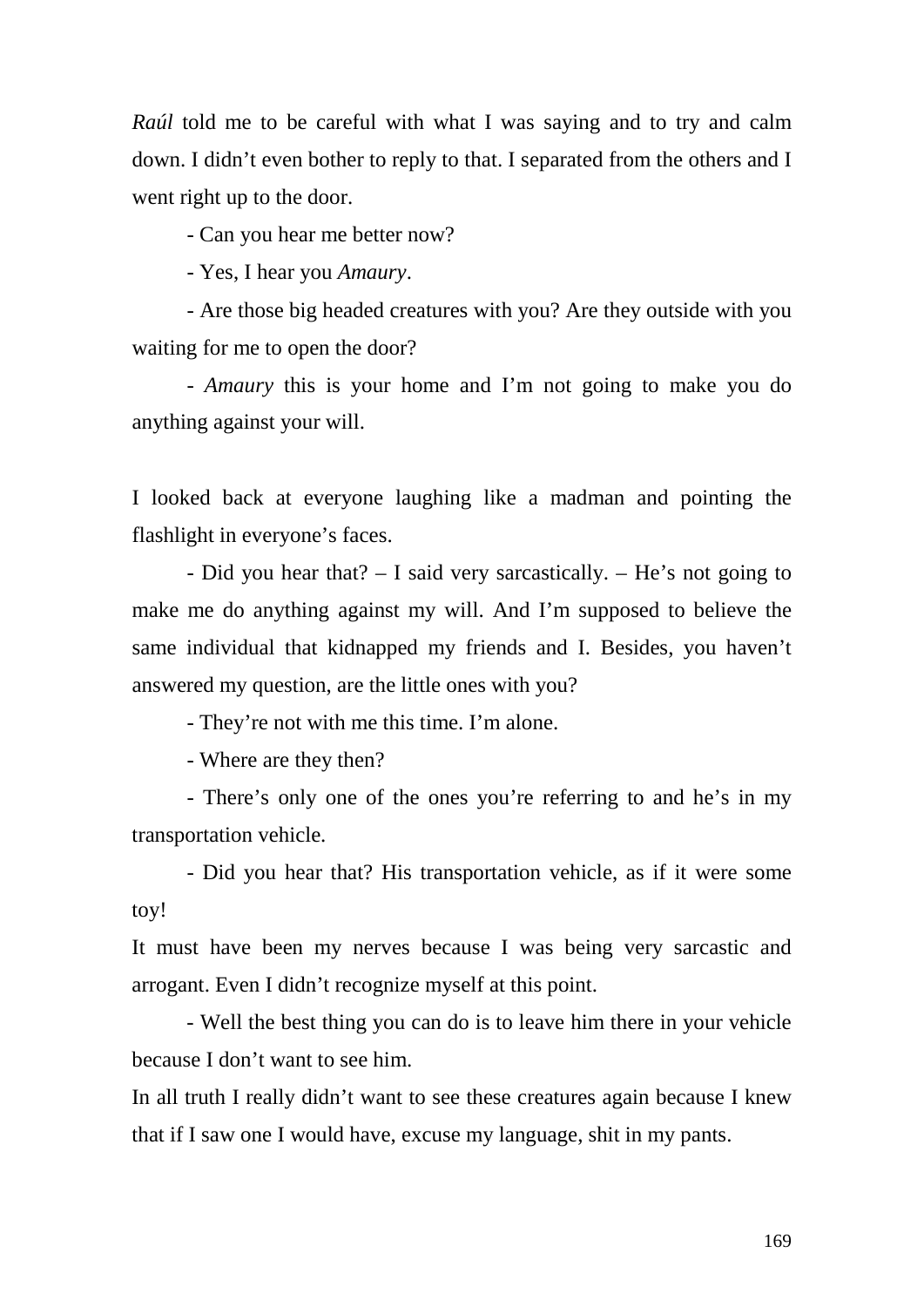*Raúl* told me to be careful with what I was saying and to try and calm down. I didn't even bother to reply to that. I separated from the others and I went right up to the door.

- Can you hear me better now?

- Yes, I hear you *Amaury*.

- Are those big headed creatures with you? Are they outside with you waiting for me to open the door?

- *Amaury* this is your home and I'm not going to make you do anything against your will.

I looked back at everyone laughing like a madman and pointing the flashlight in everyone's faces.

- Did you hear that? – I said very sarcastically. – He's not going to make me do anything against my will. And I'm supposed to believe the same individual that kidnapped my friends and I. Besides, you haven't answered my question, are the little ones with you?

- They're not with me this time. I'm alone.

- Where are they then?

- There's only one of the ones you're referring to and he's in my transportation vehicle.

- Did you hear that? His transportation vehicle, as if it were some toy!

It must have been my nerves because I was being very sarcastic and arrogant. Even I didn't recognize myself at this point.

- Well the best thing you can do is to leave him there in your vehicle because I don't want to see him.

In all truth I really didn't want to see these creatures again because I knew that if I saw one I would have, excuse my language, shit in my pants.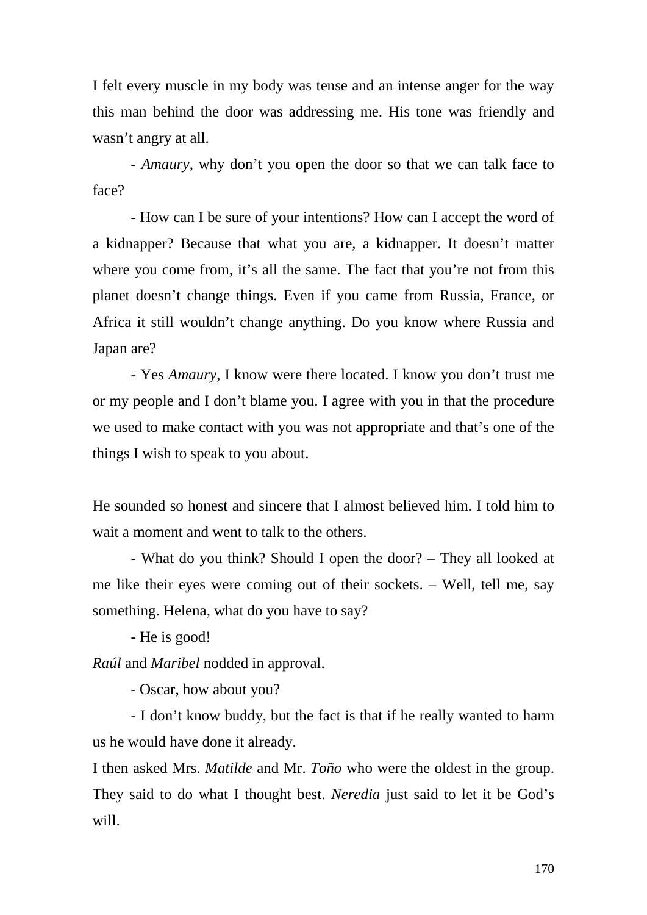I felt every muscle in my body was tense and an intense anger for the way this man behind the door was addressing me. His tone was friendly and wasn't angry at all.

- *Amaury*, why don't you open the door so that we can talk face to face?

- How can I be sure of your intentions? How can I accept the word of a kidnapper? Because that what you are, a kidnapper. It doesn't matter where you come from, it's all the same. The fact that you're not from this planet doesn't change things. Even if you came from Russia, France, or Africa it still wouldn't change anything. Do you know where Russia and Japan are?

- Yes *Amaury*, I know were there located. I know you don't trust me or my people and I don't blame you. I agree with you in that the procedure we used to make contact with you was not appropriate and that's one of the things I wish to speak to you about.

He sounded so honest and sincere that I almost believed him. I told him to wait a moment and went to talk to the others.

- What do you think? Should I open the door? – They all looked at me like their eyes were coming out of their sockets. – Well, tell me, say something. Helena, what do you have to say?

- He is good!

*Raúl* and *Maribel* nodded in approval.

- Oscar, how about you?

- I don't know buddy, but the fact is that if he really wanted to harm us he would have done it already.

I then asked Mrs. *Matilde* and Mr. *Toño* who were the oldest in the group. They said to do what I thought best. *Neredia* just said to let it be God's will.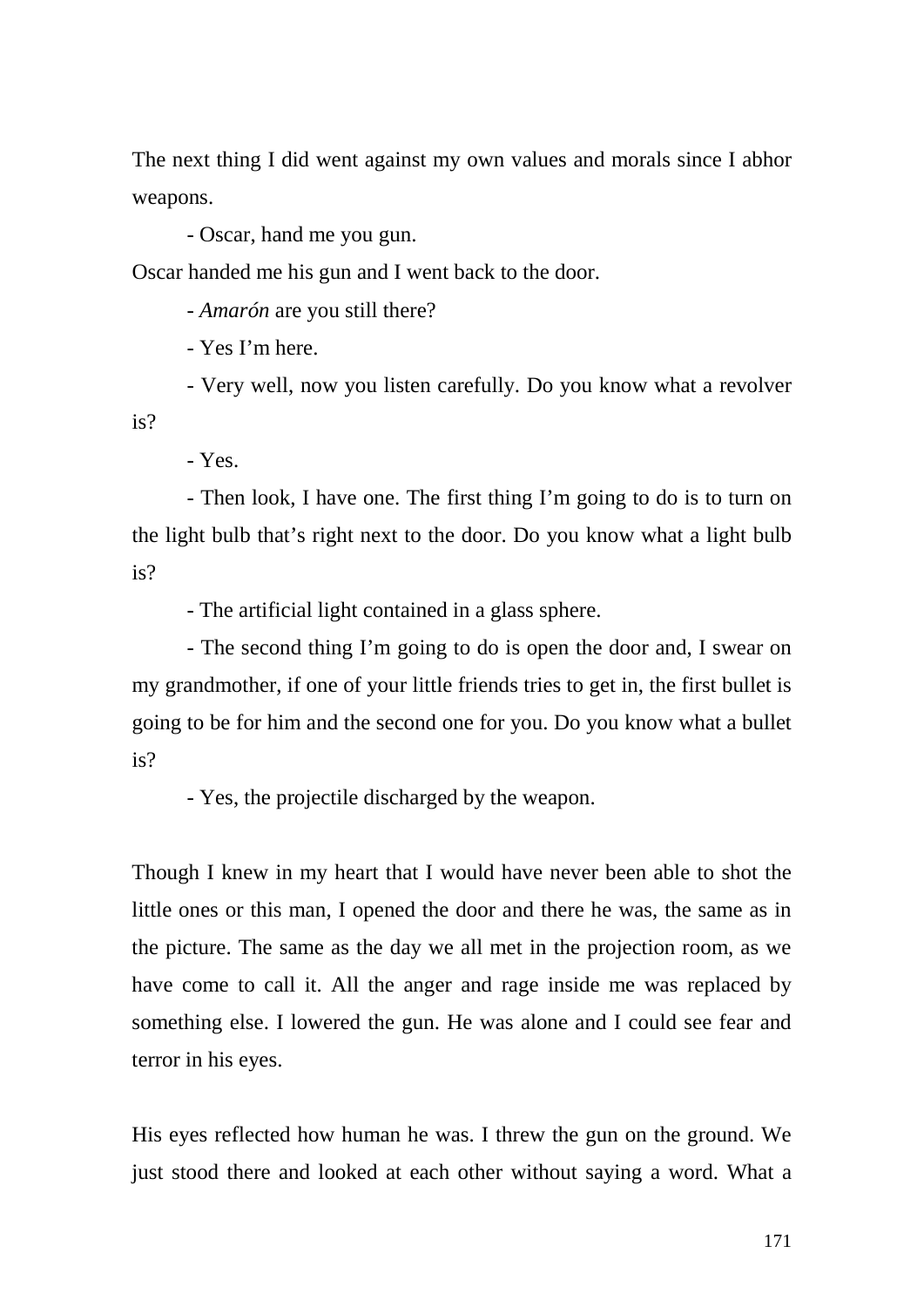The next thing I did went against my own values and morals since I abhor weapons.

- Oscar, hand me you gun.

Oscar handed me his gun and I went back to the door.

- *Amarón* are you still there?

- Yes I'm here.

- Very well, now you listen carefully. Do you know what a revolver is?

- Yes.

- Then look, I have one. The first thing I'm going to do is to turn on the light bulb that's right next to the door. Do you know what a light bulb is?

- The artificial light contained in a glass sphere.

- The second thing I'm going to do is open the door and, I swear on my grandmother, if one of your little friends tries to get in, the first bullet is going to be for him and the second one for you. Do you know what a bullet is?

- Yes, the projectile discharged by the weapon.

Though I knew in my heart that I would have never been able to shot the little ones or this man, I opened the door and there he was, the same as in the picture. The same as the day we all met in the projection room, as we have come to call it. All the anger and rage inside me was replaced by something else. I lowered the gun. He was alone and I could see fear and terror in his eyes.

His eyes reflected how human he was. I threw the gun on the ground. We just stood there and looked at each other without saying a word. What a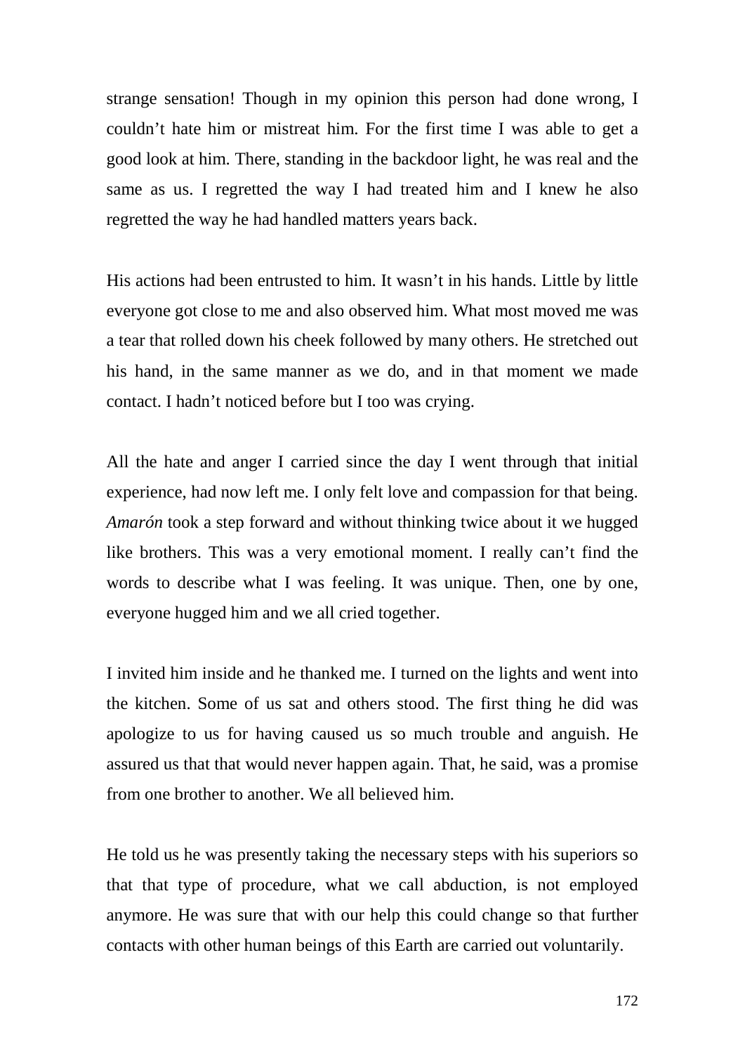strange sensation! Though in my opinion this person had done wrong, I couldn't hate him or mistreat him. For the first time I was able to get a good look at him. There, standing in the backdoor light, he was real and the same as us. I regretted the way I had treated him and I knew he also regretted the way he had handled matters years back.

His actions had been entrusted to him. It wasn't in his hands. Little by little everyone got close to me and also observed him. What most moved me was a tear that rolled down his cheek followed by many others. He stretched out his hand, in the same manner as we do, and in that moment we made contact. I hadn't noticed before but I too was crying.

All the hate and anger I carried since the day I went through that initial experience, had now left me. I only felt love and compassion for that being. *Amarón* took a step forward and without thinking twice about it we hugged like brothers. This was a very emotional moment. I really can't find the words to describe what I was feeling. It was unique. Then, one by one, everyone hugged him and we all cried together.

I invited him inside and he thanked me. I turned on the lights and went into the kitchen. Some of us sat and others stood. The first thing he did was apologize to us for having caused us so much trouble and anguish. He assured us that that would never happen again. That, he said, was a promise from one brother to another. We all believed him.

He told us he was presently taking the necessary steps with his superiors so that that type of procedure, what we call abduction, is not employed anymore. He was sure that with our help this could change so that further contacts with other human beings of this Earth are carried out voluntarily.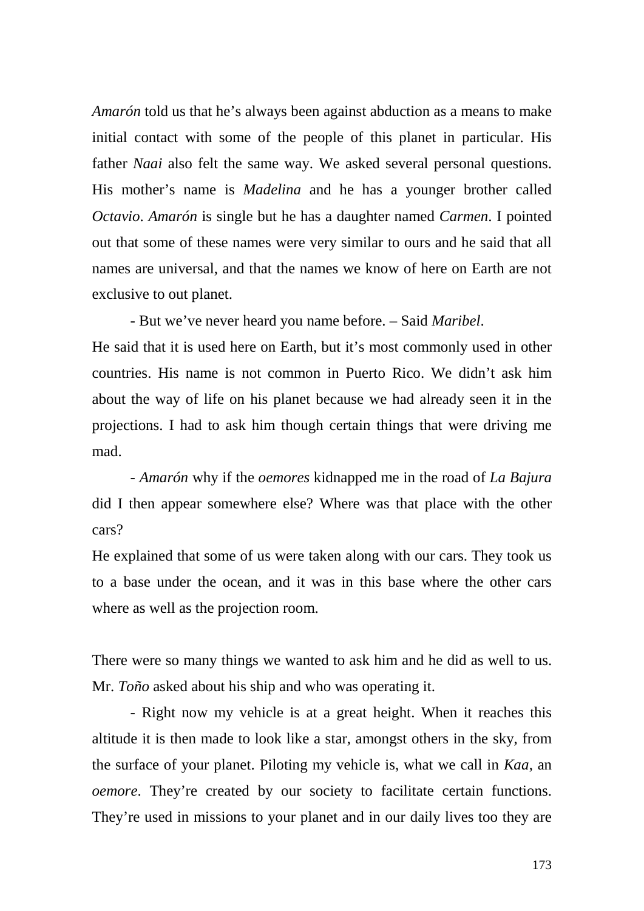*Amarón* told us that he's always been against abduction as a means to make initial contact with some of the people of this planet in particular. His father *Naai* also felt the same way. We asked several personal questions. His mother's name is *Madelina* and he has a younger brother called *Octavio*. *Amarón* is single but he has a daughter named *Carmen*. I pointed out that some of these names were very similar to ours and he said that all names are universal, and that the names we know of here on Earth are not exclusive to out planet.

- But we've never heard you name before. – Said *Maribel*.

He said that it is used here on Earth, but it's most commonly used in other countries. His name is not common in Puerto Rico. We didn't ask him about the way of life on his planet because we had already seen it in the projections. I had to ask him though certain things that were driving me mad.

- *Amarón* why if the *oemores* kidnapped me in the road of *La Bajura* did I then appear somewhere else? Where was that place with the other cars?

He explained that some of us were taken along with our cars. They took us to a base under the ocean, and it was in this base where the other cars where as well as the projection room.

There were so many things we wanted to ask him and he did as well to us. Mr. *Toño* asked about his ship and who was operating it.

- Right now my vehicle is at a great height. When it reaches this altitude it is then made to look like a star, amongst others in the sky, from the surface of your planet. Piloting my vehicle is, what we call in *Kaa*, an *oemore*. They're created by our society to facilitate certain functions. They're used in missions to your planet and in our daily lives too they are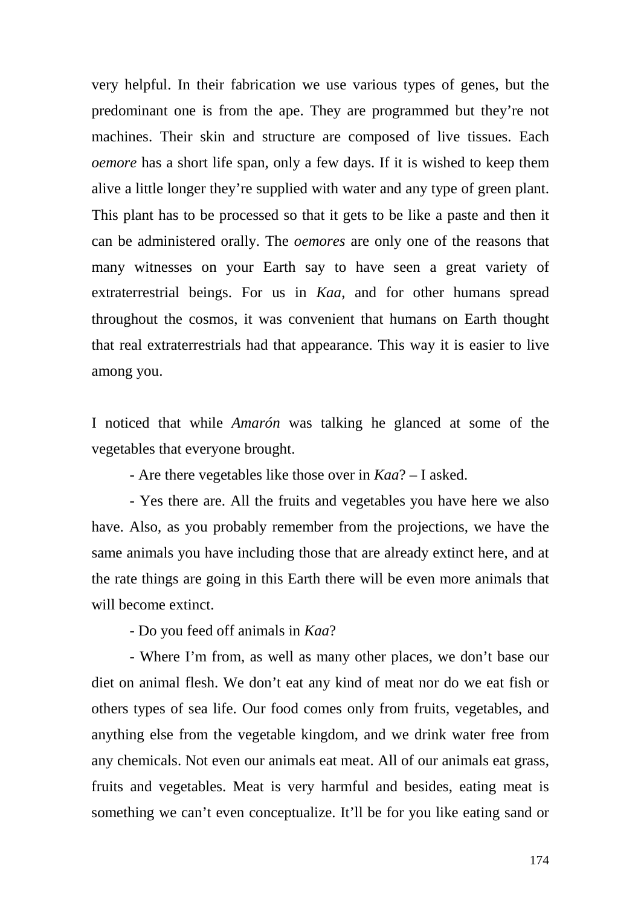very helpful. In their fabrication we use various types of genes, but the predominant one is from the ape. They are programmed but they're not machines. Their skin and structure are composed of live tissues. Each *oemore* has a short life span, only a few days. If it is wished to keep them alive a little longer they're supplied with water and any type of green plant. This plant has to be processed so that it gets to be like a paste and then it can be administered orally. The *oemores* are only one of the reasons that many witnesses on your Earth say to have seen a great variety of extraterrestrial beings. For us in *Kaa*, and for other humans spread throughout the cosmos, it was convenient that humans on Earth thought that real extraterrestrials had that appearance. This way it is easier to live among you.

I noticed that while *Amarón* was talking he glanced at some of the vegetables that everyone brought.

- Are there vegetables like those over in *Kaa*? – I asked.

- Yes there are. All the fruits and vegetables you have here we also have. Also, as you probably remember from the projections, we have the same animals you have including those that are already extinct here, and at the rate things are going in this Earth there will be even more animals that will become extinct.

- Do you feed off animals in *Kaa*?

- Where I'm from, as well as many other places, we don't base our diet on animal flesh. We don't eat any kind of meat nor do we eat fish or others types of sea life. Our food comes only from fruits, vegetables, and anything else from the vegetable kingdom, and we drink water free from any chemicals. Not even our animals eat meat. All of our animals eat grass, fruits and vegetables. Meat is very harmful and besides, eating meat is something we can't even conceptualize. It'll be for you like eating sand or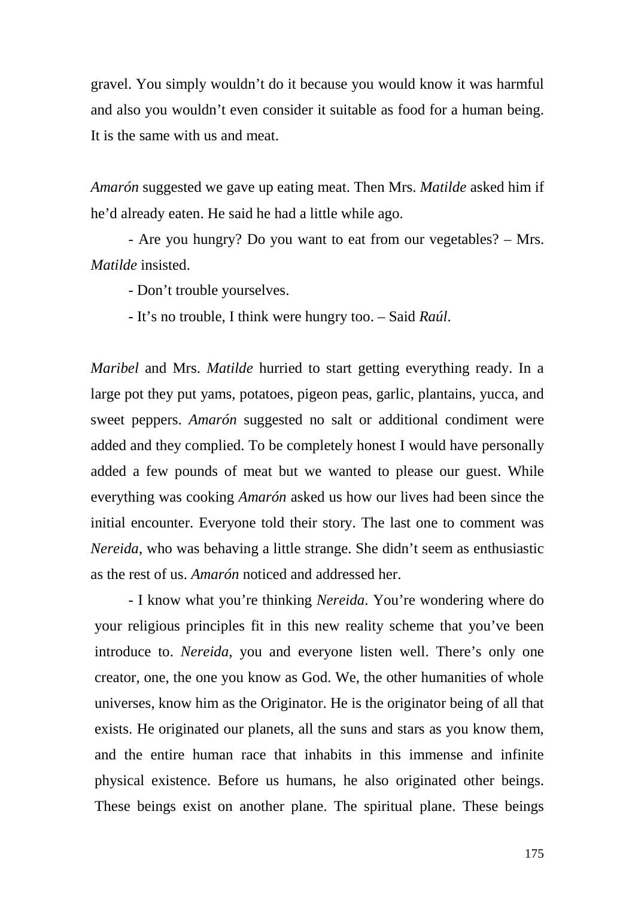gravel. You simply wouldn't do it because you would know it was harmful and also you wouldn't even consider it suitable as food for a human being. It is the same with us and meat.

*Amarón* suggested we gave up eating meat. Then Mrs. *Matilde* asked him if he'd already eaten. He said he had a little while ago.

- Are you hungry? Do you want to eat from our vegetables? – Mrs. *Matilde* insisted.

- Don't trouble yourselves.

- It's no trouble, I think were hungry too. – Said *Raúl*.

*Maribel* and Mrs. *Matilde* hurried to start getting everything ready. In a large pot they put yams, potatoes, pigeon peas, garlic, plantains, yucca, and sweet peppers. *Amarón* suggested no salt or additional condiment were added and they complied. To be completely honest I would have personally added a few pounds of meat but we wanted to please our guest. While everything was cooking *Amarón* asked us how our lives had been since the initial encounter. Everyone told their story. The last one to comment was *Nereida*, who was behaving a little strange. She didn't seem as enthusiastic as the rest of us. *Amarón* noticed and addressed her.

- I know what you're thinking *Nereida*. You're wondering where do your religious principles fit in this new reality scheme that you've been introduce to. *Nereida*, you and everyone listen well. There's only one creator, one, the one you know as God. We, the other humanities of whole universes, know him as the Originator. He is the originator being of all that exists. He originated our planets, all the suns and stars as you know them, and the entire human race that inhabits in this immense and infinite physical existence. Before us humans, he also originated other beings. These beings exist on another plane. The spiritual plane. These beings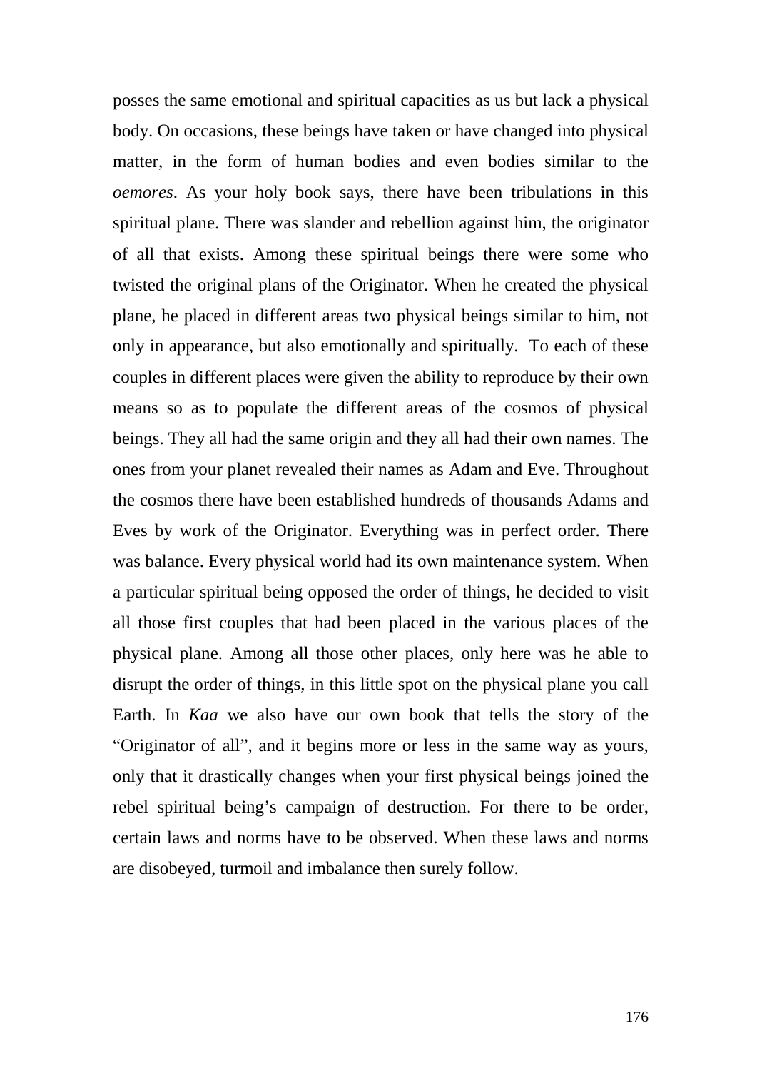posses the same emotional and spiritual capacities as us but lack a physical body. On occasions, these beings have taken or have changed into physical matter, in the form of human bodies and even bodies similar to the *oemores*. As your holy book says, there have been tribulations in this spiritual plane. There was slander and rebellion against him, the originator of all that exists. Among these spiritual beings there were some who twisted the original plans of the Originator. When he created the physical plane, he placed in different areas two physical beings similar to him, not only in appearance, but also emotionally and spiritually. To each of these couples in different places were given the ability to reproduce by their own means so as to populate the different areas of the cosmos of physical beings. They all had the same origin and they all had their own names. The ones from your planet revealed their names as Adam and Eve. Throughout the cosmos there have been established hundreds of thousands Adams and Eves by work of the Originator. Everything was in perfect order. There was balance. Every physical world had its own maintenance system. When a particular spiritual being opposed the order of things, he decided to visit all those first couples that had been placed in the various places of the physical plane. Among all those other places, only here was he able to disrupt the order of things, in this little spot on the physical plane you call Earth. In *Kaa* we also have our own book that tells the story of the "Originator of all", and it begins more or less in the same way as yours, only that it drastically changes when your first physical beings joined the rebel spiritual being's campaign of destruction. For there to be order, certain laws and norms have to be observed. When these laws and norms are disobeyed, turmoil and imbalance then surely follow.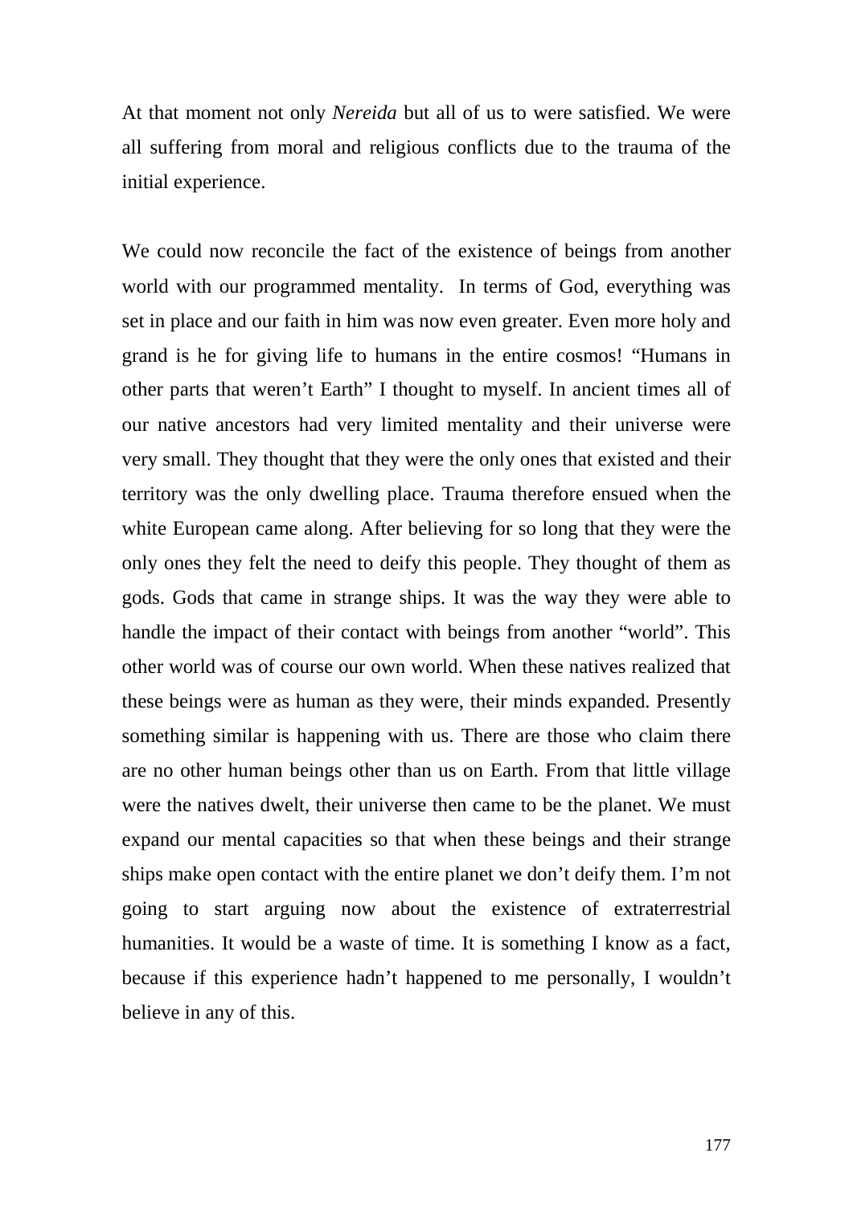At that moment not only *Nereida* but all of us to were satisfied. We were all suffering from moral and religious conflicts due to the trauma of the initial experience.

We could now reconcile the fact of the existence of beings from another world with our programmed mentality.  In terms of God, everything was set in place and our faith in him was now even greater. Even more holy and grand is he for giving life to humans in the entire cosmos! "Humans in other parts that weren't Earth" I thought to myself. In ancient times all of our native ancestors had very limited mentality and their universe were very small. They thought that they were the only ones that existed and their territory was the only dwelling place. Trauma therefore ensued when the white European came along. After believing for so long that they were the only ones they felt the need to deify this people. They thought of them as gods. Gods that came in strange ships. It was the way they were able to handle the impact of their contact with beings from another "world". This other world was of course our own world. When these natives realized that these beings were as human as they were, their minds expanded. Presently something similar is happening with us. There are those who claim there are no other human beings other than us on Earth. From that little village were the natives dwelt, their universe then came to be the planet. We must expand our mental capacities so that when these beings and their strange ships make open contact with the entire planet we don't deify them. I'm not going to start arguing now about the existence of extraterrestrial humanities. It would be a waste of time. It is something I know as a fact, because if this experience hadn't happened to me personally, I wouldn't believe in any of this.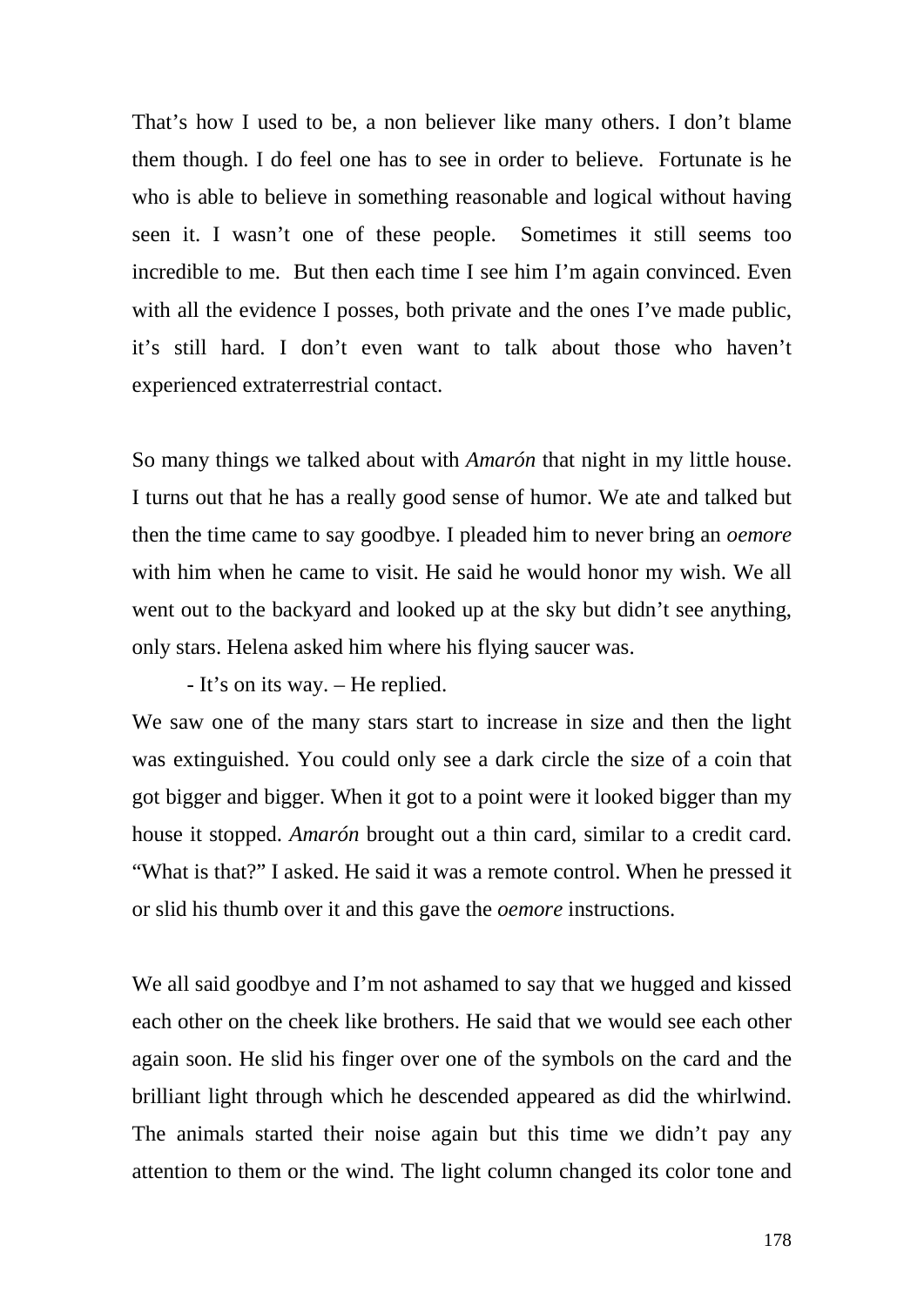That's how I used to be, a non believer like many others. I don't blame them though. I do feel one has to see in order to believe. Fortunate is he who is able to believe in something reasonable and logical without having seen it. I wasn't one of these people. Sometimes it still seems too incredible to me. But then each time I see him I'm again convinced. Even with all the evidence I posses, both private and the ones I've made public, it's still hard. I don't even want to talk about those who haven't experienced extraterrestrial contact.

So many things we talked about with *Amarón* that night in my little house. I turns out that he has a really good sense of humor. We ate and talked but then the time came to say goodbye. I pleaded him to never bring an *oemore* with him when he came to visit. He said he would honor my wish. We all went out to the backyard and looked up at the sky but didn't see anything, only stars. Helena asked him where his flying saucer was.

- It's on its way. – He replied.

We saw one of the many stars start to increase in size and then the light was extinguished. You could only see a dark circle the size of a coin that got bigger and bigger. When it got to a point were it looked bigger than my house it stopped. *Amarón* brought out a thin card, similar to a credit card. "What is that?" I asked. He said it was a remote control. When he pressed it or slid his thumb over it and this gave the *oemore* instructions.

We all said goodbye and I'm not ashamed to say that we hugged and kissed each other on the cheek like brothers. He said that we would see each other again soon. He slid his finger over one of the symbols on the card and the brilliant light through which he descended appeared as did the whirlwind. The animals started their noise again but this time we didn't pay any attention to them or the wind. The light column changed its color tone and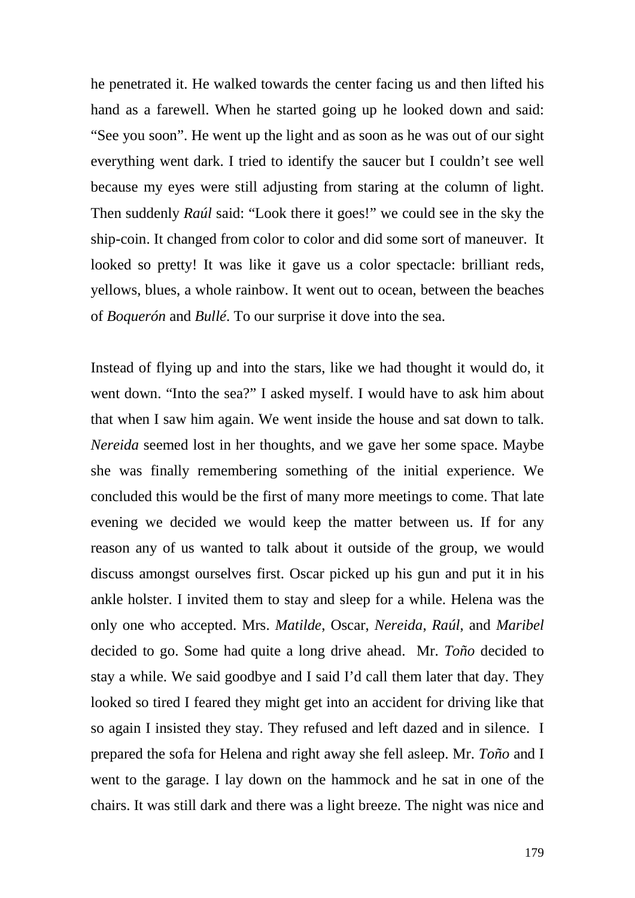he penetrated it. He walked towards the center facing us and then lifted his hand as a farewell. When he started going up he looked down and said: "See you soon". He went up the light and as soon as he was out of our sight everything went dark. I tried to identify the saucer but I couldn't see well because my eyes were still adjusting from staring at the column of light. Then suddenly *Raúl* said: "Look there it goes!" we could see in the sky the ship-coin. It changed from color to color and did some sort of maneuver. It looked so pretty! It was like it gave us a color spectacle: brilliant reds, yellows, blues, a whole rainbow. It went out to ocean, between the beaches of *Boquerón* and *Bullé*. To our surprise it dove into the sea.

Instead of flying up and into the stars, like we had thought it would do, it went down. "Into the sea?" I asked myself. I would have to ask him about that when I saw him again. We went inside the house and sat down to talk. *Nereida* seemed lost in her thoughts, and we gave her some space. Maybe she was finally remembering something of the initial experience. We concluded this would be the first of many more meetings to come. That late evening we decided we would keep the matter between us. If for any reason any of us wanted to talk about it outside of the group, we would discuss amongst ourselves first. Oscar picked up his gun and put it in his ankle holster. I invited them to stay and sleep for a while. Helena was the only one who accepted. Mrs. *Matilde*, Oscar, *Nereida*, *Raúl*, and *Maribel* decided to go. Some had quite a long drive ahead. Mr. *Toño* decided to stay a while. We said goodbye and I said I'd call them later that day. They looked so tired I feared they might get into an accident for driving like that so again I insisted they stay. They refused and left dazed and in silence. I prepared the sofa for Helena and right away she fell asleep. Mr. *Toño* and I went to the garage. I lay down on the hammock and he sat in one of the chairs. It was still dark and there was a light breeze. The night was nice and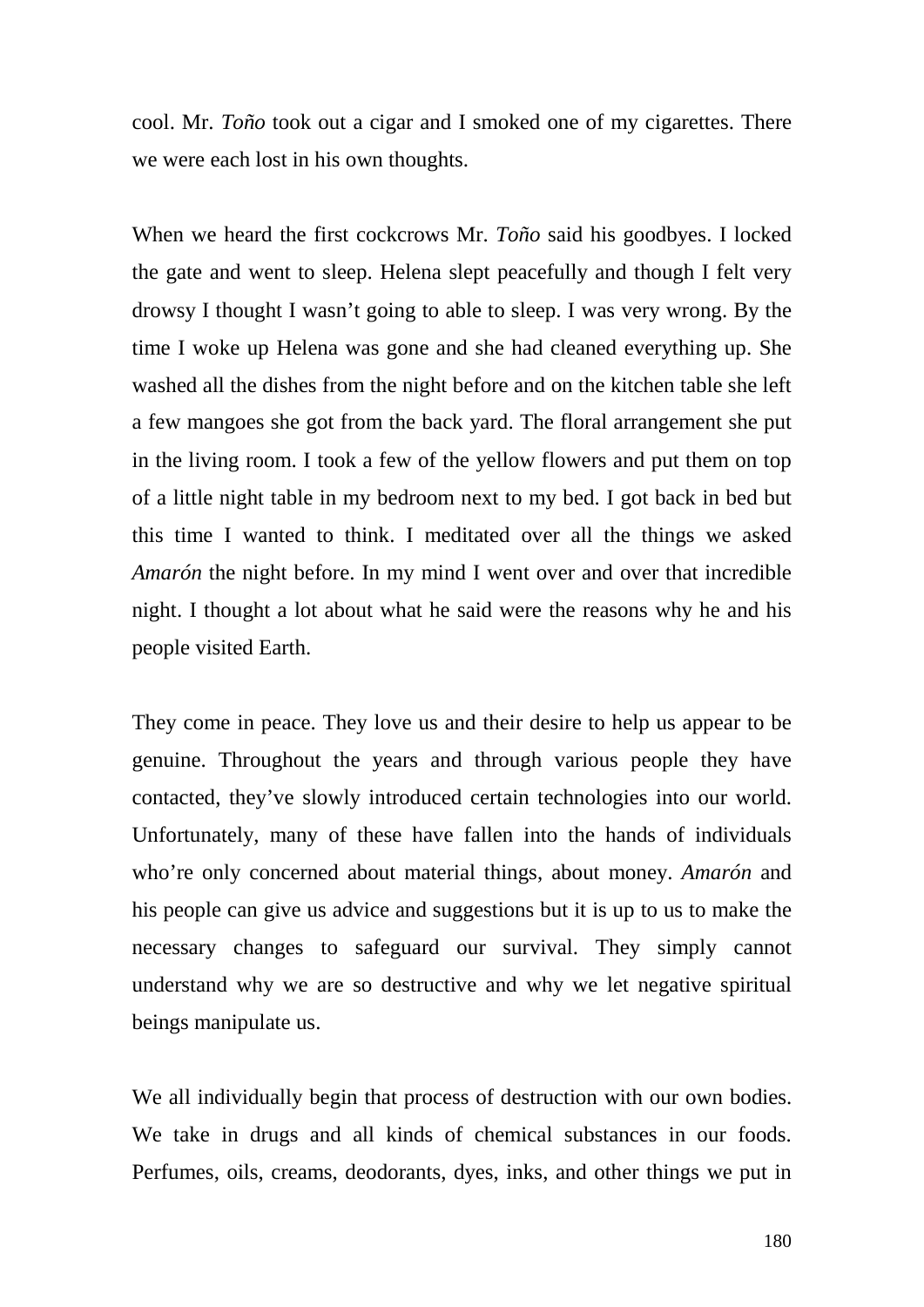cool. Mr. *Toño* took out a cigar and I smoked one of my cigarettes. There we were each lost in his own thoughts.

When we heard the first cockcrows Mr. *Toño* said his goodbyes. I locked the gate and went to sleep. Helena slept peacefully and though I felt very drowsy I thought I wasn't going to able to sleep. I was very wrong. By the time I woke up Helena was gone and she had cleaned everything up. She washed all the dishes from the night before and on the kitchen table she left a few mangoes she got from the back yard. The floral arrangement she put in the living room. I took a few of the yellow flowers and put them on top of a little night table in my bedroom next to my bed. I got back in bed but this time I wanted to think. I meditated over all the things we asked *Amarón* the night before. In my mind I went over and over that incredible night. I thought a lot about what he said were the reasons why he and his people visited Earth.

They come in peace. They love us and their desire to help us appear to be genuine. Throughout the years and through various people they have contacted, they've slowly introduced certain technologies into our world. Unfortunately, many of these have fallen into the hands of individuals who're only concerned about material things, about money. *Amarón* and his people can give us advice and suggestions but it is up to us to make the necessary changes to safeguard our survival. They simply cannot understand why we are so destructive and why we let negative spiritual beings manipulate us.

We all individually begin that process of destruction with our own bodies. We take in drugs and all kinds of chemical substances in our foods. Perfumes, oils, creams, deodorants, dyes, inks, and other things we put in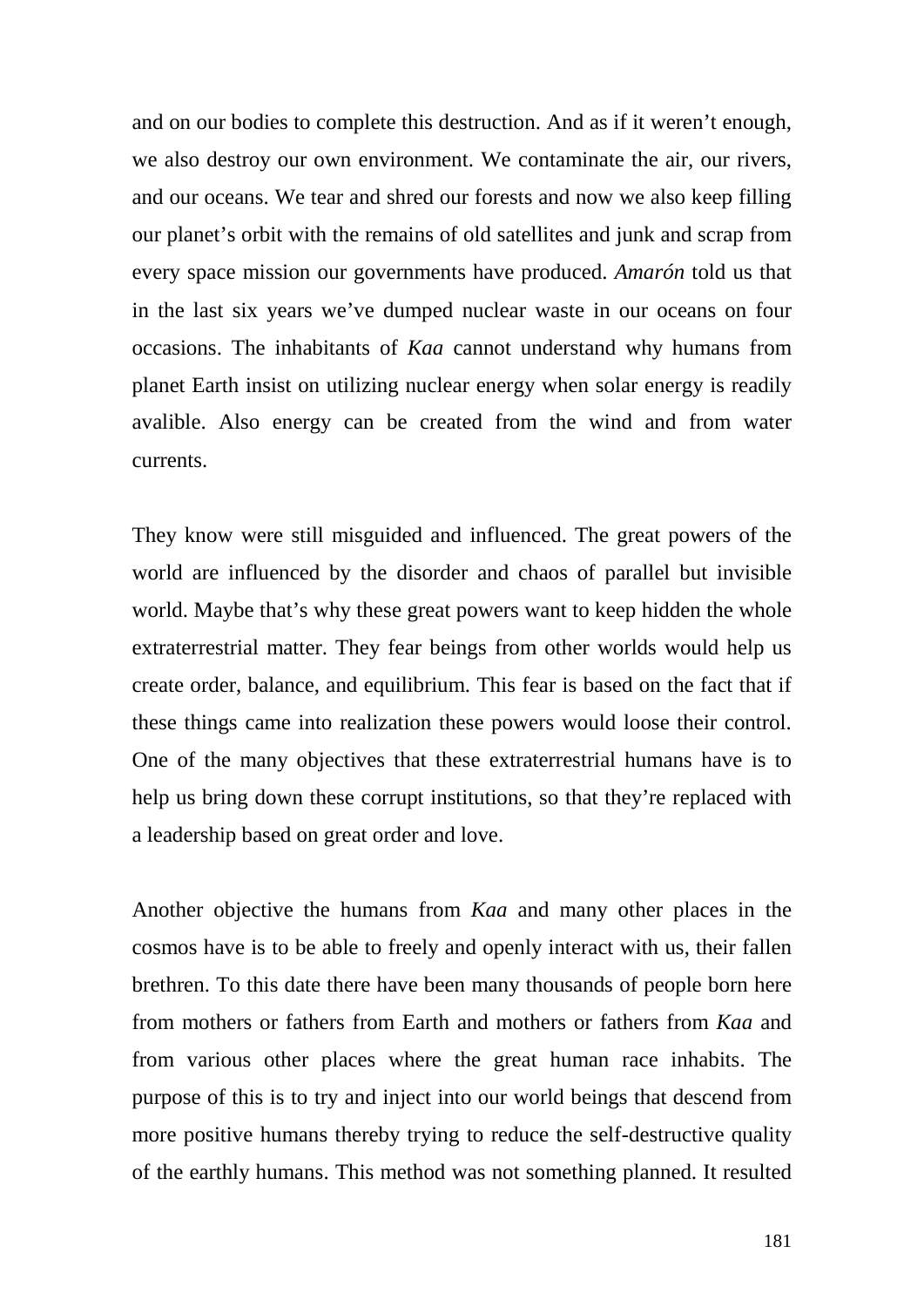and on our bodies to complete this destruction. And as if it weren't enough, we also destroy our own environment. We contaminate the air, our rivers, and our oceans. We tear and shred our forests and now we also keep filling our planet's orbit with the remains of old satellites and junk and scrap from every space mission our governments have produced. *Amarón* told us that in the last six years we've dumped nuclear waste in our oceans on four occasions. The inhabitants of *Kaa* cannot understand why humans from planet Earth insist on utilizing nuclear energy when solar energy is readily avalible. Also energy can be created from the wind and from water currents.

They know were still misguided and influenced. The great powers of the world are influenced by the disorder and chaos of parallel but invisible world. Maybe that's why these great powers want to keep hidden the whole extraterrestrial matter. They fear beings from other worlds would help us create order, balance, and equilibrium. This fear is based on the fact that if these things came into realization these powers would loose their control. One of the many objectives that these extraterrestrial humans have is to help us bring down these corrupt institutions, so that they're replaced with a leadership based on great order and love.

Another objective the humans from *Kaa* and many other places in the cosmos have is to be able to freely and openly interact with us, their fallen brethren. To this date there have been many thousands of people born here from mothers or fathers from Earth and mothers or fathers from *Kaa* and from various other places where the great human race inhabits. The purpose of this is to try and inject into our world beings that descend from more positive humans thereby trying to reduce the self-destructive quality of the earthly humans. This method was not something planned. It resulted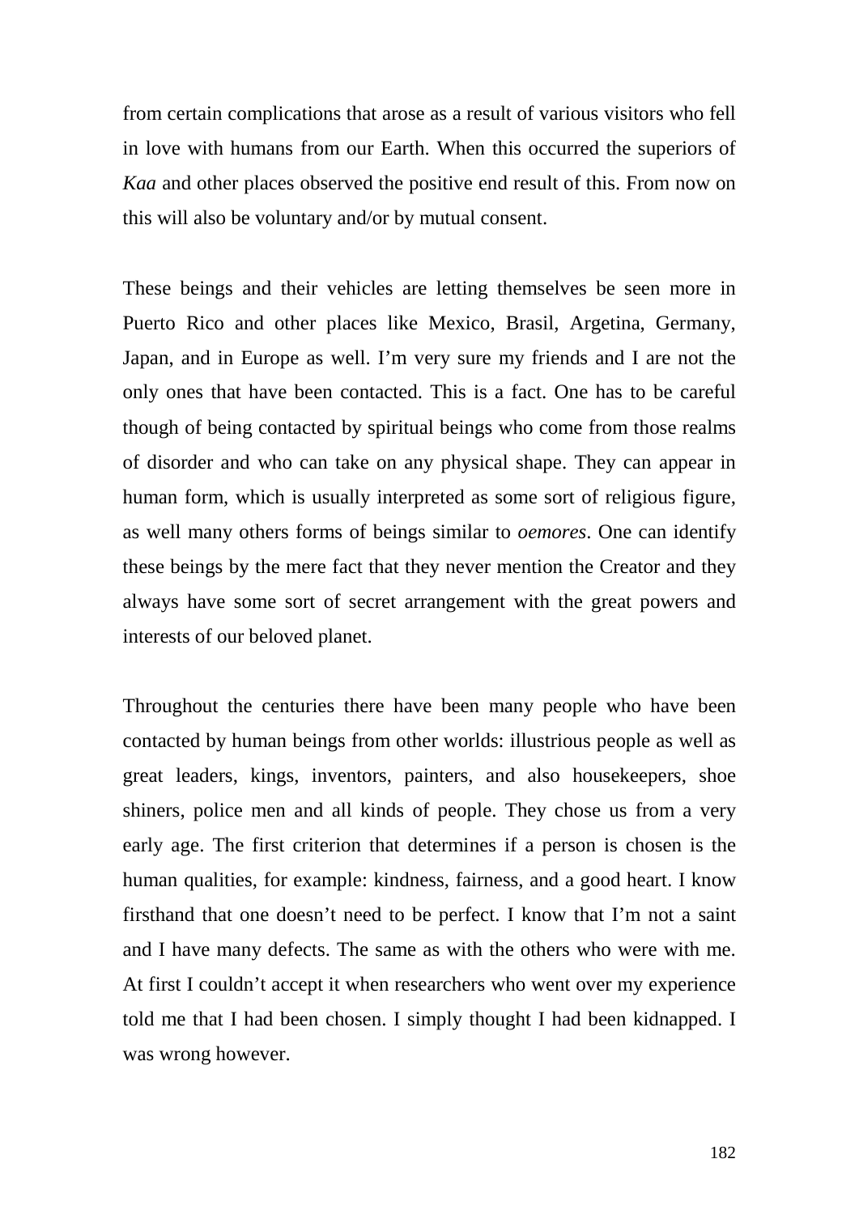from certain complications that arose as a result of various visitors who fell in love with humans from our Earth. When this occurred the superiors of *Kaa* and other places observed the positive end result of this. From now on this will also be voluntary and/or by mutual consent.

These beings and their vehicles are letting themselves be seen more in Puerto Rico and other places like Mexico, Brasil, Argetina, Germany, Japan, and in Europe as well. I'm very sure my friends and I are not the only ones that have been contacted. This is a fact. One has to be careful though of being contacted by spiritual beings who come from those realms of disorder and who can take on any physical shape. They can appear in human form, which is usually interpreted as some sort of religious figure, as well many others forms of beings similar to *oemores*. One can identify these beings by the mere fact that they never mention the Creator and they always have some sort of secret arrangement with the great powers and interests of our beloved planet.

Throughout the centuries there have been many people who have been contacted by human beings from other worlds: illustrious people as well as great leaders, kings, inventors, painters, and also housekeepers, shoe shiners, police men and all kinds of people. They chose us from a very early age. The first criterion that determines if a person is chosen is the human qualities, for example: kindness, fairness, and a good heart. I know firsthand that one doesn't need to be perfect. I know that I'm not a saint and I have many defects. The same as with the others who were with me. At first I couldn't accept it when researchers who went over my experience told me that I had been chosen. I simply thought I had been kidnapped. I was wrong however.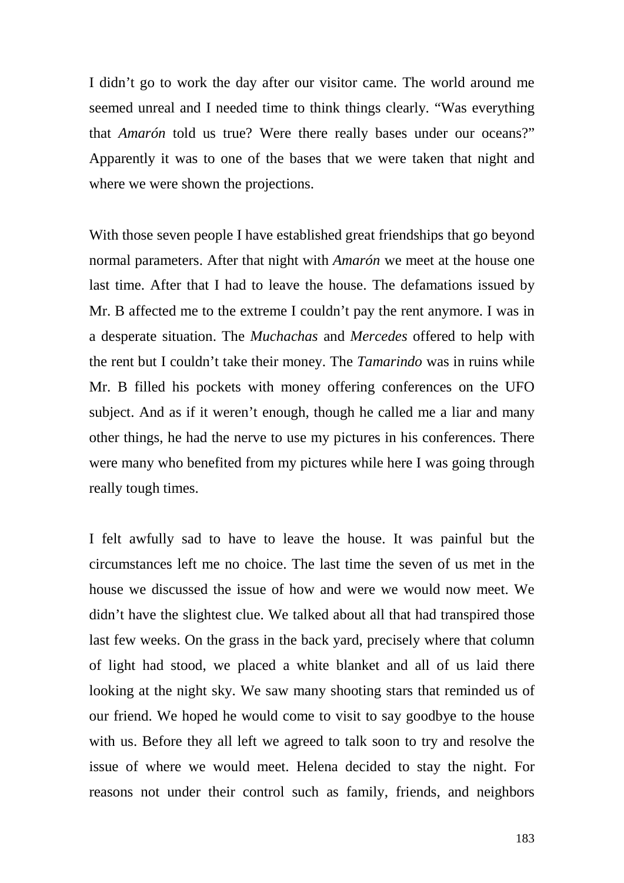I didn't go to work the day after our visitor came. The world around me seemed unreal and I needed time to think things clearly. "Was everything that *Amarón* told us true? Were there really bases under our oceans?" Apparently it was to one of the bases that we were taken that night and where we were shown the projections.

With those seven people I have established great friendships that go beyond normal parameters. After that night with *Amarón* we meet at the house one last time. After that I had to leave the house. The defamations issued by Mr. B affected me to the extreme I couldn't pay the rent anymore. I was in a desperate situation. The *Muchachas* and *Mercedes* offered to help with the rent but I couldn't take their money. The *Tamarindo* was in ruins while Mr. B filled his pockets with money offering conferences on the UFO subject. And as if it weren't enough, though he called me a liar and many other things, he had the nerve to use my pictures in his conferences. There were many who benefited from my pictures while here I was going through really tough times.

I felt awfully sad to have to leave the house. It was painful but the circumstances left me no choice. The last time the seven of us met in the house we discussed the issue of how and were we would now meet. We didn't have the slightest clue. We talked about all that had transpired those last few weeks. On the grass in the back yard, precisely where that column of light had stood, we placed a white blanket and all of us laid there looking at the night sky. We saw many shooting stars that reminded us of our friend. We hoped he would come to visit to say goodbye to the house with us. Before they all left we agreed to talk soon to try and resolve the issue of where we would meet. Helena decided to stay the night. For reasons not under their control such as family, friends, and neighbors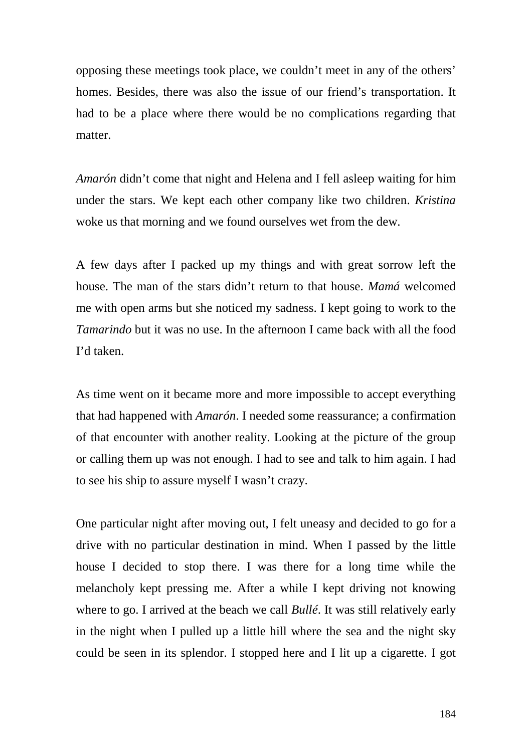opposing these meetings took place, we couldn't meet in any of the others' homes. Besides, there was also the issue of our friend's transportation. It had to be a place where there would be no complications regarding that matter.

*Amarón* didn't come that night and Helena and I fell asleep waiting for him under the stars. We kept each other company like two children. *Kristina* woke us that morning and we found ourselves wet from the dew.

A few days after I packed up my things and with great sorrow left the house. The man of the stars didn't return to that house. *Mamá* welcomed me with open arms but she noticed my sadness. I kept going to work to the *Tamarindo* but it was no use. In the afternoon I came back with all the food I'd taken.

As time went on it became more and more impossible to accept everything that had happened with *Amarón*. I needed some reassurance; a confirmation of that encounter with another reality. Looking at the picture of the group or calling them up was not enough. I had to see and talk to him again. I had to see his ship to assure myself I wasn't crazy.

One particular night after moving out, I felt uneasy and decided to go for a drive with no particular destination in mind. When I passed by the little house I decided to stop there. I was there for a long time while the melancholy kept pressing me. After a while I kept driving not knowing where to go. I arrived at the beach we call *Bullé*. It was still relatively early in the night when I pulled up a little hill where the sea and the night sky could be seen in its splendor. I stopped here and I lit up a cigarette. I got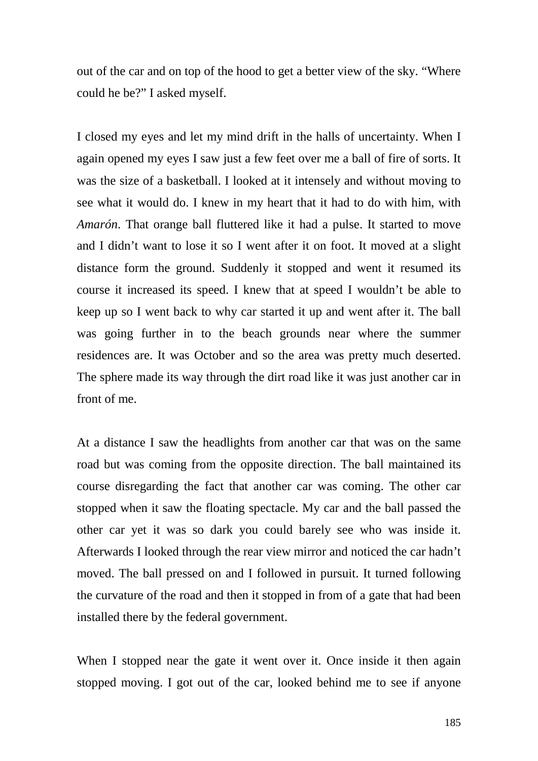out of the car and on top of the hood to get a better view of the sky. “Where could he be?” I asked myself.

I closed my eyes and let my mind drift in the halls of uncertainty. When I again opened my eyes I saw just a few feet over me a ball of fire of sorts. It was the size of a basketball. I looked at it intensely and without moving to see what it would do. I knew in my heart that it had to do with him, with *Amarón*. That orange ball fluttered like it had a pulse. It started to move and I didn’t want to lose it so I went after it on foot. It moved at a slight distance form the ground. Suddenly it stopped and went it resumed its course it increased its speed. I knew that at speed I wouldn’t be able to keep up so I went back to why car started it up and went after it. The ball was going further in to the beach grounds near where the summer residences are. It was October and so the area was pretty much deserted. The sphere made its way through the dirt road like it was just another car in front of me.

At a distance I saw the headlights from another car that was on the same road but was coming from the opposite direction. The ball maintained its course disregarding the fact that another car was coming. The other car stopped when it saw the floating spectacle. My car and the ball passed the other car yet it was so dark you could barely see who was inside it. Afterwards I looked through the rear view mirror and noticed the car hadn’t moved. The ball pressed on and I followed in pursuit. It turned following the curvature of the road and then it stopped in from of a gate that had been installed there by the federal government.

When I stopped near the gate it went over it. Once inside it then again stopped moving. I got out of the car, looked behind me to see if anyone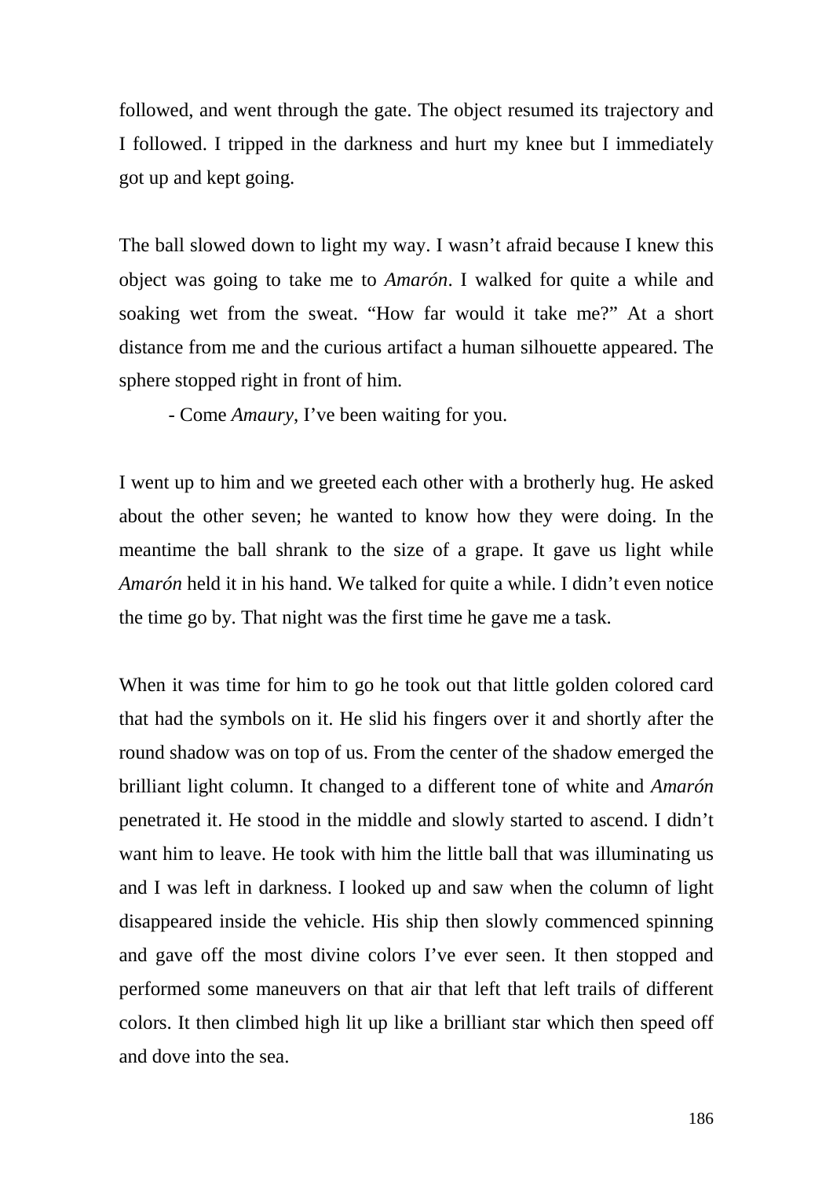followed, and went through the gate. The object resumed its trajectory and I followed. I tripped in the darkness and hurt my knee but I immediately got up and kept going.

The ball slowed down to light my way. I wasn't afraid because I knew this object was going to take me to *Amarón*. I walked for quite a while and soaking wet from the sweat. "How far would it take me?" At a short distance from me and the curious artifact a human silhouette appeared. The sphere stopped right in front of him.

- Come *Amaury*, I've been waiting for you.

I went up to him and we greeted each other with a brotherly hug. He asked about the other seven; he wanted to know how they were doing. In the meantime the ball shrank to the size of a grape. It gave us light while *Amarón* held it in his hand. We talked for quite a while. I didn't even notice the time go by. That night was the first time he gave me a task.

When it was time for him to go he took out that little golden colored card that had the symbols on it. He slid his fingers over it and shortly after the round shadow was on top of us. From the center of the shadow emerged the brilliant light column. It changed to a different tone of white and *Amarón* penetrated it. He stood in the middle and slowly started to ascend. I didn't want him to leave. He took with him the little ball that was illuminating us and I was left in darkness. I looked up and saw when the column of light disappeared inside the vehicle. His ship then slowly commenced spinning and gave off the most divine colors I've ever seen. It then stopped and performed some maneuvers on that air that left that left trails of different colors. It then climbed high lit up like a brilliant star which then speed off and dove into the sea.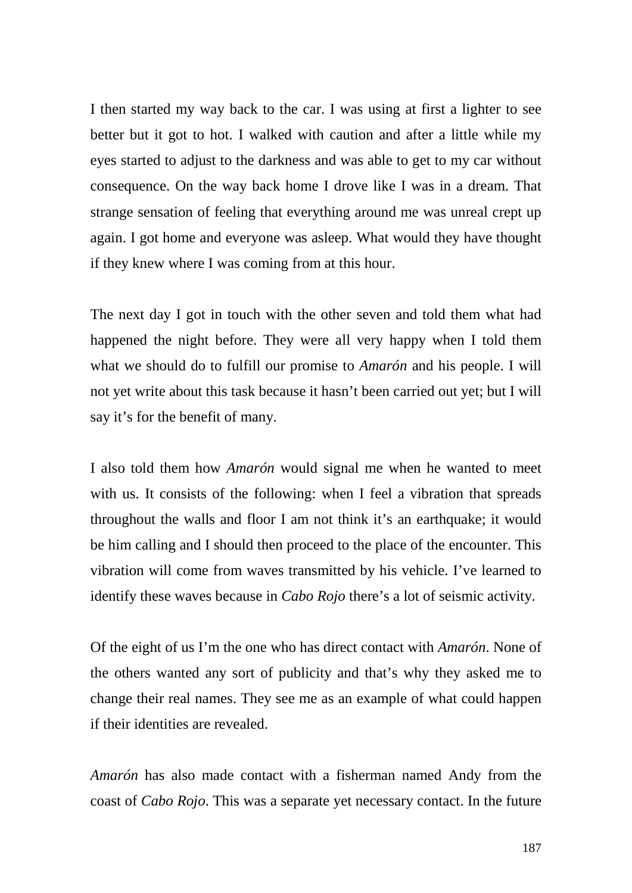I then started my way back to the car. I was using at first a lighter to see better but it got to hot. I walked with caution and after a little while my eyes started to adjust to the darkness and was able to get to my car without consequence. On the way back home I drove like I was in a dream. That strange sensation of feeling that everything around me was unreal crept up again. I got home and everyone was asleep. What would they have thought if they knew where I was coming from at this hour.

The next day I got in touch with the other seven and told them what had happened the night before. They were all very happy when I told them what we should do to fulfill our promise to *Amarón* and his people. I will not yet write about this task because it hasn't been carried out yet; but I will say it's for the benefit of many.

I also told them how *Amarón* would signal me when he wanted to meet with us. It consists of the following: when I feel a vibration that spreads throughout the walls and floor I am not think it's an earthquake; it would be him calling and I should then proceed to the place of the encounter. This vibration will come from waves transmitted by his vehicle. I've learned to identify these waves because in *Cabo Rojo* there's a lot of seismic activity.

Of the eight of us I'm the one who has direct contact with *Amarón*. None of the others wanted any sort of publicity and that's why they asked me to change their real names. They see me as an example of what could happen if their identities are revealed.

*Amarón* has also made contact with a fisherman named Andy from the coast of *Cabo Rojo*. This was a separate yet necessary contact. In the future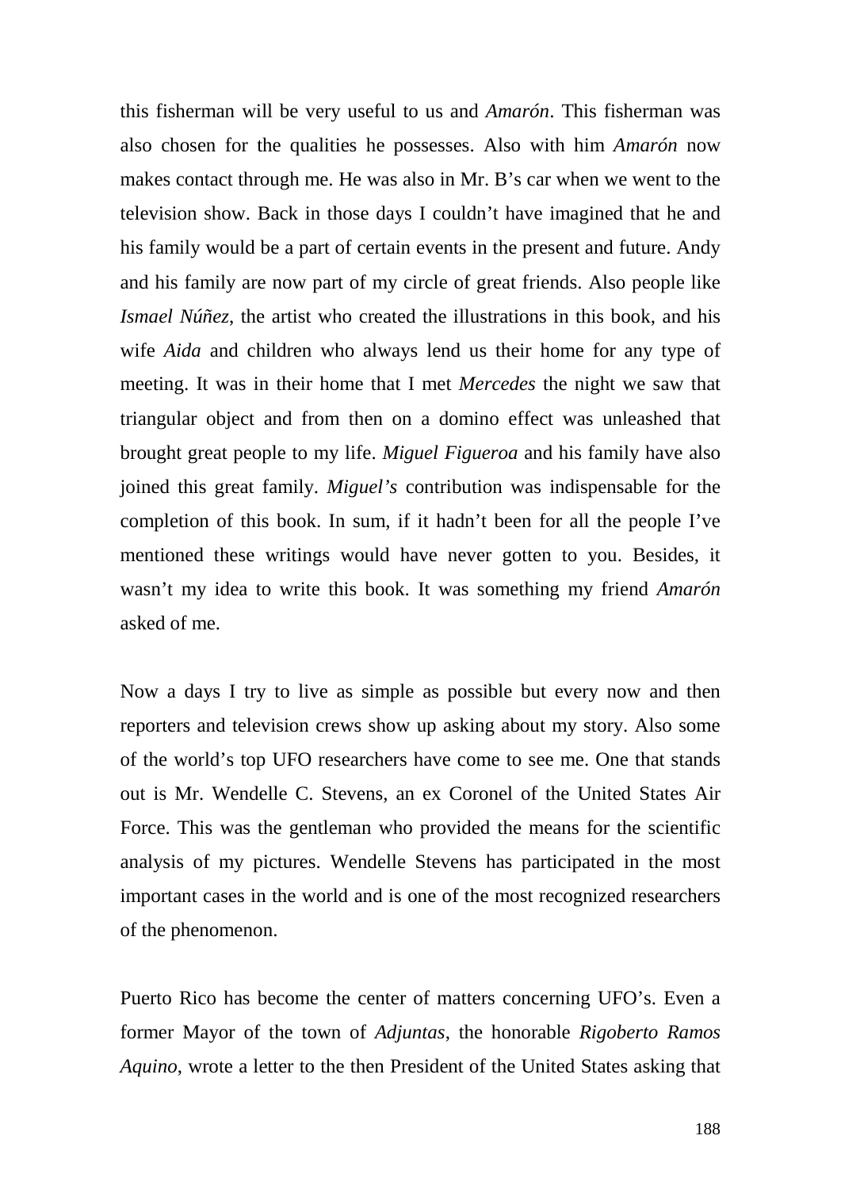this fisherman will be very useful to us and *Amarón*. This fisherman was also chosen for the qualities he possesses. Also with him *Amarón* now makes contact through me. He was also in Mr. B's car when we went to the television show. Back in those days I couldn't have imagined that he and his family would be a part of certain events in the present and future. Andy and his family are now part of my circle of great friends. Also people like *Ismael Núñez*, the artist who created the illustrations in this book, and his wife *Aida* and children who always lend us their home for any type of meeting. It was in their home that I met *Mercedes* the night we saw that triangular object and from then on a domino effect was unleashed that brought great people to my life. *Miguel Figueroa* and his family have also joined this great family. *Miguel's* contribution was indispensable for the completion of this book. In sum, if it hadn't been for all the people I've mentioned these writings would have never gotten to you. Besides, it wasn't my idea to write this book. It was something my friend *Amarón* asked of me.

Now a days I try to live as simple as possible but every now and then reporters and television crews show up asking about my story. Also some of the world's top UFO researchers have come to see me. One that stands out is Mr. Wendelle C. Stevens, an ex Coronel of the United States Air Force. This was the gentleman who provided the means for the scientific analysis of my pictures. Wendelle Stevens has participated in the most important cases in the world and is one of the most recognized researchers of the phenomenon.

Puerto Rico has become the center of matters concerning UFO's. Even a former Mayor of the town of *Adjuntas*, the honorable *Rigoberto Ramos Aquino*, wrote a letter to the then President of the United States asking that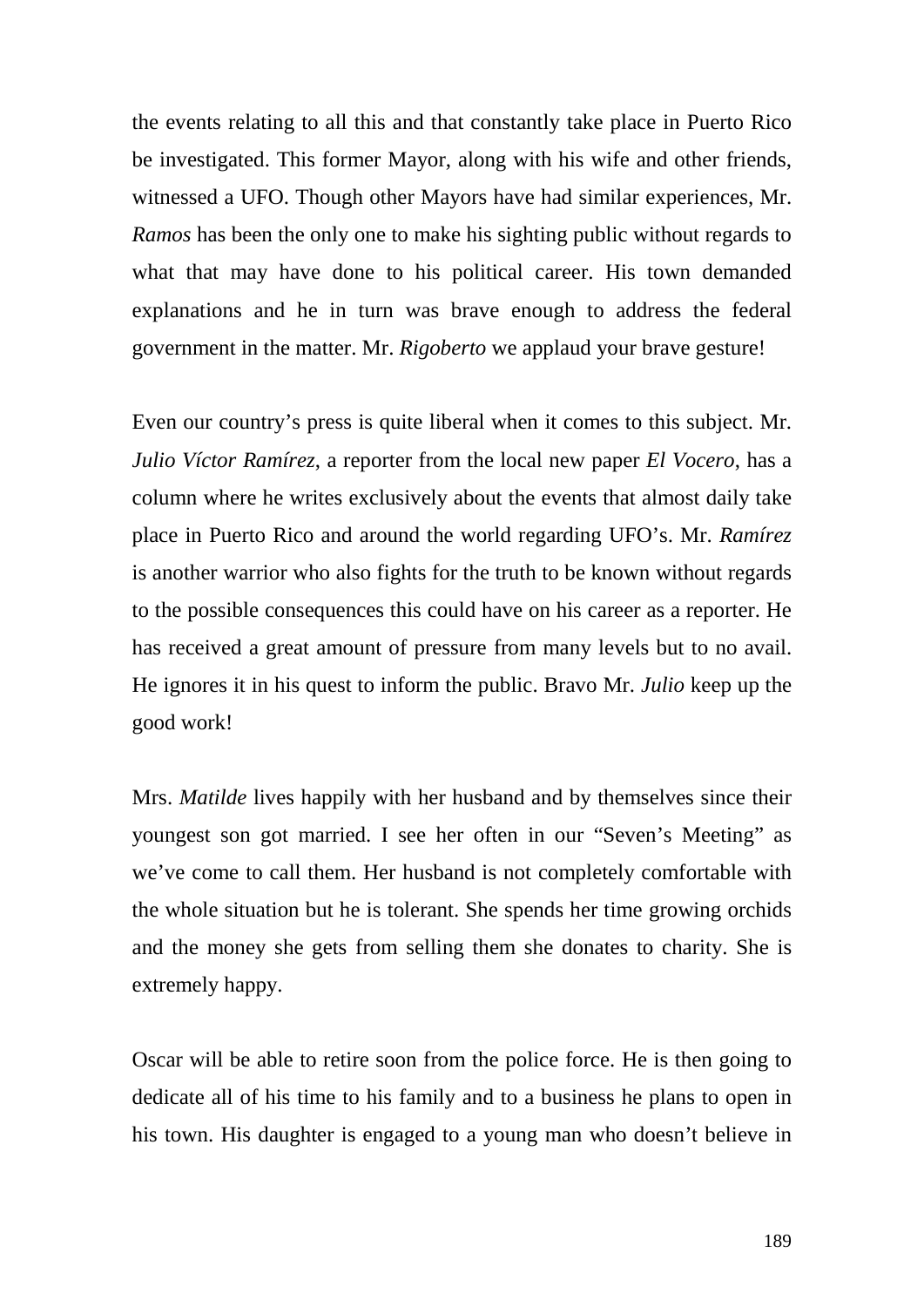the events relating to all this and that constantly take place in Puerto Rico be investigated. This former Mayor, along with his wife and other friends, witnessed a UFO. Though other Mayors have had similar experiences, Mr. *Ramos* has been the only one to make his sighting public without regards to what that may have done to his political career. His town demanded explanations and he in turn was brave enough to address the federal government in the matter. Mr. *Rigoberto* we applaud your brave gesture!

Even our country's press is quite liberal when it comes to this subject. Mr. *Julio Víctor Ramírez*, a reporter from the local new paper *El Vocero*, has a column where he writes exclusively about the events that almost daily take place in Puerto Rico and around the world regarding UFO's. Mr. *Ramírez* is another warrior who also fights for the truth to be known without regards to the possible consequences this could have on his career as a reporter. He has received a great amount of pressure from many levels but to no avail. He ignores it in his quest to inform the public. Bravo Mr. *Julio* keep up the good work!

Mrs. *Matilde* lives happily with her husband and by themselves since their youngest son got married. I see her often in our "Seven's Meeting" as we've come to call them. Her husband is not completely comfortable with the whole situation but he is tolerant. She spends her time growing orchids and the money she gets from selling them she donates to charity. She is extremely happy.

Oscar will be able to retire soon from the police force. He is then going to dedicate all of his time to his family and to a business he plans to open in his town. His daughter is engaged to a young man who doesn't believe in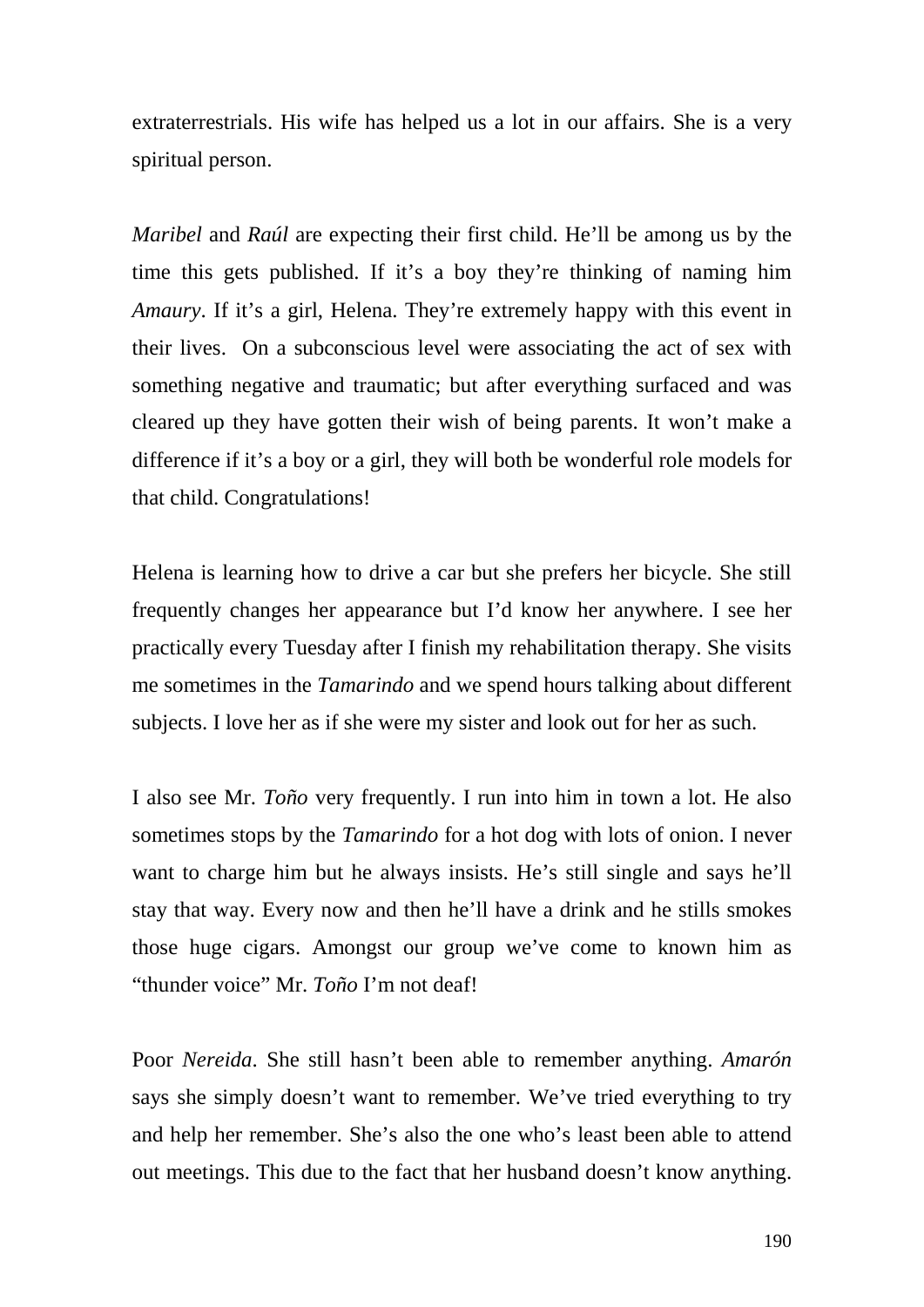extraterrestrials. His wife has helped us a lot in our affairs. She is a very spiritual person.

*Maribel* and *Raúl* are expecting their first child. He'll be among us by the time this gets published. If it's a boy they're thinking of naming him *Amaury*. If it's a girl, Helena. They're extremely happy with this event in their lives.  On a subconscious level were associating the act of sex with something negative and traumatic; but after everything surfaced and was cleared up they have gotten their wish of being parents. It won't make a difference if it's a boy or a girl, they will both be wonderful role models for that child. Congratulations!

Helena is learning how to drive a car but she prefers her bicycle. She still frequently changes her appearance but I'd know her anywhere. I see her practically every Tuesday after I finish my rehabilitation therapy. She visits me sometimes in the *Tamarindo* and we spend hours talking about different subjects. I love her as if she were my sister and look out for her as such.

I also see Mr. *Toño* very frequently. I run into him in town a lot. He also sometimes stops by the *Tamarindo* for a hot dog with lots of onion. I never want to charge him but he always insists. He's still single and says he'll stay that way. Every now and then he'll have a drink and he stills smokes those huge cigars. Amongst our group we've come to known him as "thunder voice" Mr. *Toño* I'm not deaf!

Poor *Nereida*. She still hasn't been able to remember anything. *Amarón* says she simply doesn't want to remember. We've tried everything to try and help her remember. She's also the one who's least been able to attend out meetings. This due to the fact that her husband doesn't know anything.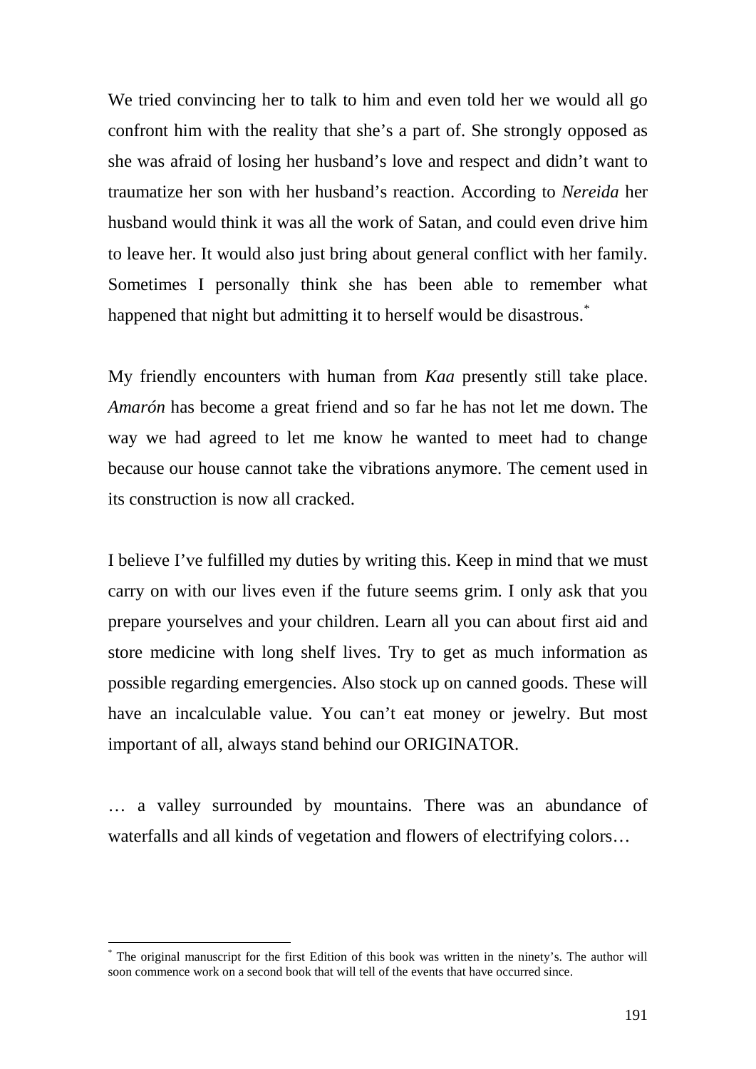We tried convincing her to talk to him and even told her we would all go confront him with the reality that she's a part of. She strongly opposed as she was afraid of losing her husband's love and respect and didn't want to traumatize her son with her husband's reaction. According to *Nereida* her husband would think it was all the work of Satan, and could even drive him to leave her. It would also just bring about general conflict with her family. Sometimes I personally think she has been able to remember what happened that night but admitting it to herself would be disastrous.*

My friendly encounters with human from *Kaa* presently still take place. *Amarón* has become a great friend and so far he has not let me down. The way we had agreed to let me know he wanted to meet had to change because our house cannot take the vibrations anymore. The cement used in its construction is now all cracked.

I believe I've fulfilled my duties by writing this. Keep in mind that we must carry on with our lives even if the future seems grim. I only ask that you prepare yourselves and your children. Learn all you can about first aid and store medicine with long shelf lives. Try to get as much information as possible regarding emergencies. Also stock up on canned goods. These will have an incalculable value. You can't eat money or jewelry. But most important of all, always stand behind our ORIGINATOR.

… a valley surrounded by mountains. There was an abundance of waterfalls and all kinds of vegetation and flowers of electrifying colors…

---

* The original manuscript for the first Edition of this book was written in the ninety's. The author will soon commence work on a second book that will tell of the events that have occurred since.